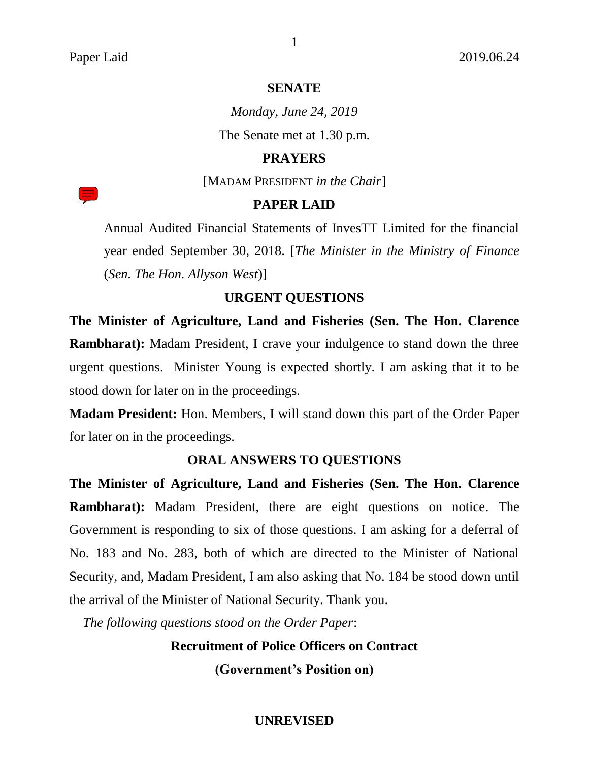# SENATE

*Monday, June 24, 2019*

The Senate met at 1.30 p.m.

## PRAYERS

[MADAM PRESIDENT *in the Chair*]

## PAPER LAID

Annual Audited Financial Statements of InvesTT Limited for the financial year ended September 30, 2018. [*The Minister in the Ministry of Finance* (*Sen. The Hon. Allyson West*)]

## URGENT QUESTIONS

**The Minister of Agriculture, Land and Fisheries (Sen. The Hon. Clarence Rambharat):** Madam President, I crave your indulgence to stand down the three urgent questions. Minister Young is expected shortly. I am asking that it to be stood down for later on in the proceedings.

**Madam President:** Hon. Members, I will stand down this part of the Order Paper for later on in the proceedings.

## ORAL ANSWERS TO QUESTIONS

**The Minister of Agriculture, Land and Fisheries (Sen. The Hon. Clarence Rambharat):** Madam President, there are eight questions on notice. The Government is responding to six of those questions. I am asking for a deferral of No. 183 and No. 283, both of which are directed to the Minister of National Security, and, Madam President, I am also asking that No. 184 be stood down until the arrival of the Minister of National Security. Thank you.

*The following questions stood on the Order Paper*:

**Recruitment of Police Officers on Contract**

**(Government's Position on)**

UNREVISED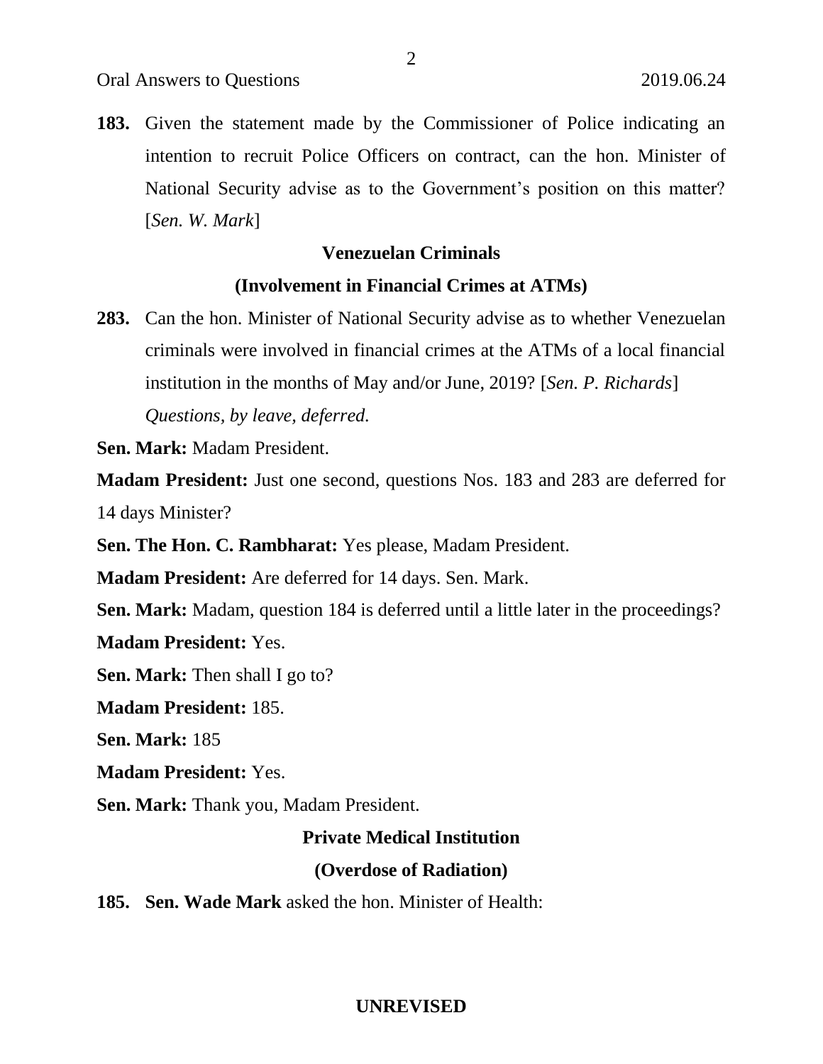**183.** Given the statement made by the Commissioner of Police indicating an intention to recruit Police Officers on contract, can the hon. Minister of National Security advise as to the Government's position on this matter? [*Sen. W. Mark*]

**Venezuelan Criminals**

**(Involvement in Financial Crimes at ATMs)**

**283.** Can the hon. Minister of National Security advise as to whether Venezuelan criminals were involved in financial crimes at the ATMs of a local financial institution in the months of May and/or June, 2019? [*Sen. P. Richards*]

*Questions, by leave, deferred.*

**Sen. Mark:** Madam President.

**Madam President:** Just one second, questions Nos. 183 and 283 are deferred for 14 days Minister?

**Sen. The Hon. C. Rambharat:** Yes please, Madam President.

**Madam President:** Are deferred for 14 days. Sen. Mark.

**Sen. Mark:** Madam, question 184 is deferred until a little later in the proceedings?

**Madam President:** Yes.

**Sen. Mark:** Then shall I go to?

**Madam President:** 185.

**Sen. Mark:** 185

**Madam President:** Yes.

**Sen. Mark:** Thank you, Madam President.

**Private Medical Institution**

**(Overdose of Radiation)**

**185. Sen. Wade Mark** asked the hon. Minister of Health: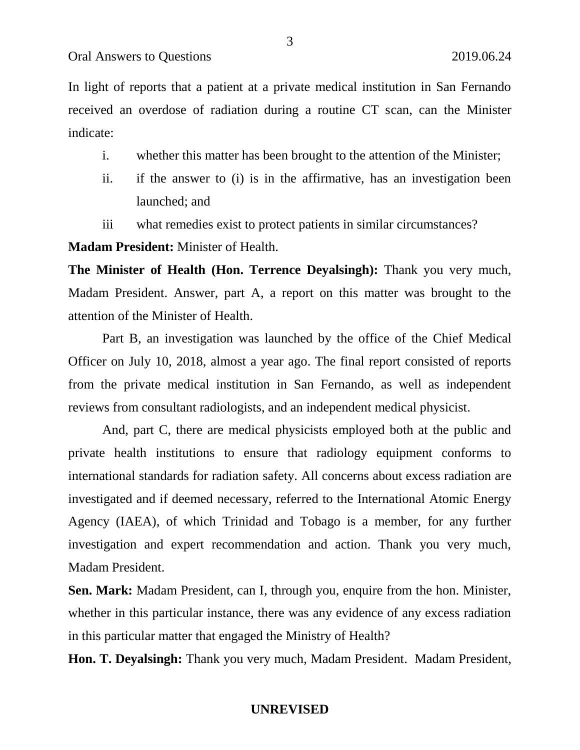In light of reports that a patient at a private medical institution in San Fernando received an overdose of radiation during a routine CT scan, can the Minister indicate:

i. whether this matter has been brought to the attention of the Minister;

ii. if the answer to (i) is in the affirmative, has an investigation been launched; and

iii what remedies exist to protect patients in similar circumstances?

**Madam President:** Minister of Health.

**The Minister of Health (Hon. Terrence Deyalsingh):** Thank you very much, Madam President. Answer, part A, a report on this matter was brought to the attention of the Minister of Health.

Part B, an investigation was launched by the office of the Chief Medical Officer on July 10, 2018, almost a year ago. The final report consisted of reports from the private medical institution in San Fernando, as well as independent reviews from consultant radiologists, and an independent medical physicist.

And, part C, there are medical physicists employed both at the public and private health institutions to ensure that radiology equipment conforms to international standards for radiation safety. All concerns about excess radiation are investigated and if deemed necessary, referred to the International Atomic Energy Agency (IAEA), of which Trinidad and Tobago is a member, for any further investigation and expert recommendation and action. Thank you very much, Madam President.

**Sen. Mark:** Madam President, can I, through you, enquire from the hon. Minister, whether in this particular instance, there was any evidence of any excess radiation in this particular matter that engaged the Ministry of Health?

**Hon. T. Deyalsingh:** Thank you very much, Madam President. Madam President,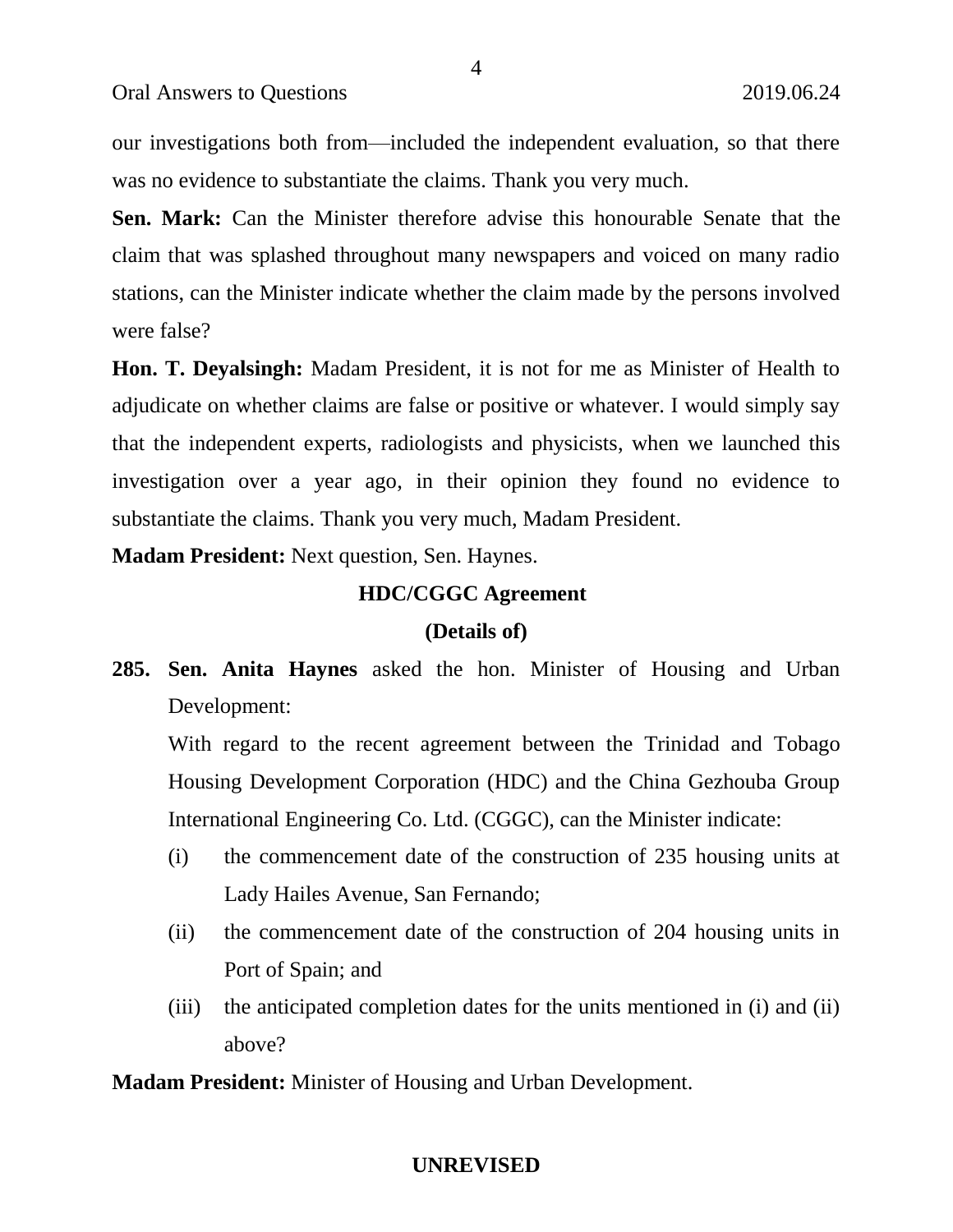our investigations both from—included the independent evaluation, so that there was no evidence to substantiate the claims. Thank you very much.

**Sen. Mark:** Can the Minister therefore advise this honourable Senate that the claim that was splashed throughout many newspapers and voiced on many radio stations, can the Minister indicate whether the claim made by the persons involved were false?

**Hon. T. Deyalsingh:** Madam President, it is not for me as Minister of Health to adjudicate on whether claims are false or positive or whatever. I would simply say that the independent experts, radiologists and physicists, when we launched this investigation over a year ago, in their opinion they found no evidence to substantiate the claims. Thank you very much, Madam President.

**Madam President:** Next question, Sen. Haynes.

### HDC/CGGC Agreement

### (Details of)

**285. Sen. Anita Haynes** asked the hon. Minister of Housing and Urban Development:

With regard to the recent agreement between the Trinidad and Tobago Housing Development Corporation (HDC) and the China Gezhouba Group International Engineering Co. Ltd. (CGGC), can the Minister indicate:

(i) the commencement date of the construction of 235 housing units at Lady Hailes Avenue, San Fernando;

(ii) the commencement date of the construction of 204 housing units in Port of Spain; and

(iii) the anticipated completion dates for the units mentioned in (i) and (ii) above?

**Madam President:** Minister of Housing and Urban Development.

**UNREVISED**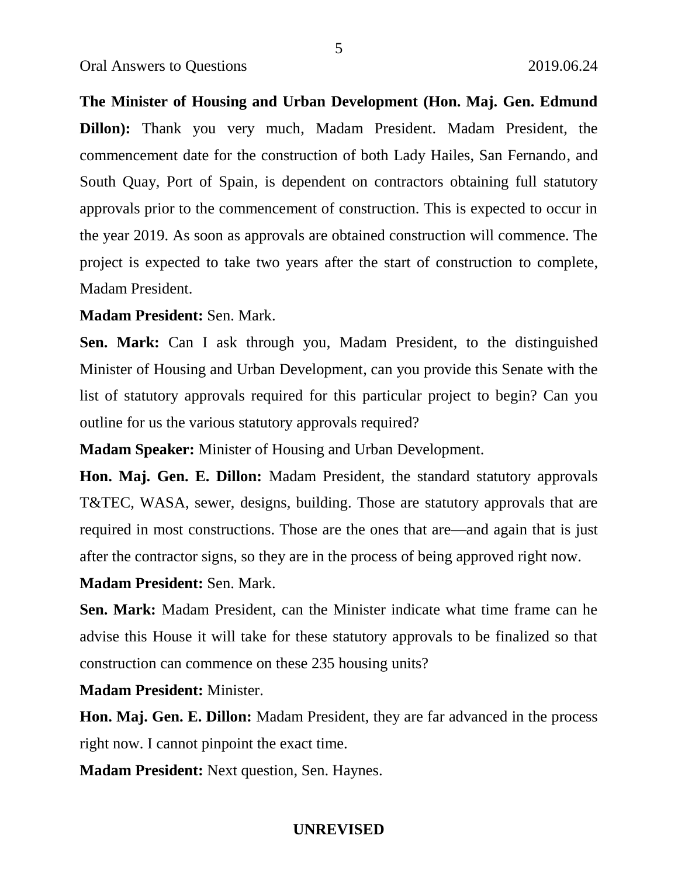**The Minister of Housing and Urban Development (Hon. Maj. Gen. Edmund Dillon):** Thank you very much, Madam President. Madam President, the commencement date for the construction of both Lady Hailes, San Fernando, and South Quay, Port of Spain, is dependent on contractors obtaining full statutory approvals prior to the commencement of construction. This is expected to occur in the year 2019. As soon as approvals are obtained construction will commence. The project is expected to take two years after the start of construction to complete, Madam President.

**Madam President:** Sen. Mark.

**Sen. Mark:** Can I ask through you, Madam President, to the distinguished Minister of Housing and Urban Development, can you provide this Senate with the list of statutory approvals required for this particular project to begin? Can you outline for us the various statutory approvals required?

**Madam Speaker:** Minister of Housing and Urban Development.

**Hon. Maj. Gen. E. Dillon:** Madam President, the standard statutory approvals T&TEC, WASA, sewer, designs, building. Those are statutory approvals that are required in most constructions. Those are the ones that are—and again that is just after the contractor signs, so they are in the process of being approved right now.

**Madam President:** Sen. Mark.

**Sen. Mark:** Madam President, can the Minister indicate what time frame can he advise this House it will take for these statutory approvals to be finalized so that construction can commence on these 235 housing units?

**Madam President:** Minister.

**Hon. Maj. Gen. E. Dillon:** Madam President, they are far advanced in the process right now. I cannot pinpoint the exact time.

**Madam President:** Next question, Sen. Haynes.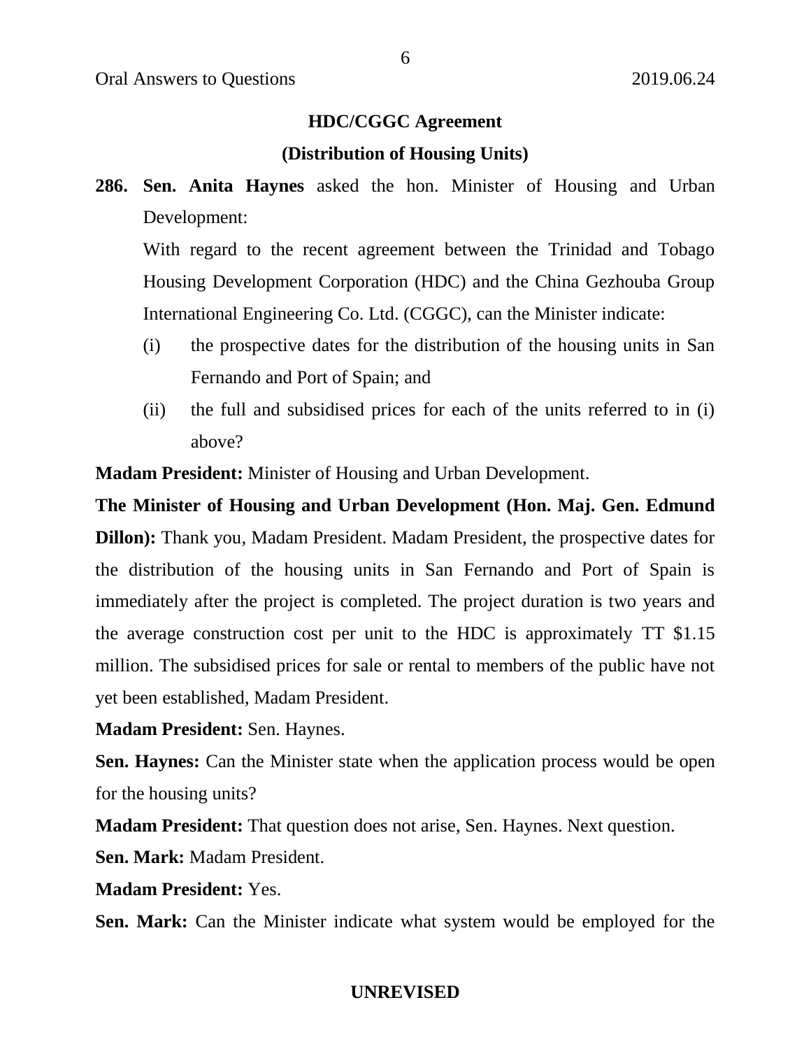### HDC/CGGC Agreement

### (Distribution of Housing Units)

**286. Sen. Anita Haynes** asked the hon. Minister of Housing and Urban Development:

With regard to the recent agreement between the Trinidad and Tobago Housing Development Corporation (HDC) and the China Gezhouba Group International Engineering Co. Ltd. (CGGC), can the Minister indicate:

(i) the prospective dates for the distribution of the housing units in San Fernando and Port of Spain; and

(ii) the full and subsidised prices for each of the units referred to in (i) above?

**Madam President:** Minister of Housing and Urban Development.

**The Minister of Housing and Urban Development (Hon. Maj. Gen. Edmund Dillon):** Thank you, Madam President. Madam President, the prospective dates for the distribution of the housing units in San Fernando and Port of Spain is immediately after the project is completed. The project duration is two years and the average construction cost per unit to the HDC is approximately TT $1.15 million. The subsidised prices for sale or rental to members of the public have not yet been established, Madam President.

**Madam President:** Sen. Haynes.

**Sen. Haynes:** Can the Minister state when the application process would be open for the housing units?

**Madam President:** That question does not arise, Sen. Haynes. Next question.

**Sen. Mark:** Madam President.

**Madam President:** Yes.

**Sen. Mark:** Can the Minister indicate what system would be employed for the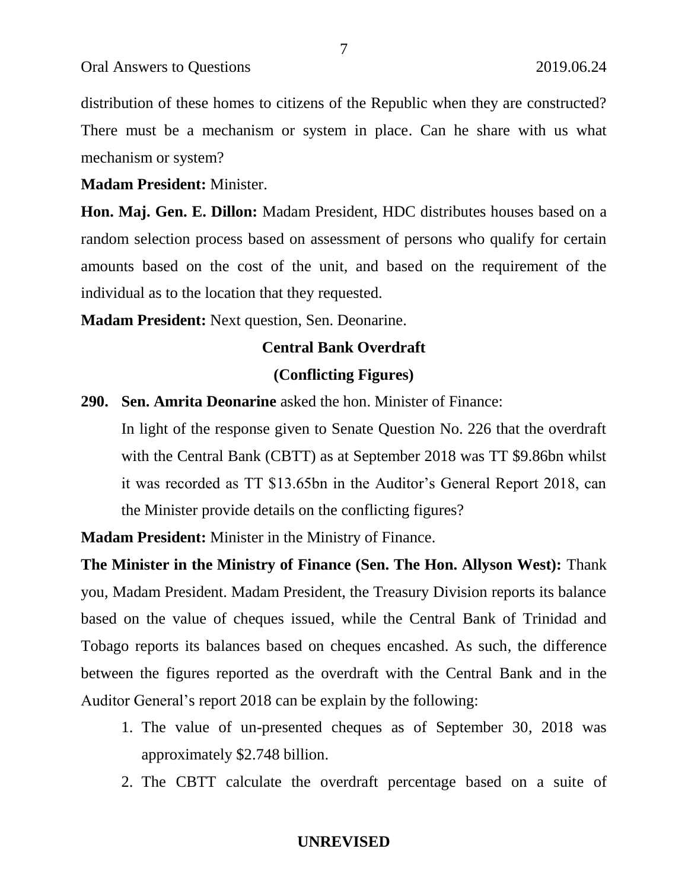distribution of these homes to citizens of the Republic when they are constructed? There must be a mechanism or system in place. Can he share with us what mechanism or system?

**Madam President:** Minister.

**Hon. Maj. Gen. E. Dillon:** Madam President, HDC distributes houses based on a random selection process based on assessment of persons who qualify for certain amounts based on the cost of the unit, and based on the requirement of the individual as to the location that they requested.

**Madam President:** Next question, Sen. Deonarine.

**Central Bank Overdraft**

**(Conflicting Figures)**

**290. Sen. Amrita Deonarine** asked the hon. Minister of Finance:

In light of the response given to Senate Question No. 226 that the overdraft with the Central Bank (CBTT) as at September 2018 was TT $9.86bn whilst it was recorded as TT $13.65bn in the Auditor's General Report 2018, can the Minister provide details on the conflicting figures?

**Madam President:** Minister in the Ministry of Finance.

**The Minister in the Ministry of Finance (Sen. The Hon. Allyson West):** Thank you, Madam President. Madam President, the Treasury Division reports its balance based on the value of cheques issued, while the Central Bank of Trinidad and Tobago reports its balances based on cheques encashed. As such, the difference between the figures reported as the overdraft with the Central Bank and in the Auditor General's report 2018 can be explain by the following:

1. The value of un-presented cheques as of September 30, 2018 was approximately $2.748 billion.
2. The CBTT calculate the overdraft percentage based on a suite of

UNREVISED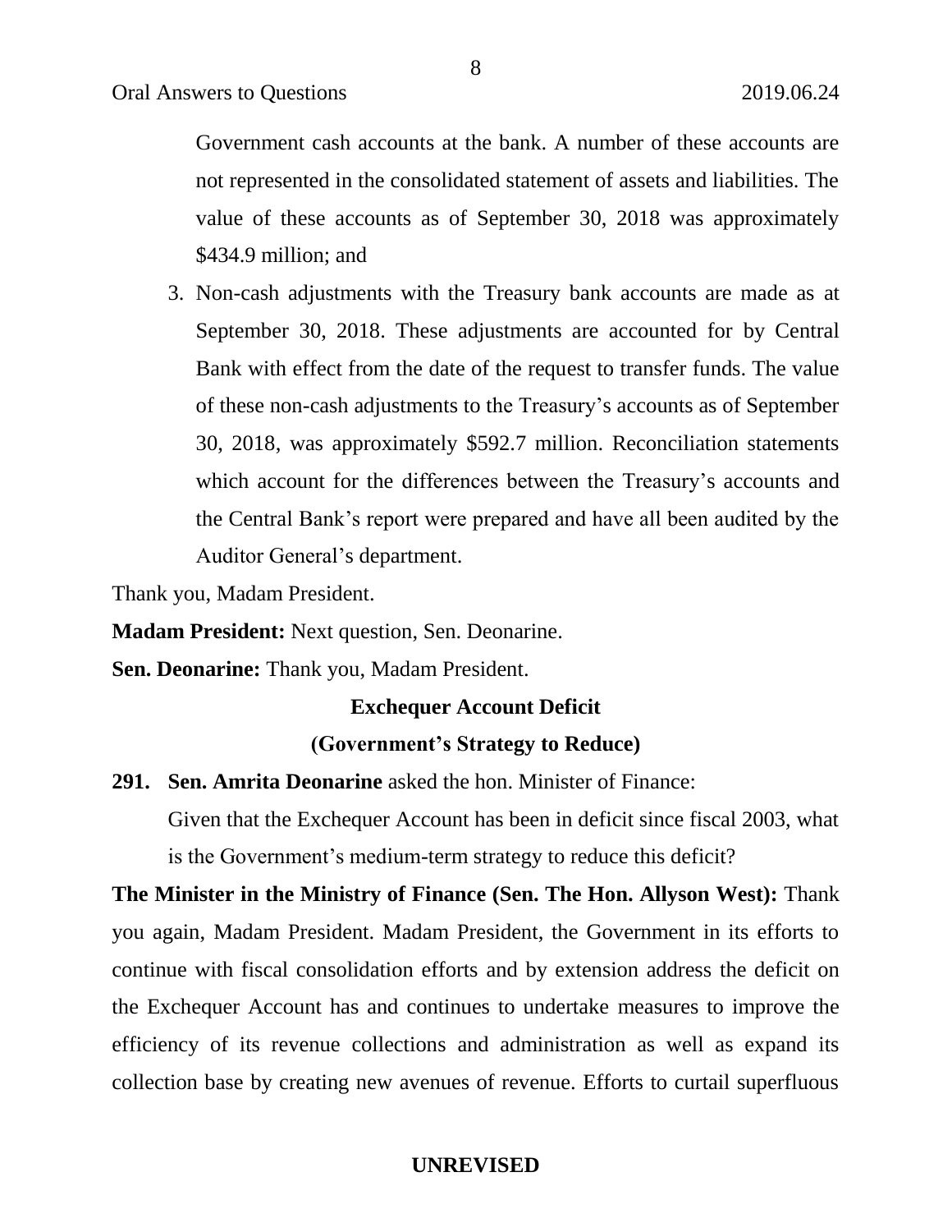Government cash accounts at the bank. A number of these accounts are not represented in the consolidated statement of assets and liabilities. The value of these accounts as of September 30, 2018 was approximately $434.9 million; and

3. Non-cash adjustments with the Treasury bank accounts are made as at September 30, 2018. These adjustments are accounted for by Central Bank with effect from the date of the request to transfer funds. The value of these non-cash adjustments to the Treasury's accounts as of September 30, 2018, was approximately $592.7 million. Reconciliation statements which account for the differences between the Treasury's accounts and the Central Bank's report were prepared and have all been audited by the Auditor General's department.

Thank you, Madam President.

**Madam President:** Next question, Sen. Deonarine.

**Sen. Deonarine:** Thank you, Madam President.

**Exchequer Account Deficit**

**(Government's Strategy to Reduce)**

**291. Sen. Amrita Deonarine** asked the hon. Minister of Finance:

Given that the Exchequer Account has been in deficit since fiscal 2003, what is the Government's medium-term strategy to reduce this deficit?

**The Minister in the Ministry of Finance (Sen. The Hon. Allyson West):** Thank you again, Madam President. Madam President, the Government in its efforts to continue with fiscal consolidation efforts and by extension address the deficit on the Exchequer Account has and continues to undertake measures to improve the efficiency of its revenue collections and administration as well as expand its collection base by creating new avenues of revenue. Efforts to curtail superfluous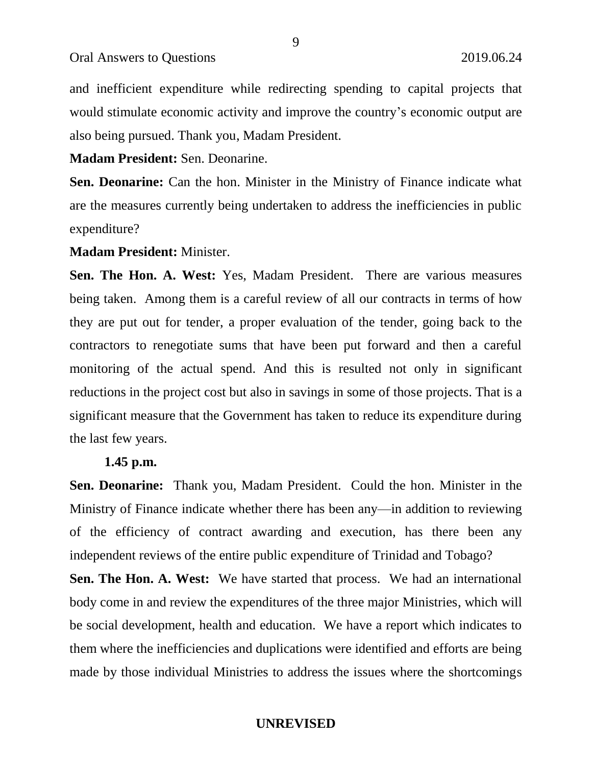and inefficient expenditure while redirecting spending to capital projects that would stimulate economic activity and improve the country's economic output are also being pursued. Thank you, Madam President.

**Madam President:** Sen. Deonarine.

**Sen. Deonarine:** Can the hon. Minister in the Ministry of Finance indicate what are the measures currently being undertaken to address the inefficiencies in public expenditure?

**Madam President:** Minister.

**Sen. The Hon. A. West:** Yes, Madam President. There are various measures being taken. Among them is a careful review of all our contracts in terms of how they are put out for tender, a proper evaluation of the tender, going back to the contractors to renegotiate sums that have been put forward and then a careful monitoring of the actual spend. And this is resulted not only in significant reductions in the project cost but also in savings in some of those projects. That is a significant measure that the Government has taken to reduce its expenditure during the last few years.

**1.45 p.m.**

**Sen. Deonarine:** Thank you, Madam President. Could the hon. Minister in the Ministry of Finance indicate whether there has been any—in addition to reviewing of the efficiency of contract awarding and execution, has there been any independent reviews of the entire public expenditure of Trinidad and Tobago?

**Sen. The Hon. A. West:** We have started that process. We had an international body come in and review the expenditures of the three major Ministries, which will be social development, health and education. We have a report which indicates to them where the inefficiencies and duplications were identified and efforts are being made by those individual Ministries to address the issues where the shortcomings

**UNREVISED**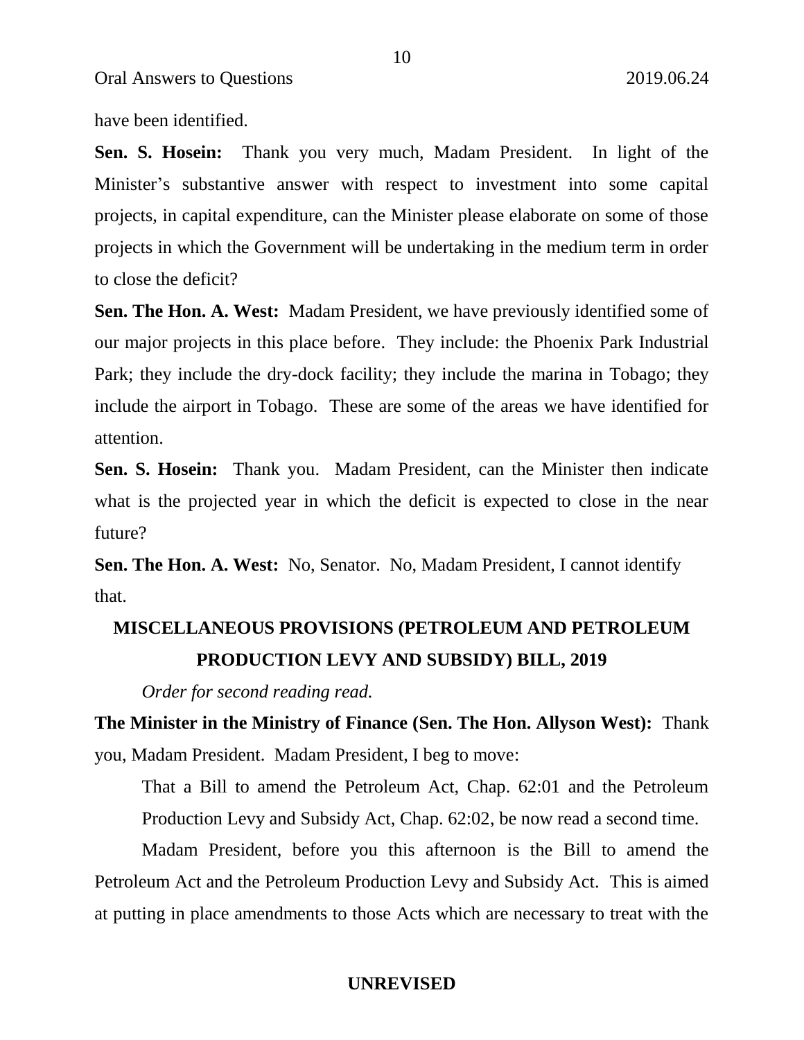have been identified.

**Sen. S. Hosein:** Thank you very much, Madam President. In light of the Minister's substantive answer with respect to investment into some capital projects, in capital expenditure, can the Minister please elaborate on some of those projects in which the Government will be undertaking in the medium term in order to close the deficit?

**Sen. The Hon. A. West:** Madam President, we have previously identified some of our major projects in this place before. They include: the Phoenix Park Industrial Park; they include the dry-dock facility; they include the marina in Tobago; they include the airport in Tobago. These are some of the areas we have identified for attention.

**Sen. S. Hosein:** Thank you. Madam President, can the Minister then indicate what is the projected year in which the deficit is expected to close in the near future?

**Sen. The Hon. A. West:** No, Senator. No, Madam President, I cannot identify that.

## MISCELLANEOUS PROVISIONS (PETROLEUM AND PETROLEUM PRODUCTION LEVY AND SUBSIDY) BILL, 2019

*Order for second reading read.*

**The Minister in the Ministry of Finance (Sen. The Hon. Allyson West):** Thank you, Madam President. Madam President, I beg to move:

> That a Bill to amend the Petroleum Act, Chap. 62:01 and the Petroleum Production Levy and Subsidy Act, Chap. 62:02, be now read a second time.

Madam President, before you this afternoon is the Bill to amend the Petroleum Act and the Petroleum Production Levy and Subsidy Act. This is aimed at putting in place amendments to those Acts which are necessary to treat with the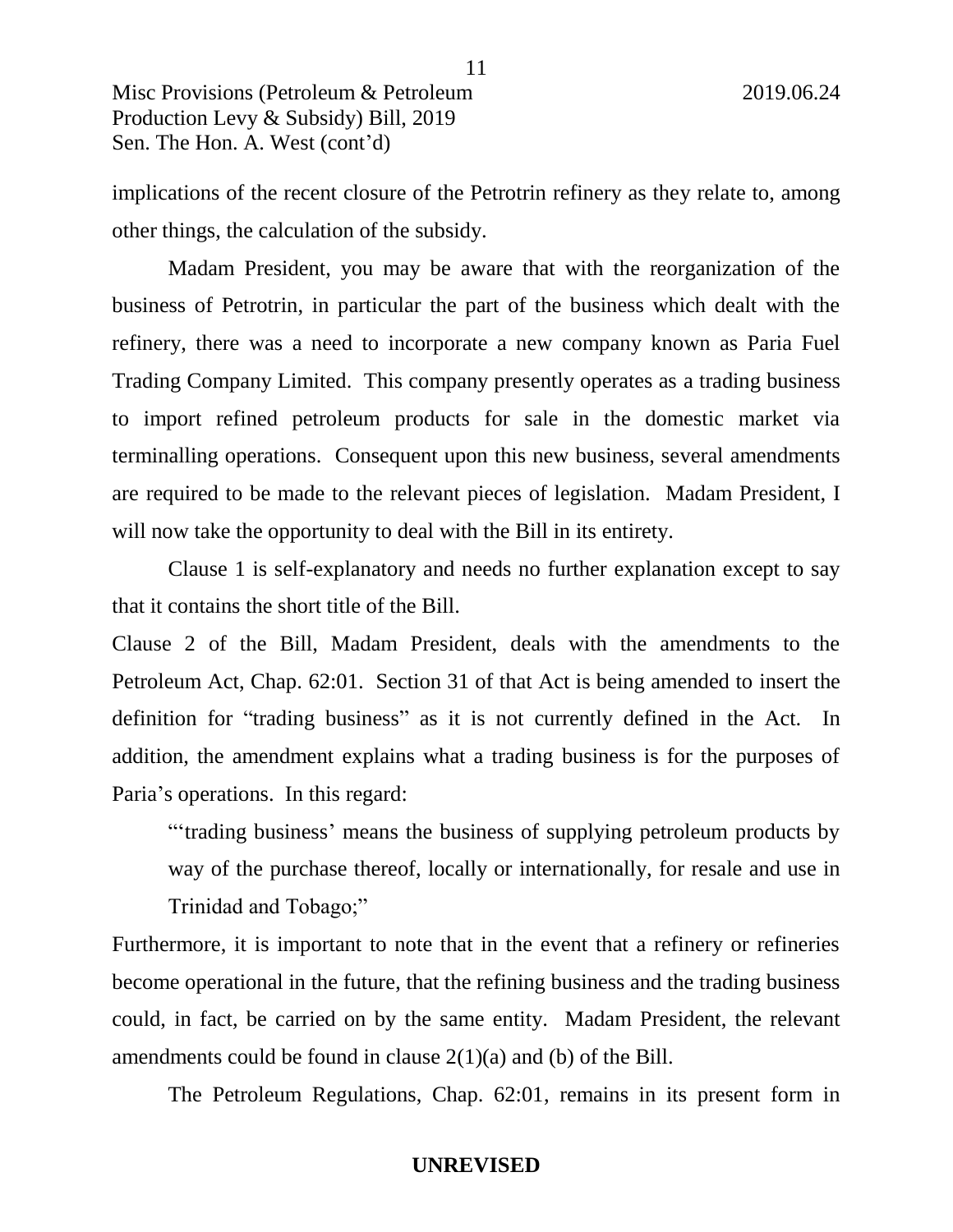implications of the recent closure of the Petrotrin refinery as they relate to, among other things, the calculation of the subsidy.

Madam President, you may be aware that with the reorganization of the business of Petrotrin, in particular the part of the business which dealt with the refinery, there was a need to incorporate a new company known as Paria Fuel Trading Company Limited. This company presently operates as a trading business to import refined petroleum products for sale in the domestic market via terminalling operations. Consequent upon this new business, several amendments are required to be made to the relevant pieces of legislation. Madam President, I will now take the opportunity to deal with the Bill in its entirety.

Clause 1 is self-explanatory and needs no further explanation except to say that it contains the short title of the Bill.

Clause 2 of the Bill, Madam President, deals with the amendments to the Petroleum Act, Chap. 62:01. Section 31 of that Act is being amended to insert the definition for "trading business" as it is not currently defined in the Act. In addition, the amendment explains what a trading business is for the purposes of Paria's operations. In this regard:

> "'trading business' means the business of supplying petroleum products by way of the purchase thereof, locally or internationally, for resale and use in Trinidad and Tobago;"

Furthermore, it is important to note that in the event that a refinery or refineries become operational in the future, that the refining business and the trading business could, in fact, be carried on by the same entity. Madam President, the relevant amendments could be found in clause 2(1)(a) and (b) of the Bill.

The Petroleum Regulations, Chap. 62:01, remains in its present form in

**UNREVISED**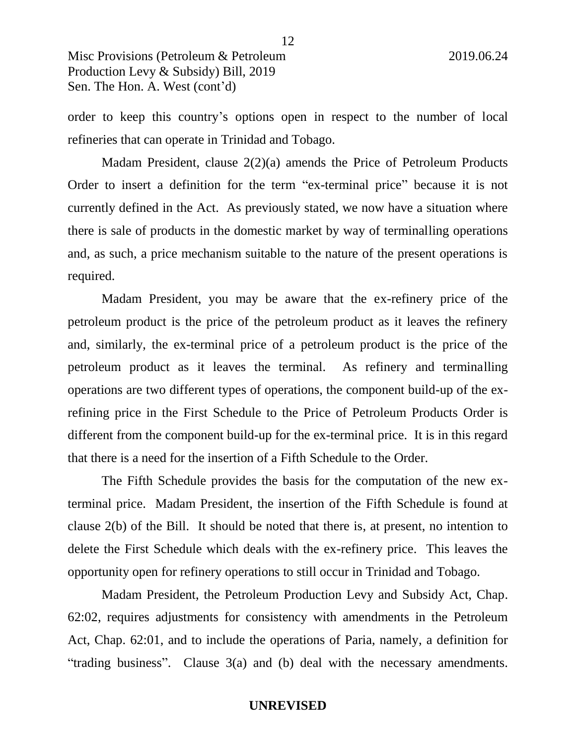order to keep this country's options open in respect to the number of local refineries that can operate in Trinidad and Tobago.

Madam President, clause 2(2)(a) amends the Price of Petroleum Products Order to insert a definition for the term "ex-terminal price" because it is not currently defined in the Act. As previously stated, we now have a situation where there is sale of products in the domestic market by way of terminalling operations and, as such, a price mechanism suitable to the nature of the present operations is required.

Madam President, you may be aware that the ex-refinery price of the petroleum product is the price of the petroleum product as it leaves the refinery and, similarly, the ex-terminal price of a petroleum product is the price of the petroleum product as it leaves the terminal. As refinery and terminalling operations are two different types of operations, the component build-up of the ex-refining price in the First Schedule to the Price of Petroleum Products Order is different from the component build-up for the ex-terminal price. It is in this regard that there is a need for the insertion of a Fifth Schedule to the Order.

The Fifth Schedule provides the basis for the computation of the new ex-terminal price. Madam President, the insertion of the Fifth Schedule is found at clause 2(b) of the Bill. It should be noted that there is, at present, no intention to delete the First Schedule which deals with the ex-refinery price. This leaves the opportunity open for refinery operations to still occur in Trinidad and Tobago.

Madam President, the Petroleum Production Levy and Subsidy Act, Chap. 62:02, requires adjustments for consistency with amendments in the Petroleum Act, Chap. 62:01, and to include the operations of Paria, namely, a definition for "trading business". Clause 3(a) and (b) deal with the necessary amendments.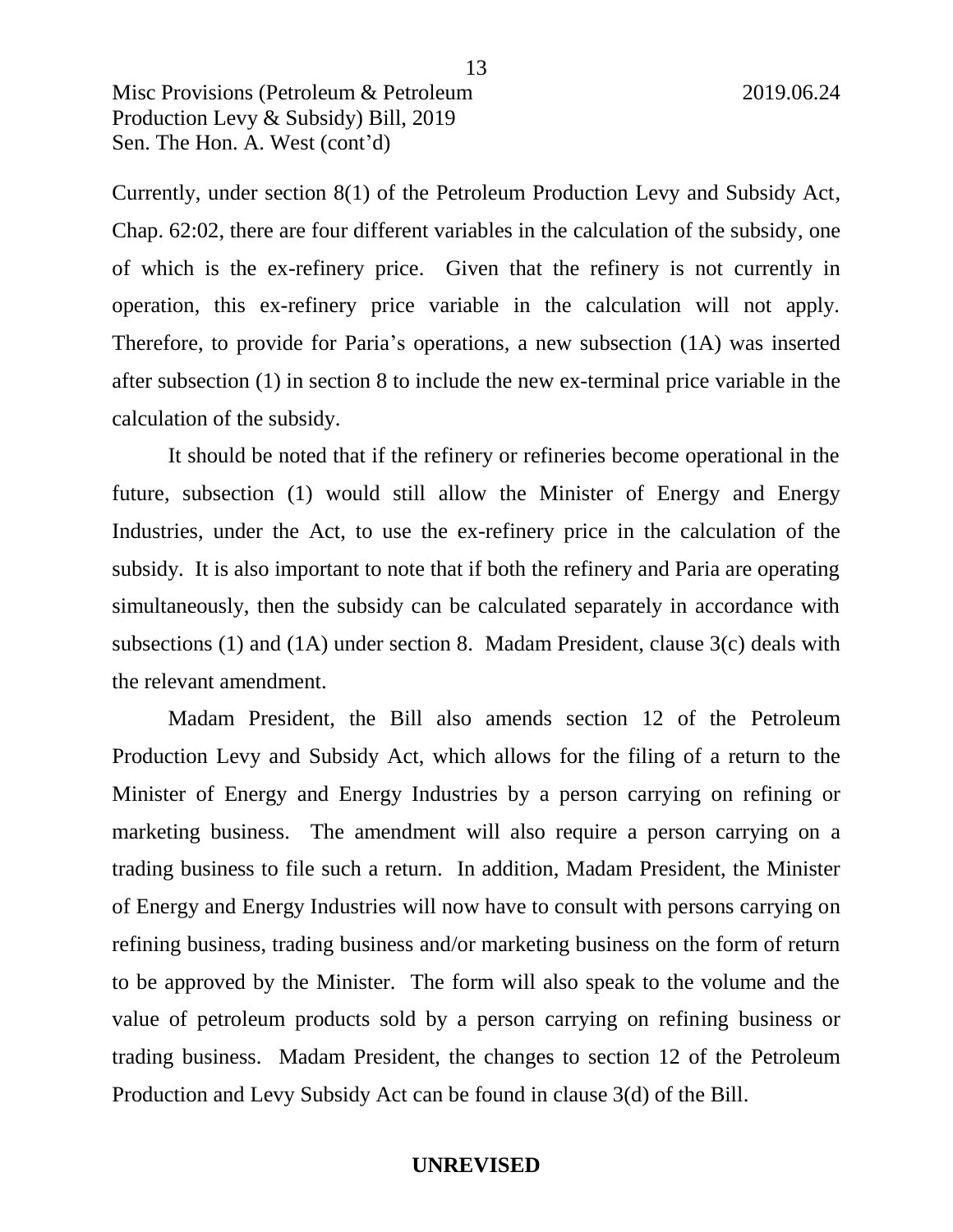Currently, under section 8(1) of the Petroleum Production Levy and Subsidy Act, Chap. 62:02, there are four different variables in the calculation of the subsidy, one of which is the ex-refinery price. Given that the refinery is not currently in operation, this ex-refinery price variable in the calculation will not apply. Therefore, to provide for Paria's operations, a new subsection (1A) was inserted after subsection (1) in section 8 to include the new ex-terminal price variable in the calculation of the subsidy.

It should be noted that if the refinery or refineries become operational in the future, subsection (1) would still allow the Minister of Energy and Energy Industries, under the Act, to use the ex-refinery price in the calculation of the subsidy. It is also important to note that if both the refinery and Paria are operating simultaneously, then the subsidy can be calculated separately in accordance with subsections (1) and (1A) under section 8. Madam President, clause 3(c) deals with the relevant amendment.

Madam President, the Bill also amends section 12 of the Petroleum Production Levy and Subsidy Act, which allows for the filing of a return to the Minister of Energy and Energy Industries by a person carrying on refining or marketing business. The amendment will also require a person carrying on a trading business to file such a return. In addition, Madam President, the Minister of Energy and Energy Industries will now have to consult with persons carrying on refining business, trading business and/or marketing business on the form of return to be approved by the Minister. The form will also speak to the volume and the value of petroleum products sold by a person carrying on refining business or trading business. Madam President, the changes to section 12 of the Petroleum Production and Levy Subsidy Act can be found in clause 3(d) of the Bill.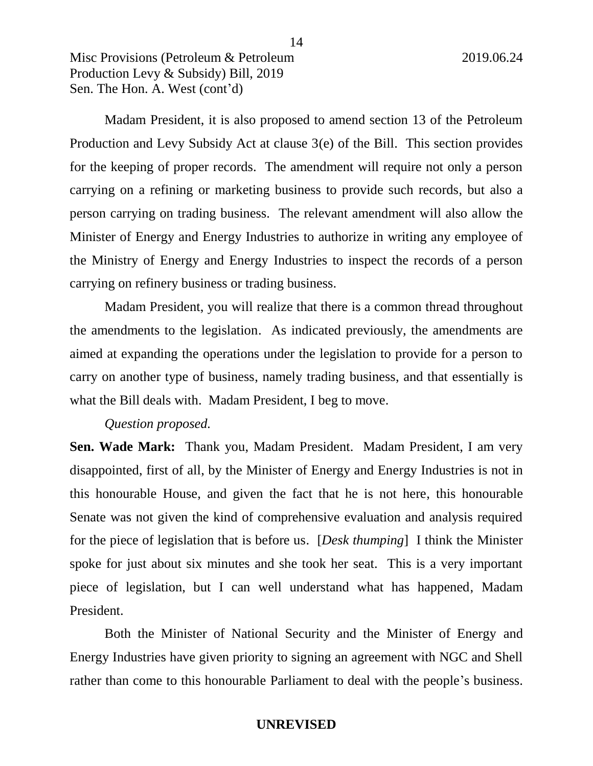Madam President, it is also proposed to amend section 13 of the Petroleum Production and Levy Subsidy Act at clause 3(e) of the Bill. This section provides for the keeping of proper records. The amendment will require not only a person carrying on a refining or marketing business to provide such records, but also a person carrying on trading business. The relevant amendment will also allow the Minister of Energy and Energy Industries to authorize in writing any employee of the Ministry of Energy and Energy Industries to inspect the records of a person carrying on refinery business or trading business.

Madam President, you will realize that there is a common thread throughout the amendments to the legislation. As indicated previously, the amendments are aimed at expanding the operations under the legislation to provide for a person to carry on another type of business, namely trading business, and that essentially is what the Bill deals with. Madam President, I beg to move.

*Question proposed.*

**Sen. Wade Mark:** Thank you, Madam President. Madam President, I am very disappointed, first of all, by the Minister of Energy and Energy Industries is not in this honourable House, and given the fact that he is not here, this honourable Senate was not given the kind of comprehensive evaluation and analysis required for the piece of legislation that is before us. [*Desk thumping*] I think the Minister spoke for just about six minutes and she took her seat. This is a very important piece of legislation, but I can well understand what has happened, Madam President.

Both the Minister of National Security and the Minister of Energy and Energy Industries have given priority to signing an agreement with NGC and Shell rather than come to this honourable Parliament to deal with the people's business.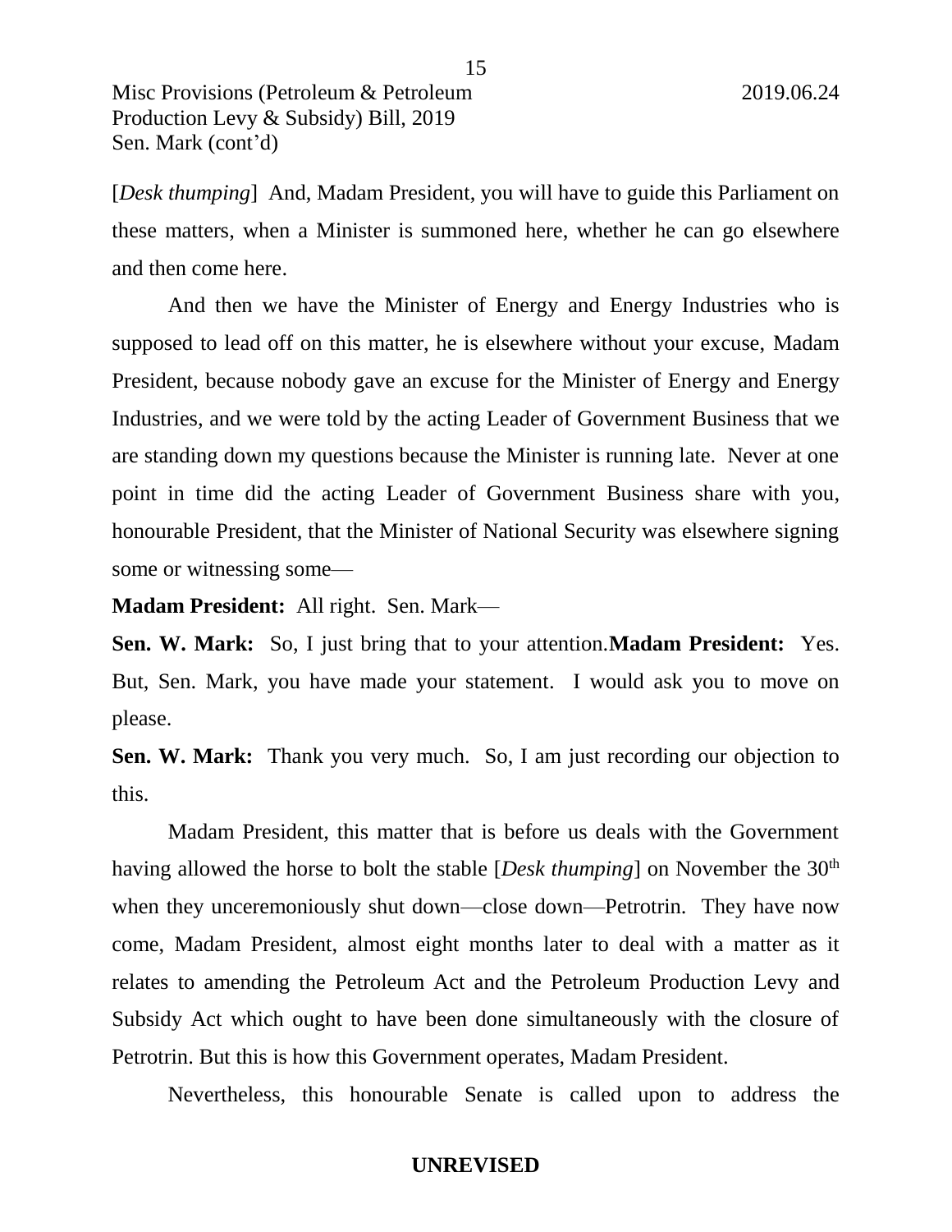[*Desk thumping*] And, Madam President, you will have to guide this Parliament on these matters, when a Minister is summoned here, whether he can go elsewhere and then come here.

And then we have the Minister of Energy and Energy Industries who is supposed to lead off on this matter, he is elsewhere without your excuse, Madam President, because nobody gave an excuse for the Minister of Energy and Energy Industries, and we were told by the acting Leader of Government Business that we are standing down my questions because the Minister is running late. Never at one point in time did the acting Leader of Government Business share with you, honourable President, that the Minister of National Security was elsewhere signing some or witnessing some—

**Madam President:** All right. Sen. Mark—

**Sen. W. Mark:** So, I just bring that to your attention.

**Madam President:** Yes. But, Sen. Mark, you have made your statement. I would ask you to move on please.

**Sen. W. Mark:** Thank you very much. So, I am just recording our objection to this.

Madam President, this matter that is before us deals with the Government having allowed the horse to bolt the stable [*Desk thumping*] on November the 30th when they unceremoniously shut down—close down—Petrotrin. They have now come, Madam President, almost eight months later to deal with a matter as it relates to amending the Petroleum Act and the Petroleum Production Levy and Subsidy Act which ought to have been done simultaneously with the closure of Petrotrin. But this is how this Government operates, Madam President.

Nevertheless, this honourable Senate is called upon to address the

**UNREVISED**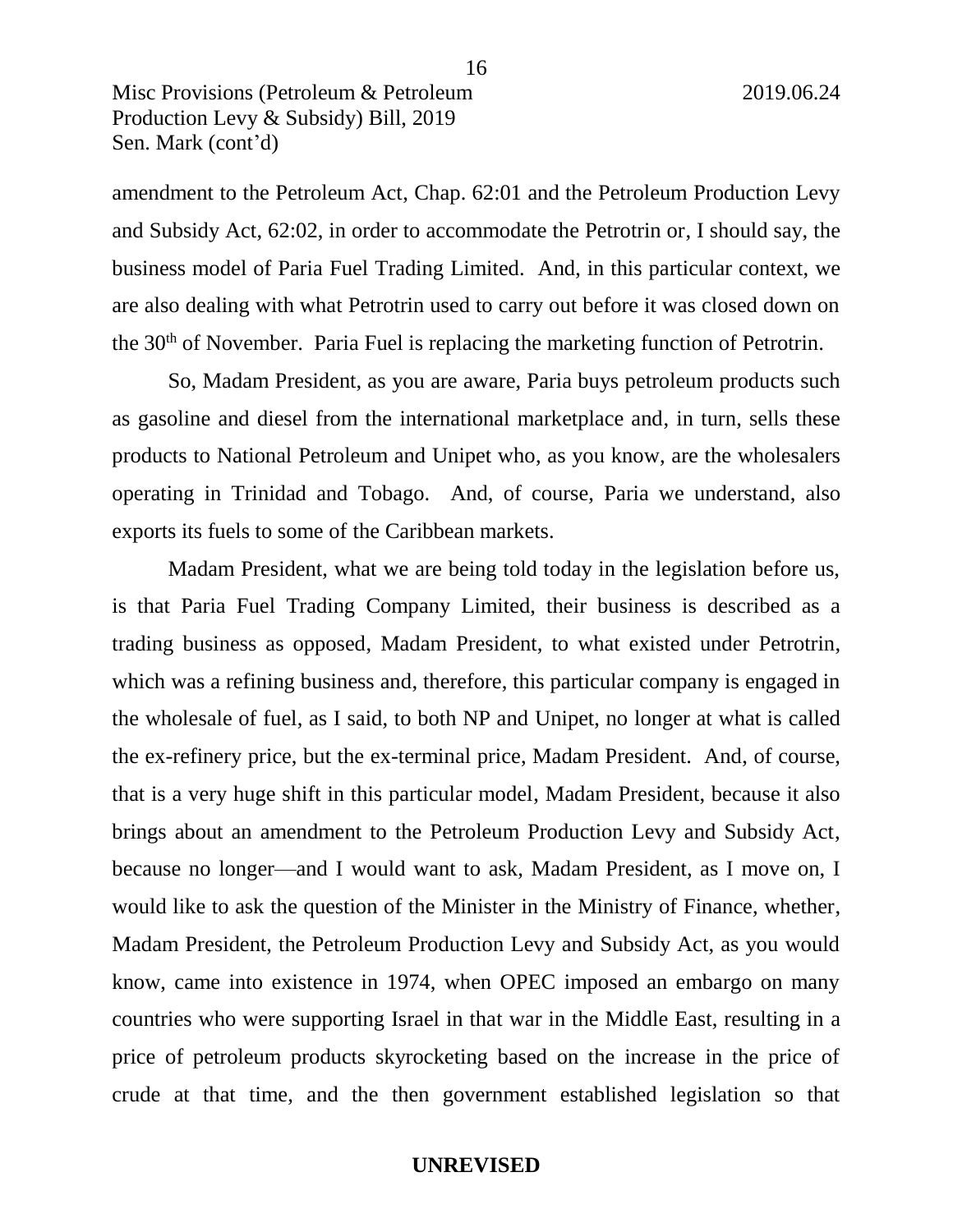amendment to the Petroleum Act, Chap. 62:01 and the Petroleum Production Levy and Subsidy Act, 62:02, in order to accommodate the Petrotrin or, I should say, the business model of Paria Fuel Trading Limited. And, in this particular context, we are also dealing with what Petrotrin used to carry out before it was closed down on the 30th of November. Paria Fuel is replacing the marketing function of Petrotrin.

So, Madam President, as you are aware, Paria buys petroleum products such as gasoline and diesel from the international marketplace and, in turn, sells these products to National Petroleum and Unipet who, as you know, are the wholesalers operating in Trinidad and Tobago. And, of course, Paria we understand, also exports its fuels to some of the Caribbean markets.

Madam President, what we are being told today in the legislation before us, is that Paria Fuel Trading Company Limited, their business is described as a trading business as opposed, Madam President, to what existed under Petrotrin, which was a refining business and, therefore, this particular company is engaged in the wholesale of fuel, as I said, to both NP and Unipet, no longer at what is called the ex-refinery price, but the ex-terminal price, Madam President. And, of course, that is a very huge shift in this particular model, Madam President, because it also brings about an amendment to the Petroleum Production Levy and Subsidy Act, because no longer—and I would want to ask, Madam President, as I move on, I would like to ask the question of the Minister in the Ministry of Finance, whether, Madam President, the Petroleum Production Levy and Subsidy Act, as you would know, came into existence in 1974, when OPEC imposed an embargo on many countries who were supporting Israel in that war in the Middle East, resulting in a price of petroleum products skyrocketing based on the increase in the price of crude at that time, and the then government established legislation so that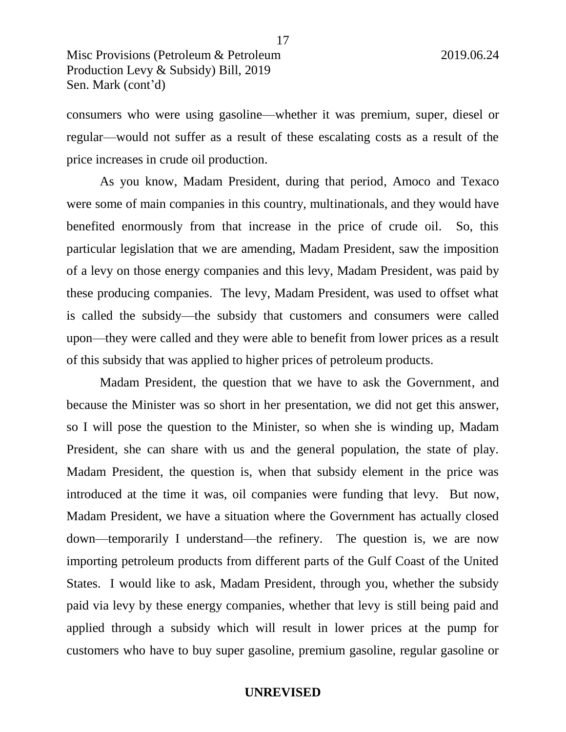consumers who were using gasoline—whether it was premium, super, diesel or regular—would not suffer as a result of these escalating costs as a result of the price increases in crude oil production.

As you know, Madam President, during that period, Amoco and Texaco were some of main companies in this country, multinationals, and they would have benefited enormously from that increase in the price of crude oil. So, this particular legislation that we are amending, Madam President, saw the imposition of a levy on those energy companies and this levy, Madam President, was paid by these producing companies. The levy, Madam President, was used to offset what is called the subsidy—the subsidy that customers and consumers were called upon—they were called and they were able to benefit from lower prices as a result of this subsidy that was applied to higher prices of petroleum products.

Madam President, the question that we have to ask the Government, and because the Minister was so short in her presentation, we did not get this answer, so I will pose the question to the Minister, so when she is winding up, Madam President, she can share with us and the general population, the state of play. Madam President, the question is, when that subsidy element in the price was introduced at the time it was, oil companies were funding that levy. But now, Madam President, we have a situation where the Government has actually closed down—temporarily I understand—the refinery. The question is, we are now importing petroleum products from different parts of the Gulf Coast of the United States. I would like to ask, Madam President, through you, whether the subsidy paid via levy by these energy companies, whether that levy is still being paid and applied through a subsidy which will result in lower prices at the pump for customers who have to buy super gasoline, premium gasoline, regular gasoline or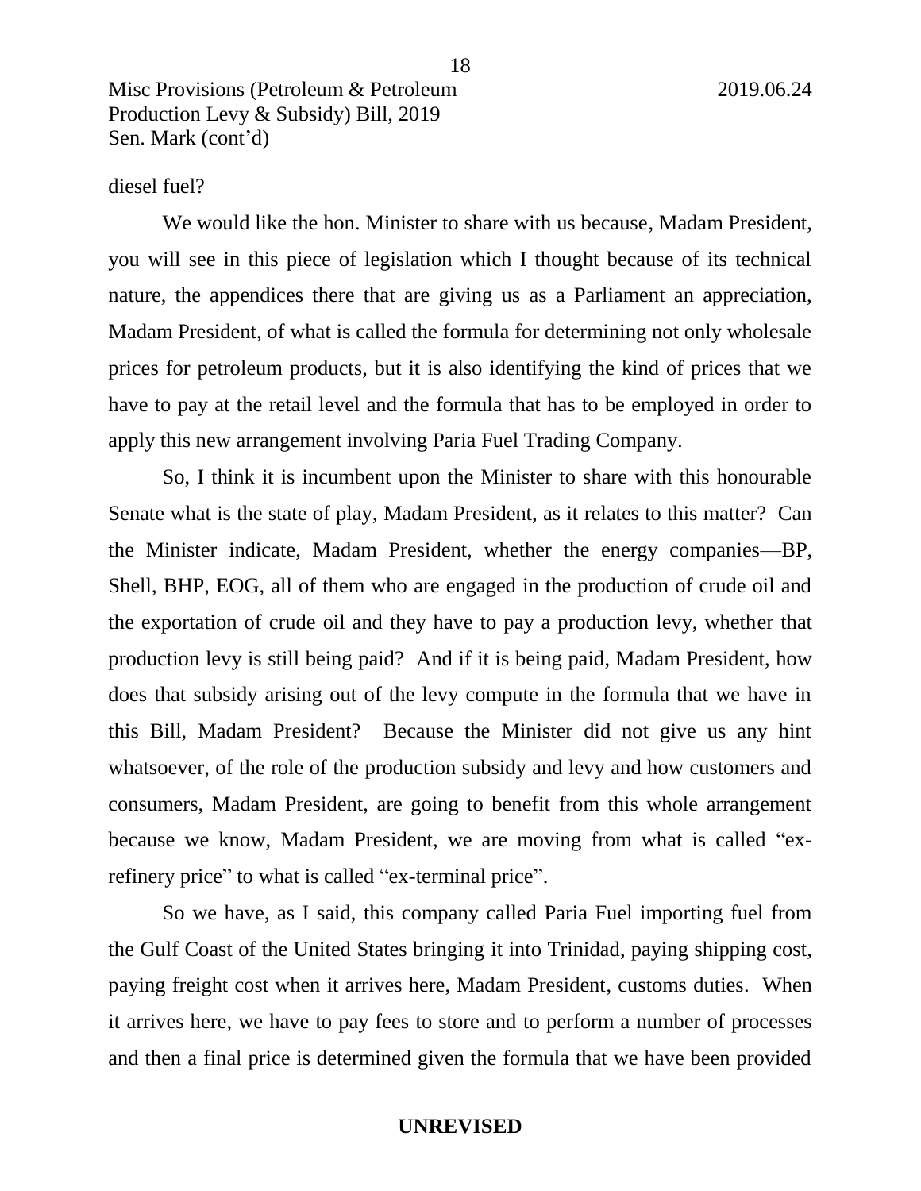diesel fuel?

We would like the hon. Minister to share with us because, Madam President, you will see in this piece of legislation which I thought because of its technical nature, the appendices there that are giving us as a Parliament an appreciation, Madam President, of what is called the formula for determining not only wholesale prices for petroleum products, but it is also identifying the kind of prices that we have to pay at the retail level and the formula that has to be employed in order to apply this new arrangement involving Paria Fuel Trading Company.

So, I think it is incumbent upon the Minister to share with this honourable Senate what is the state of play, Madam President, as it relates to this matter? Can the Minister indicate, Madam President, whether the energy companies—BP, Shell, BHP, EOG, all of them who are engaged in the production of crude oil and the exportation of crude oil and they have to pay a production levy, whether that production levy is still being paid? And if it is being paid, Madam President, how does that subsidy arising out of the levy compute in the formula that we have in this Bill, Madam President? Because the Minister did not give us any hint whatsoever, of the role of the production subsidy and levy and how customers and consumers, Madam President, are going to benefit from this whole arrangement because we know, Madam President, we are moving from what is called "ex-refinery price" to what is called "ex-terminal price".

So we have, as I said, this company called Paria Fuel importing fuel from the Gulf Coast of the United States bringing it into Trinidad, paying shipping cost, paying freight cost when it arrives here, Madam President, customs duties. When it arrives here, we have to pay fees to store and to perform a number of processes and then a final price is determined given the formula that we have been provided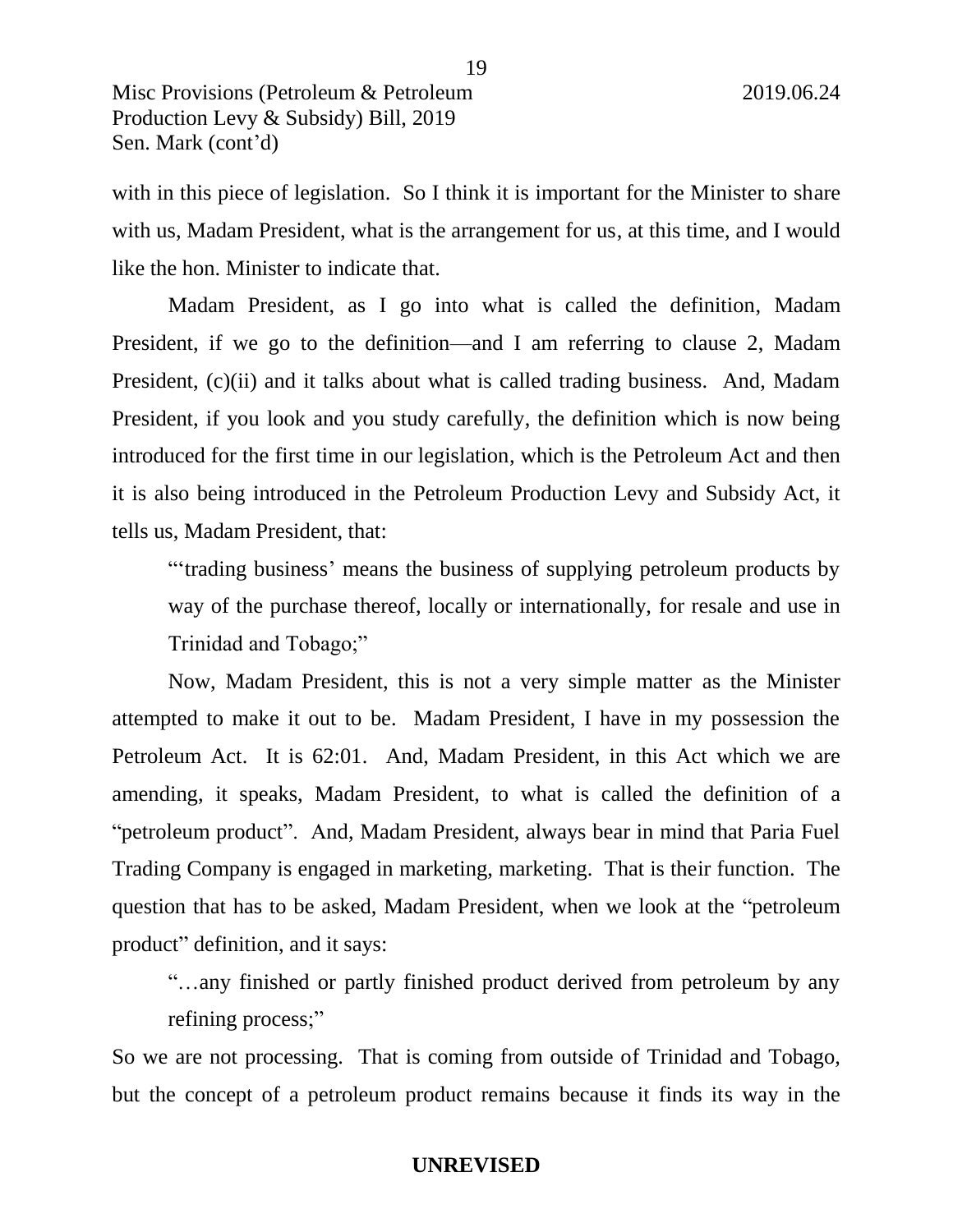with in this piece of legislation. So I think it is important for the Minister to share with us, Madam President, what is the arrangement for us, at this time, and I would like the hon. Minister to indicate that.

Madam President, as I go into what is called the definition, Madam President, if we go to the definition—and I am referring to clause 2, Madam President, (c)(ii) and it talks about what is called trading business. And, Madam President, if you look and you study carefully, the definition which is now being introduced for the first time in our legislation, which is the Petroleum Act and then it is also being introduced in the Petroleum Production Levy and Subsidy Act, it tells us, Madam President, that:

> "'trading business' means the business of supplying petroleum products by way of the purchase thereof, locally or internationally, for resale and use in Trinidad and Tobago;"

Now, Madam President, this is not a very simple matter as the Minister attempted to make it out to be. Madam President, I have in my possession the Petroleum Act. It is 62:01. And, Madam President, in this Act which we are amending, it speaks, Madam President, to what is called the definition of a "petroleum product". And, Madam President, always bear in mind that Paria Fuel Trading Company is engaged in marketing, marketing. That is their function. The question that has to be asked, Madam President, when we look at the "petroleum product" definition, and it says:

> "…any finished or partly finished product derived from petroleum by any refining process;"

So we are not processing. That is coming from outside of Trinidad and Tobago, but the concept of a petroleum product remains because it finds its way in the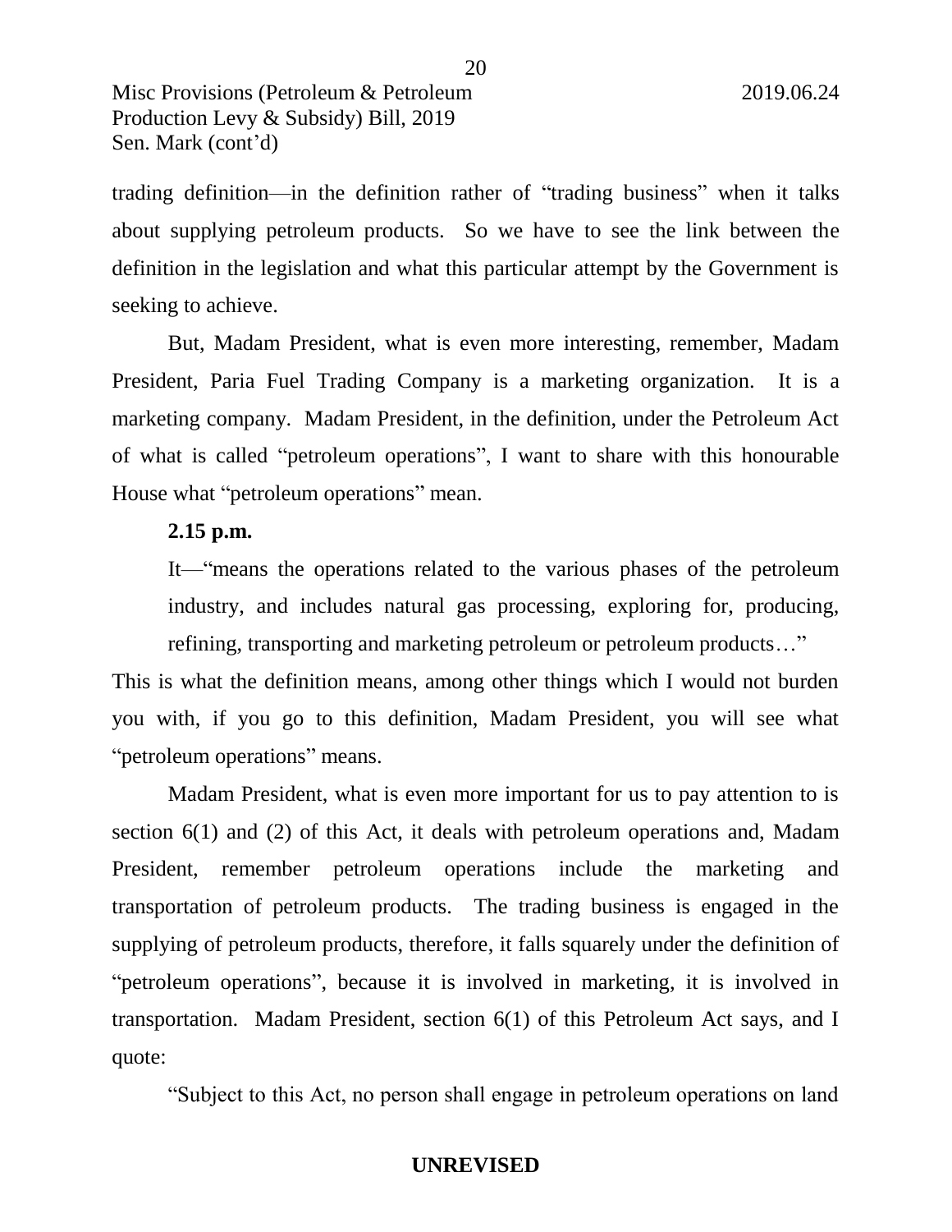trading definition—in the definition rather of "trading business" when it talks about supplying petroleum products. So we have to see the link between the definition in the legislation and what this particular attempt by the Government is seeking to achieve.

But, Madam President, what is even more interesting, remember, Madam President, Paria Fuel Trading Company is a marketing organization. It is a marketing company. Madam President, in the definition, under the Petroleum Act of what is called "petroleum operations", I want to share with this honourable House what "petroleum operations" mean.

**2.15 p.m.**

> It—"means the operations related to the various phases of the petroleum industry, and includes natural gas processing, exploring for, producing, refining, transporting and marketing petroleum or petroleum products…"

This is what the definition means, among other things which I would not burden you with, if you go to this definition, Madam President, you will see what "petroleum operations" means.

Madam President, what is even more important for us to pay attention to is section 6(1) and (2) of this Act, it deals with petroleum operations and, Madam President, remember petroleum operations include the marketing and transportation of petroleum products. The trading business is engaged in the supplying of petroleum products, therefore, it falls squarely under the definition of "petroleum operations", because it is involved in marketing, it is involved in transportation. Madam President, section 6(1) of this Petroleum Act says, and I quote:

> "Subject to this Act, no person shall engage in petroleum operations on land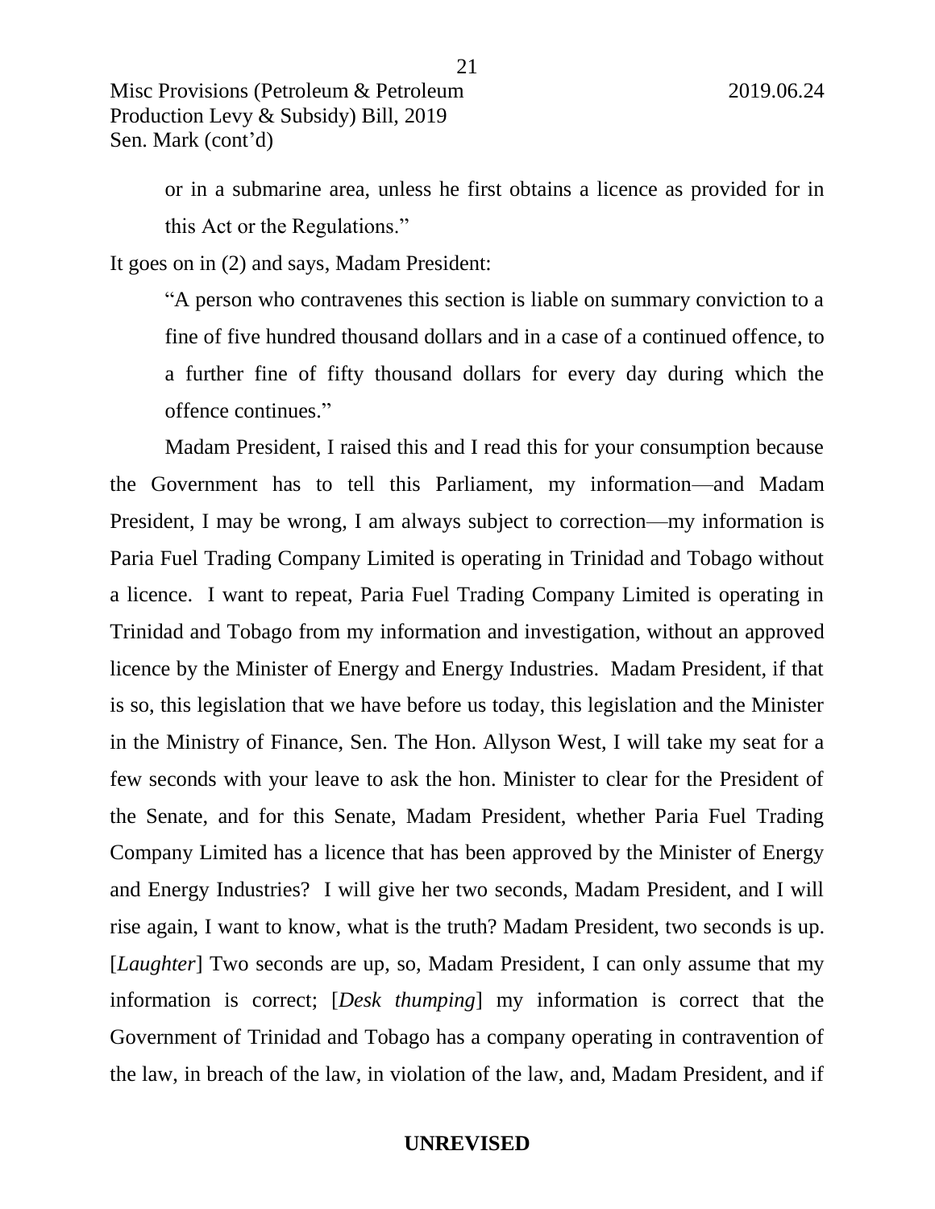or in a submarine area, unless he first obtains a licence as provided for in this Act or the Regulations."

It goes on in (2) and says, Madam President:

> "A person who contravenes this section is liable on summary conviction to a fine of five hundred thousand dollars and in a case of a continued offence, to a further fine of fifty thousand dollars for every day during which the offence continues."

Madam President, I raised this and I read this for your consumption because the Government has to tell this Parliament, my information—and Madam President, I may be wrong, I am always subject to correction—my information is Paria Fuel Trading Company Limited is operating in Trinidad and Tobago without a licence. I want to repeat, Paria Fuel Trading Company Limited is operating in Trinidad and Tobago from my information and investigation, without an approved licence by the Minister of Energy and Energy Industries. Madam President, if that is so, this legislation that we have before us today, this legislation and the Minister in the Ministry of Finance, Sen. The Hon. Allyson West, I will take my seat for a few seconds with your leave to ask the hon. Minister to clear for the President of the Senate, and for this Senate, Madam President, whether Paria Fuel Trading Company Limited has a licence that has been approved by the Minister of Energy and Energy Industries? I will give her two seconds, Madam President, and I will rise again, I want to know, what is the truth? Madam President, two seconds is up. [*Laughter*] Two seconds are up, so, Madam President, I can only assume that my information is correct; [*Desk thumping*] my information is correct that the Government of Trinidad and Tobago has a company operating in contravention of the law, in breach of the law, in violation of the law, and, Madam President, and if

**UNREVISED**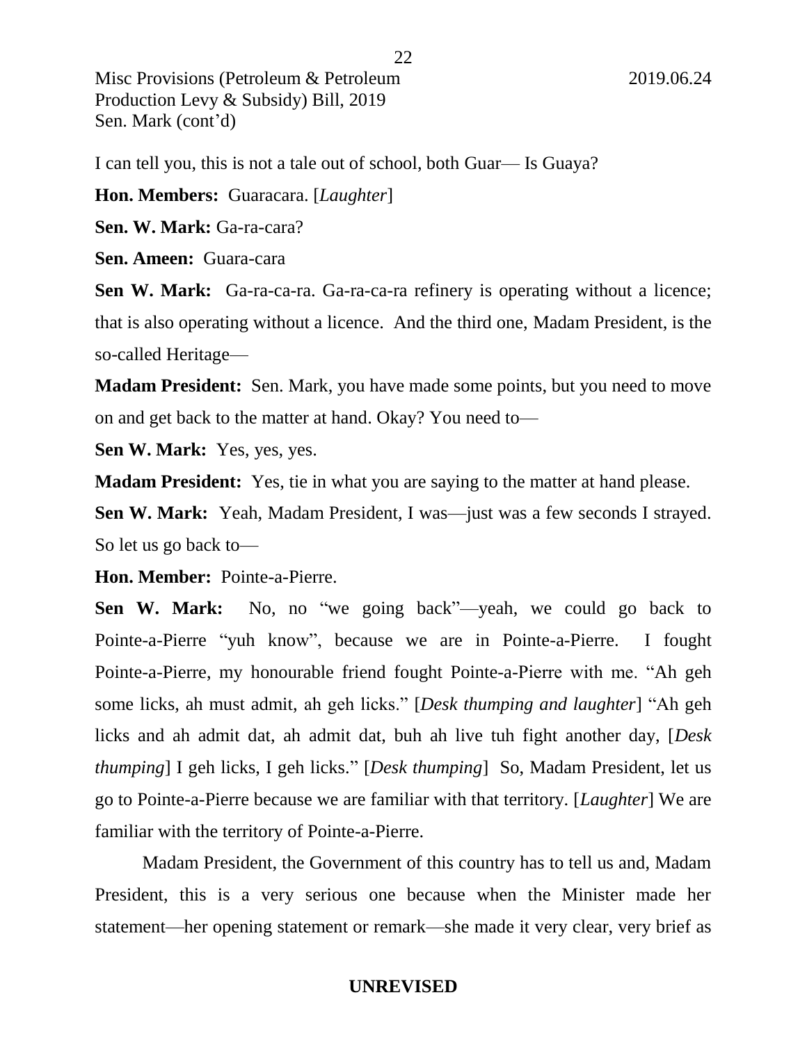I can tell you, this is not a tale out of school, both Guar— Is Guaya?

**Hon. Members:** Guaracara. [*Laughter*]

**Sen. W. Mark:** Ga-ra-cara?

**Sen. Ameen:** Guara-cara

**Sen W. Mark:** Ga-ra-ca-ra. Ga-ra-ca-ra refinery is operating without a licence; that is also operating without a licence. And the third one, Madam President, is the so-called Heritage—

**Madam President:** Sen. Mark, you have made some points, but you need to move on and get back to the matter at hand. Okay? You need to—

**Sen W. Mark:** Yes, yes, yes.

**Madam President:** Yes, tie in what you are saying to the matter at hand please.

**Sen W. Mark:** Yeah, Madam President, I was—just was a few seconds I strayed. So let us go back to—

**Hon. Member:** Pointe-a-Pierre.

**Sen W. Mark:** No, no "we going back"—yeah, we could go back to Pointe-a-Pierre "yuh know", because we are in Pointe-a-Pierre. I fought Pointe-a-Pierre, my honourable friend fought Pointe-a-Pierre with me. "Ah geh some licks, ah must admit, ah geh licks." [*Desk thumping and laughter*] "Ah geh licks and ah admit dat, ah admit dat, buh ah live tuh fight another day, [*Desk thumping*] I geh licks, I geh licks." [*Desk thumping*] So, Madam President, let us go to Pointe-a-Pierre because we are familiar with that territory. [*Laughter*] We are familiar with the territory of Pointe-a-Pierre.

Madam President, the Government of this country has to tell us and, Madam President, this is a very serious one because when the Minister made her statement—her opening statement or remark—she made it very clear, very brief as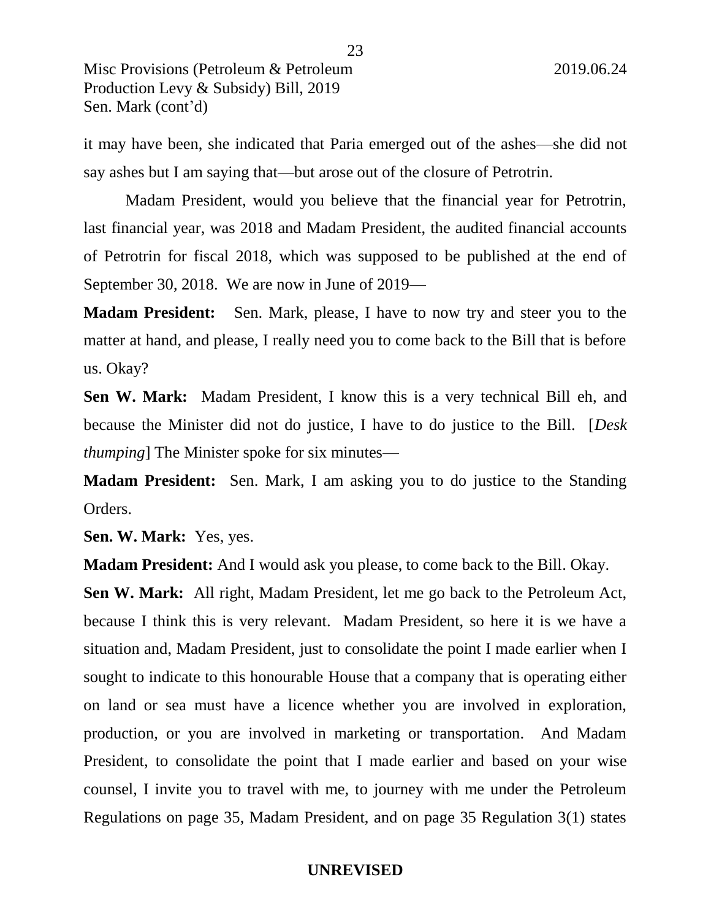it may have been, she indicated that Paria emerged out of the ashes—she did not say ashes but I am saying that—but arose out of the closure of Petrotrin.

Madam President, would you believe that the financial year for Petrotrin, last financial year, was 2018 and Madam President, the audited financial accounts of Petrotrin for fiscal 2018, which was supposed to be published at the end of September 30, 2018. We are now in June of 2019—

**Madam President:** Sen. Mark, please, I have to now try and steer you to the matter at hand, and please, I really need you to come back to the Bill that is before us. Okay?

**Sen W. Mark:** Madam President, I know this is a very technical Bill eh, and because the Minister did not do justice, I have to do justice to the Bill. [*Desk thumping*] The Minister spoke for six minutes—

**Madam President:** Sen. Mark, I am asking you to do justice to the Standing Orders.

**Sen. W. Mark:** Yes, yes.

**Madam President:** And I would ask you please, to come back to the Bill. Okay.

**Sen W. Mark:** All right, Madam President, let me go back to the Petroleum Act, because I think this is very relevant. Madam President, so here it is we have a situation and, Madam President, just to consolidate the point I made earlier when I sought to indicate to this honourable House that a company that is operating either on land or sea must have a licence whether you are involved in exploration, production, or you are involved in marketing or transportation. And Madam President, to consolidate the point that I made earlier and based on your wise counsel, I invite you to travel with me, to journey with me under the Petroleum Regulations on page 35, Madam President, and on page 35 Regulation 3(1) states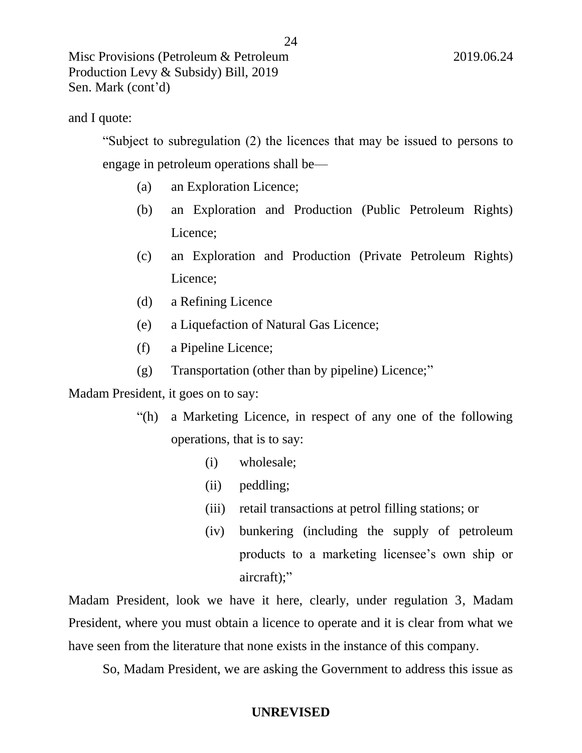and I quote:

> "Subject to subregulation (2) the licences that may be issued to persons to engage in petroleum operations shall be—
>
> (a) an Exploration Licence;
>
> (b) an Exploration and Production (Public Petroleum Rights) Licence;
>
> (c) an Exploration and Production (Private Petroleum Rights) Licence;
>
> (d) a Refining Licence
>
> (e) a Liquefaction of Natural Gas Licence;
>
> (f) a Pipeline Licence;
>
> (g) Transportation (other than by pipeline) Licence;"

Madam President, it goes on to say:

> "(h) a Marketing Licence, in respect of any one of the following operations, that is to say:
>
> (i) wholesale;
>
> (ii) peddling;
>
> (iii) retail transactions at petrol filling stations; or
>
> (iv) bunkering (including the supply of petroleum products to a marketing licensee's own ship or aircraft);"

Madam President, look we have it here, clearly, under regulation 3, Madam President, where you must obtain a licence to operate and it is clear from what we have seen from the literature that none exists in the instance of this company.

So, Madam President, we are asking the Government to address this issue as

**UNREVISED**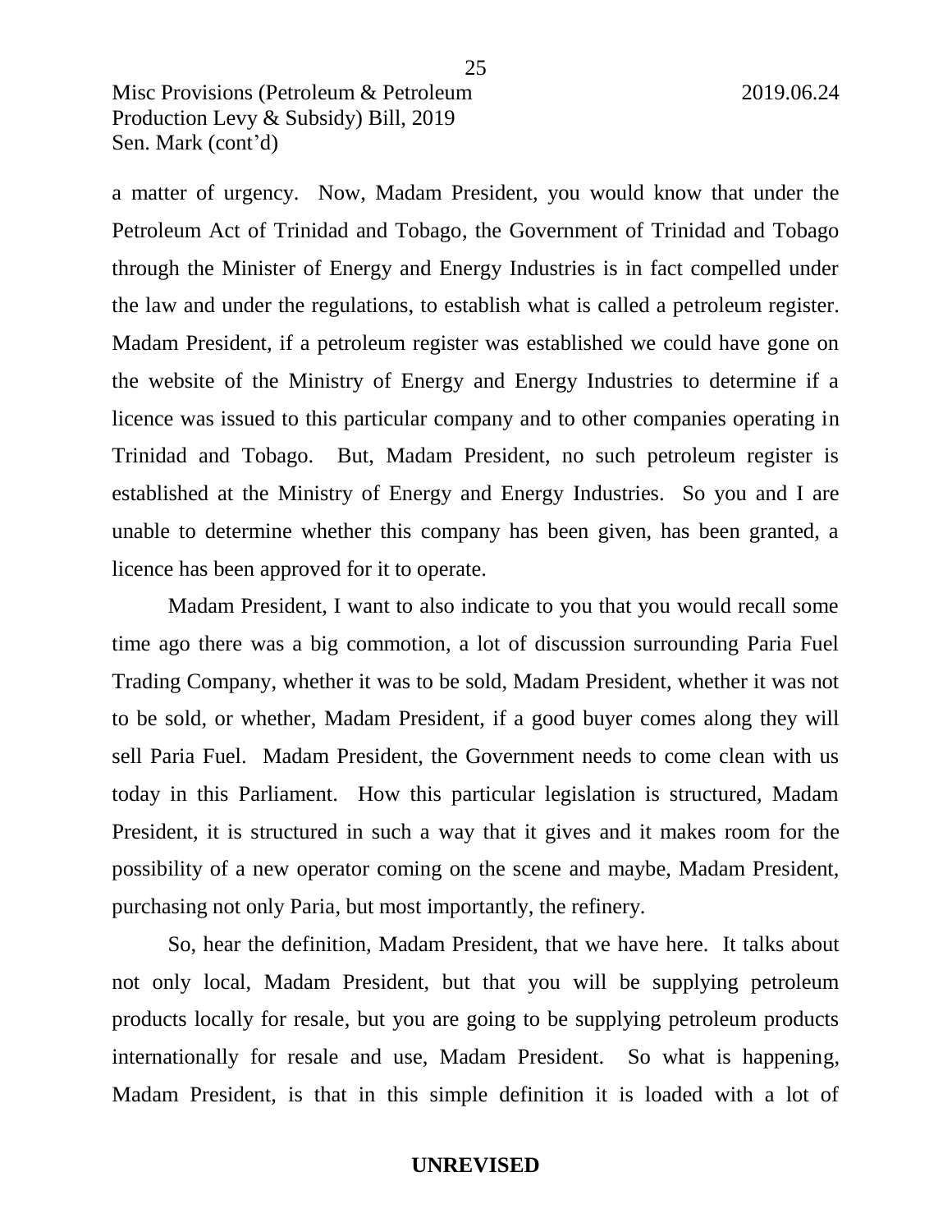a matter of urgency. Now, Madam President, you would know that under the Petroleum Act of Trinidad and Tobago, the Government of Trinidad and Tobago through the Minister of Energy and Energy Industries is in fact compelled under the law and under the regulations, to establish what is called a petroleum register. Madam President, if a petroleum register was established we could have gone on the website of the Ministry of Energy and Energy Industries to determine if a licence was issued to this particular company and to other companies operating in Trinidad and Tobago. But, Madam President, no such petroleum register is established at the Ministry of Energy and Energy Industries. So you and I are unable to determine whether this company has been given, has been granted, a licence has been approved for it to operate.

Madam President, I want to also indicate to you that you would recall some time ago there was a big commotion, a lot of discussion surrounding Paria Fuel Trading Company, whether it was to be sold, Madam President, whether it was not to be sold, or whether, Madam President, if a good buyer comes along they will sell Paria Fuel. Madam President, the Government needs to come clean with us today in this Parliament. How this particular legislation is structured, Madam President, it is structured in such a way that it gives and it makes room for the possibility of a new operator coming on the scene and maybe, Madam President, purchasing not only Paria, but most importantly, the refinery.

So, hear the definition, Madam President, that we have here. It talks about not only local, Madam President, but that you will be supplying petroleum products locally for resale, but you are going to be supplying petroleum products internationally for resale and use, Madam President. So what is happening, Madam President, is that in this simple definition it is loaded with a lot of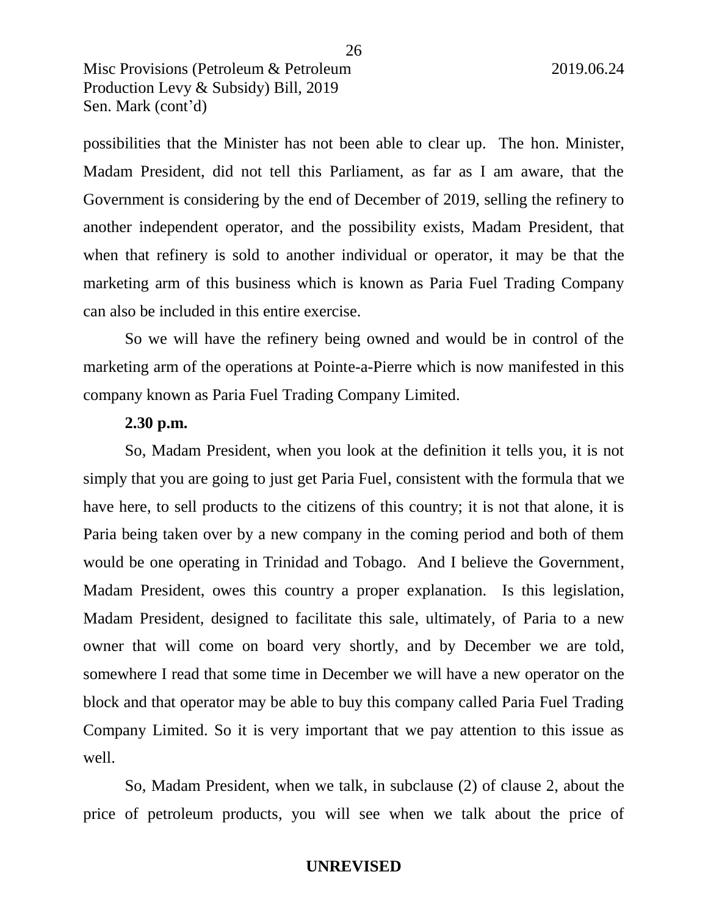possibilities that the Minister has not been able to clear up. The hon. Minister, Madam President, did not tell this Parliament, as far as I am aware, that the Government is considering by the end of December of 2019, selling the refinery to another independent operator, and the possibility exists, Madam President, that when that refinery is sold to another individual or operator, it may be that the marketing arm of this business which is known as Paria Fuel Trading Company can also be included in this entire exercise.

So we will have the refinery being owned and would be in control of the marketing arm of the operations at Pointe-a-Pierre which is now manifested in this company known as Paria Fuel Trading Company Limited.

**2.30 p.m.**

So, Madam President, when you look at the definition it tells you, it is not simply that you are going to just get Paria Fuel, consistent with the formula that we have here, to sell products to the citizens of this country; it is not that alone, it is Paria being taken over by a new company in the coming period and both of them would be one operating in Trinidad and Tobago. And I believe the Government, Madam President, owes this country a proper explanation. Is this legislation, Madam President, designed to facilitate this sale, ultimately, of Paria to a new owner that will come on board very shortly, and by December we are told, somewhere I read that some time in December we will have a new operator on the block and that operator may be able to buy this company called Paria Fuel Trading Company Limited. So it is very important that we pay attention to this issue as well.

So, Madam President, when we talk, in subclause (2) of clause 2, about the price of petroleum products, you will see when we talk about the price of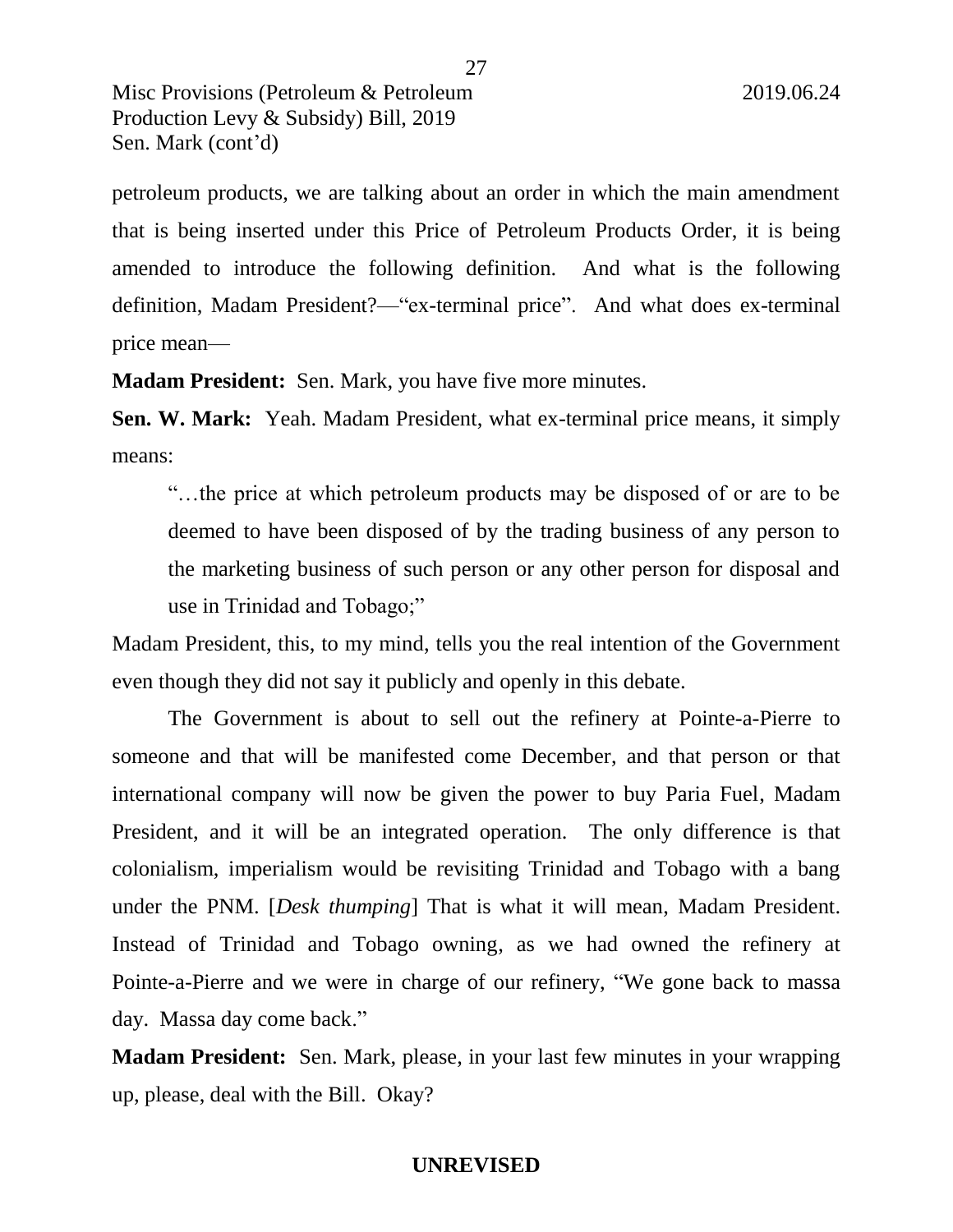petroleum products, we are talking about an order in which the main amendment that is being inserted under this Price of Petroleum Products Order, it is being amended to introduce the following definition. And what is the following definition, Madam President?—"ex-terminal price". And what does ex-terminal price mean—

**Madam President:** Sen. Mark, you have five more minutes.

**Sen. W. Mark:** Yeah. Madam President, what ex-terminal price means, it simply means:

> "…the price at which petroleum products may be disposed of or are to be deemed to have been disposed of by the trading business of any person to the marketing business of such person or any other person for disposal and use in Trinidad and Tobago;"

Madam President, this, to my mind, tells you the real intention of the Government even though they did not say it publicly and openly in this debate.

The Government is about to sell out the refinery at Pointe-a-Pierre to someone and that will be manifested come December, and that person or that international company will now be given the power to buy Paria Fuel, Madam President, and it will be an integrated operation. The only difference is that colonialism, imperialism would be revisiting Trinidad and Tobago with a bang under the PNM. [*Desk thumping*] That is what it will mean, Madam President. Instead of Trinidad and Tobago owning, as we had owned the refinery at Pointe-a-Pierre and we were in charge of our refinery, "We gone back to massa day. Massa day come back."

**Madam President:** Sen. Mark, please, in your last few minutes in your wrapping up, please, deal with the Bill. Okay?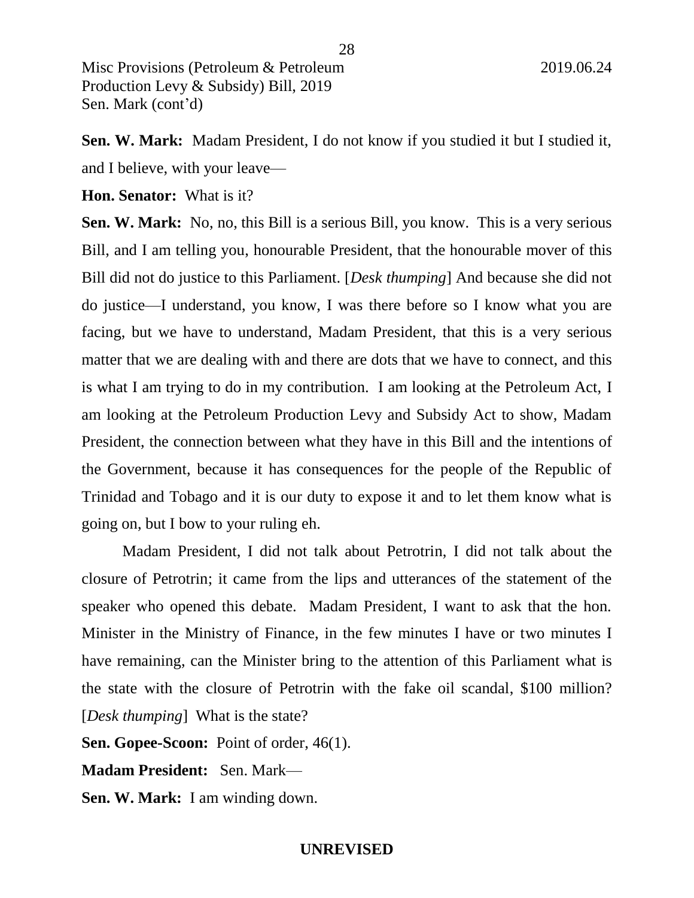**Sen. W. Mark:** Madam President, I do not know if you studied it but I studied it, and I believe, with your leave—

**Hon. Senator:** What is it?

**Sen. W. Mark:** No, no, this Bill is a serious Bill, you know. This is a very serious Bill, and I am telling you, honourable President, that the honourable mover of this Bill did not do justice to this Parliament. [*Desk thumping*] And because she did not do justice—I understand, you know, I was there before so I know what you are facing, but we have to understand, Madam President, that this is a very serious matter that we are dealing with and there are dots that we have to connect, and this is what I am trying to do in my contribution. I am looking at the Petroleum Act, I am looking at the Petroleum Production Levy and Subsidy Act to show, Madam President, the connection between what they have in this Bill and the intentions of the Government, because it has consequences for the people of the Republic of Trinidad and Tobago and it is our duty to expose it and to let them know what is going on, but I bow to your ruling eh.

Madam President, I did not talk about Petrotrin, I did not talk about the closure of Petrotrin; it came from the lips and utterances of the statement of the speaker who opened this debate. Madam President, I want to ask that the hon. Minister in the Ministry of Finance, in the few minutes I have or two minutes I have remaining, can the Minister bring to the attention of this Parliament what is the state with the closure of Petrotrin with the fake oil scandal, $100 million? [*Desk thumping*] What is the state?

**Sen. Gopee-Scoon:** Point of order, 46(1).

**Madam President:** Sen. Mark—

**Sen. W. Mark:** I am winding down.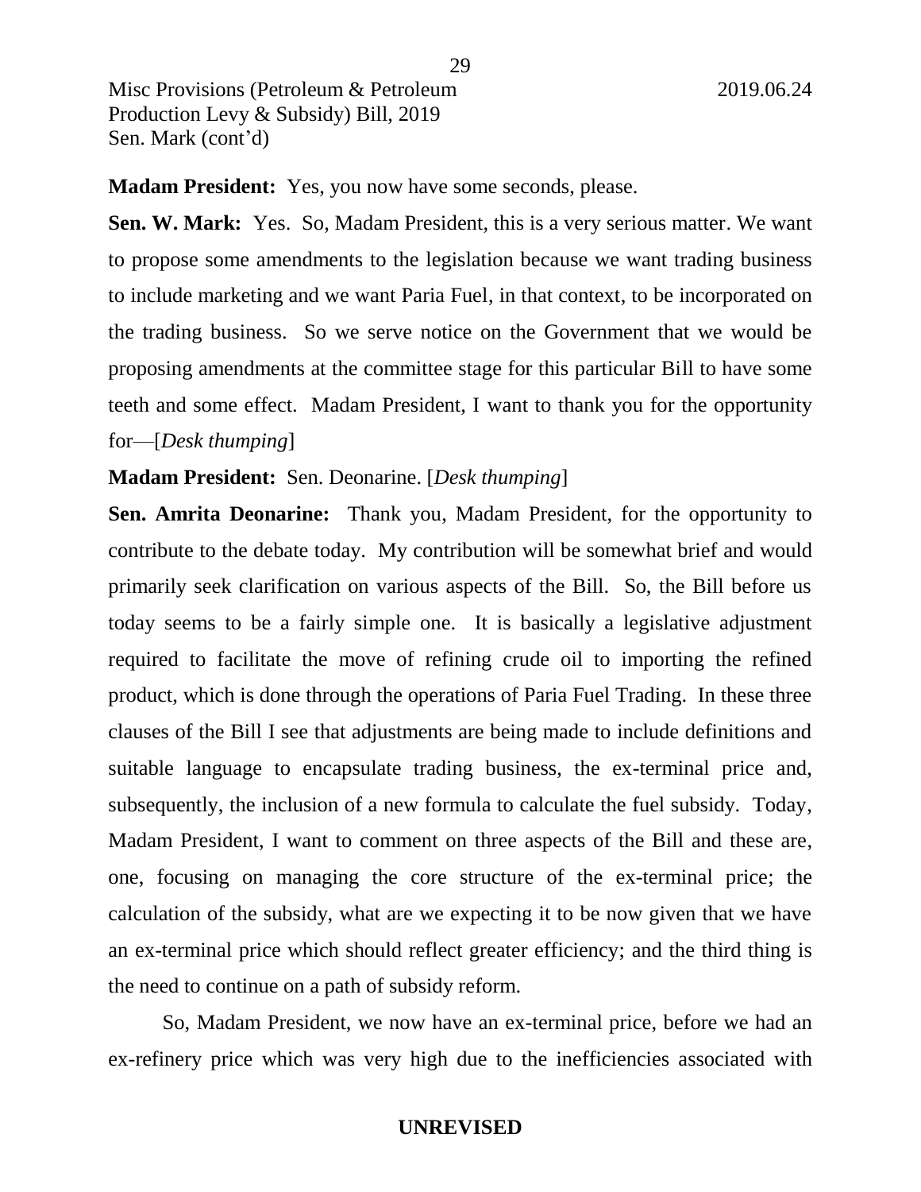**Madam President:** Yes, you now have some seconds, please.

**Sen. W. Mark:** Yes. So, Madam President, this is a very serious matter. We want to propose some amendments to the legislation because we want trading business to include marketing and we want Paria Fuel, in that context, to be incorporated on the trading business. So we serve notice on the Government that we would be proposing amendments at the committee stage for this particular Bill to have some teeth and some effect. Madam President, I want to thank you for the opportunity for—[*Desk thumping*]

**Madam President:** Sen. Deonarine. [*Desk thumping*]

**Sen. Amrita Deonarine:** Thank you, Madam President, for the opportunity to contribute to the debate today. My contribution will be somewhat brief and would primarily seek clarification on various aspects of the Bill. So, the Bill before us today seems to be a fairly simple one. It is basically a legislative adjustment required to facilitate the move of refining crude oil to importing the refined product, which is done through the operations of Paria Fuel Trading. In these three clauses of the Bill I see that adjustments are being made to include definitions and suitable language to encapsulate trading business, the ex-terminal price and, subsequently, the inclusion of a new formula to calculate the fuel subsidy. Today, Madam President, I want to comment on three aspects of the Bill and these are, one, focusing on managing the core structure of the ex-terminal price; the calculation of the subsidy, what are we expecting it to be now given that we have an ex-terminal price which should reflect greater efficiency; and the third thing is the need to continue on a path of subsidy reform.

So, Madam President, we now have an ex-terminal price, before we had an ex-refinery price which was very high due to the inefficiencies associated with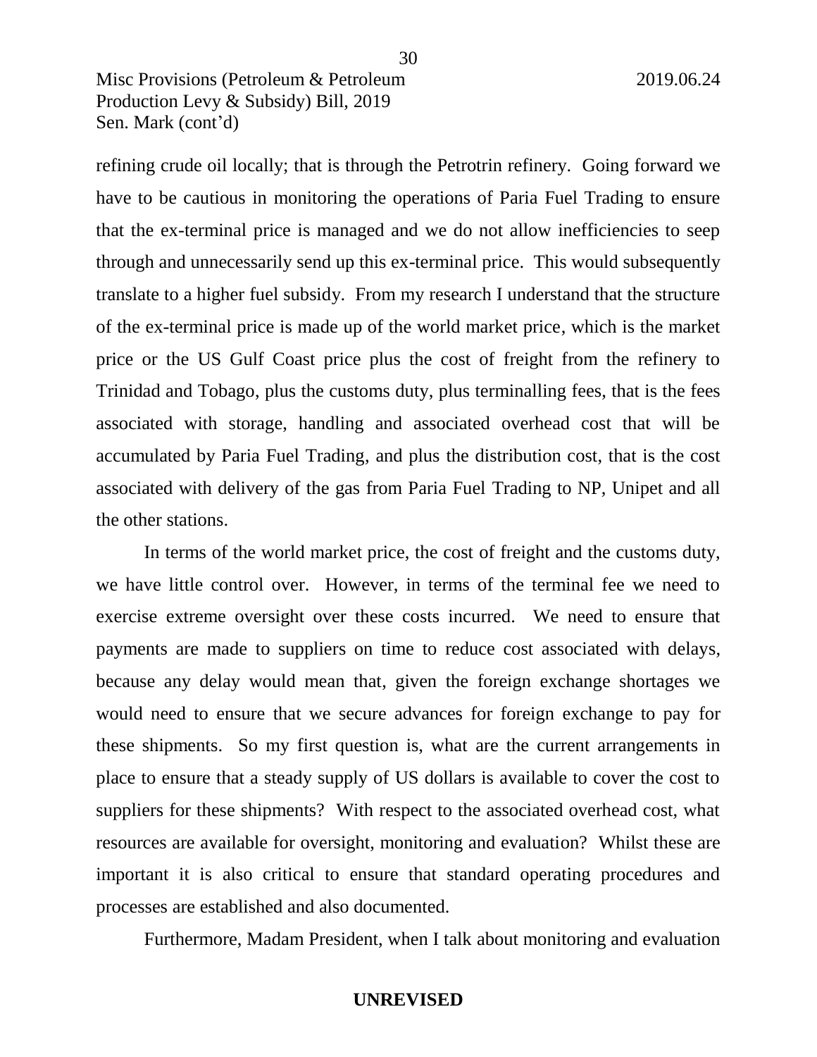refining crude oil locally; that is through the Petrotrin refinery. Going forward we have to be cautious in monitoring the operations of Paria Fuel Trading to ensure that the ex-terminal price is managed and we do not allow inefficiencies to seep through and unnecessarily send up this ex-terminal price. This would subsequently translate to a higher fuel subsidy. From my research I understand that the structure of the ex-terminal price is made up of the world market price, which is the market price or the US Gulf Coast price plus the cost of freight from the refinery to Trinidad and Tobago, plus the customs duty, plus terminalling fees, that is the fees associated with storage, handling and associated overhead cost that will be accumulated by Paria Fuel Trading, and plus the distribution cost, that is the cost associated with delivery of the gas from Paria Fuel Trading to NP, Unipet and all the other stations.

In terms of the world market price, the cost of freight and the customs duty, we have little control over. However, in terms of the terminal fee we need to exercise extreme oversight over these costs incurred. We need to ensure that payments are made to suppliers on time to reduce cost associated with delays, because any delay would mean that, given the foreign exchange shortages we would need to ensure that we secure advances for foreign exchange to pay for these shipments. So my first question is, what are the current arrangements in place to ensure that a steady supply of US dollars is available to cover the cost to suppliers for these shipments? With respect to the associated overhead cost, what resources are available for oversight, monitoring and evaluation? Whilst these are important it is also critical to ensure that standard operating procedures and processes are established and also documented.

Furthermore, Madam President, when I talk about monitoring and evaluation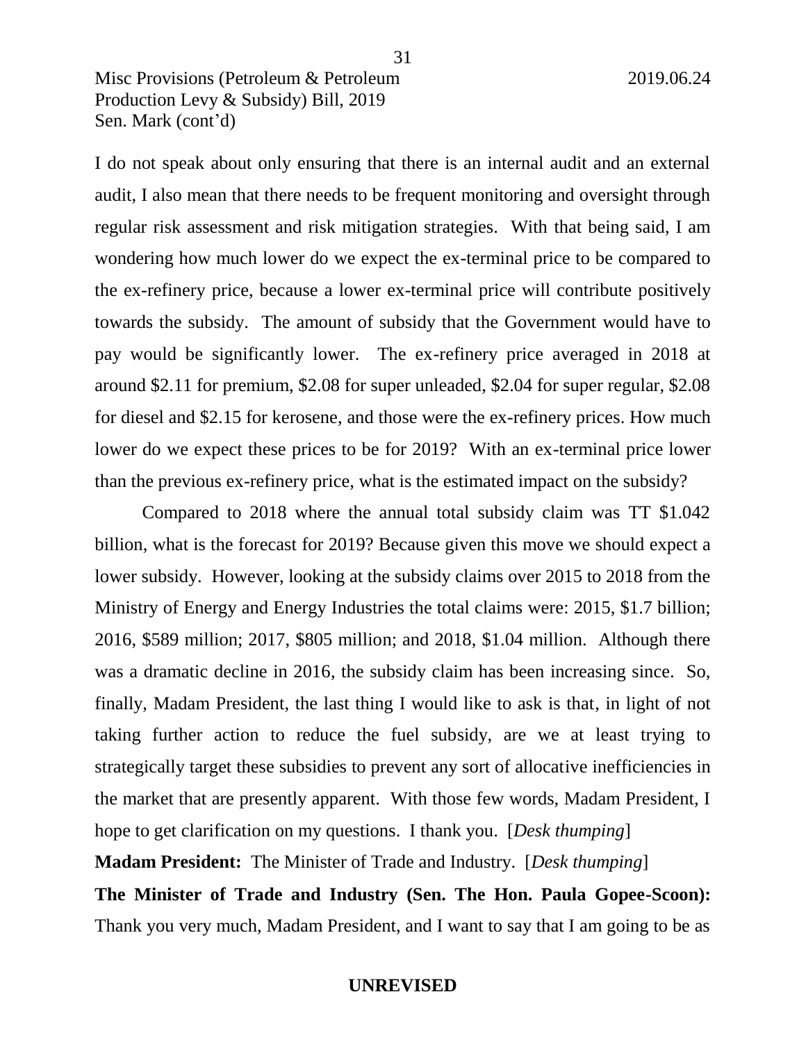I do not speak about only ensuring that there is an internal audit and an external audit, I also mean that there needs to be frequent monitoring and oversight through regular risk assessment and risk mitigation strategies. With that being said, I am wondering how much lower do we expect the ex-terminal price to be compared to the ex-refinery price, because a lower ex-terminal price will contribute positively towards the subsidy. The amount of subsidy that the Government would have to pay would be significantly lower. The ex-refinery price averaged in 2018 at around $2.11 for premium, $2.08 for super unleaded, $2.04 for super regular, $2.08 for diesel and $2.15 for kerosene, and those were the ex-refinery prices. How much lower do we expect these prices to be for 2019? With an ex-terminal price lower than the previous ex-refinery price, what is the estimated impact on the subsidy?

Compared to 2018 where the annual total subsidy claim was TT $1.042 billion, what is the forecast for 2019? Because given this move we should expect a lower subsidy. However, looking at the subsidy claims over 2015 to 2018 from the Ministry of Energy and Energy Industries the total claims were: 2015, $1.7 billion; 2016, $589 million; 2017, $805 million; and 2018, $1.04 million. Although there was a dramatic decline in 2016, the subsidy claim has been increasing since. So, finally, Madam President, the last thing I would like to ask is that, in light of not taking further action to reduce the fuel subsidy, are we at least trying to strategically target these subsidies to prevent any sort of allocative inefficiencies in the market that are presently apparent. With those few words, Madam President, I hope to get clarification on my questions. I thank you. [*Desk thumping*]

**Madam President:** The Minister of Trade and Industry. [*Desk thumping*]

**The Minister of Trade and Industry (Sen. The Hon. Paula Gopee-Scoon):** Thank you very much, Madam President, and I want to say that I am going to be as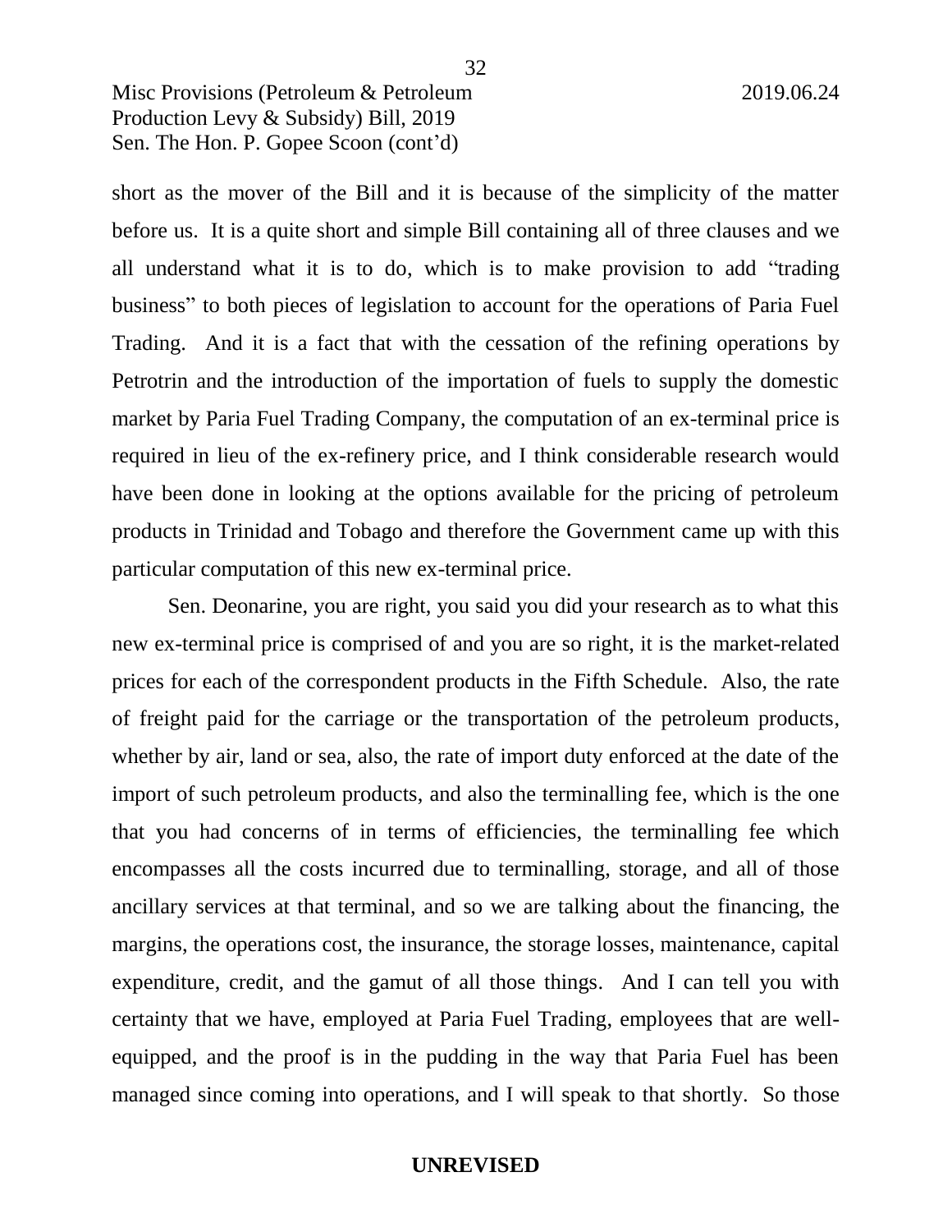short as the mover of the Bill and it is because of the simplicity of the matter before us. It is a quite short and simple Bill containing all of three clauses and we all understand what it is to do, which is to make provision to add "trading business" to both pieces of legislation to account for the operations of Paria Fuel Trading. And it is a fact that with the cessation of the refining operations by Petrotrin and the introduction of the importation of fuels to supply the domestic market by Paria Fuel Trading Company, the computation of an ex-terminal price is required in lieu of the ex-refinery price, and I think considerable research would have been done in looking at the options available for the pricing of petroleum products in Trinidad and Tobago and therefore the Government came up with this particular computation of this new ex-terminal price.

Sen. Deonarine, you are right, you said you did your research as to what this new ex-terminal price is comprised of and you are so right, it is the market-related prices for each of the correspondent products in the Fifth Schedule. Also, the rate of freight paid for the carriage or the transportation of the petroleum products, whether by air, land or sea, also, the rate of import duty enforced at the date of the import of such petroleum products, and also the terminalling fee, which is the one that you had concerns of in terms of efficiencies, the terminalling fee which encompasses all the costs incurred due to terminalling, storage, and all of those ancillary services at that terminal, and so we are talking about the financing, the margins, the operations cost, the insurance, the storage losses, maintenance, capital expenditure, credit, and the gamut of all those things. And I can tell you with certainty that we have, employed at Paria Fuel Trading, employees that are well-equipped, and the proof is in the pudding in the way that Paria Fuel has been managed since coming into operations, and I will speak to that shortly. So those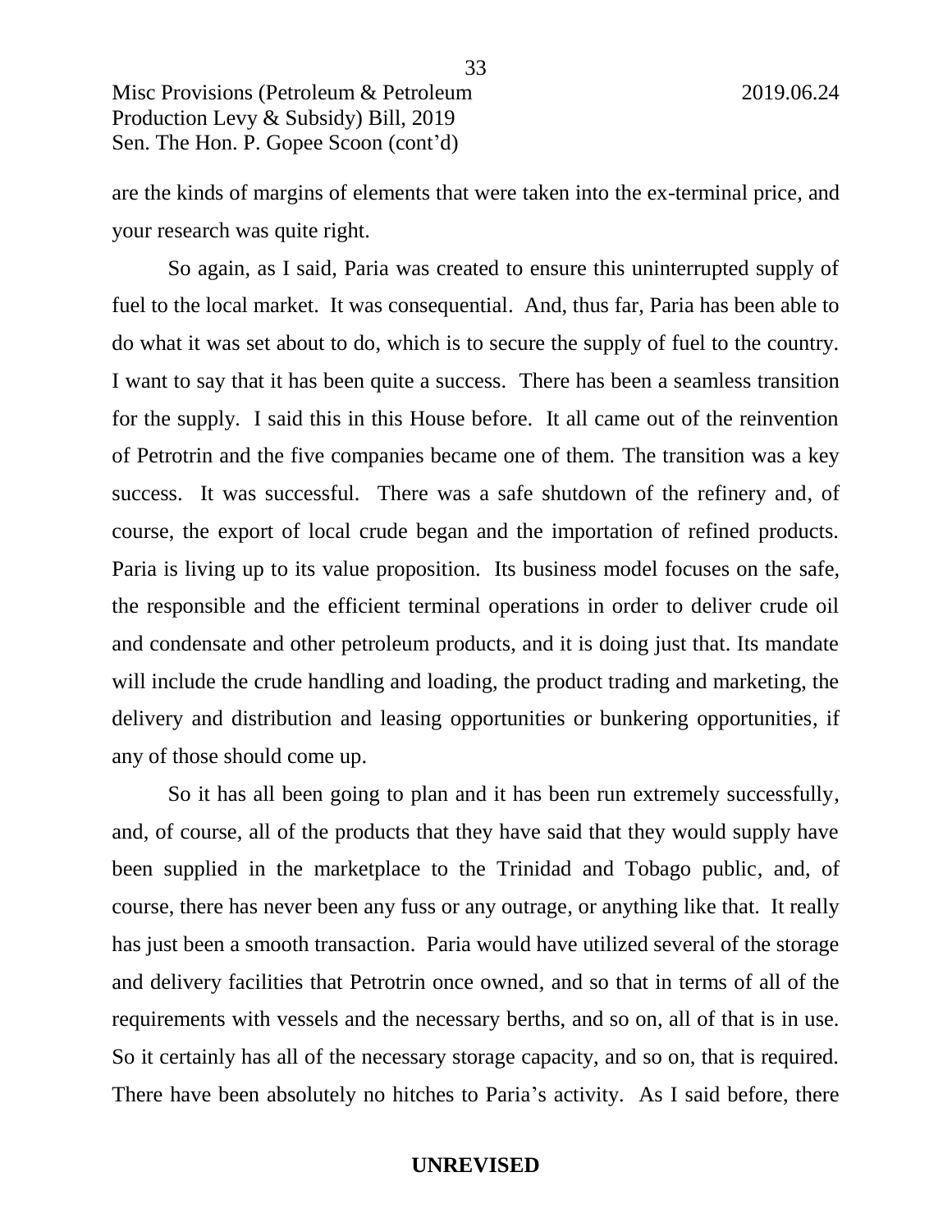are the kinds of margins of elements that were taken into the ex-terminal price, and your research was quite right.

So again, as I said, Paria was created to ensure this uninterrupted supply of fuel to the local market. It was consequential. And, thus far, Paria has been able to do what it was set about to do, which is to secure the supply of fuel to the country. I want to say that it has been quite a success. There has been a seamless transition for the supply. I said this in this House before. It all came out of the reinvention of Petrotrin and the five companies became one of them. The transition was a key success. It was successful. There was a safe shutdown of the refinery and, of course, the export of local crude began and the importation of refined products. Paria is living up to its value proposition. Its business model focuses on the safe, the responsible and the efficient terminal operations in order to deliver crude oil and condensate and other petroleum products, and it is doing just that. Its mandate will include the crude handling and loading, the product trading and marketing, the delivery and distribution and leasing opportunities or bunkering opportunities, if any of those should come up.

So it has all been going to plan and it has been run extremely successfully, and, of course, all of the products that they have said that they would supply have been supplied in the marketplace to the Trinidad and Tobago public, and, of course, there has never been any fuss or any outrage, or anything like that. It really has just been a smooth transaction. Paria would have utilized several of the storage and delivery facilities that Petrotrin once owned, and so that in terms of all of the requirements with vessels and the necessary berths, and so on, all of that is in use. So it certainly has all of the necessary storage capacity, and so on, that is required. There have been absolutely no hitches to Paria's activity. As I said before, there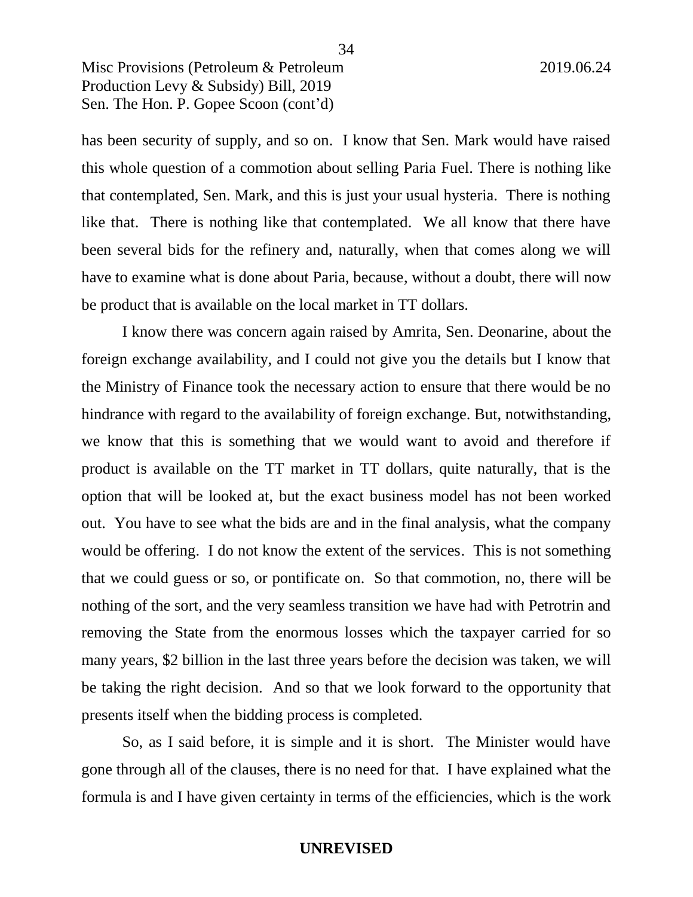has been security of supply, and so on. I know that Sen. Mark would have raised this whole question of a commotion about selling Paria Fuel. There is nothing like that contemplated, Sen. Mark, and this is just your usual hysteria. There is nothing like that. There is nothing like that contemplated. We all know that there have been several bids for the refinery and, naturally, when that comes along we will have to examine what is done about Paria, because, without a doubt, there will now be product that is available on the local market in TT dollars.

I know there was concern again raised by Amrita, Sen. Deonarine, about the foreign exchange availability, and I could not give you the details but I know that the Ministry of Finance took the necessary action to ensure that there would be no hindrance with regard to the availability of foreign exchange. But, notwithstanding, we know that this is something that we would want to avoid and therefore if product is available on the TT market in TT dollars, quite naturally, that is the option that will be looked at, but the exact business model has not been worked out. You have to see what the bids are and in the final analysis, what the company would be offering. I do not know the extent of the services. This is not something that we could guess or so, or pontificate on. So that commotion, no, there will be nothing of the sort, and the very seamless transition we have had with Petrotrin and removing the State from the enormous losses which the taxpayer carried for so many years, $2 billion in the last three years before the decision was taken, we will be taking the right decision. And so that we look forward to the opportunity that presents itself when the bidding process is completed.

So, as I said before, it is simple and it is short. The Minister would have gone through all of the clauses, there is no need for that. I have explained what the formula is and I have given certainty in terms of the efficiencies, which is the work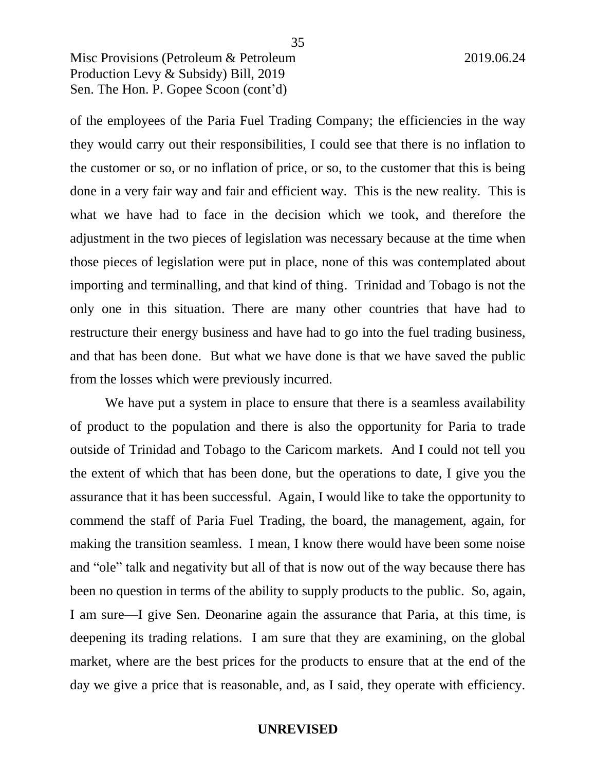of the employees of the Paria Fuel Trading Company; the efficiencies in the way they would carry out their responsibilities, I could see that there is no inflation to the customer or so, or no inflation of price, or so, to the customer that this is being done in a very fair way and fair and efficient way. This is the new reality. This is what we have had to face in the decision which we took, and therefore the adjustment in the two pieces of legislation was necessary because at the time when those pieces of legislation were put in place, none of this was contemplated about importing and terminalling, and that kind of thing. Trinidad and Tobago is not the only one in this situation. There are many other countries that have had to restructure their energy business and have had to go into the fuel trading business, and that has been done. But what we have done is that we have saved the public from the losses which were previously incurred.

We have put a system in place to ensure that there is a seamless availability of product to the population and there is also the opportunity for Paria to trade outside of Trinidad and Tobago to the Caricom markets. And I could not tell you the extent of which that has been done, but the operations to date, I give you the assurance that it has been successful. Again, I would like to take the opportunity to commend the staff of Paria Fuel Trading, the board, the management, again, for making the transition seamless. I mean, I know there would have been some noise and "ole" talk and negativity but all of that is now out of the way because there has been no question in terms of the ability to supply products to the public. So, again, I am sure—I give Sen. Deonarine again the assurance that Paria, at this time, is deepening its trading relations. I am sure that they are examining, on the global market, where are the best prices for the products to ensure that at the end of the day we give a price that is reasonable, and, as I said, they operate with efficiency.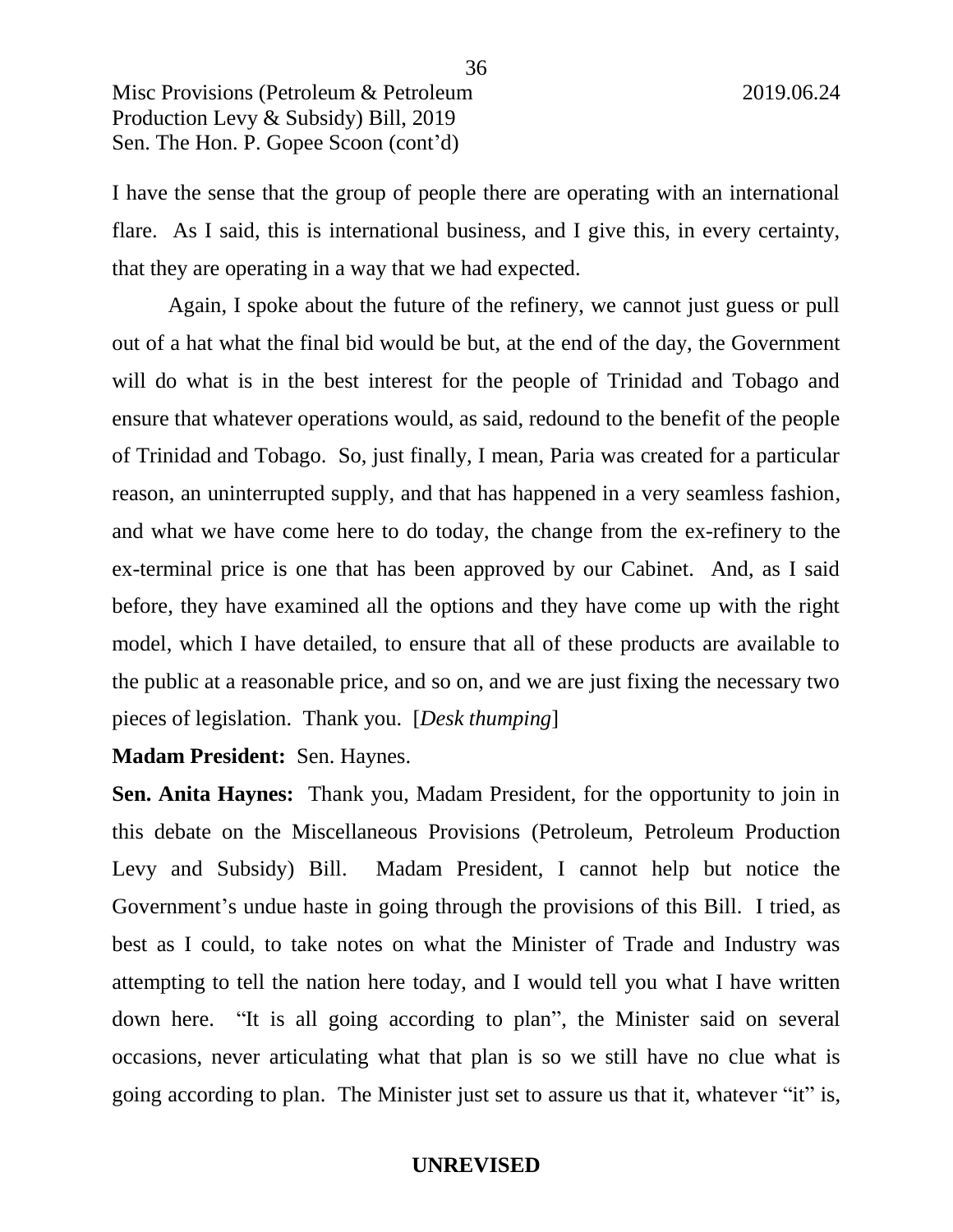I have the sense that the group of people there are operating with an international flare. As I said, this is international business, and I give this, in every certainty, that they are operating in a way that we had expected.

Again, I spoke about the future of the refinery, we cannot just guess or pull out of a hat what the final bid would be but, at the end of the day, the Government will do what is in the best interest for the people of Trinidad and Tobago and ensure that whatever operations would, as said, redound to the benefit of the people of Trinidad and Tobago. So, just finally, I mean, Paria was created for a particular reason, an uninterrupted supply, and that has happened in a very seamless fashion, and what we have come here to do today, the change from the ex-refinery to the ex-terminal price is one that has been approved by our Cabinet. And, as I said before, they have examined all the options and they have come up with the right model, which I have detailed, to ensure that all of these products are available to the public at a reasonable price, and so on, and we are just fixing the necessary two pieces of legislation. Thank you. [*Desk thumping*]

**Madam President:** Sen. Haynes.

**Sen. Anita Haynes:** Thank you, Madam President, for the opportunity to join in this debate on the Miscellaneous Provisions (Petroleum, Petroleum Production Levy and Subsidy) Bill. Madam President, I cannot help but notice the Government's undue haste in going through the provisions of this Bill. I tried, as best as I could, to take notes on what the Minister of Trade and Industry was attempting to tell the nation here today, and I would tell you what I have written down here. "It is all going according to plan", the Minister said on several occasions, never articulating what that plan is so we still have no clue what is going according to plan. The Minister just set to assure us that it, whatever "it" is,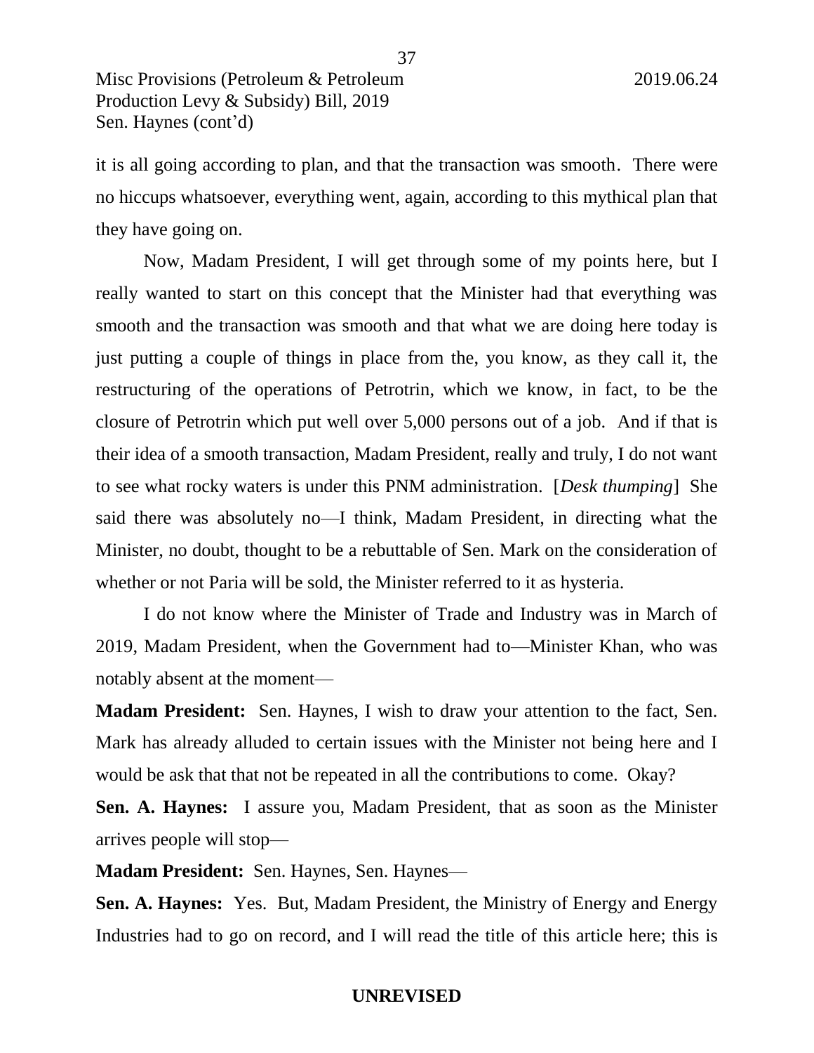it is all going according to plan, and that the transaction was smooth. There were no hiccups whatsoever, everything went, again, according to this mythical plan that they have going on.

Now, Madam President, I will get through some of my points here, but I really wanted to start on this concept that the Minister had that everything was smooth and the transaction was smooth and that what we are doing here today is just putting a couple of things in place from the, you know, as they call it, the restructuring of the operations of Petrotrin, which we know, in fact, to be the closure of Petrotrin which put well over 5,000 persons out of a job. And if that is their idea of a smooth transaction, Madam President, really and truly, I do not want to see what rocky waters is under this PNM administration. [*Desk thumping*] She said there was absolutely no—I think, Madam President, in directing what the Minister, no doubt, thought to be a rebuttable of Sen. Mark on the consideration of whether or not Paria will be sold, the Minister referred to it as hysteria.

I do not know where the Minister of Trade and Industry was in March of 2019, Madam President, when the Government had to—Minister Khan, who was notably absent at the moment—

**Madam President:** Sen. Haynes, I wish to draw your attention to the fact, Sen. Mark has already alluded to certain issues with the Minister not being here and I would be ask that that not be repeated in all the contributions to come. Okay?

**Sen. A. Haynes:** I assure you, Madam President, that as soon as the Minister arrives people will stop—

**Madam President:** Sen. Haynes, Sen. Haynes—

**Sen. A. Haynes:** Yes. But, Madam President, the Ministry of Energy and Energy Industries had to go on record, and I will read the title of this article here; this is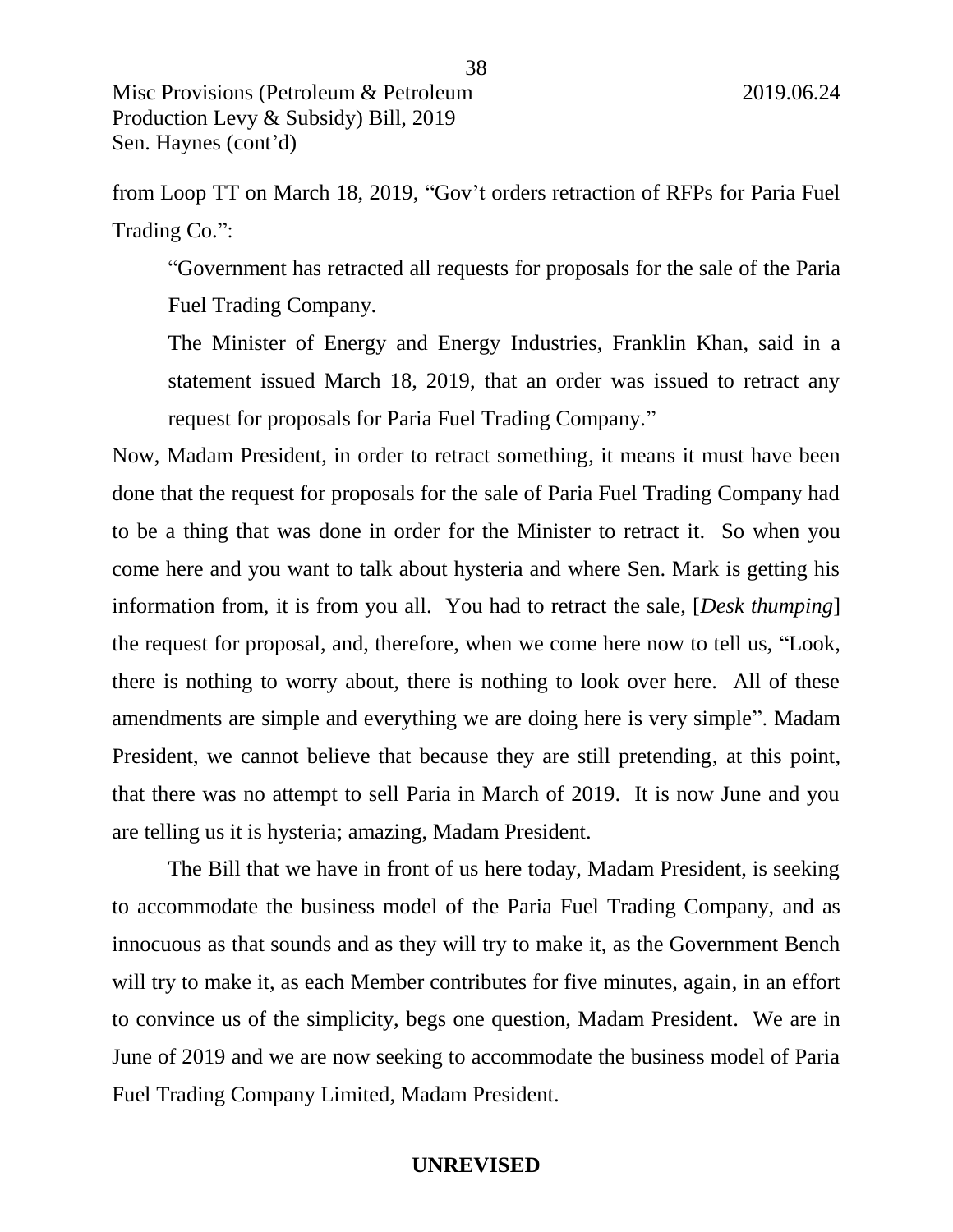from Loop TT on March 18, 2019, "Gov't orders retraction of RFPs for Paria Fuel Trading Co.":

> "Government has retracted all requests for proposals for the sale of the Paria Fuel Trading Company.
>
> The Minister of Energy and Energy Industries, Franklin Khan, said in a statement issued March 18, 2019, that an order was issued to retract any request for proposals for Paria Fuel Trading Company."

Now, Madam President, in order to retract something, it means it must have been done that the request for proposals for the sale of Paria Fuel Trading Company had to be a thing that was done in order for the Minister to retract it. So when you come here and you want to talk about hysteria and where Sen. Mark is getting his information from, it is from you all. You had to retract the sale, [*Desk thumping*] the request for proposal, and, therefore, when we come here now to tell us, "Look, there is nothing to worry about, there is nothing to look over here. All of these amendments are simple and everything we are doing here is very simple". Madam President, we cannot believe that because they are still pretending, at this point, that there was no attempt to sell Paria in March of 2019. It is now June and you are telling us it is hysteria; amazing, Madam President.

The Bill that we have in front of us here today, Madam President, is seeking to accommodate the business model of the Paria Fuel Trading Company, and as innocuous as that sounds and as they will try to make it, as the Government Bench will try to make it, as each Member contributes for five minutes, again, in an effort to convince us of the simplicity, begs one question, Madam President. We are in June of 2019 and we are now seeking to accommodate the business model of Paria Fuel Trading Company Limited, Madam President.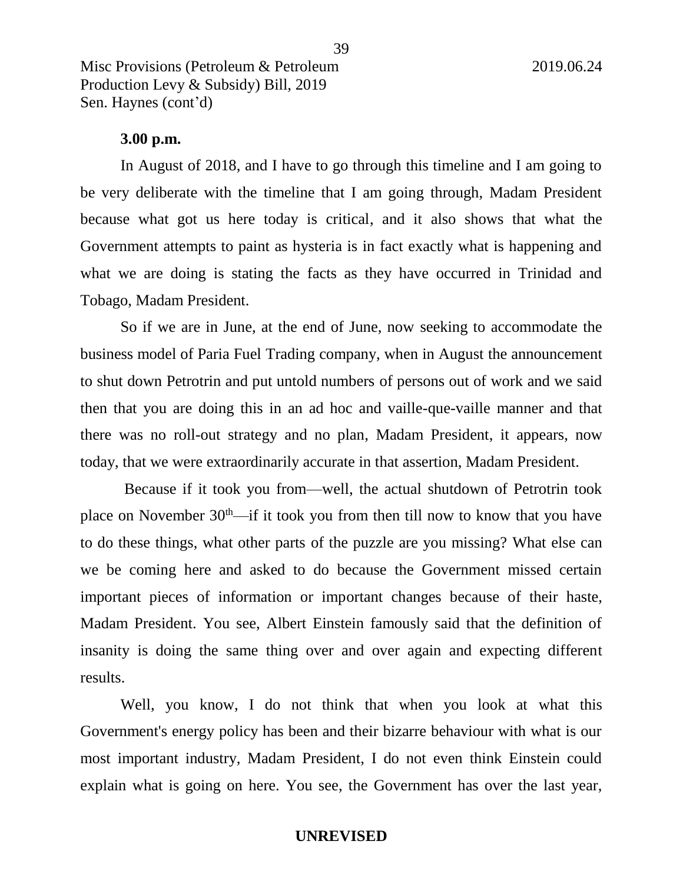**3.00 p.m.**

In August of 2018, and I have to go through this timeline and I am going to be very deliberate with the timeline that I am going through, Madam President because what got us here today is critical, and it also shows that what the Government attempts to paint as hysteria is in fact exactly what is happening and what we are doing is stating the facts as they have occurred in Trinidad and Tobago, Madam President.

So if we are in June, at the end of June, now seeking to accommodate the business model of Paria Fuel Trading company, when in August the announcement to shut down Petrotrin and put untold numbers of persons out of work and we said then that you are doing this in an ad hoc and vaille-que-vaille manner and that there was no roll-out strategy and no plan, Madam President, it appears, now today, that we were extraordinarily accurate in that assertion, Madam President.

Because if it took you from—well, the actual shutdown of Petrotrin took place on November 30th—if it took you from then till now to know that you have to do these things, what other parts of the puzzle are you missing? What else can we be coming here and asked to do because the Government missed certain important pieces of information or important changes because of their haste, Madam President. You see, Albert Einstein famously said that the definition of insanity is doing the same thing over and over again and expecting different results.

Well, you know, I do not think that when you look at what this Government's energy policy has been and their bizarre behaviour with what is our most important industry, Madam President, I do not even think Einstein could explain what is going on here. You see, the Government has over the last year,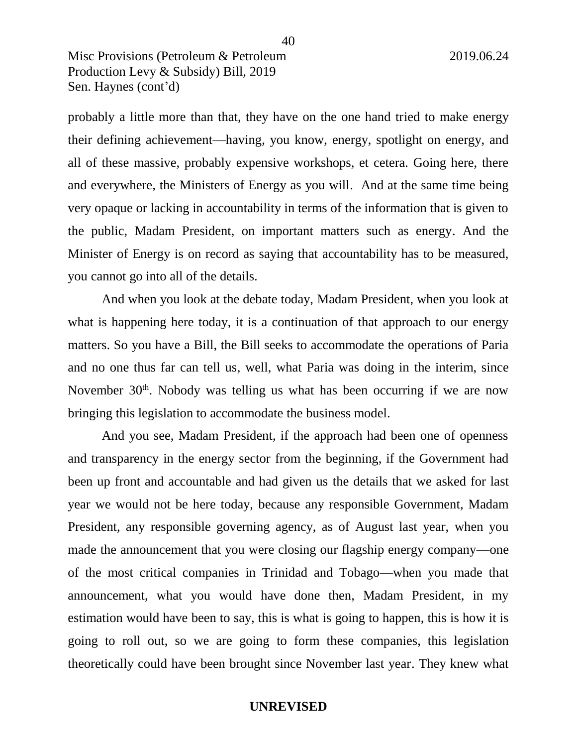probably a little more than that, they have on the one hand tried to make energy their defining achievement—having, you know, energy, spotlight on energy, and all of these massive, probably expensive workshops, et cetera. Going here, there and everywhere, the Ministers of Energy as you will. And at the same time being very opaque or lacking in accountability in terms of the information that is given to the public, Madam President, on important matters such as energy. And the Minister of Energy is on record as saying that accountability has to be measured, you cannot go into all of the details.

And when you look at the debate today, Madam President, when you look at what is happening here today, it is a continuation of that approach to our energy matters. So you have a Bill, the Bill seeks to accommodate the operations of Paria and no one thus far can tell us, well, what Paria was doing in the interim, since November 30th. Nobody was telling us what has been occurring if we are now bringing this legislation to accommodate the business model.

And you see, Madam President, if the approach had been one of openness and transparency in the energy sector from the beginning, if the Government had been up front and accountable and had given us the details that we asked for last year we would not be here today, because any responsible Government, Madam President, any responsible governing agency, as of August last year, when you made the announcement that you were closing our flagship energy company—one of the most critical companies in Trinidad and Tobago—when you made that announcement, what you would have done then, Madam President, in my estimation would have been to say, this is what is going to happen, this is how it is going to roll out, so we are going to form these companies, this legislation theoretically could have been brought since November last year. They knew what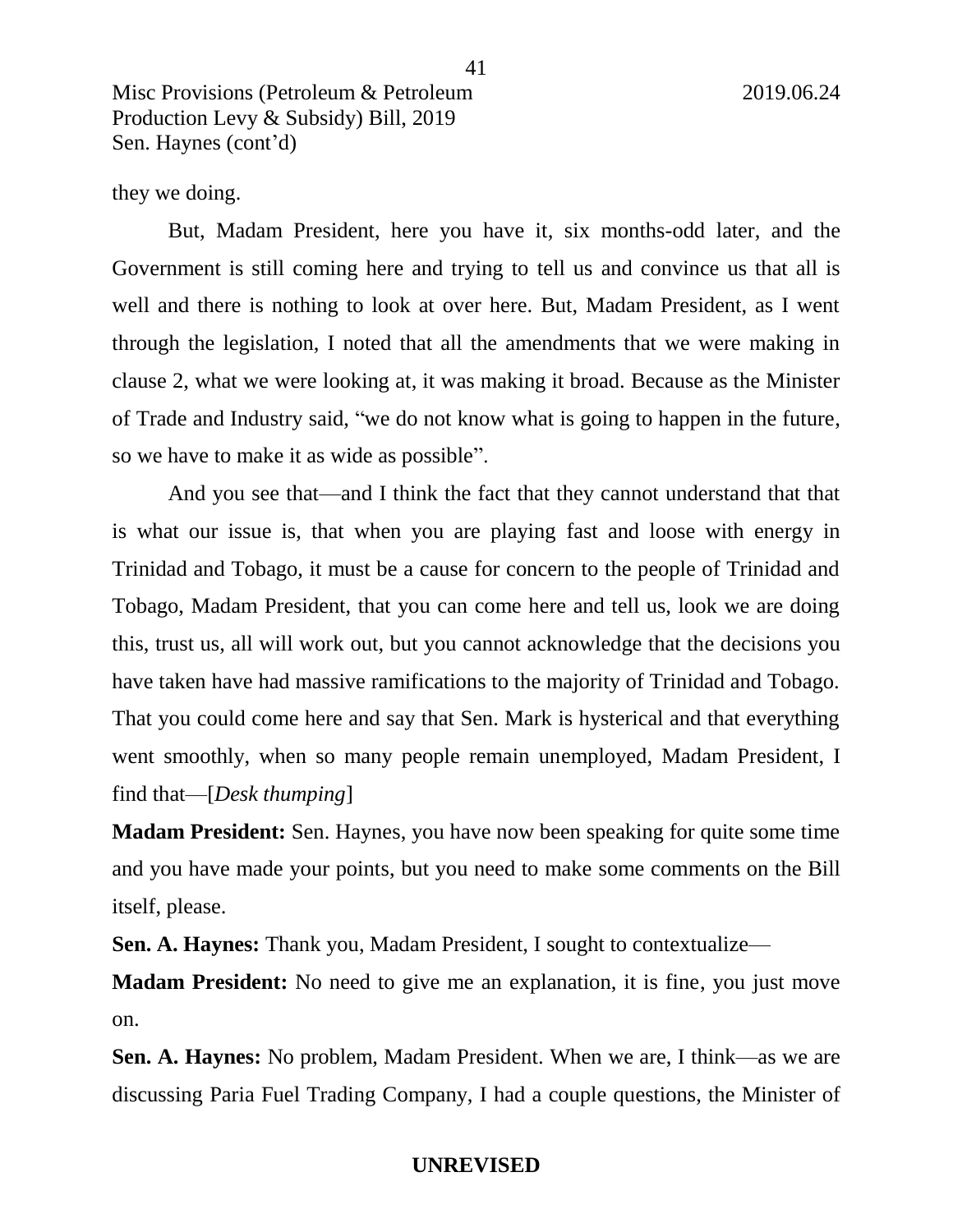they we doing.

But, Madam President, here you have it, six months-odd later, and the Government is still coming here and trying to tell us and convince us that all is well and there is nothing to look at over here. But, Madam President, as I went through the legislation, I noted that all the amendments that we were making in clause 2, what we were looking at, it was making it broad. Because as the Minister of Trade and Industry said, "we do not know what is going to happen in the future, so we have to make it as wide as possible".

And you see that—and I think the fact that they cannot understand that that is what our issue is, that when you are playing fast and loose with energy in Trinidad and Tobago, it must be a cause for concern to the people of Trinidad and Tobago, Madam President, that you can come here and tell us, look we are doing this, trust us, all will work out, but you cannot acknowledge that the decisions you have taken have had massive ramifications to the majority of Trinidad and Tobago. That you could come here and say that Sen. Mark is hysterical and that everything went smoothly, when so many people remain unemployed, Madam President, I find that—[*Desk thumping*]

**Madam President:** Sen. Haynes, you have now been speaking for quite some time and you have made your points, but you need to make some comments on the Bill itself, please.

**Sen. A. Haynes:** Thank you, Madam President, I sought to contextualize—

**Madam President:** No need to give me an explanation, it is fine, you just move on.

**Sen. A. Haynes:** No problem, Madam President. When we are, I think—as we are discussing Paria Fuel Trading Company, I had a couple questions, the Minister of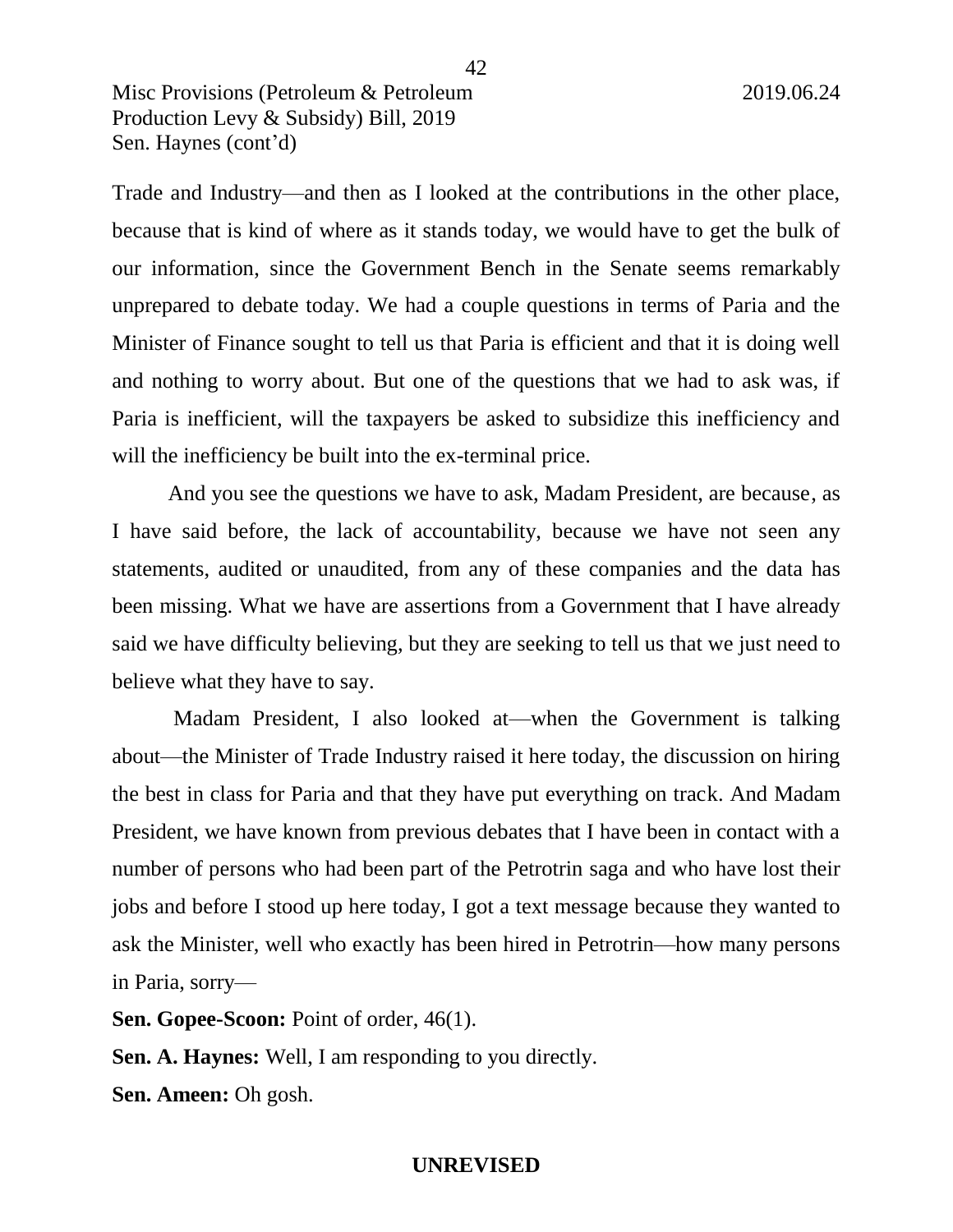Trade and Industry—and then as I looked at the contributions in the other place, because that is kind of where as it stands today, we would have to get the bulk of our information, since the Government Bench in the Senate seems remarkably unprepared to debate today. We had a couple questions in terms of Paria and the Minister of Finance sought to tell us that Paria is efficient and that it is doing well and nothing to worry about. But one of the questions that we had to ask was, if Paria is inefficient, will the taxpayers be asked to subsidize this inefficiency and will the inefficiency be built into the ex-terminal price.

And you see the questions we have to ask, Madam President, are because, as I have said before, the lack of accountability, because we have not seen any statements, audited or unaudited, from any of these companies and the data has been missing. What we have are assertions from a Government that I have already said we have difficulty believing, but they are seeking to tell us that we just need to believe what they have to say.

Madam President, I also looked at—when the Government is talking about—the Minister of Trade Industry raised it here today, the discussion on hiring the best in class for Paria and that they have put everything on track. And Madam President, we have known from previous debates that I have been in contact with a number of persons who had been part of the Petrotrin saga and who have lost their jobs and before I stood up here today, I got a text message because they wanted to ask the Minister, well who exactly has been hired in Petrotrin—how many persons in Paria, sorry—

**Sen. Gopee-Scoon:** Point of order, 46(1).

**Sen. A. Haynes:** Well, I am responding to you directly.

**Sen. Ameen:** Oh gosh.

**UNREVISED**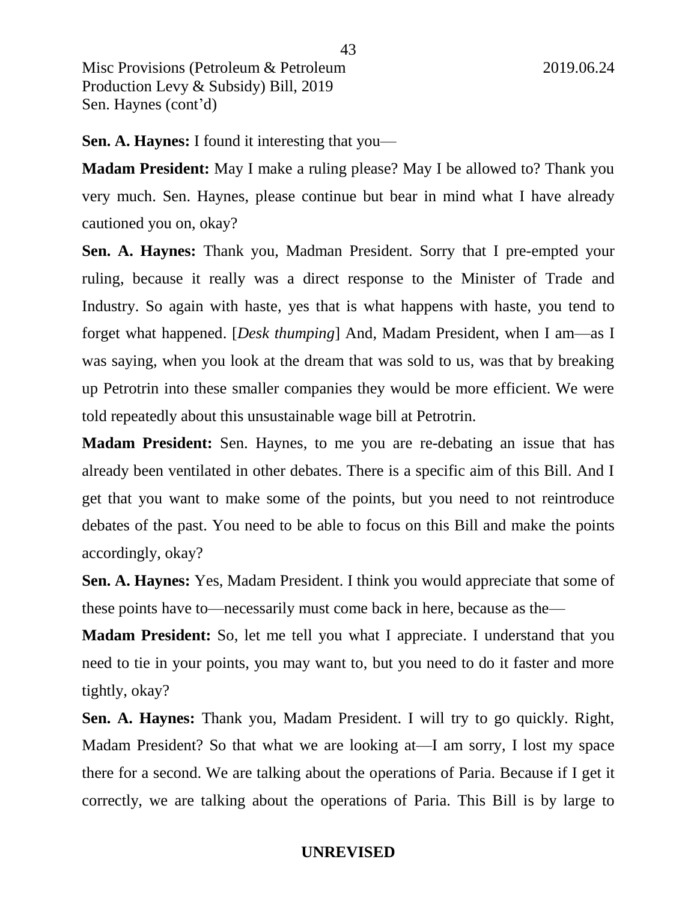**Sen. A. Haynes:** I found it interesting that you—

**Madam President:** May I make a ruling please? May I be allowed to? Thank you very much. Sen. Haynes, please continue but bear in mind what I have already cautioned you on, okay?

**Sen. A. Haynes:** Thank you, Madman President. Sorry that I pre-empted your ruling, because it really was a direct response to the Minister of Trade and Industry. So again with haste, yes that is what happens with haste, you tend to forget what happened. [*Desk thumping*] And, Madam President, when I am—as I was saying, when you look at the dream that was sold to us, was that by breaking up Petrotrin into these smaller companies they would be more efficient. We were told repeatedly about this unsustainable wage bill at Petrotrin.

**Madam President:** Sen. Haynes, to me you are re-debating an issue that has already been ventilated in other debates. There is a specific aim of this Bill. And I get that you want to make some of the points, but you need to not reintroduce debates of the past. You need to be able to focus on this Bill and make the points accordingly, okay?

**Sen. A. Haynes:** Yes, Madam President. I think you would appreciate that some of these points have to—necessarily must come back in here, because as the—

**Madam President:** So, let me tell you what I appreciate. I understand that you need to tie in your points, you may want to, but you need to do it faster and more tightly, okay?

**Sen. A. Haynes:** Thank you, Madam President. I will try to go quickly. Right, Madam President? So that what we are looking at—I am sorry, I lost my space there for a second. We are talking about the operations of Paria. Because if I get it correctly, we are talking about the operations of Paria. This Bill is by large to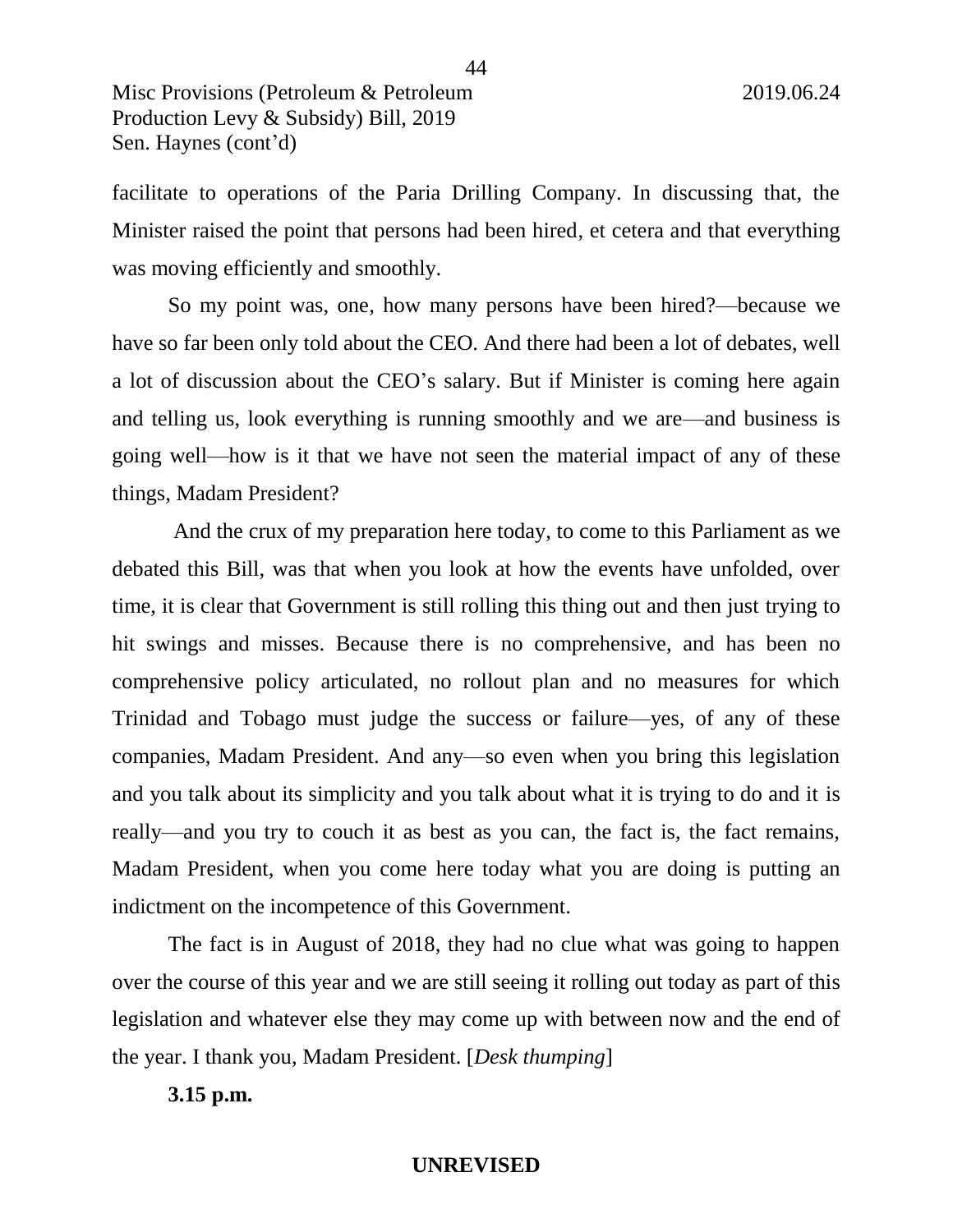facilitate to operations of the Paria Drilling Company. In discussing that, the Minister raised the point that persons had been hired, et cetera and that everything was moving efficiently and smoothly.

So my point was, one, how many persons have been hired?—because we have so far been only told about the CEO. And there had been a lot of debates, well a lot of discussion about the CEO's salary. But if Minister is coming here again and telling us, look everything is running smoothly and we are—and business is going well—how is it that we have not seen the material impact of any of these things, Madam President?

And the crux of my preparation here today, to come to this Parliament as we debated this Bill, was that when you look at how the events have unfolded, over time, it is clear that Government is still rolling this thing out and then just trying to hit swings and misses. Because there is no comprehensive, and has been no comprehensive policy articulated, no rollout plan and no measures for which Trinidad and Tobago must judge the success or failure—yes, of any of these companies, Madam President. And any—so even when you bring this legislation and you talk about its simplicity and you talk about what it is trying to do and it is really—and you try to couch it as best as you can, the fact is, the fact remains, Madam President, when you come here today what you are doing is putting an indictment on the incompetence of this Government.

The fact is in August of 2018, they had no clue what was going to happen over the course of this year and we are still seeing it rolling out today as part of this legislation and whatever else they may come up with between now and the end of the year. I thank you, Madam President. [*Desk thumping*]

**3.15 p.m.**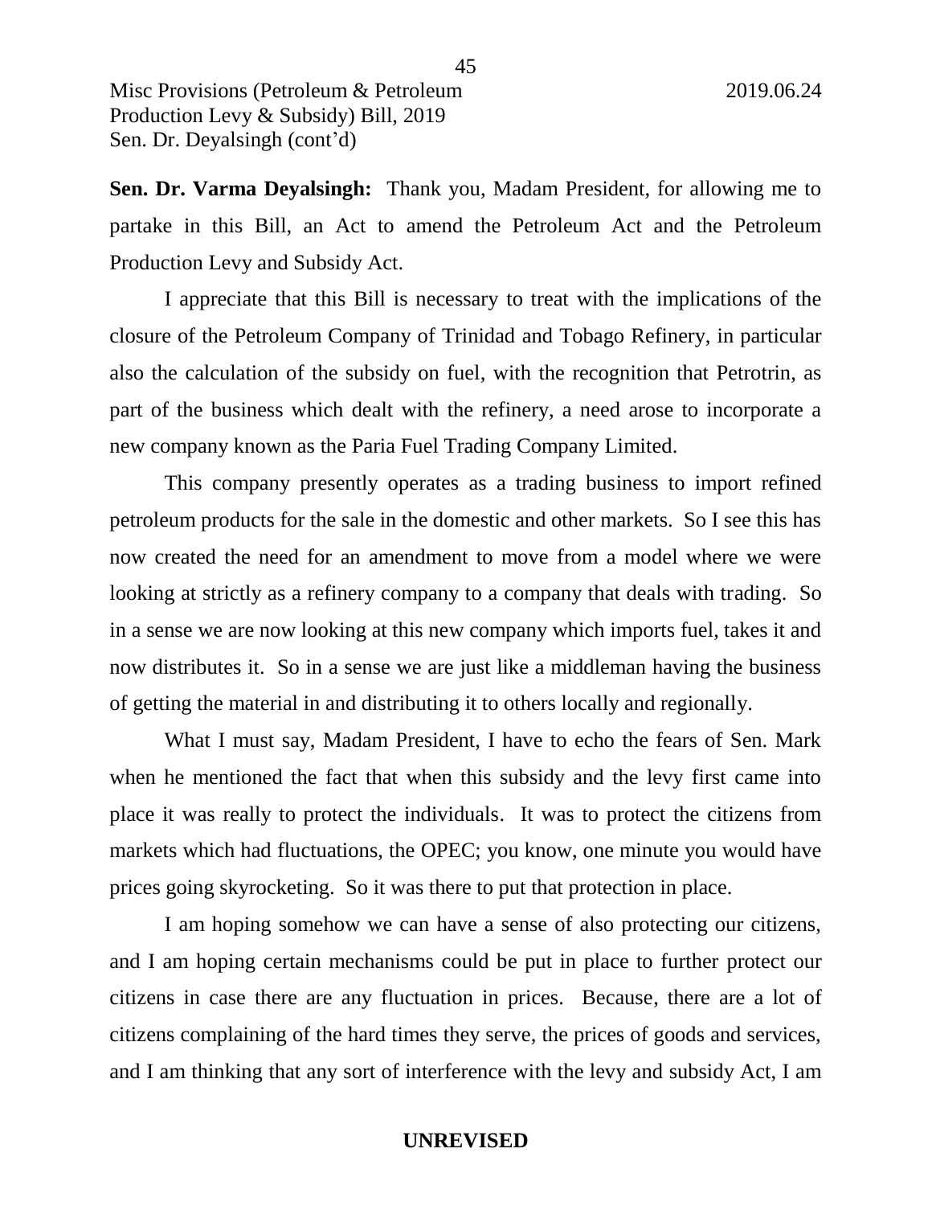**Sen. Dr. Varma Deyalsingh:** Thank you, Madam President, for allowing me to partake in this Bill, an Act to amend the Petroleum Act and the Petroleum Production Levy and Subsidy Act.

I appreciate that this Bill is necessary to treat with the implications of the closure of the Petroleum Company of Trinidad and Tobago Refinery, in particular also the calculation of the subsidy on fuel, with the recognition that Petrotrin, as part of the business which dealt with the refinery, a need arose to incorporate a new company known as the Paria Fuel Trading Company Limited.

This company presently operates as a trading business to import refined petroleum products for the sale in the domestic and other markets. So I see this has now created the need for an amendment to move from a model where we were looking at strictly as a refinery company to a company that deals with trading. So in a sense we are now looking at this new company which imports fuel, takes it and now distributes it. So in a sense we are just like a middleman having the business of getting the material in and distributing it to others locally and regionally.

What I must say, Madam President, I have to echo the fears of Sen. Mark when he mentioned the fact that when this subsidy and the levy first came into place it was really to protect the individuals. It was to protect the citizens from markets which had fluctuations, the OPEC; you know, one minute you would have prices going skyrocketing. So it was there to put that protection in place.

I am hoping somehow we can have a sense of also protecting our citizens, and I am hoping certain mechanisms could be put in place to further protect our citizens in case there are any fluctuation in prices. Because, there are a lot of citizens complaining of the hard times they serve, the prices of goods and services, and I am thinking that any sort of interference with the levy and subsidy Act, I am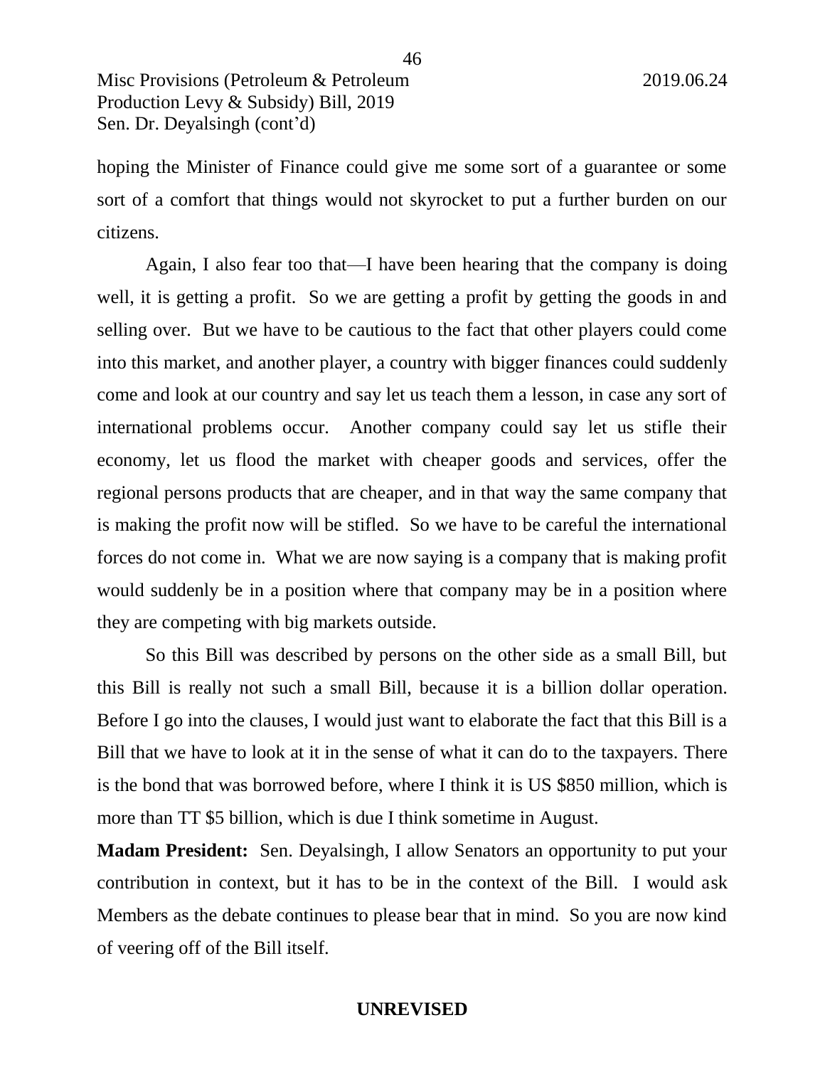hoping the Minister of Finance could give me some sort of a guarantee or some sort of a comfort that things would not skyrocket to put a further burden on our citizens.

Again, I also fear too that—I have been hearing that the company is doing well, it is getting a profit. So we are getting a profit by getting the goods in and selling over. But we have to be cautious to the fact that other players could come into this market, and another player, a country with bigger finances could suddenly come and look at our country and say let us teach them a lesson, in case any sort of international problems occur. Another company could say let us stifle their economy, let us flood the market with cheaper goods and services, offer the regional persons products that are cheaper, and in that way the same company that is making the profit now will be stifled. So we have to be careful the international forces do not come in. What we are now saying is a company that is making profit would suddenly be in a position where that company may be in a position where they are competing with big markets outside.

So this Bill was described by persons on the other side as a small Bill, but this Bill is really not such a small Bill, because it is a billion dollar operation. Before I go into the clauses, I would just want to elaborate the fact that this Bill is a Bill that we have to look at it in the sense of what it can do to the taxpayers. There is the bond that was borrowed before, where I think it is US $850 million, which is more than TT $5 billion, which is due I think sometime in August.

**Madam President:** Sen. Deyalsingh, I allow Senators an opportunity to put your contribution in context, but it has to be in the context of the Bill. I would ask Members as the debate continues to please bear that in mind. So you are now kind of veering off of the Bill itself.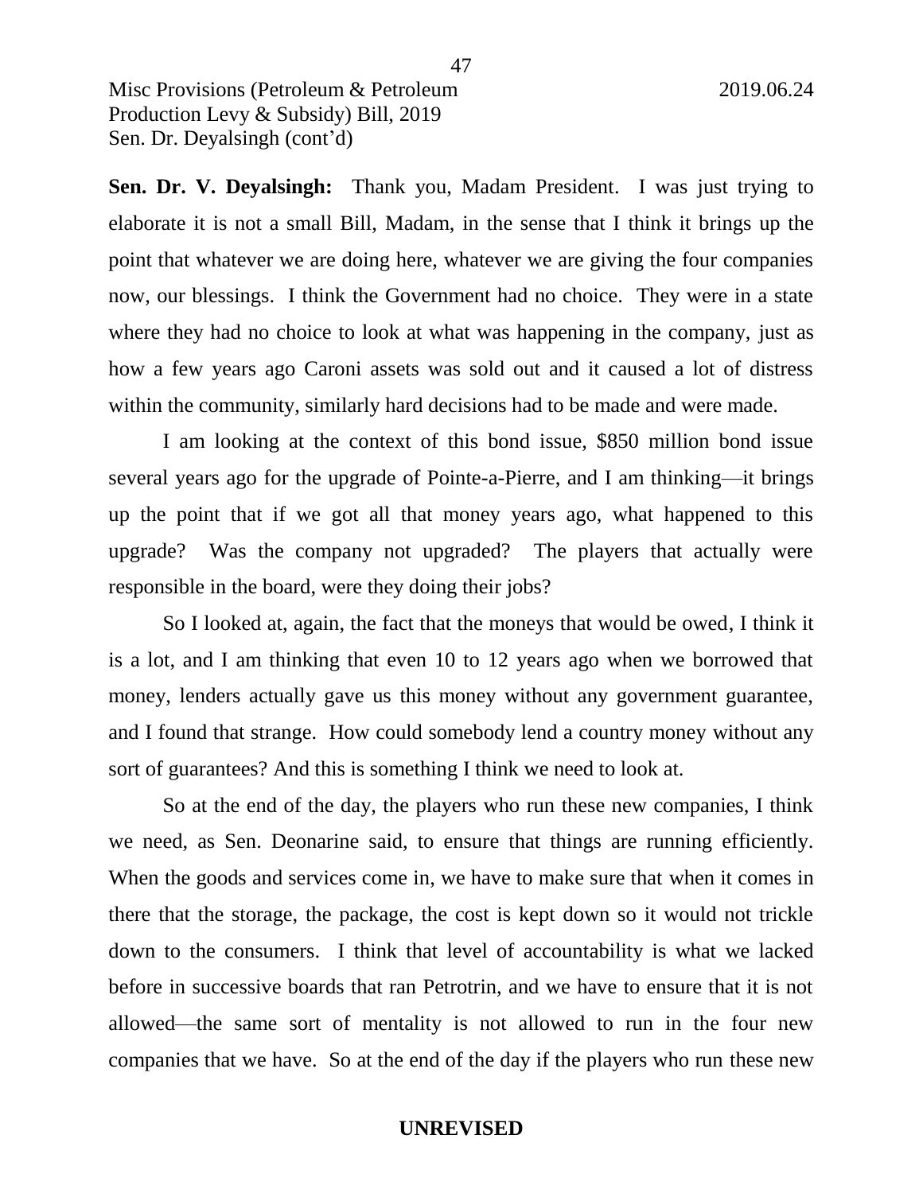**Sen. Dr. V. Deyalsingh:** Thank you, Madam President. I was just trying to elaborate it is not a small Bill, Madam, in the sense that I think it brings up the point that whatever we are doing here, whatever we are giving the four companies now, our blessings. I think the Government had no choice. They were in a state where they had no choice to look at what was happening in the company, just as how a few years ago Caroni assets was sold out and it caused a lot of distress within the community, similarly hard decisions had to be made and were made.

I am looking at the context of this bond issue, $850 million bond issue several years ago for the upgrade of Pointe-a-Pierre, and I am thinking—it brings up the point that if we got all that money years ago, what happened to this upgrade? Was the company not upgraded? The players that actually were responsible in the board, were they doing their jobs?

So I looked at, again, the fact that the moneys that would be owed, I think it is a lot, and I am thinking that even 10 to 12 years ago when we borrowed that money, lenders actually gave us this money without any government guarantee, and I found that strange. How could somebody lend a country money without any sort of guarantees? And this is something I think we need to look at.

So at the end of the day, the players who run these new companies, I think we need, as Sen. Deonarine said, to ensure that things are running efficiently. When the goods and services come in, we have to make sure that when it comes in there that the storage, the package, the cost is kept down so it would not trickle down to the consumers. I think that level of accountability is what we lacked before in successive boards that ran Petrotrin, and we have to ensure that it is not allowed—the same sort of mentality is not allowed to run in the four new companies that we have. So at the end of the day if the players who run these new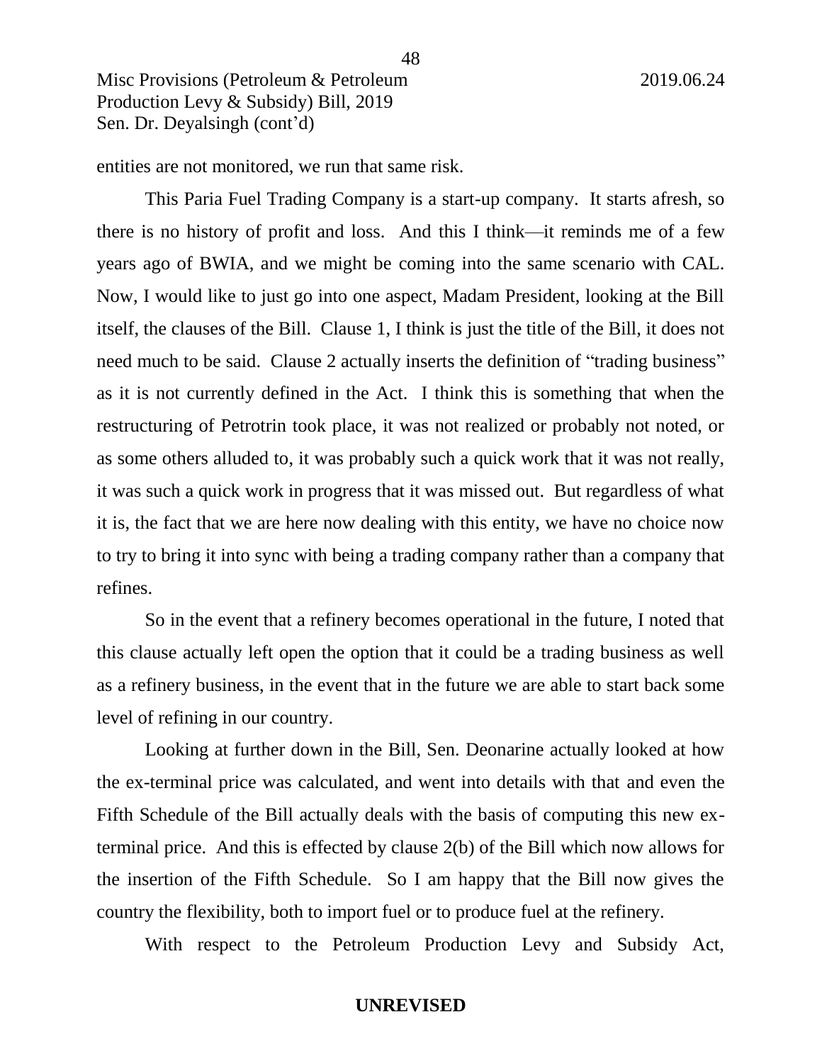entities are not monitored, we run that same risk.

This Paria Fuel Trading Company is a start-up company. It starts afresh, so there is no history of profit and loss. And this I think—it reminds me of a few years ago of BWIA, and we might be coming into the same scenario with CAL. Now, I would like to just go into one aspect, Madam President, looking at the Bill itself, the clauses of the Bill. Clause 1, I think is just the title of the Bill, it does not need much to be said. Clause 2 actually inserts the definition of "trading business" as it is not currently defined in the Act. I think this is something that when the restructuring of Petrotrin took place, it was not realized or probably not noted, or as some others alluded to, it was probably such a quick work that it was not really, it was such a quick work in progress that it was missed out. But regardless of what it is, the fact that we are here now dealing with this entity, we have no choice now to try to bring it into sync with being a trading company rather than a company that refines.

So in the event that a refinery becomes operational in the future, I noted that this clause actually left open the option that it could be a trading business as well as a refinery business, in the event that in the future we are able to start back some level of refining in our country.

Looking at further down in the Bill, Sen. Deonarine actually looked at how the ex-terminal price was calculated, and went into details with that and even the Fifth Schedule of the Bill actually deals with the basis of computing this new ex-terminal price. And this is effected by clause 2(b) of the Bill which now allows for the insertion of the Fifth Schedule. So I am happy that the Bill now gives the country the flexibility, both to import fuel or to produce fuel at the refinery.

With respect to the Petroleum Production Levy and Subsidy Act,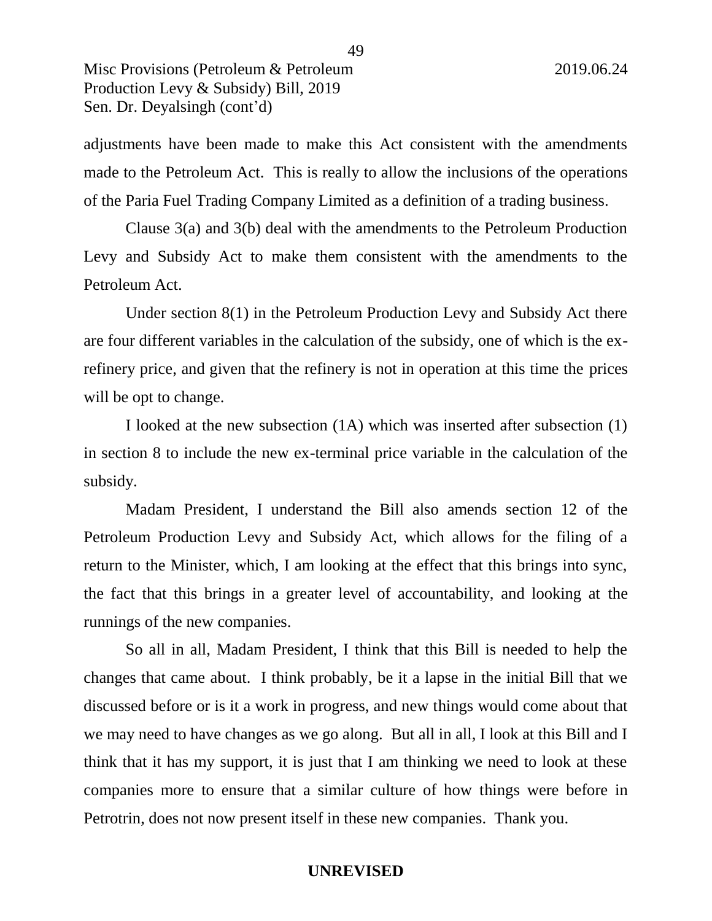adjustments have been made to make this Act consistent with the amendments made to the Petroleum Act. This is really to allow the inclusions of the operations of the Paria Fuel Trading Company Limited as a definition of a trading business.

Clause 3(a) and 3(b) deal with the amendments to the Petroleum Production Levy and Subsidy Act to make them consistent with the amendments to the Petroleum Act.

Under section 8(1) in the Petroleum Production Levy and Subsidy Act there are four different variables in the calculation of the subsidy, one of which is the ex-refinery price, and given that the refinery is not in operation at this time the prices will be opt to change.

I looked at the new subsection (1A) which was inserted after subsection (1) in section 8 to include the new ex-terminal price variable in the calculation of the subsidy.

Madam President, I understand the Bill also amends section 12 of the Petroleum Production Levy and Subsidy Act, which allows for the filing of a return to the Minister, which, I am looking at the effect that this brings into sync, the fact that this brings in a greater level of accountability, and looking at the runnings of the new companies.

So all in all, Madam President, I think that this Bill is needed to help the changes that came about. I think probably, be it a lapse in the initial Bill that we discussed before or is it a work in progress, and new things would come about that we may need to have changes as we go along. But all in all, I look at this Bill and I think that it has my support, it is just that I am thinking we need to look at these companies more to ensure that a similar culture of how things were before in Petrotrin, does not now present itself in these new companies. Thank you.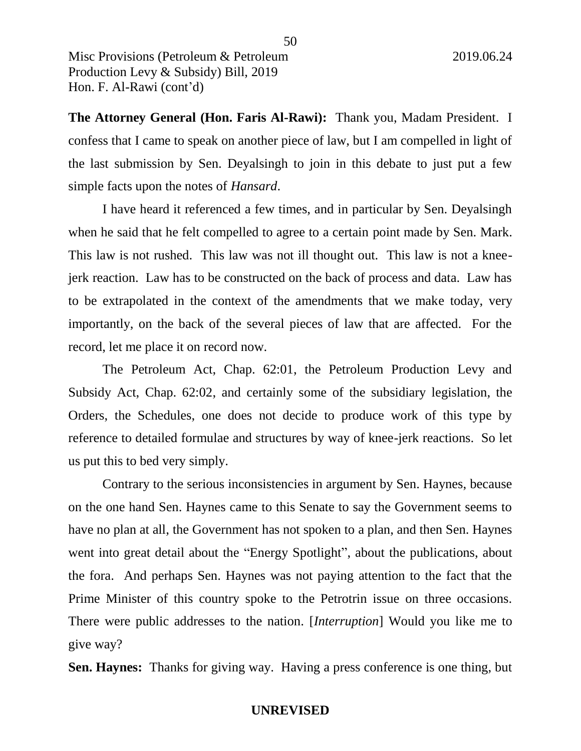**The Attorney General (Hon. Faris Al-Rawi):** Thank you, Madam President. I confess that I came to speak on another piece of law, but I am compelled in light of the last submission by Sen. Deyalsingh to join in this debate to just put a few simple facts upon the notes of *Hansard*.

I have heard it referenced a few times, and in particular by Sen. Deyalsingh when he said that he felt compelled to agree to a certain point made by Sen. Mark. This law is not rushed. This law was not ill thought out. This law is not a knee-jerk reaction. Law has to be constructed on the back of process and data. Law has to be extrapolated in the context of the amendments that we make today, very importantly, on the back of the several pieces of law that are affected. For the record, let me place it on record now.

The Petroleum Act, Chap. 62:01, the Petroleum Production Levy and Subsidy Act, Chap. 62:02, and certainly some of the subsidiary legislation, the Orders, the Schedules, one does not decide to produce work of this type by reference to detailed formulae and structures by way of knee-jerk reactions. So let us put this to bed very simply.

Contrary to the serious inconsistencies in argument by Sen. Haynes, because on the one hand Sen. Haynes came to this Senate to say the Government seems to have no plan at all, the Government has not spoken to a plan, and then Sen. Haynes went into great detail about the "Energy Spotlight", about the publications, about the fora. And perhaps Sen. Haynes was not paying attention to the fact that the Prime Minister of this country spoke to the Petrotrin issue on three occasions. There were public addresses to the nation. [*Interruption*] Would you like me to give way?

**Sen. Haynes:** Thanks for giving way. Having a press conference is one thing, but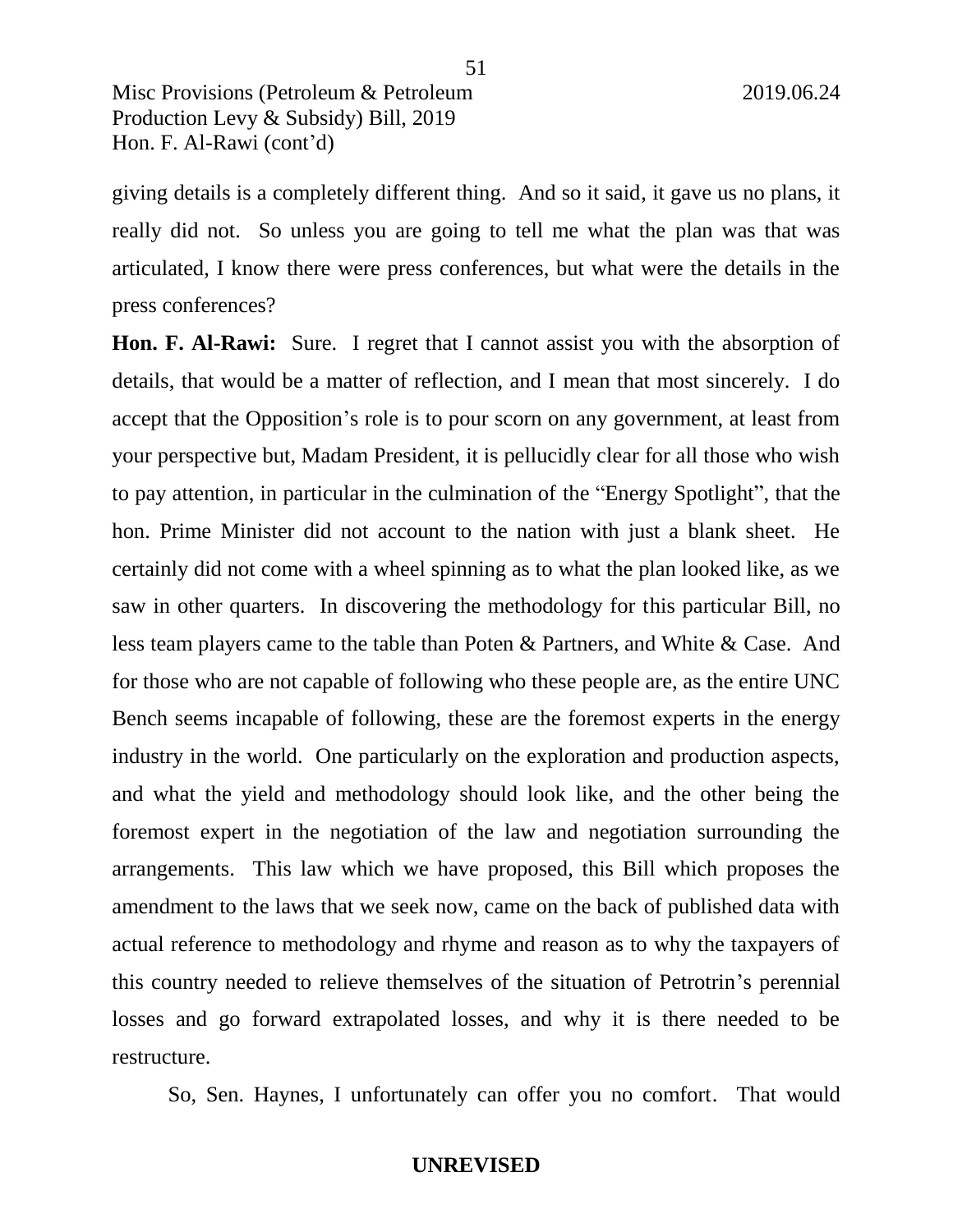giving details is a completely different thing. And so it said, it gave us no plans, it really did not. So unless you are going to tell me what the plan was that was articulated, I know there were press conferences, but what were the details in the press conferences?

**Hon. F. Al-Rawi:** Sure. I regret that I cannot assist you with the absorption of details, that would be a matter of reflection, and I mean that most sincerely. I do accept that the Opposition's role is to pour scorn on any government, at least from your perspective but, Madam President, it is pellucidly clear for all those who wish to pay attention, in particular in the culmination of the "Energy Spotlight", that the hon. Prime Minister did not account to the nation with just a blank sheet. He certainly did not come with a wheel spinning as to what the plan looked like, as we saw in other quarters. In discovering the methodology for this particular Bill, no less team players came to the table than Poten & Partners, and White & Case. And for those who are not capable of following who these people are, as the entire UNC Bench seems incapable of following, these are the foremost experts in the energy industry in the world. One particularly on the exploration and production aspects, and what the yield and methodology should look like, and the other being the foremost expert in the negotiation of the law and negotiation surrounding the arrangements. This law which we have proposed, this Bill which proposes the amendment to the laws that we seek now, came on the back of published data with actual reference to methodology and rhyme and reason as to why the taxpayers of this country needed to relieve themselves of the situation of Petrotrin's perennial losses and go forward extrapolated losses, and why it is there needed to be restructure.

So, Sen. Haynes, I unfortunately can offer you no comfort. That would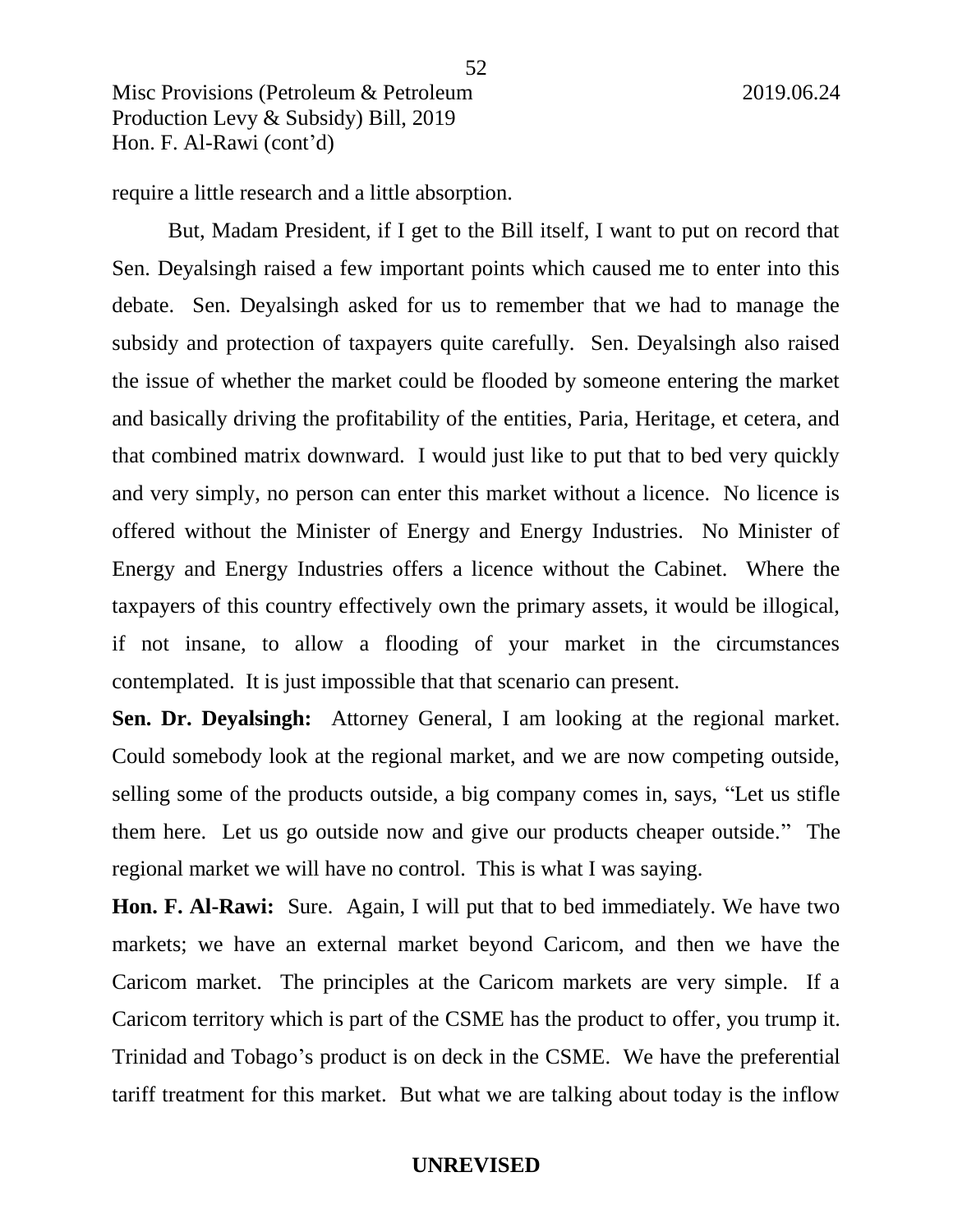require a little research and a little absorption.

But, Madam President, if I get to the Bill itself, I want to put on record that Sen. Deyalsingh raised a few important points which caused me to enter into this debate. Sen. Deyalsingh asked for us to remember that we had to manage the subsidy and protection of taxpayers quite carefully. Sen. Deyalsingh also raised the issue of whether the market could be flooded by someone entering the market and basically driving the profitability of the entities, Paria, Heritage, et cetera, and that combined matrix downward. I would just like to put that to bed very quickly and very simply, no person can enter this market without a licence. No licence is offered without the Minister of Energy and Energy Industries. No Minister of Energy and Energy Industries offers a licence without the Cabinet. Where the taxpayers of this country effectively own the primary assets, it would be illogical, if not insane, to allow a flooding of your market in the circumstances contemplated. It is just impossible that that scenario can present.

**Sen. Dr. Deyalsingh:** Attorney General, I am looking at the regional market. Could somebody look at the regional market, and we are now competing outside, selling some of the products outside, a big company comes in, says, "Let us stifle them here. Let us go outside now and give our products cheaper outside." The regional market we will have no control. This is what I was saying.

**Hon. F. Al-Rawi:** Sure. Again, I will put that to bed immediately. We have two markets; we have an external market beyond Caricom, and then we have the Caricom market. The principles at the Caricom markets are very simple. If a Caricom territory which is part of the CSME has the product to offer, you trump it. Trinidad and Tobago's product is on deck in the CSME. We have the preferential tariff treatment for this market. But what we are talking about today is the inflow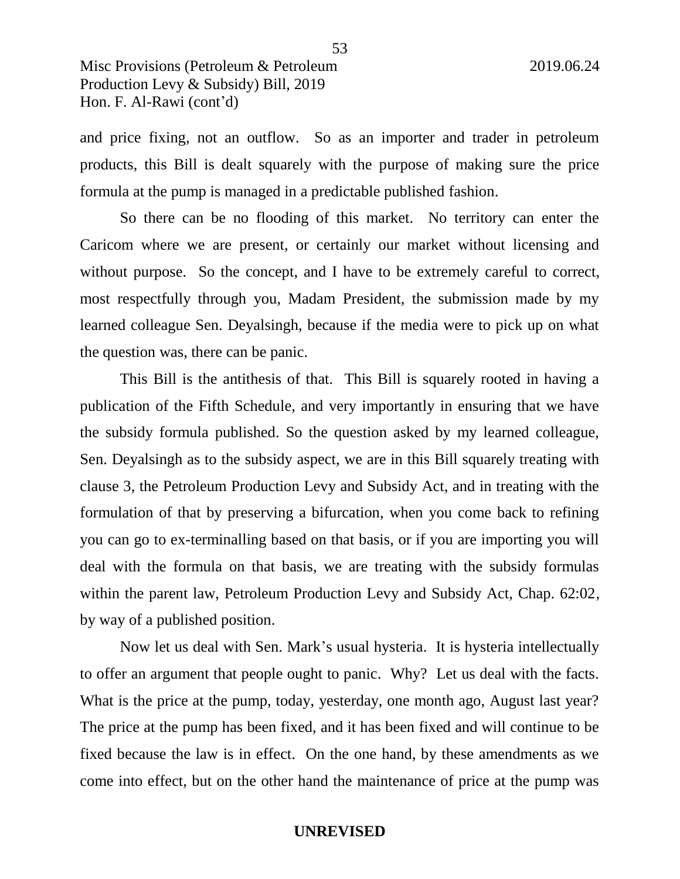and price fixing, not an outflow. So as an importer and trader in petroleum products, this Bill is dealt squarely with the purpose of making sure the price formula at the pump is managed in a predictable published fashion.

So there can be no flooding of this market. No territory can enter the Caricom where we are present, or certainly our market without licensing and without purpose. So the concept, and I have to be extremely careful to correct, most respectfully through you, Madam President, the submission made by my learned colleague Sen. Deyalsingh, because if the media were to pick up on what the question was, there can be panic.

This Bill is the antithesis of that. This Bill is squarely rooted in having a publication of the Fifth Schedule, and very importantly in ensuring that we have the subsidy formula published. So the question asked by my learned colleague, Sen. Deyalsingh as to the subsidy aspect, we are in this Bill squarely treating with clause 3, the Petroleum Production Levy and Subsidy Act, and in treating with the formulation of that by preserving a bifurcation, when you come back to refining you can go to ex-terminalling based on that basis, or if you are importing you will deal with the formula on that basis, we are treating with the subsidy formulas within the parent law, Petroleum Production Levy and Subsidy Act, Chap. 62:02, by way of a published position.

Now let us deal with Sen. Mark's usual hysteria. It is hysteria intellectually to offer an argument that people ought to panic. Why? Let us deal with the facts. What is the price at the pump, today, yesterday, one month ago, August last year? The price at the pump has been fixed, and it has been fixed and will continue to be fixed because the law is in effect. On the one hand, by these amendments as we come into effect, but on the other hand the maintenance of price at the pump was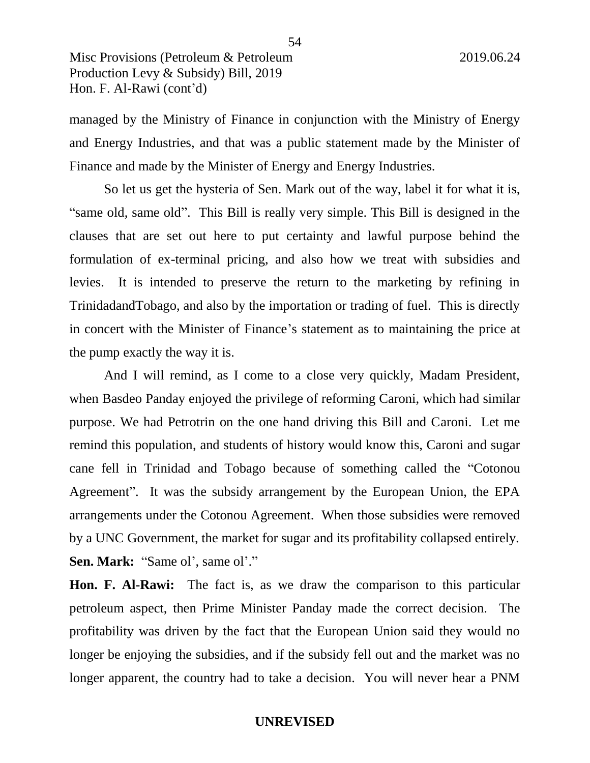managed by the Ministry of Finance in conjunction with the Ministry of Energy and Energy Industries, and that was a public statement made by the Minister of Finance and made by the Minister of Energy and Energy Industries.

So let us get the hysteria of Sen. Mark out of the way, label it for what it is, "same old, same old". This Bill is really very simple. This Bill is designed in the clauses that are set out here to put certainty and lawful purpose behind the formulation of ex-terminal pricing, and also how we treat with subsidies and levies. It is intended to preserve the return to the marketing by refining in TrinidadandTobago, and also by the importation or trading of fuel. This is directly in concert with the Minister of Finance's statement as to maintaining the price at the pump exactly the way it is.

And I will remind, as I come to a close very quickly, Madam President, when Basdeo Panday enjoyed the privilege of reforming Caroni, which had similar purpose. We had Petrotrin on the one hand driving this Bill and Caroni. Let me remind this population, and students of history would know this, Caroni and sugar cane fell in Trinidad and Tobago because of something called the "Cotonou Agreement". It was the subsidy arrangement by the European Union, the EPA arrangements under the Cotonou Agreement. When those subsidies were removed by a UNC Government, the market for sugar and its profitability collapsed entirely.

**Sen. Mark:** "Same ol', same ol'."

**Hon. F. Al-Rawi:** The fact is, as we draw the comparison to this particular petroleum aspect, then Prime Minister Panday made the correct decision. The profitability was driven by the fact that the European Union said they would no longer be enjoying the subsidies, and if the subsidy fell out and the market was no longer apparent, the country had to take a decision. You will never hear a PNM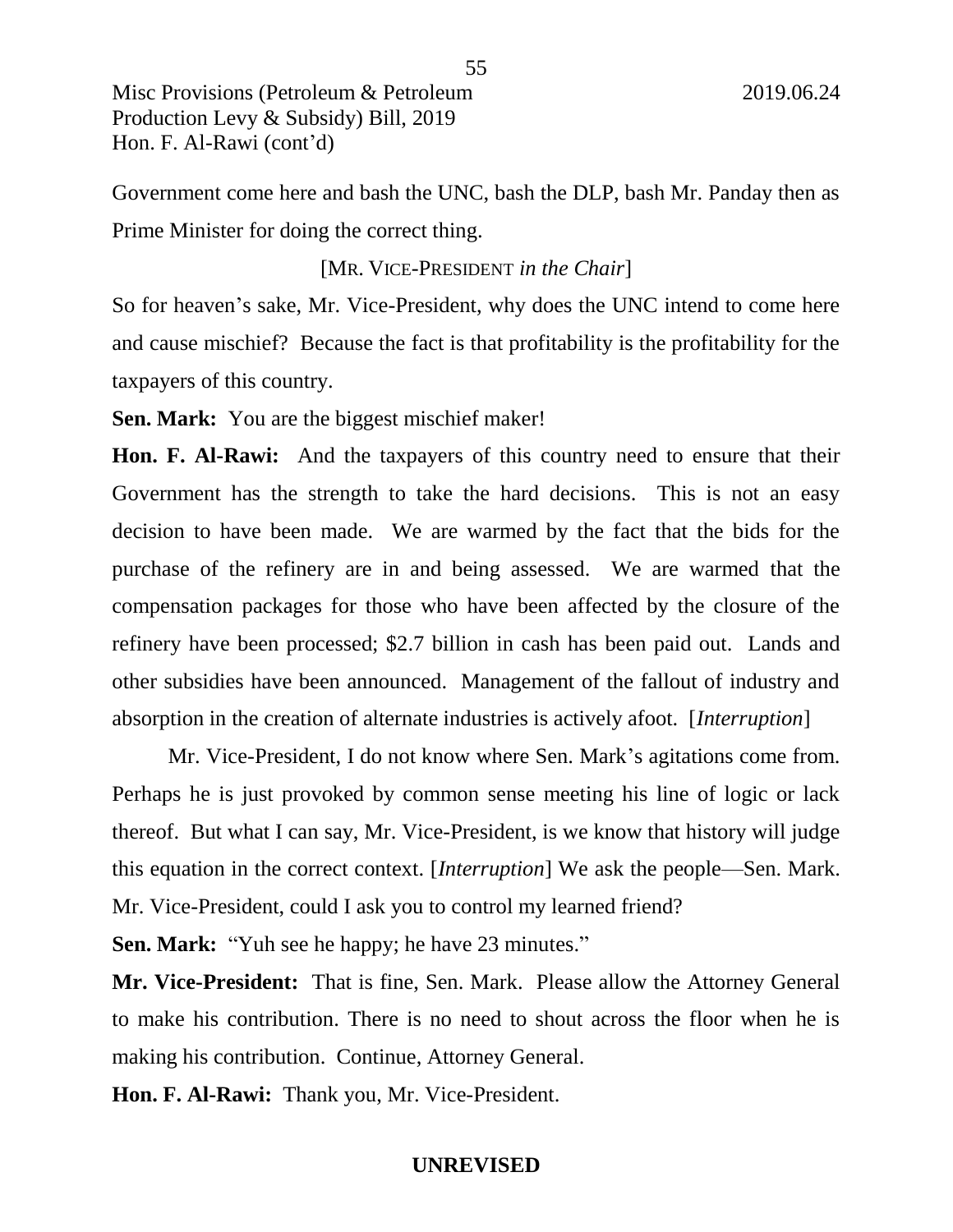Government come here and bash the UNC, bash the DLP, bash Mr. Panday then as Prime Minister for doing the correct thing.

[MR. VICE-PRESIDENT *in the Chair*]

So for heaven's sake, Mr. Vice-President, why does the UNC intend to come here and cause mischief? Because the fact is that profitability is the profitability for the taxpayers of this country.

**Sen. Mark:** You are the biggest mischief maker!

**Hon. F. Al-Rawi:** And the taxpayers of this country need to ensure that their Government has the strength to take the hard decisions. This is not an easy decision to have been made. We are warmed by the fact that the bids for the purchase of the refinery are in and being assessed. We are warmed that the compensation packages for those who have been affected by the closure of the refinery have been processed; $2.7 billion in cash has been paid out. Lands and other subsidies have been announced. Management of the fallout of industry and absorption in the creation of alternate industries is actively afoot. [*Interruption*]

Mr. Vice-President, I do not know where Sen. Mark's agitations come from. Perhaps he is just provoked by common sense meeting his line of logic or lack thereof. But what I can say, Mr. Vice-President, is we know that history will judge this equation in the correct context. [*Interruption*] We ask the people—Sen. Mark. Mr. Vice-President, could I ask you to control my learned friend?

**Sen. Mark:** "Yuh see he happy; he have 23 minutes."

**Mr. Vice-President:** That is fine, Sen. Mark. Please allow the Attorney General to make his contribution. There is no need to shout across the floor when he is making his contribution. Continue, Attorney General.

**Hon. F. Al-Rawi:** Thank you, Mr. Vice-President.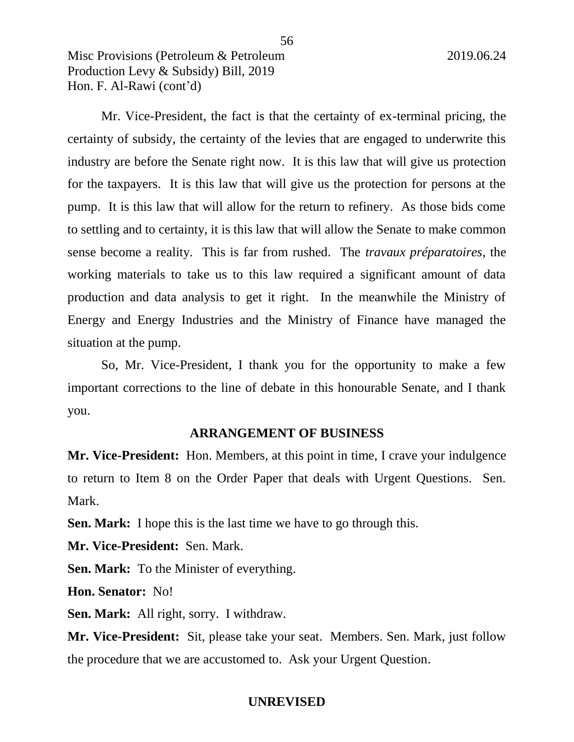Mr. Vice-President, the fact is that the certainty of ex-terminal pricing, the certainty of subsidy, the certainty of the levies that are engaged to underwrite this industry are before the Senate right now. It is this law that will give us protection for the taxpayers. It is this law that will give us the protection for persons at the pump. It is this law that will allow for the return to refinery. As those bids come to settling and to certainty, it is this law that will allow the Senate to make common sense become a reality. This is far from rushed. The *travaux préparatoires*, the working materials to take us to this law required a significant amount of data production and data analysis to get it right. In the meanwhile the Ministry of Energy and Energy Industries and the Ministry of Finance have managed the situation at the pump.

So, Mr. Vice-President, I thank you for the opportunity to make a few important corrections to the line of debate in this honourable Senate, and I thank you.

## ARRANGEMENT OF BUSINESS

**Mr. Vice-President:** Hon. Members, at this point in time, I crave your indulgence to return to Item 8 on the Order Paper that deals with Urgent Questions. Sen. Mark.

**Sen. Mark:** I hope this is the last time we have to go through this.

**Mr. Vice-President:** Sen. Mark.

**Sen. Mark:** To the Minister of everything.

**Hon. Senator:** No!

**Sen. Mark:** All right, sorry. I withdraw.

**Mr. Vice-President:** Sit, please take your seat. Members. Sen. Mark, just follow the procedure that we are accustomed to. Ask your Urgent Question.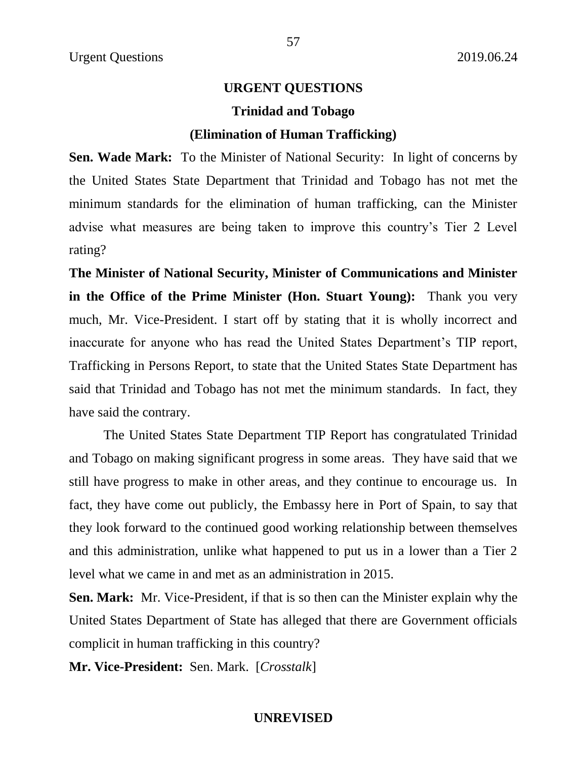## URGENT QUESTIONS

### Trinidad and Tobago

### (Elimination of Human Trafficking)

**Sen. Wade Mark:** To the Minister of National Security: In light of concerns by the United States State Department that Trinidad and Tobago has not met the minimum standards for the elimination of human trafficking, can the Minister advise what measures are being taken to improve this country's Tier 2 Level rating?

**The Minister of National Security, Minister of Communications and Minister in the Office of the Prime Minister (Hon. Stuart Young):** Thank you very much, Mr. Vice-President. I start off by stating that it is wholly incorrect and inaccurate for anyone who has read the United States Department's TIP report, Trafficking in Persons Report, to state that the United States State Department has said that Trinidad and Tobago has not met the minimum standards. In fact, they have said the contrary.

The United States State Department TIP Report has congratulated Trinidad and Tobago on making significant progress in some areas. They have said that we still have progress to make in other areas, and they continue to encourage us. In fact, they have come out publicly, the Embassy here in Port of Spain, to say that they look forward to the continued good working relationship between themselves and this administration, unlike what happened to put us in a lower than a Tier 2 level what we came in and met as an administration in 2015.

**Sen. Mark:** Mr. Vice-President, if that is so then can the Minister explain why the United States Department of State has alleged that there are Government officials complicit in human trafficking in this country?

**Mr. Vice-President:** Sen. Mark. [*Crosstalk*]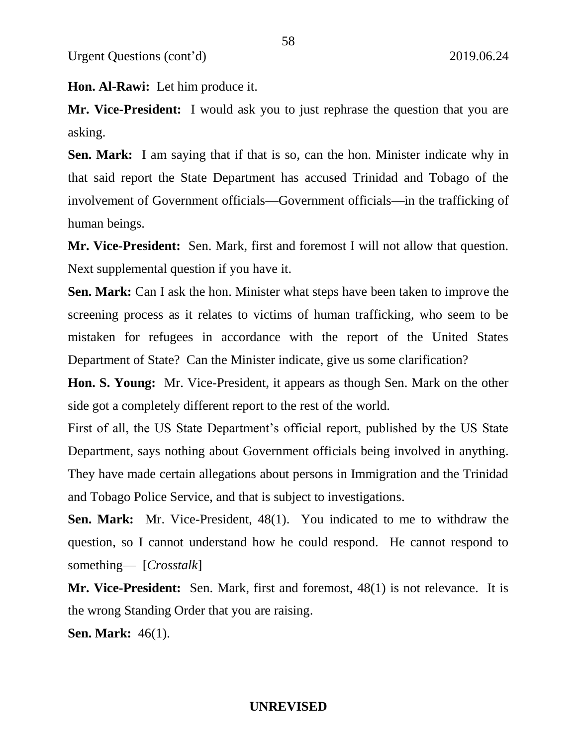**Hon. Al-Rawi:** Let him produce it.

**Mr. Vice-President:** I would ask you to just rephrase the question that you are asking.

**Sen. Mark:** I am saying that if that is so, can the hon. Minister indicate why in that said report the State Department has accused Trinidad and Tobago of the involvement of Government officials—Government officials—in the trafficking of human beings.

**Mr. Vice-President:** Sen. Mark, first and foremost I will not allow that question. Next supplemental question if you have it.

**Sen. Mark:** Can I ask the hon. Minister what steps have been taken to improve the screening process as it relates to victims of human trafficking, who seem to be mistaken for refugees in accordance with the report of the United States Department of State? Can the Minister indicate, give us some clarification?

**Hon. S. Young:** Mr. Vice-President, it appears as though Sen. Mark on the other side got a completely different report to the rest of the world.

First of all, the US State Department's official report, published by the US State Department, says nothing about Government officials being involved in anything. They have made certain allegations about persons in Immigration and the Trinidad and Tobago Police Service, and that is subject to investigations.

**Sen. Mark:** Mr. Vice-President, 48(1). You indicated to me to withdraw the question, so I cannot understand how he could respond. He cannot respond to something— [*Crosstalk*]

**Mr. Vice-President:** Sen. Mark, first and foremost, 48(1) is not relevance. It is the wrong Standing Order that you are raising.

**Sen. Mark:** 46(1).

UNREVISED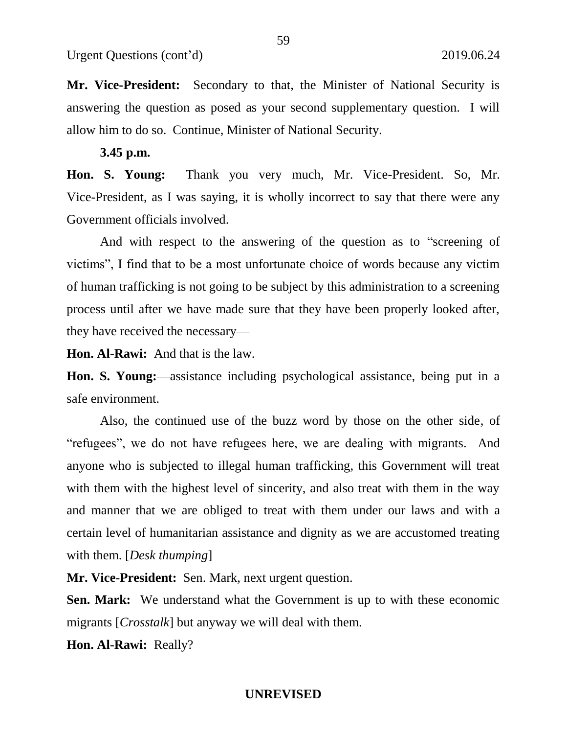**Mr. Vice-President:** Secondary to that, the Minister of National Security is answering the question as posed as your second supplementary question. I will allow him to do so. Continue, Minister of National Security.

**3.45 p.m.**

**Hon. S. Young:** Thank you very much, Mr. Vice-President. So, Mr. Vice-President, as I was saying, it is wholly incorrect to say that there were any Government officials involved.

And with respect to the answering of the question as to "screening of victims", I find that to be a most unfortunate choice of words because any victim of human trafficking is not going to be subject by this administration to a screening process until after we have made sure that they have been properly looked after, they have received the necessary—

**Hon. Al-Rawi:** And that is the law.

**Hon. S. Young:**—assistance including psychological assistance, being put in a safe environment.

Also, the continued use of the buzz word by those on the other side, of "refugees", we do not have refugees here, we are dealing with migrants. And anyone who is subjected to illegal human trafficking, this Government will treat with them with the highest level of sincerity, and also treat with them in the way and manner that we are obliged to treat with them under our laws and with a certain level of humanitarian assistance and dignity as we are accustomed treating with them. [*Desk thumping*]

**Mr. Vice-President:** Sen. Mark, next urgent question.

**Sen. Mark:** We understand what the Government is up to with these economic migrants [*Crosstalk*] but anyway we will deal with them.

**Hon. Al-Rawi:** Really?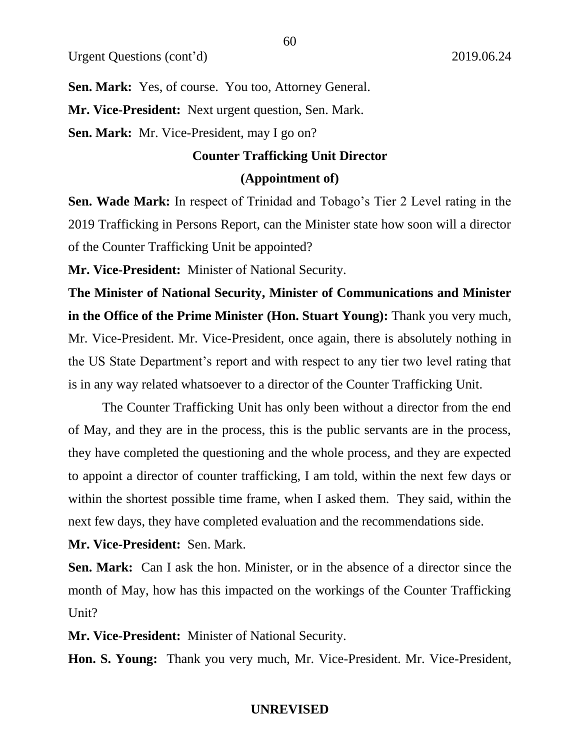**Sen. Mark:** Yes, of course. You too, Attorney General.

**Mr. Vice-President:** Next urgent question, Sen. Mark.

**Sen. Mark:** Mr. Vice-President, may I go on?

### Counter Trafficking Unit Director

### (Appointment of)

**Sen. Wade Mark:** In respect of Trinidad and Tobago's Tier 2 Level rating in the 2019 Trafficking in Persons Report, can the Minister state how soon will a director of the Counter Trafficking Unit be appointed?

**Mr. Vice-President:** Minister of National Security.

**The Minister of National Security, Minister of Communications and Minister in the Office of the Prime Minister (Hon. Stuart Young):** Thank you very much, Mr. Vice-President. Mr. Vice-President, once again, there is absolutely nothing in the US State Department's report and with respect to any tier two level rating that is in any way related whatsoever to a director of the Counter Trafficking Unit.

The Counter Trafficking Unit has only been without a director from the end of May, and they are in the process, this is the public servants are in the process, they have completed the questioning and the whole process, and they are expected to appoint a director of counter trafficking, I am told, within the next few days or within the shortest possible time frame, when I asked them. They said, within the next few days, they have completed evaluation and the recommendations side.

**Mr. Vice-President:** Sen. Mark.

**Sen. Mark:** Can I ask the hon. Minister, or in the absence of a director since the month of May, how has this impacted on the workings of the Counter Trafficking Unit?

**Mr. Vice-President:** Minister of National Security.

**Hon. S. Young:** Thank you very much, Mr. Vice-President. Mr. Vice-President,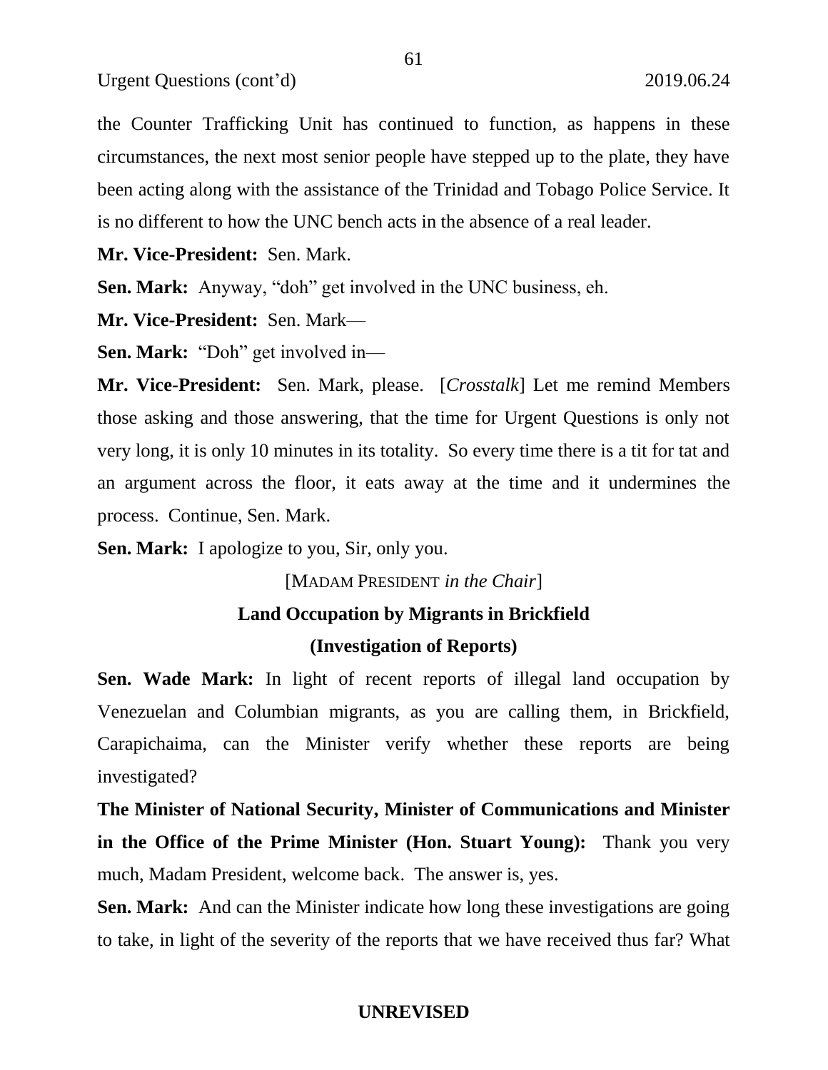the Counter Trafficking Unit has continued to function, as happens in these circumstances, the next most senior people have stepped up to the plate, they have been acting along with the assistance of the Trinidad and Tobago Police Service. It is no different to how the UNC bench acts in the absence of a real leader.

**Mr. Vice-President:** Sen. Mark.

**Sen. Mark:** Anyway, "doh" get involved in the UNC business, eh.

**Mr. Vice-President:** Sen. Mark—

**Sen. Mark:** "Doh" get involved in—

**Mr. Vice-President:** Sen. Mark, please. [*Crosstalk*] Let me remind Members those asking and those answering, that the time for Urgent Questions is only not very long, it is only 10 minutes in its totality. So every time there is a tit for tat and an argument across the floor, it eats away at the time and it undermines the process. Continue, Sen. Mark.

**Sen. Mark:** I apologize to you, Sir, only you.

[MADAM PRESIDENT *in the Chair*]

## Land Occupation by Migrants in Brickfield (Investigation of Reports)

**Sen. Wade Mark:** In light of recent reports of illegal land occupation by Venezuelan and Columbian migrants, as you are calling them, in Brickfield, Carapichaima, can the Minister verify whether these reports are being investigated?

**The Minister of National Security, Minister of Communications and Minister in the Office of the Prime Minister (Hon. Stuart Young):** Thank you very much, Madam President, welcome back. The answer is, yes.

**Sen. Mark:** And can the Minister indicate how long these investigations are going to take, in light of the severity of the reports that we have received thus far? What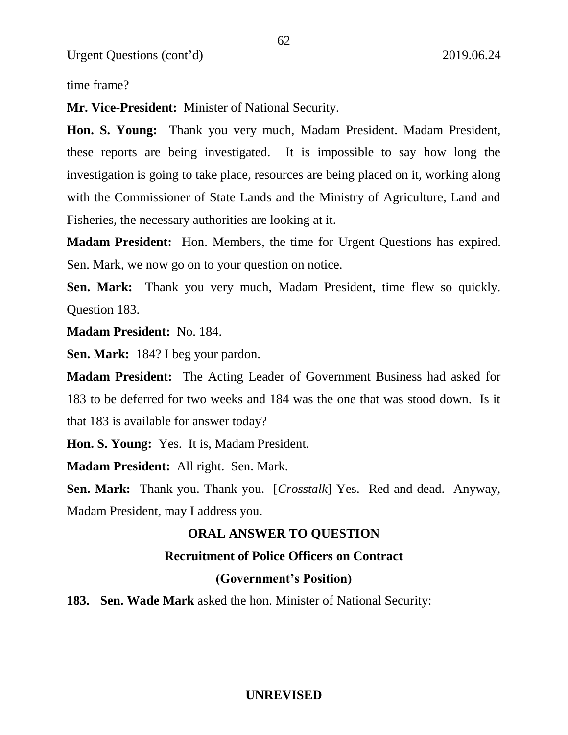time frame?

**Mr. Vice-President:** Minister of National Security.

**Hon. S. Young:** Thank you very much, Madam President. Madam President, these reports are being investigated. It is impossible to say how long the investigation is going to take place, resources are being placed on it, working along with the Commissioner of State Lands and the Ministry of Agriculture, Land and Fisheries, the necessary authorities are looking at it.

**Madam President:** Hon. Members, the time for Urgent Questions has expired. Sen. Mark, we now go on to your question on notice.

**Sen. Mark:** Thank you very much, Madam President, time flew so quickly. Question 183.

**Madam President:** No. 184.

**Sen. Mark:** 184? I beg your pardon.

**Madam President:** The Acting Leader of Government Business had asked for 183 to be deferred for two weeks and 184 was the one that was stood down. Is it that 183 is available for answer today?

**Hon. S. Young:** Yes. It is, Madam President.

**Madam President:** All right. Sen. Mark.

**Sen. Mark:** Thank you. Thank you. [*Crosstalk*] Yes. Red and dead. Anyway, Madam President, may I address you.

## ORAL ANSWER TO QUESTION

### Recruitment of Police Officers on Contract

### (Government's Position)

**183. Sen. Wade Mark** asked the hon. Minister of National Security: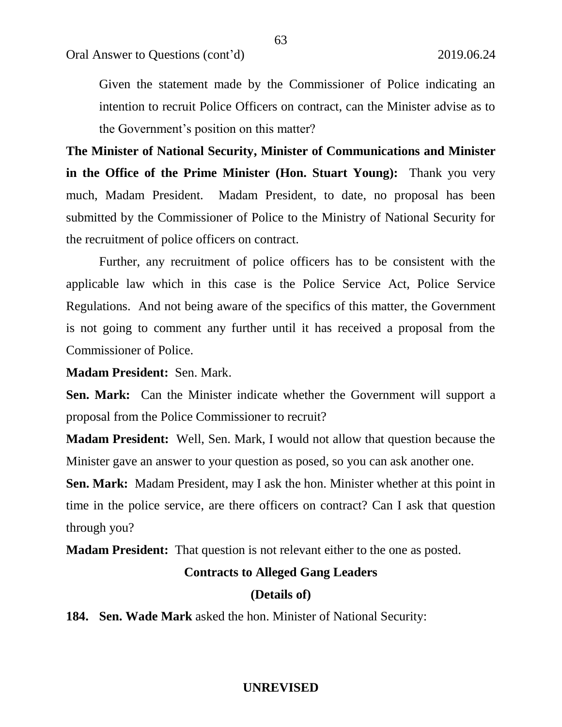Given the statement made by the Commissioner of Police indicating an intention to recruit Police Officers on contract, can the Minister advise as to the Government's position on this matter?

**The Minister of National Security, Minister of Communications and Minister in the Office of the Prime Minister (Hon. Stuart Young):** Thank you very much, Madam President. Madam President, to date, no proposal has been submitted by the Commissioner of Police to the Ministry of National Security for the recruitment of police officers on contract.

Further, any recruitment of police officers has to be consistent with the applicable law which in this case is the Police Service Act, Police Service Regulations. And not being aware of the specifics of this matter, the Government is not going to comment any further until it has received a proposal from the Commissioner of Police.

**Madam President:** Sen. Mark.

**Sen. Mark:** Can the Minister indicate whether the Government will support a proposal from the Police Commissioner to recruit?

**Madam President:** Well, Sen. Mark, I would not allow that question because the Minister gave an answer to your question as posed, so you can ask another one.

**Sen. Mark:** Madam President, may I ask the hon. Minister whether at this point in time in the police service, are there officers on contract? Can I ask that question through you?

**Madam President:** That question is not relevant either to the one as posted.

**Contracts to Alleged Gang Leaders**

**(Details of)**

**184. Sen. Wade Mark** asked the hon. Minister of National Security:

**UNREVISED**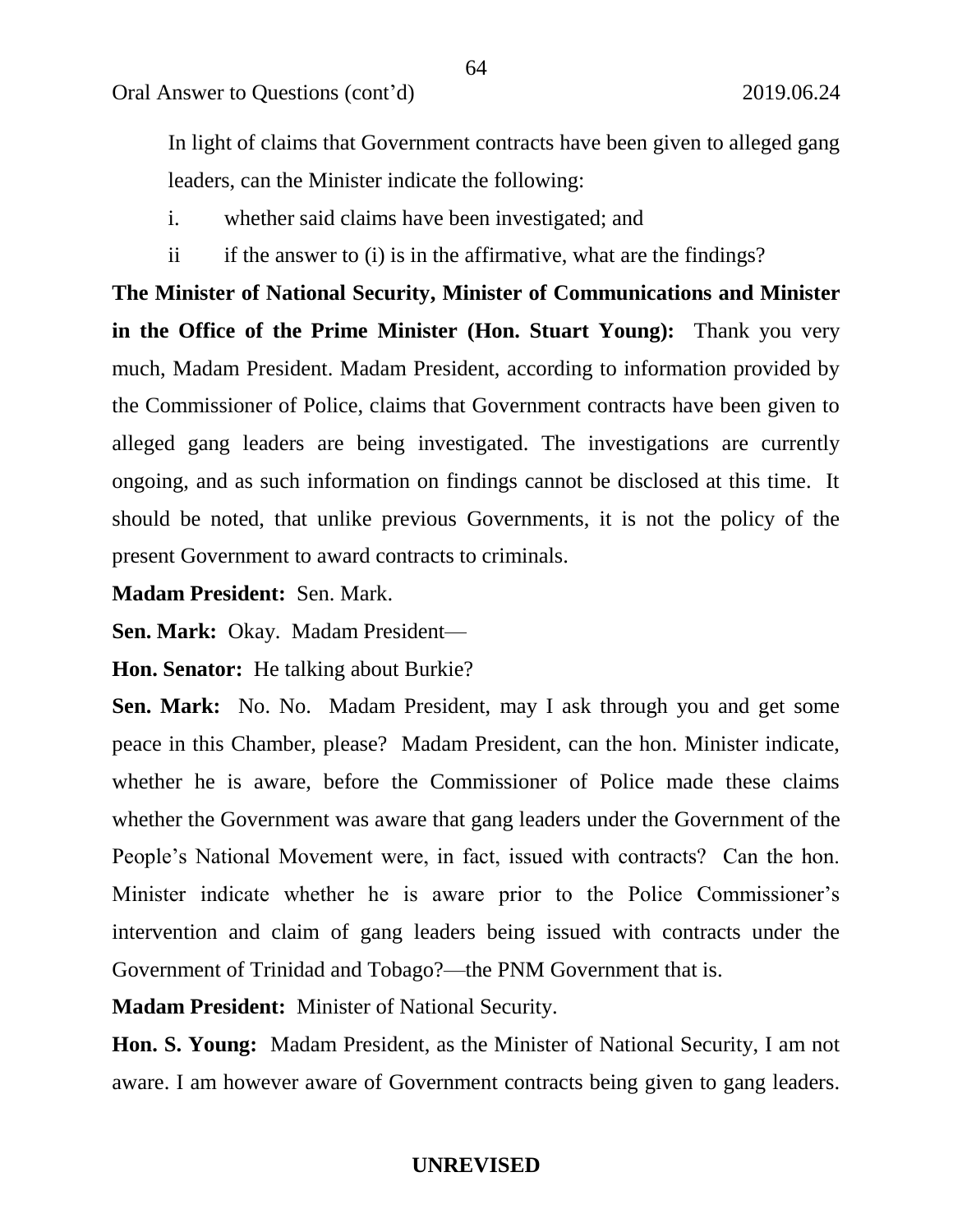In light of claims that Government contracts have been given to alleged gang leaders, can the Minister indicate the following:

i. whether said claims have been investigated; and

ii if the answer to (i) is in the affirmative, what are the findings?

**The Minister of National Security, Minister of Communications and Minister in the Office of the Prime Minister (Hon. Stuart Young):** Thank you very much, Madam President. Madam President, according to information provided by the Commissioner of Police, claims that Government contracts have been given to alleged gang leaders are being investigated. The investigations are currently ongoing, and as such information on findings cannot be disclosed at this time. It should be noted, that unlike previous Governments, it is not the policy of the present Government to award contracts to criminals.

**Madam President:** Sen. Mark.

**Sen. Mark:** Okay. Madam President—

**Hon. Senator:** He talking about Burkie?

**Sen. Mark:** No. No. Madam President, may I ask through you and get some peace in this Chamber, please? Madam President, can the hon. Minister indicate, whether he is aware, before the Commissioner of Police made these claims whether the Government was aware that gang leaders under the Government of the People's National Movement were, in fact, issued with contracts? Can the hon. Minister indicate whether he is aware prior to the Police Commissioner's intervention and claim of gang leaders being issued with contracts under the Government of Trinidad and Tobago?—the PNM Government that is.

**Madam President:** Minister of National Security.

**Hon. S. Young:** Madam President, as the Minister of National Security, I am not aware. I am however aware of Government contracts being given to gang leaders.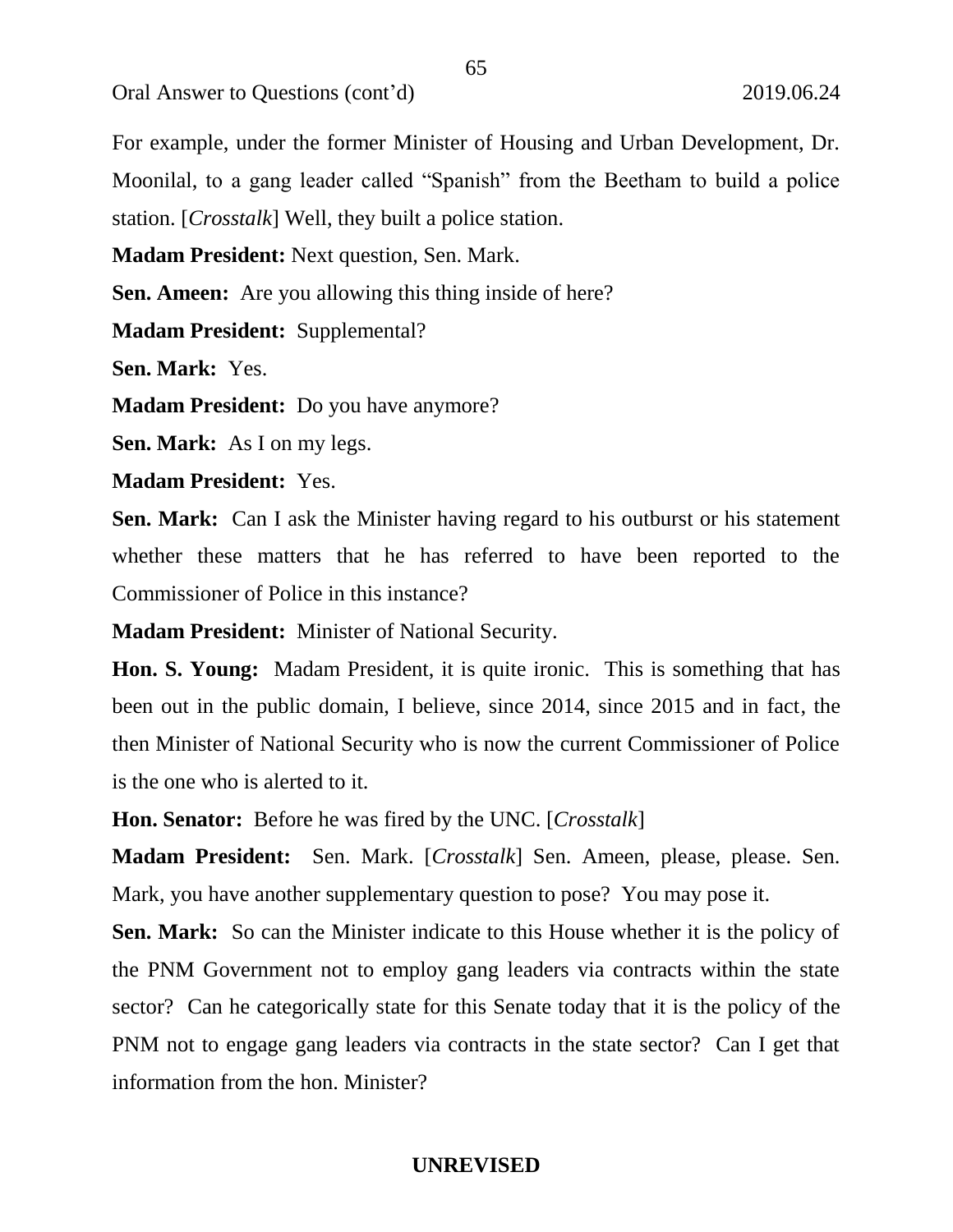For example, under the former Minister of Housing and Urban Development, Dr. Moonilal, to a gang leader called "Spanish" from the Beetham to build a police station. [*Crosstalk*] Well, they built a police station.

**Madam President:** Next question, Sen. Mark.

**Sen. Ameen:** Are you allowing this thing inside of here?

**Madam President:** Supplemental?

**Sen. Mark:** Yes.

**Madam President:** Do you have anymore?

**Sen. Mark:** As I on my legs.

**Madam President:** Yes.

**Sen. Mark:** Can I ask the Minister having regard to his outburst or his statement whether these matters that he has referred to have been reported to the Commissioner of Police in this instance?

**Madam President:** Minister of National Security.

**Hon. S. Young:** Madam President, it is quite ironic. This is something that has been out in the public domain, I believe, since 2014, since 2015 and in fact, the then Minister of National Security who is now the current Commissioner of Police is the one who is alerted to it.

**Hon. Senator:** Before he was fired by the UNC. [*Crosstalk*]

**Madam President:** Sen. Mark. [*Crosstalk*] Sen. Ameen, please, please. Sen. Mark, you have another supplementary question to pose? You may pose it.

**Sen. Mark:** So can the Minister indicate to this House whether it is the policy of the PNM Government not to employ gang leaders via contracts within the state sector? Can he categorically state for this Senate today that it is the policy of the PNM not to engage gang leaders via contracts in the state sector? Can I get that information from the hon. Minister?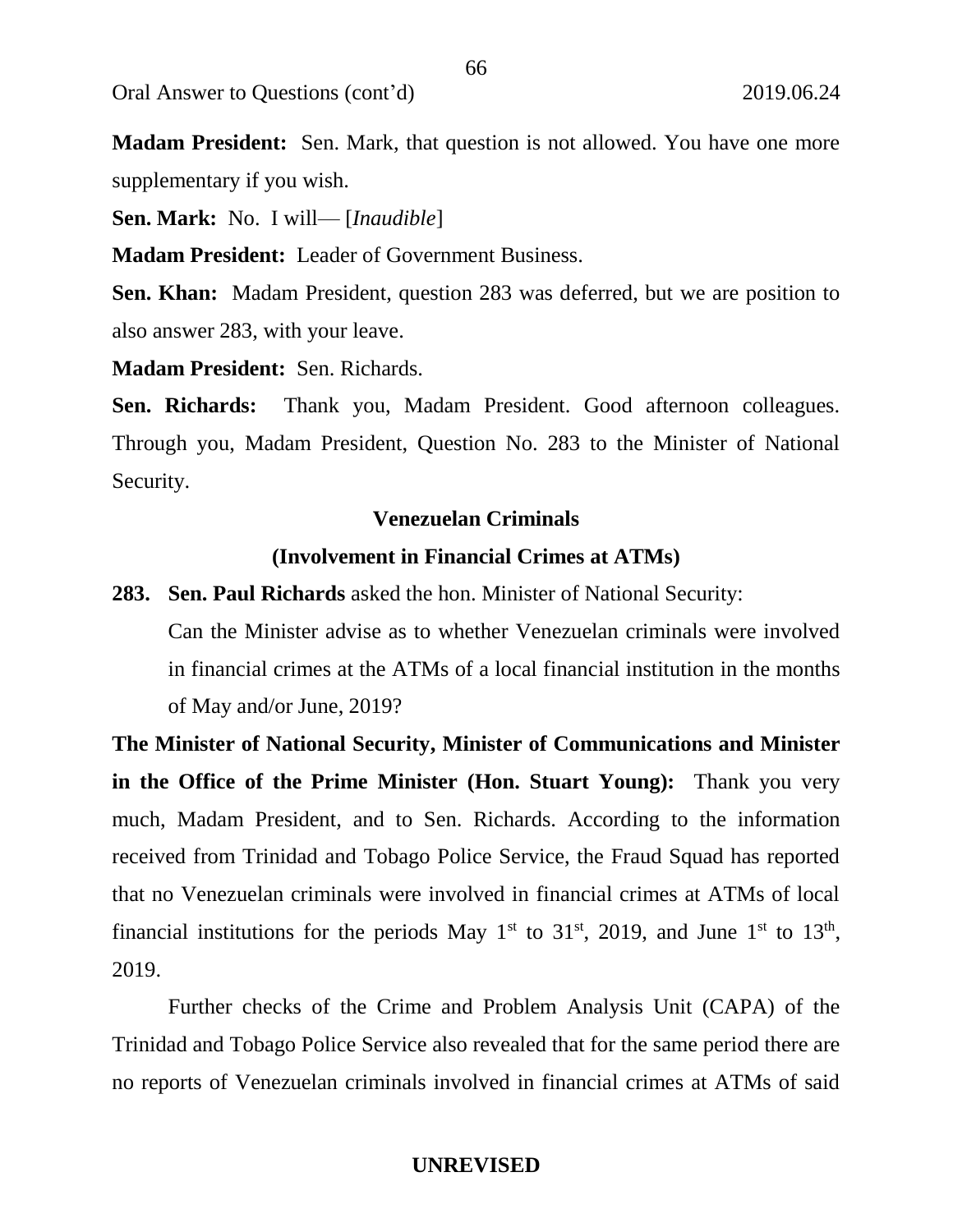**Madam President:** Sen. Mark, that question is not allowed. You have one more supplementary if you wish.

**Sen. Mark:** No. I will— [*Inaudible*]

**Madam President:** Leader of Government Business.

**Sen. Khan:** Madam President, question 283 was deferred, but we are position to also answer 283, with your leave.

**Madam President:** Sen. Richards.

**Sen. Richards:** Thank you, Madam President. Good afternoon colleagues. Through you, Madam President, Question No. 283 to the Minister of National Security.

**Venezuelan Criminals**

**(Involvement in Financial Crimes at ATMs)**

**283. Sen. Paul Richards** asked the hon. Minister of National Security:

Can the Minister advise as to whether Venezuelan criminals were involved in financial crimes at the ATMs of a local financial institution in the months of May and/or June, 2019?

**The Minister of National Security, Minister of Communications and Minister in the Office of the Prime Minister (Hon. Stuart Young):** Thank you very much, Madam President, and to Sen. Richards. According to the information received from Trinidad and Tobago Police Service, the Fraud Squad has reported that no Venezuelan criminals were involved in financial crimes at ATMs of local financial institutions for the periods May 1st to 31st, 2019, and June 1st to 13th, 2019.

Further checks of the Crime and Problem Analysis Unit (CAPA) of the Trinidad and Tobago Police Service also revealed that for the same period there are no reports of Venezuelan criminals involved in financial crimes at ATMs of said

UNREVISED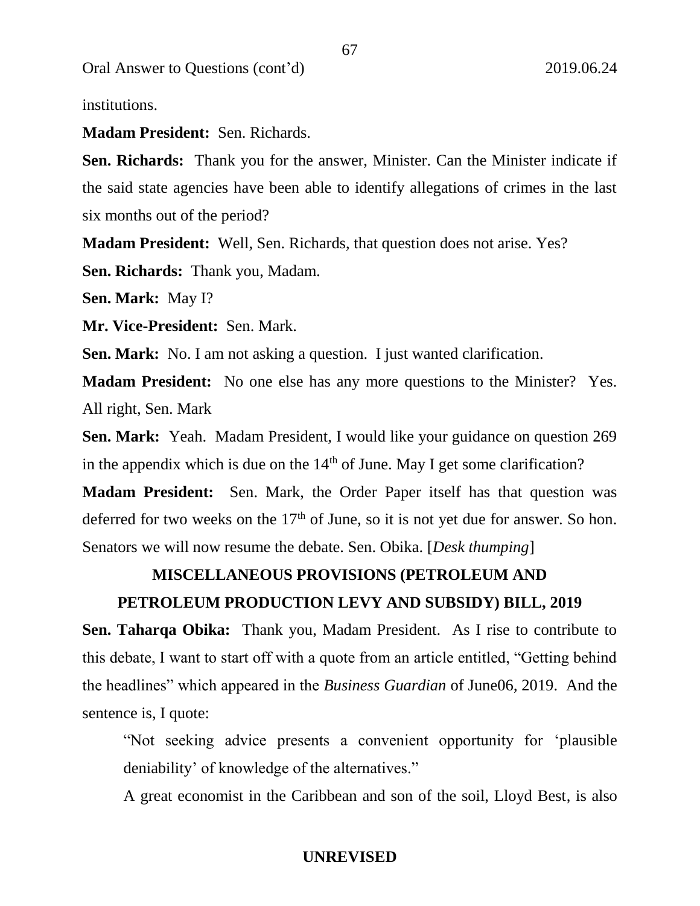institutions.

**Madam President:** Sen. Richards.

**Sen. Richards:** Thank you for the answer, Minister. Can the Minister indicate if the said state agencies have been able to identify allegations of crimes in the last six months out of the period?

**Madam President:** Well, Sen. Richards, that question does not arise. Yes?

**Sen. Richards:** Thank you, Madam.

**Sen. Mark:** May I?

**Mr. Vice-President:** Sen. Mark.

**Sen. Mark:** No. I am not asking a question. I just wanted clarification.

**Madam President:** No one else has any more questions to the Minister? Yes. All right, Sen. Mark

**Sen. Mark:** Yeah. Madam President, I would like your guidance on question 269 in the appendix which is due on the 14th of June. May I get some clarification?

**Madam President:** Sen. Mark, the Order Paper itself has that question was deferred for two weeks on the 17th of June, so it is not yet due for answer. So hon. Senators we will now resume the debate. Sen. Obika. [*Desk thumping*]

## MISCELLANEOUS PROVISIONS (PETROLEUM AND PETROLEUM PRODUCTION LEVY AND SUBSIDY) BILL, 2019

**Sen. Taharqa Obika:** Thank you, Madam President. As I rise to contribute to this debate, I want to start off with a quote from an article entitled, "Getting behind the headlines" which appeared in the *Business Guardian* of June06, 2019. And the sentence is, I quote:

> "Not seeking advice presents a convenient opportunity for 'plausible deniability' of knowledge of the alternatives."

A great economist in the Caribbean and son of the soil, Lloyd Best, is also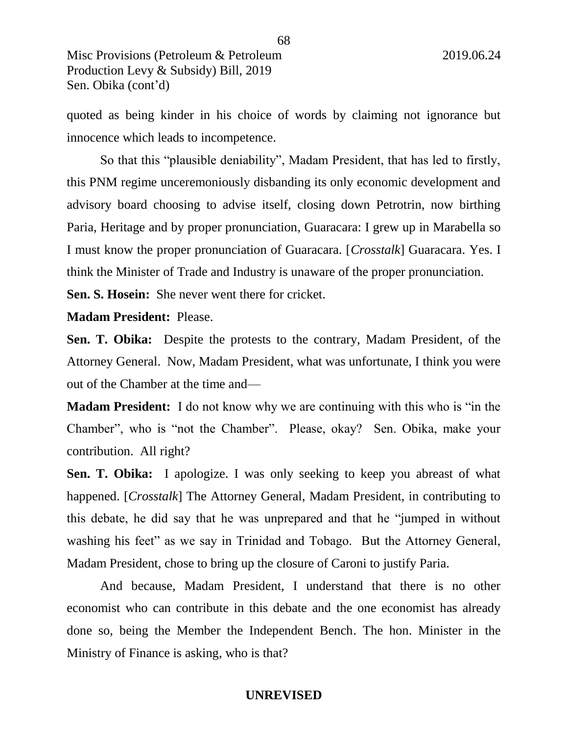quoted as being kinder in his choice of words by claiming not ignorance but innocence which leads to incompetence.

So that this "plausible deniability", Madam President, that has led to firstly, this PNM regime unceremoniously disbanding its only economic development and advisory board choosing to advise itself, closing down Petrotrin, now birthing Paria, Heritage and by proper pronunciation, Guaracara: I grew up in Marabella so I must know the proper pronunciation of Guaracara. [*Crosstalk*] Guaracara. Yes. I think the Minister of Trade and Industry is unaware of the proper pronunciation.

**Sen. S. Hosein:** She never went there for cricket.

**Madam President:** Please.

**Sen. T. Obika:** Despite the protests to the contrary, Madam President, of the Attorney General. Now, Madam President, what was unfortunate, I think you were out of the Chamber at the time and—

**Madam President:** I do not know why we are continuing with this who is "in the Chamber", who is "not the Chamber". Please, okay? Sen. Obika, make your contribution. All right?

**Sen. T. Obika:** I apologize. I was only seeking to keep you abreast of what happened. [*Crosstalk*] The Attorney General, Madam President, in contributing to this debate, he did say that he was unprepared and that he "jumped in without washing his feet" as we say in Trinidad and Tobago. But the Attorney General, Madam President, chose to bring up the closure of Caroni to justify Paria.

And because, Madam President, I understand that there is no other economist who can contribute in this debate and the one economist has already done so, being the Member the Independent Bench. The hon. Minister in the Ministry of Finance is asking, who is that?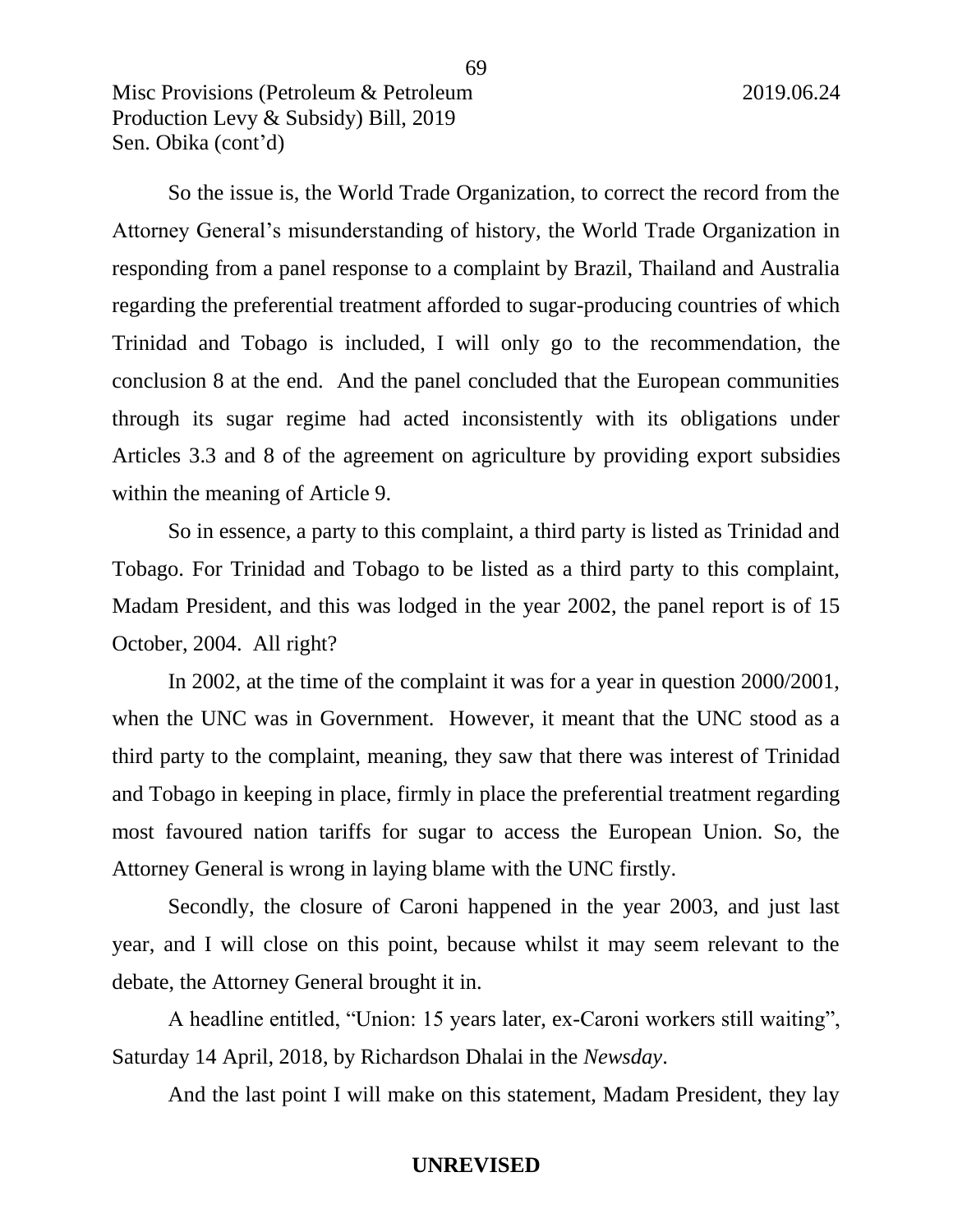So the issue is, the World Trade Organization, to correct the record from the Attorney General's misunderstanding of history, the World Trade Organization in responding from a panel response to a complaint by Brazil, Thailand and Australia regarding the preferential treatment afforded to sugar-producing countries of which Trinidad and Tobago is included, I will only go to the recommendation, the conclusion 8 at the end. And the panel concluded that the European communities through its sugar regime had acted inconsistently with its obligations under Articles 3.3 and 8 of the agreement on agriculture by providing export subsidies within the meaning of Article 9.

So in essence, a party to this complaint, a third party is listed as Trinidad and Tobago. For Trinidad and Tobago to be listed as a third party to this complaint, Madam President, and this was lodged in the year 2002, the panel report is of 15 October, 2004. All right?

In 2002, at the time of the complaint it was for a year in question 2000/2001, when the UNC was in Government. However, it meant that the UNC stood as a third party to the complaint, meaning, they saw that there was interest of Trinidad and Tobago in keeping in place, firmly in place the preferential treatment regarding most favoured nation tariffs for sugar to access the European Union. So, the Attorney General is wrong in laying blame with the UNC firstly.

Secondly, the closure of Caroni happened in the year 2003, and just last year, and I will close on this point, because whilst it may seem relevant to the debate, the Attorney General brought it in.

A headline entitled, "Union: 15 years later, ex-Caroni workers still waiting", Saturday 14 April, 2018, by Richardson Dhalai in the *Newsday*.

And the last point I will make on this statement, Madam President, they lay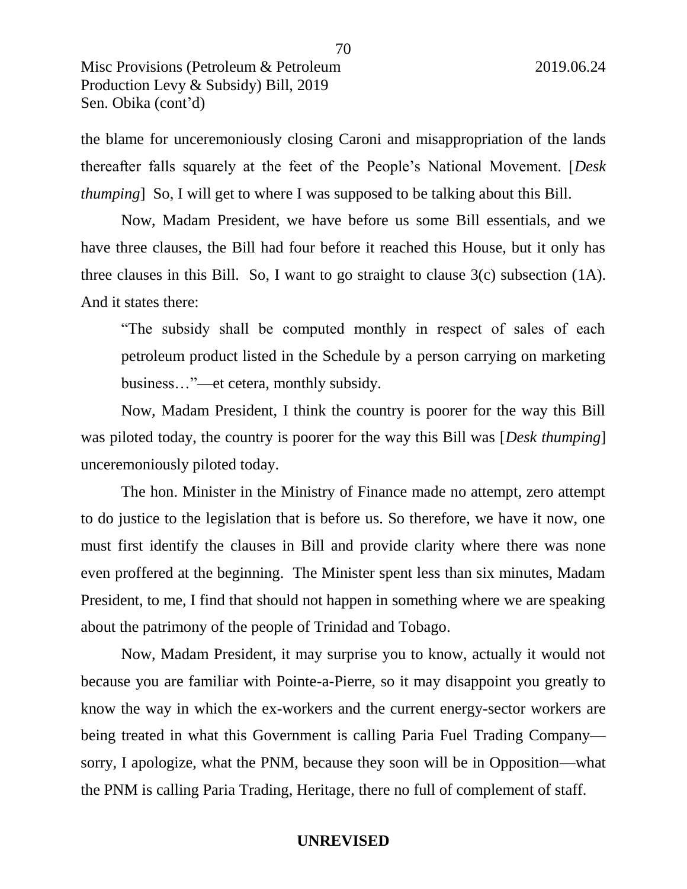the blame for unceremoniously closing Caroni and misappropriation of the lands thereafter falls squarely at the feet of the People's National Movement. [*Desk thumping*] So, I will get to where I was supposed to be talking about this Bill.

Now, Madam President, we have before us some Bill essentials, and we have three clauses, the Bill had four before it reached this House, but it only has three clauses in this Bill. So, I want to go straight to clause 3(c) subsection (1A). And it states there:

> "The subsidy shall be computed monthly in respect of sales of each petroleum product listed in the Schedule by a person carrying on marketing business…"—et cetera, monthly subsidy.

Now, Madam President, I think the country is poorer for the way this Bill was piloted today, the country is poorer for the way this Bill was [*Desk thumping*] unceremoniously piloted today.

The hon. Minister in the Ministry of Finance made no attempt, zero attempt to do justice to the legislation that is before us. So therefore, we have it now, one must first identify the clauses in Bill and provide clarity where there was none even proffered at the beginning. The Minister spent less than six minutes, Madam President, to me, I find that should not happen in something where we are speaking about the patrimony of the people of Trinidad and Tobago.

Now, Madam President, it may surprise you to know, actually it would not because you are familiar with Pointe-a-Pierre, so it may disappoint you greatly to know the way in which the ex-workers and the current energy-sector workers are being treated in what this Government is calling Paria Fuel Trading Company—sorry, I apologize, what the PNM, because they soon will be in Opposition—what the PNM is calling Paria Trading, Heritage, there no full of complement of staff.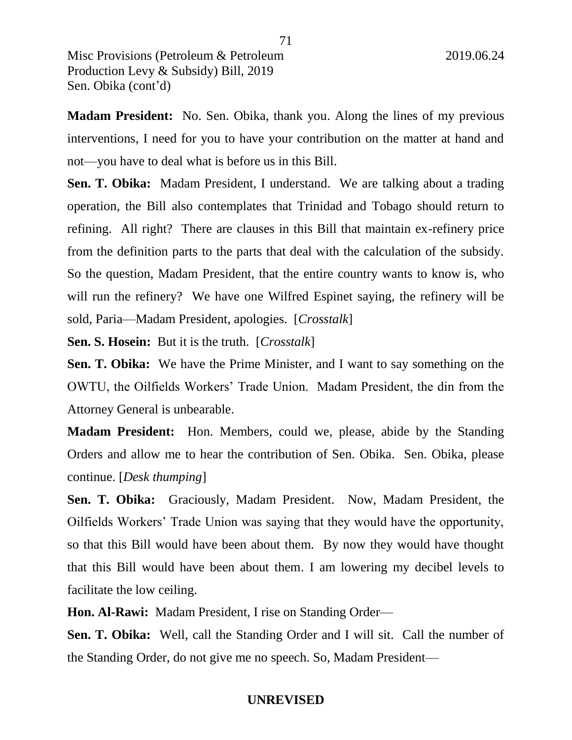**Madam President:** No. Sen. Obika, thank you. Along the lines of my previous interventions, I need for you to have your contribution on the matter at hand and not—you have to deal what is before us in this Bill.

**Sen. T. Obika:** Madam President, I understand. We are talking about a trading operation, the Bill also contemplates that Trinidad and Tobago should return to refining. All right? There are clauses in this Bill that maintain ex-refinery price from the definition parts to the parts that deal with the calculation of the subsidy. So the question, Madam President, that the entire country wants to know is, who will run the refinery? We have one Wilfred Espinet saying, the refinery will be sold, Paria—Madam President, apologies. [*Crosstalk*]

**Sen. S. Hosein:** But it is the truth. [*Crosstalk*]

**Sen. T. Obika:** We have the Prime Minister, and I want to say something on the OWTU, the Oilfields Workers' Trade Union. Madam President, the din from the Attorney General is unbearable.

**Madam President:** Hon. Members, could we, please, abide by the Standing Orders and allow me to hear the contribution of Sen. Obika. Sen. Obika, please continue. [*Desk thumping*]

**Sen. T. Obika:** Graciously, Madam President. Now, Madam President, the Oilfields Workers' Trade Union was saying that they would have the opportunity, so that this Bill would have been about them. By now they would have thought that this Bill would have been about them. I am lowering my decibel levels to facilitate the low ceiling.

**Hon. Al-Rawi:** Madam President, I rise on Standing Order—

**Sen. T. Obika:** Well, call the Standing Order and I will sit. Call the number of the Standing Order, do not give me no speech. So, Madam President—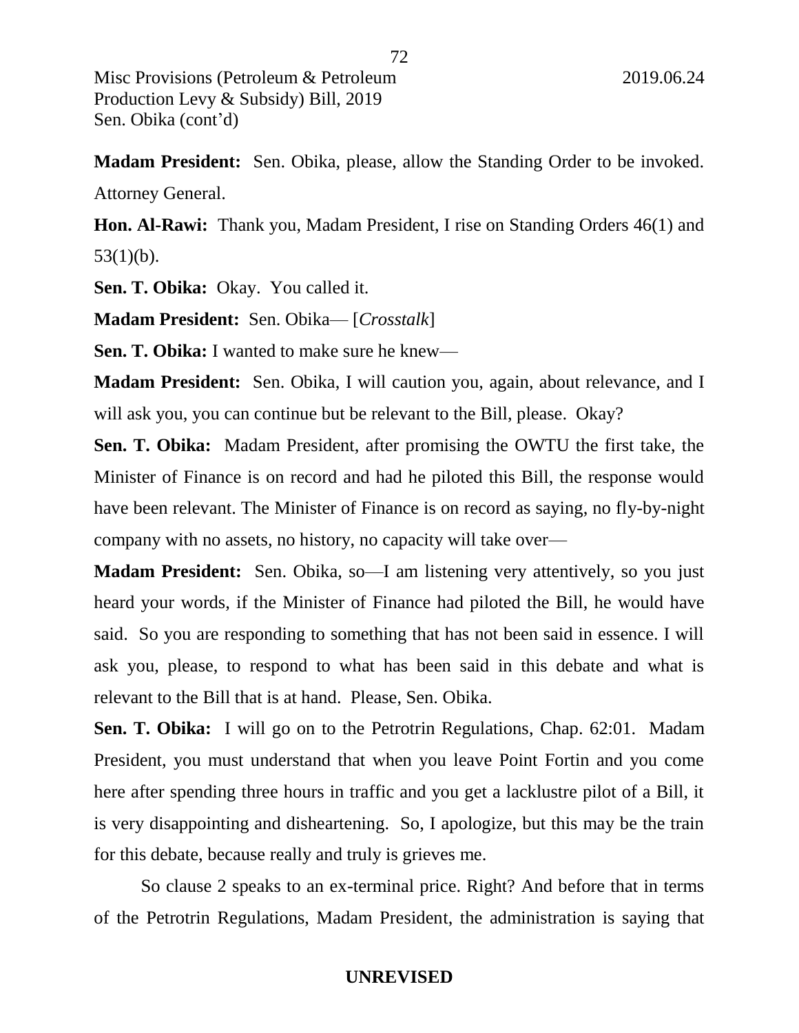**Madam President:** Sen. Obika, please, allow the Standing Order to be invoked. Attorney General.

**Hon. Al-Rawi:** Thank you, Madam President, I rise on Standing Orders 46(1) and 53(1)(b).

**Sen. T. Obika:** Okay. You called it.

**Madam President:** Sen. Obika— [*Crosstalk*]

**Sen. T. Obika:** I wanted to make sure he knew—

**Madam President:** Sen. Obika, I will caution you, again, about relevance, and I will ask you, you can continue but be relevant to the Bill, please. Okay?

**Sen. T. Obika:** Madam President, after promising the OWTU the first take, the Minister of Finance is on record and had he piloted this Bill, the response would have been relevant. The Minister of Finance is on record as saying, no fly-by-night company with no assets, no history, no capacity will take over—

**Madam President:** Sen. Obika, so—I am listening very attentively, so you just heard your words, if the Minister of Finance had piloted the Bill, he would have said. So you are responding to something that has not been said in essence. I will ask you, please, to respond to what has been said in this debate and what is relevant to the Bill that is at hand. Please, Sen. Obika.

**Sen. T. Obika:** I will go on to the Petrotrin Regulations, Chap. 62:01. Madam President, you must understand that when you leave Point Fortin and you come here after spending three hours in traffic and you get a lacklustre pilot of a Bill, it is very disappointing and disheartening. So, I apologize, but this may be the train for this debate, because really and truly is grieves me.

So clause 2 speaks to an ex-terminal price. Right? And before that in terms of the Petrotrin Regulations, Madam President, the administration is saying that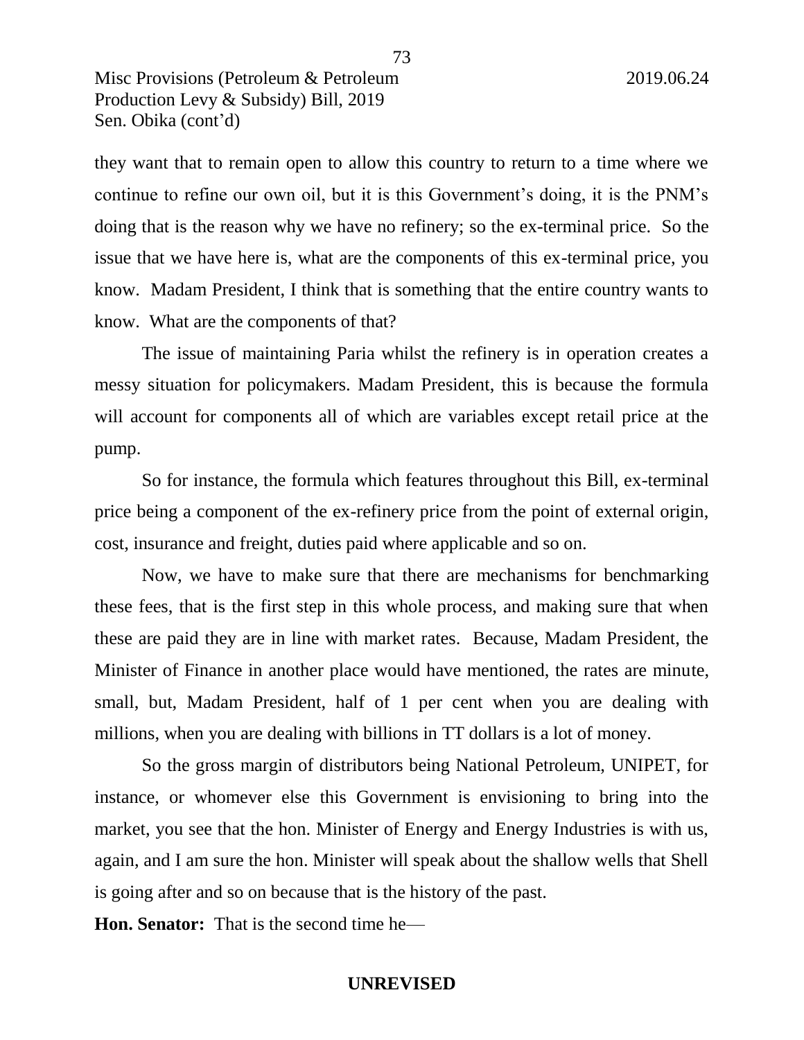they want that to remain open to allow this country to return to a time where we continue to refine our own oil, but it is this Government's doing, it is the PNM's doing that is the reason why we have no refinery; so the ex-terminal price. So the issue that we have here is, what are the components of this ex-terminal price, you know. Madam President, I think that is something that the entire country wants to know. What are the components of that?

The issue of maintaining Paria whilst the refinery is in operation creates a messy situation for policymakers. Madam President, this is because the formula will account for components all of which are variables except retail price at the pump.

So for instance, the formula which features throughout this Bill, ex-terminal price being a component of the ex-refinery price from the point of external origin, cost, insurance and freight, duties paid where applicable and so on.

Now, we have to make sure that there are mechanisms for benchmarking these fees, that is the first step in this whole process, and making sure that when these are paid they are in line with market rates. Because, Madam President, the Minister of Finance in another place would have mentioned, the rates are minute, small, but, Madam President, half of 1 per cent when you are dealing with millions, when you are dealing with billions in TT dollars is a lot of money.

So the gross margin of distributors being National Petroleum, UNIPET, for instance, or whomever else this Government is envisioning to bring into the market, you see that the hon. Minister of Energy and Energy Industries is with us, again, and I am sure the hon. Minister will speak about the shallow wells that Shell is going after and so on because that is the history of the past.

**Hon. Senator:** That is the second time he—

**UNREVISED**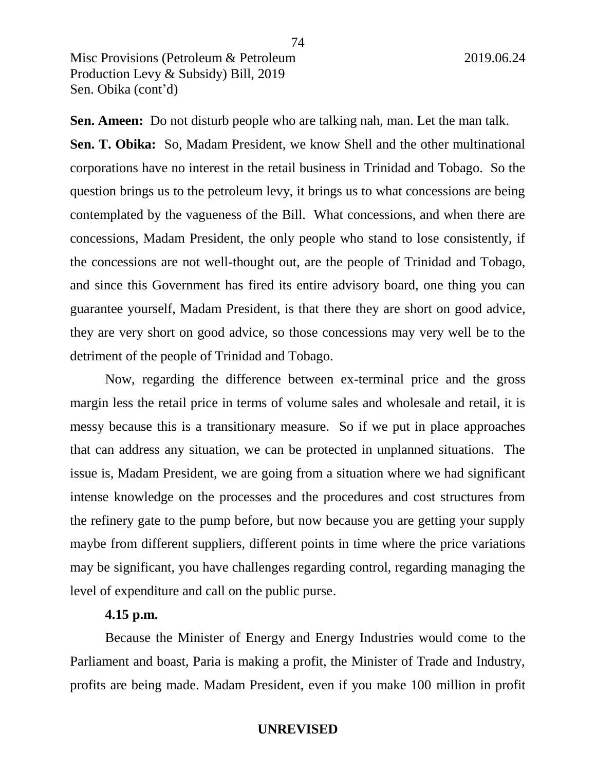**Sen. Ameen:** Do not disturb people who are talking nah, man. Let the man talk.

**Sen. T. Obika:** So, Madam President, we know Shell and the other multinational corporations have no interest in the retail business in Trinidad and Tobago. So the question brings us to the petroleum levy, it brings us to what concessions are being contemplated by the vagueness of the Bill. What concessions, and when there are concessions, Madam President, the only people who stand to lose consistently, if the concessions are not well-thought out, are the people of Trinidad and Tobago, and since this Government has fired its entire advisory board, one thing you can guarantee yourself, Madam President, is that there they are short on good advice, they are very short on good advice, so those concessions may very well be to the detriment of the people of Trinidad and Tobago.

Now, regarding the difference between ex-terminal price and the gross margin less the retail price in terms of volume sales and wholesale and retail, it is messy because this is a transitionary measure. So if we put in place approaches that can address any situation, we can be protected in unplanned situations. The issue is, Madam President, we are going from a situation where we had significant intense knowledge on the processes and the procedures and cost structures from the refinery gate to the pump before, but now because you are getting your supply maybe from different suppliers, different points in time where the price variations may be significant, you have challenges regarding control, regarding managing the level of expenditure and call on the public purse.

**4.15 p.m.**

Because the Minister of Energy and Energy Industries would come to the Parliament and boast, Paria is making a profit, the Minister of Trade and Industry, profits are being made. Madam President, even if you make 100 million in profit

**UNREVISED**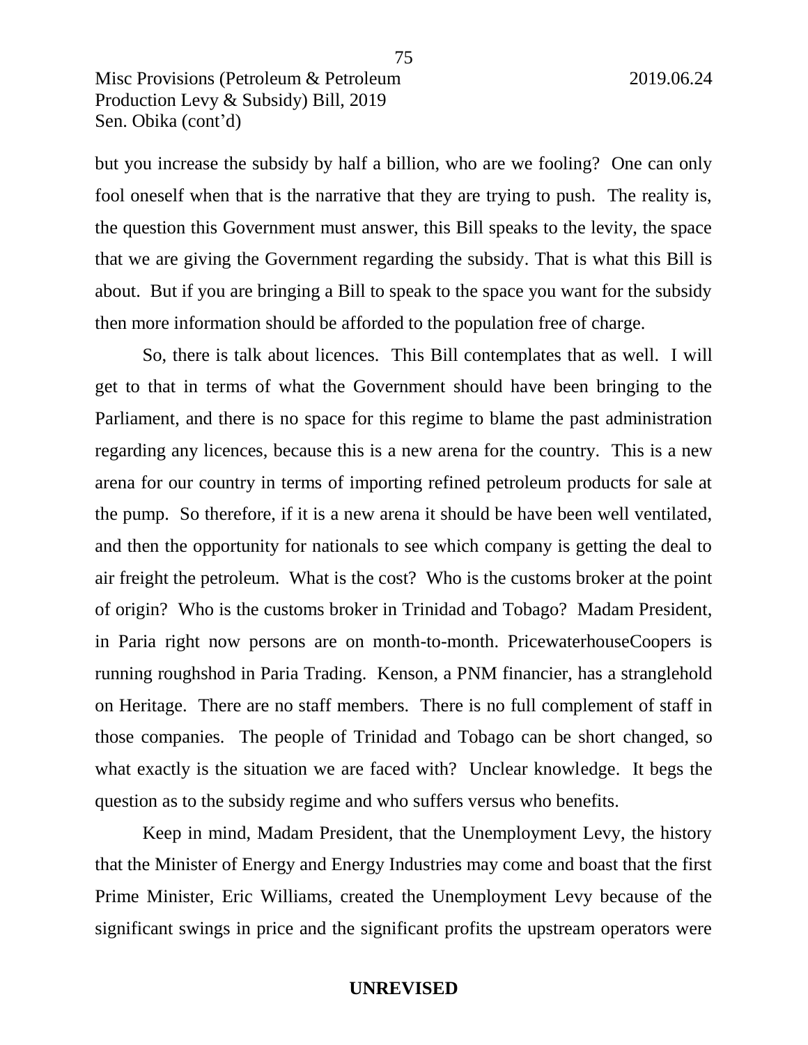but you increase the subsidy by half a billion, who are we fooling? One can only fool oneself when that is the narrative that they are trying to push. The reality is, the question this Government must answer, this Bill speaks to the levity, the space that we are giving the Government regarding the subsidy. That is what this Bill is about. But if you are bringing a Bill to speak to the space you want for the subsidy then more information should be afforded to the population free of charge.

So, there is talk about licences. This Bill contemplates that as well. I will get to that in terms of what the Government should have been bringing to the Parliament, and there is no space for this regime to blame the past administration regarding any licences, because this is a new arena for the country. This is a new arena for our country in terms of importing refined petroleum products for sale at the pump. So therefore, if it is a new arena it should be have been well ventilated, and then the opportunity for nationals to see which company is getting the deal to air freight the petroleum. What is the cost? Who is the customs broker at the point of origin? Who is the customs broker in Trinidad and Tobago? Madam President, in Paria right now persons are on month-to-month. PricewaterhouseCoopers is running roughshod in Paria Trading. Kenson, a PNM financier, has a stranglehold on Heritage. There are no staff members. There is no full complement of staff in those companies. The people of Trinidad and Tobago can be short changed, so what exactly is the situation we are faced with? Unclear knowledge. It begs the question as to the subsidy regime and who suffers versus who benefits.

Keep in mind, Madam President, that the Unemployment Levy, the history that the Minister of Energy and Energy Industries may come and boast that the first Prime Minister, Eric Williams, created the Unemployment Levy because of the significant swings in price and the significant profits the upstream operators were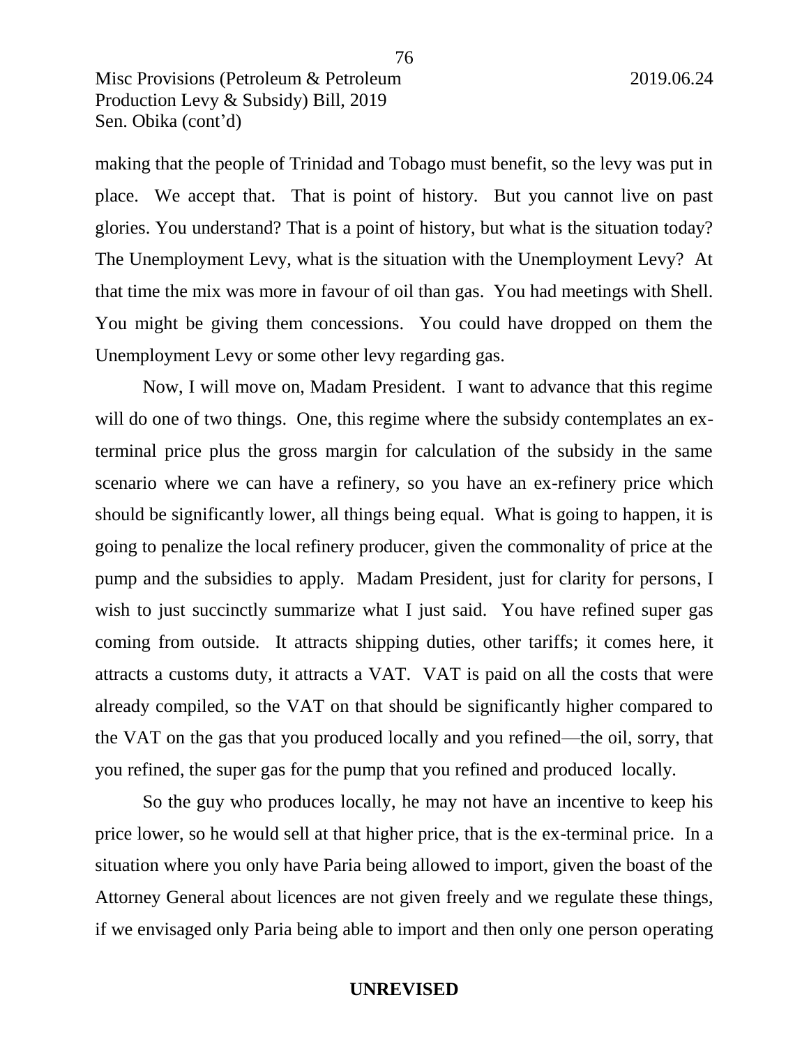making that the people of Trinidad and Tobago must benefit, so the levy was put in place. We accept that. That is point of history. But you cannot live on past glories. You understand? That is a point of history, but what is the situation today? The Unemployment Levy, what is the situation with the Unemployment Levy? At that time the mix was more in favour of oil than gas. You had meetings with Shell. You might be giving them concessions. You could have dropped on them the Unemployment Levy or some other levy regarding gas.

Now, I will move on, Madam President. I want to advance that this regime will do one of two things. One, this regime where the subsidy contemplates an ex-terminal price plus the gross margin for calculation of the subsidy in the same scenario where we can have a refinery, so you have an ex-refinery price which should be significantly lower, all things being equal. What is going to happen, it is going to penalize the local refinery producer, given the commonality of price at the pump and the subsidies to apply. Madam President, just for clarity for persons, I wish to just succinctly summarize what I just said. You have refined super gas coming from outside. It attracts shipping duties, other tariffs; it comes here, it attracts a customs duty, it attracts a VAT. VAT is paid on all the costs that were already compiled, so the VAT on that should be significantly higher compared to the VAT on the gas that you produced locally and you refined—the oil, sorry, that you refined, the super gas for the pump that you refined and produced locally.

So the guy who produces locally, he may not have an incentive to keep his price lower, so he would sell at that higher price, that is the ex-terminal price. In a situation where you only have Paria being allowed to import, given the boast of the Attorney General about licences are not given freely and we regulate these things, if we envisaged only Paria being able to import and then only one person operating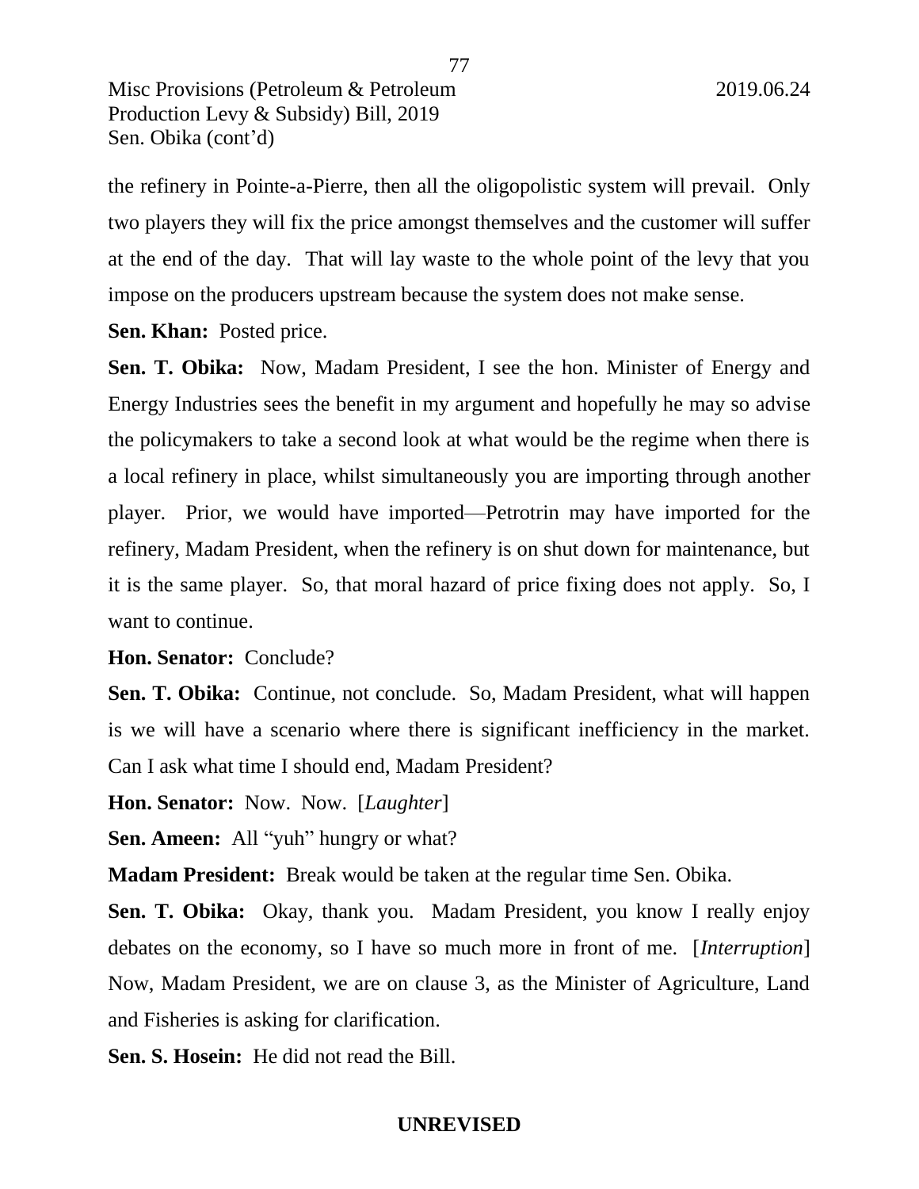the refinery in Pointe-a-Pierre, then all the oligopolistic system will prevail. Only two players they will fix the price amongst themselves and the customer will suffer at the end of the day. That will lay waste to the whole point of the levy that you impose on the producers upstream because the system does not make sense.

**Sen. Khan:** Posted price.

**Sen. T. Obika:** Now, Madam President, I see the hon. Minister of Energy and Energy Industries sees the benefit in my argument and hopefully he may so advise the policymakers to take a second look at what would be the regime when there is a local refinery in place, whilst simultaneously you are importing through another player. Prior, we would have imported—Petrotrin may have imported for the refinery, Madam President, when the refinery is on shut down for maintenance, but it is the same player. So, that moral hazard of price fixing does not apply. So, I want to continue.

**Hon. Senator:** Conclude?

**Sen. T. Obika:** Continue, not conclude. So, Madam President, what will happen is we will have a scenario where there is significant inefficiency in the market. Can I ask what time I should end, Madam President?

**Hon. Senator:** Now. Now. [*Laughter*]

**Sen. Ameen:** All "yuh" hungry or what?

**Madam President:** Break would be taken at the regular time Sen. Obika.

**Sen. T. Obika:** Okay, thank you. Madam President, you know I really enjoy debates on the economy, so I have so much more in front of me. [*Interruption*] Now, Madam President, we are on clause 3, as the Minister of Agriculture, Land and Fisheries is asking for clarification.

**Sen. S. Hosein:** He did not read the Bill.

**UNREVISED**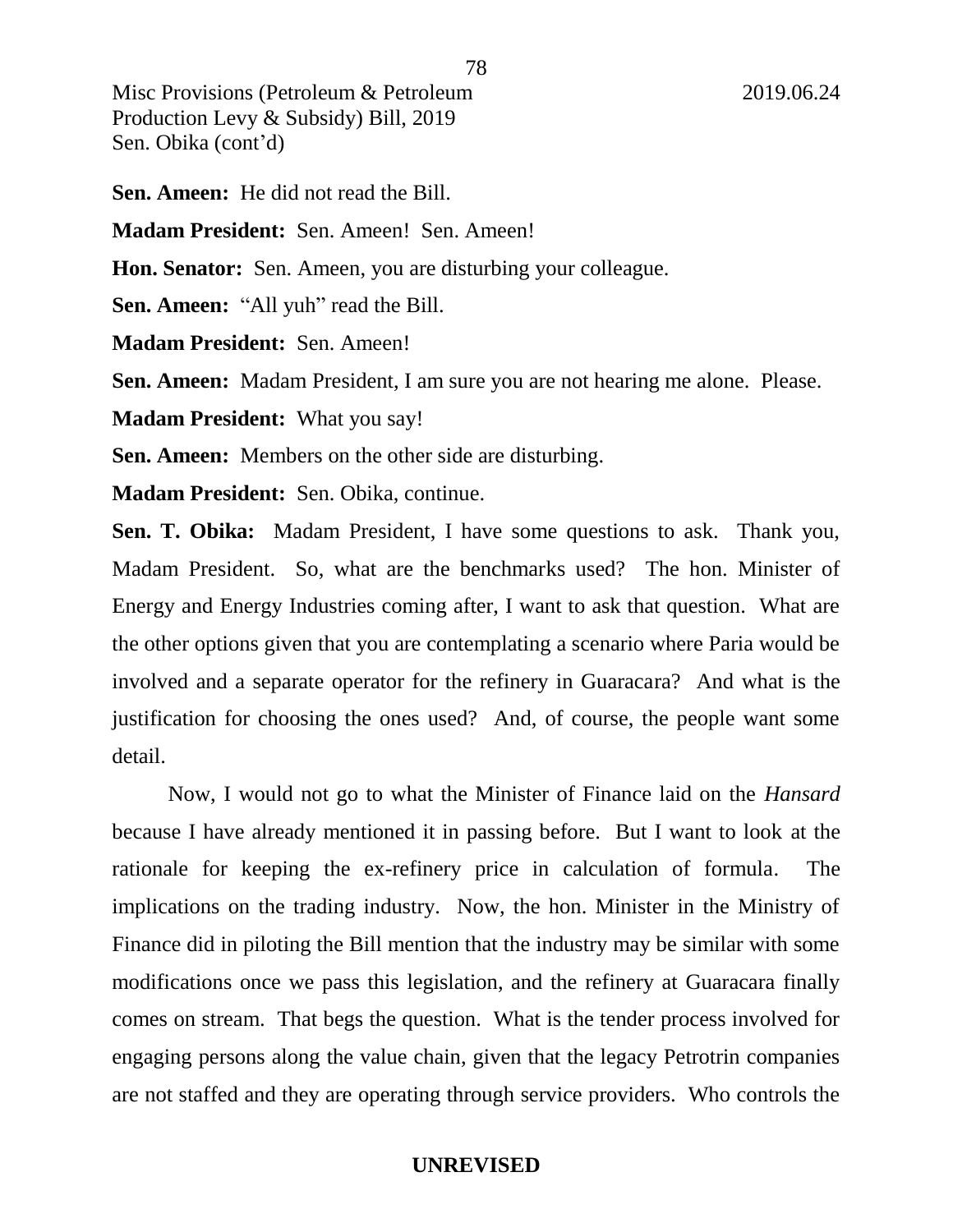**Sen. Ameen:** He did not read the Bill.

**Madam President:** Sen. Ameen! Sen. Ameen!

**Hon. Senator:** Sen. Ameen, you are disturbing your colleague.

**Sen. Ameen:** "All yuh" read the Bill.

**Madam President:** Sen. Ameen!

**Sen. Ameen:** Madam President, I am sure you are not hearing me alone. Please.

**Madam President:** What you say!

**Sen. Ameen:** Members on the other side are disturbing.

**Madam President:** Sen. Obika, continue.

**Sen. T. Obika:** Madam President, I have some questions to ask. Thank you, Madam President. So, what are the benchmarks used? The hon. Minister of Energy and Energy Industries coming after, I want to ask that question. What are the other options given that you are contemplating a scenario where Paria would be involved and a separate operator for the refinery in Guaracara? And what is the justification for choosing the ones used? And, of course, the people want some detail.

Now, I would not go to what the Minister of Finance laid on the *Hansard* because I have already mentioned it in passing before. But I want to look at the rationale for keeping the ex-refinery price in calculation of formula. The implications on the trading industry. Now, the hon. Minister in the Ministry of Finance did in piloting the Bill mention that the industry may be similar with some modifications once we pass this legislation, and the refinery at Guaracara finally comes on stream. That begs the question. What is the tender process involved for engaging persons along the value chain, given that the legacy Petrotrin companies are not staffed and they are operating through service providers. Who controls the

**UNREVISED**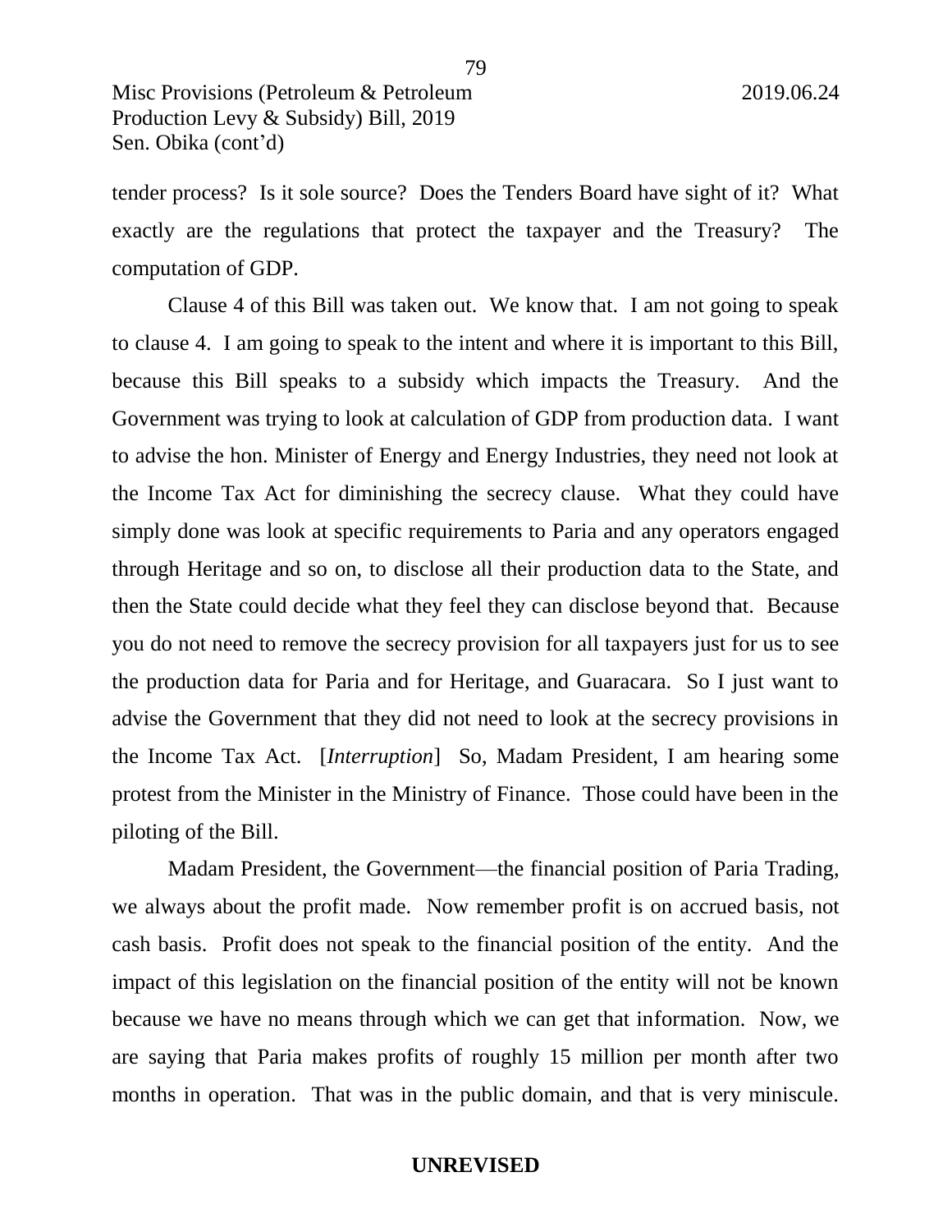tender process? Is it sole source? Does the Tenders Board have sight of it? What exactly are the regulations that protect the taxpayer and the Treasury? The computation of GDP.

Clause 4 of this Bill was taken out. We know that. I am not going to speak to clause 4. I am going to speak to the intent and where it is important to this Bill, because this Bill speaks to a subsidy which impacts the Treasury. And the Government was trying to look at calculation of GDP from production data. I want to advise the hon. Minister of Energy and Energy Industries, they need not look at the Income Tax Act for diminishing the secrecy clause. What they could have simply done was look at specific requirements to Paria and any operators engaged through Heritage and so on, to disclose all their production data to the State, and then the State could decide what they feel they can disclose beyond that. Because you do not need to remove the secrecy provision for all taxpayers just for us to see the production data for Paria and for Heritage, and Guaracara. So I just want to advise the Government that they did not need to look at the secrecy provisions in the Income Tax Act. [*Interruption*] So, Madam President, I am hearing some protest from the Minister in the Ministry of Finance. Those could have been in the piloting of the Bill.

Madam President, the Government—the financial position of Paria Trading, we always about the profit made. Now remember profit is on accrued basis, not cash basis. Profit does not speak to the financial position of the entity. And the impact of this legislation on the financial position of the entity will not be known because we have no means through which we can get that information. Now, we are saying that Paria makes profits of roughly 15 million per month after two months in operation. That was in the public domain, and that is very miniscule.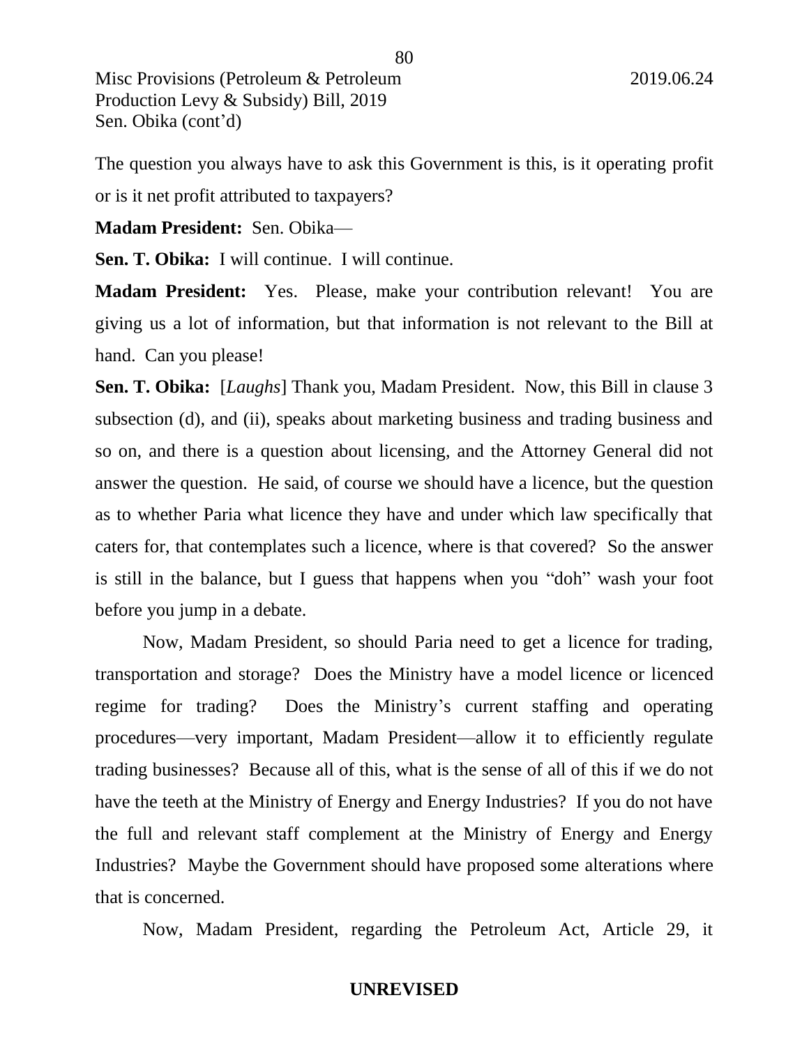The question you always have to ask this Government is this, is it operating profit or is it net profit attributed to taxpayers?

**Madam President:** Sen. Obika—

**Sen. T. Obika:** I will continue. I will continue.

**Madam President:** Yes. Please, make your contribution relevant! You are giving us a lot of information, but that information is not relevant to the Bill at hand. Can you please!

**Sen. T. Obika:** [*Laughs*] Thank you, Madam President. Now, this Bill in clause 3 subsection (d), and (ii), speaks about marketing business and trading business and so on, and there is a question about licensing, and the Attorney General did not answer the question. He said, of course we should have a licence, but the question as to whether Paria what licence they have and under which law specifically that caters for, that contemplates such a licence, where is that covered? So the answer is still in the balance, but I guess that happens when you "doh" wash your foot before you jump in a debate.

Now, Madam President, so should Paria need to get a licence for trading, transportation and storage? Does the Ministry have a model licence or licenced regime for trading? Does the Ministry's current staffing and operating procedures—very important, Madam President—allow it to efficiently regulate trading businesses? Because all of this, what is the sense of all of this if we do not have the teeth at the Ministry of Energy and Energy Industries? If you do not have the full and relevant staff complement at the Ministry of Energy and Energy Industries? Maybe the Government should have proposed some alterations where that is concerned.

Now, Madam President, regarding the Petroleum Act, Article 29, it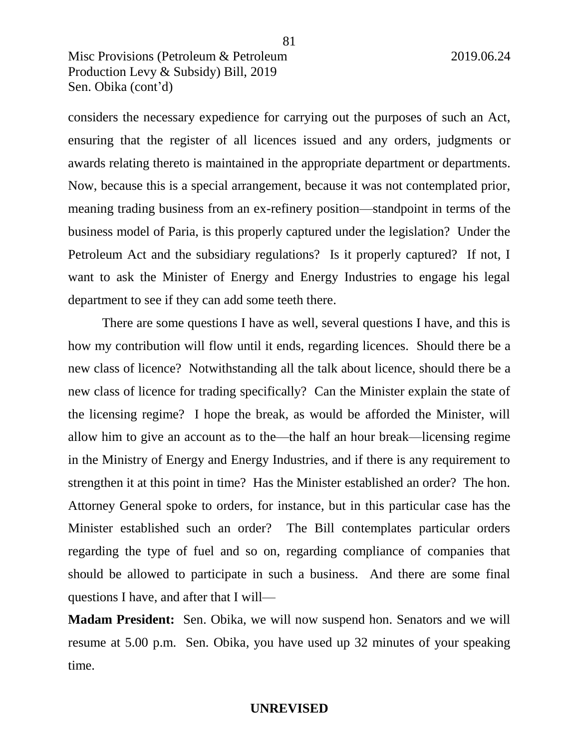considers the necessary expedience for carrying out the purposes of such an Act, ensuring that the register of all licences issued and any orders, judgments or awards relating thereto is maintained in the appropriate department or departments. Now, because this is a special arrangement, because it was not contemplated prior, meaning trading business from an ex-refinery position—standpoint in terms of the business model of Paria, is this properly captured under the legislation? Under the Petroleum Act and the subsidiary regulations? Is it properly captured? If not, I want to ask the Minister of Energy and Energy Industries to engage his legal department to see if they can add some teeth there.

There are some questions I have as well, several questions I have, and this is how my contribution will flow until it ends, regarding licences. Should there be a new class of licence? Notwithstanding all the talk about licence, should there be a new class of licence for trading specifically? Can the Minister explain the state of the licensing regime? I hope the break, as would be afforded the Minister, will allow him to give an account as to the—the half an hour break—licensing regime in the Ministry of Energy and Energy Industries, and if there is any requirement to strengthen it at this point in time? Has the Minister established an order? The hon. Attorney General spoke to orders, for instance, but in this particular case has the Minister established such an order? The Bill contemplates particular orders regarding the type of fuel and so on, regarding compliance of companies that should be allowed to participate in such a business. And there are some final questions I have, and after that I will—

**Madam President:** Sen. Obika, we will now suspend hon. Senators and we will resume at 5.00 p.m. Sen. Obika, you have used up 32 minutes of your speaking time.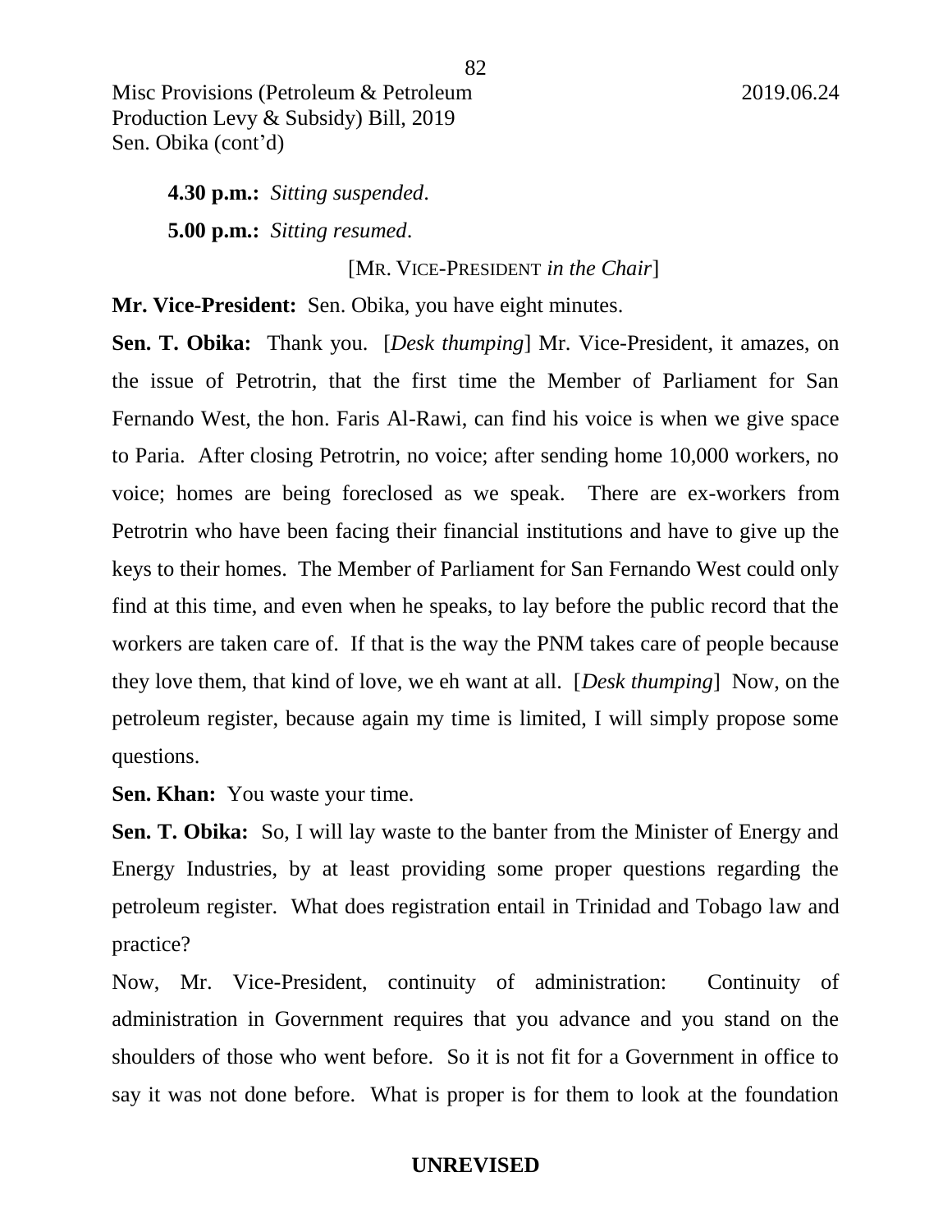**4.30 p.m.:** *Sitting suspended*.

**5.00 p.m.:** *Sitting resumed*.

[MR. VICE-PRESIDENT *in the Chair*]

**Mr. Vice-President:** Sen. Obika, you have eight minutes.

**Sen. T. Obika:** Thank you. [*Desk thumping*] Mr. Vice-President, it amazes, on the issue of Petrotrin, that the first time the Member of Parliament for San Fernando West, the hon. Faris Al-Rawi, can find his voice is when we give space to Paria. After closing Petrotrin, no voice; after sending home 10,000 workers, no voice; homes are being foreclosed as we speak. There are ex-workers from Petrotrin who have been facing their financial institutions and have to give up the keys to their homes. The Member of Parliament for San Fernando West could only find at this time, and even when he speaks, to lay before the public record that the workers are taken care of. If that is the way the PNM takes care of people because they love them, that kind of love, we eh want at all. [*Desk thumping*] Now, on the petroleum register, because again my time is limited, I will simply propose some questions.

**Sen. Khan:** You waste your time.

**Sen. T. Obika:** So, I will lay waste to the banter from the Minister of Energy and Energy Industries, by at least providing some proper questions regarding the petroleum register. What does registration entail in Trinidad and Tobago law and practice?

Now, Mr. Vice-President, continuity of administration: Continuity of administration in Government requires that you advance and you stand on the shoulders of those who went before. So it is not fit for a Government in office to say it was not done before. What is proper is for them to look at the foundation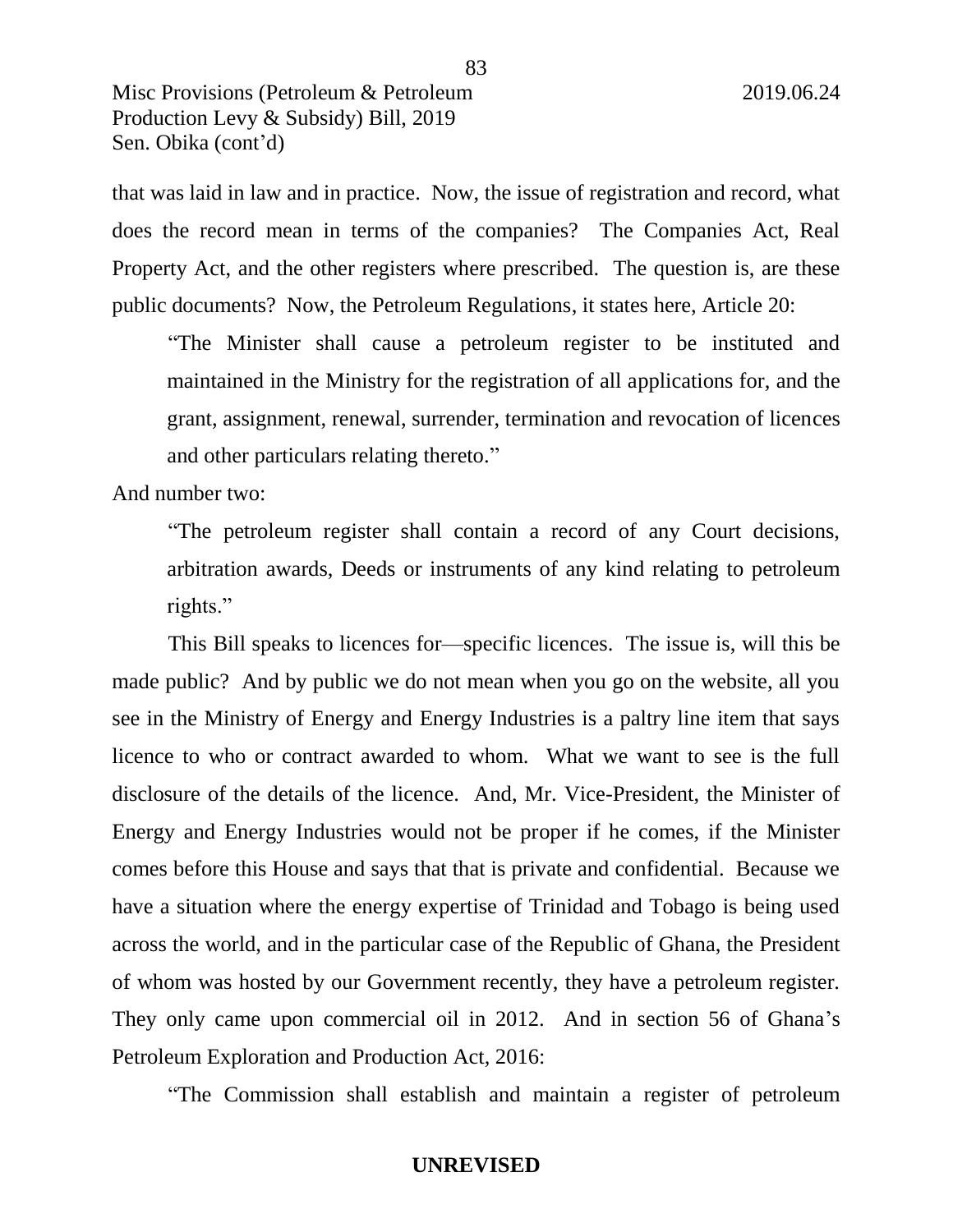that was laid in law and in practice. Now, the issue of registration and record, what does the record mean in terms of the companies? The Companies Act, Real Property Act, and the other registers where prescribed. The question is, are these public documents? Now, the Petroleum Regulations, it states here, Article 20:

> "The Minister shall cause a petroleum register to be instituted and maintained in the Ministry for the registration of all applications for, and the grant, assignment, renewal, surrender, termination and revocation of licences and other particulars relating thereto."

And number two:

> "The petroleum register shall contain a record of any Court decisions, arbitration awards, Deeds or instruments of any kind relating to petroleum rights."

This Bill speaks to licences for—specific licences. The issue is, will this be made public? And by public we do not mean when you go on the website, all you see in the Ministry of Energy and Energy Industries is a paltry line item that says licence to who or contract awarded to whom. What we want to see is the full disclosure of the details of the licence. And, Mr. Vice-President, the Minister of Energy and Energy Industries would not be proper if he comes, if the Minister comes before this House and says that that is private and confidential. Because we have a situation where the energy expertise of Trinidad and Tobago is being used across the world, and in the particular case of the Republic of Ghana, the President of whom was hosted by our Government recently, they have a petroleum register. They only came upon commercial oil in 2012. And in section 56 of Ghana's Petroleum Exploration and Production Act, 2016:

> "The Commission shall establish and maintain a register of petroleum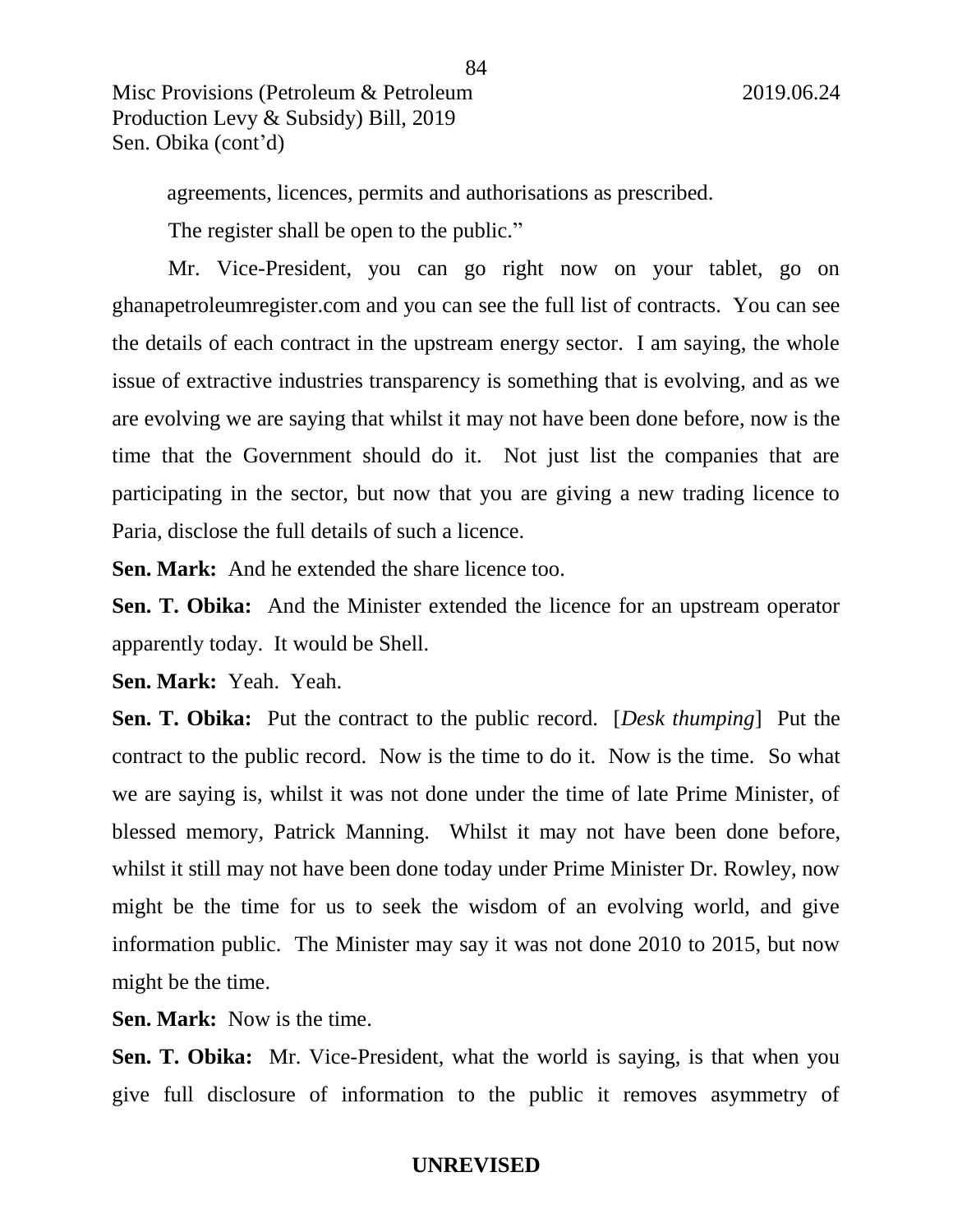agreements, licences, permits and authorisations as prescribed.

The register shall be open to the public."

Mr. Vice-President, you can go right now on your tablet, go on ghanapetroleumregister.com and you can see the full list of contracts. You can see the details of each contract in the upstream energy sector. I am saying, the whole issue of extractive industries transparency is something that is evolving, and as we are evolving we are saying that whilst it may not have been done before, now is the time that the Government should do it. Not just list the companies that are participating in the sector, but now that you are giving a new trading licence to Paria, disclose the full details of such a licence.

**Sen. Mark:** And he extended the share licence too.

**Sen. T. Obika:** And the Minister extended the licence for an upstream operator apparently today. It would be Shell.

**Sen. Mark:** Yeah. Yeah.

**Sen. T. Obika:** Put the contract to the public record. [*Desk thumping*] Put the contract to the public record. Now is the time to do it. Now is the time. So what we are saying is, whilst it was not done under the time of late Prime Minister, of blessed memory, Patrick Manning. Whilst it may not have been done before, whilst it still may not have been done today under Prime Minister Dr. Rowley, now might be the time for us to seek the wisdom of an evolving world, and give information public. The Minister may say it was not done 2010 to 2015, but now might be the time.

**Sen. Mark:** Now is the time.

**Sen. T. Obika:** Mr. Vice-President, what the world is saying, is that when you give full disclosure of information to the public it removes asymmetry of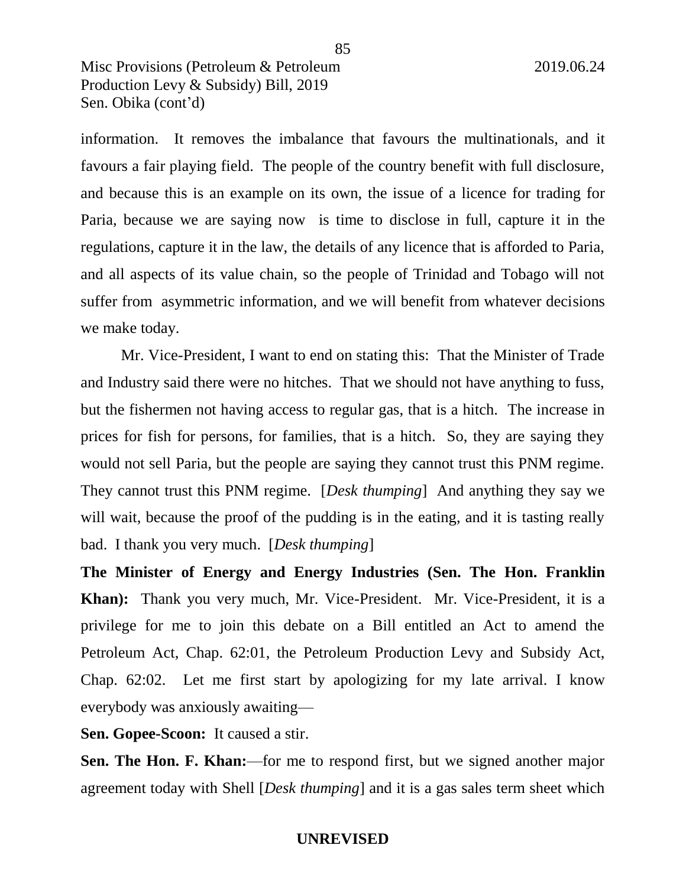information. It removes the imbalance that favours the multinationals, and it favours a fair playing field. The people of the country benefit with full disclosure, and because this is an example on its own, the issue of a licence for trading for Paria, because we are saying now is time to disclose in full, capture it in the regulations, capture it in the law, the details of any licence that is afforded to Paria, and all aspects of its value chain, so the people of Trinidad and Tobago will not suffer from asymmetric information, and we will benefit from whatever decisions we make today.

Mr. Vice-President, I want to end on stating this: That the Minister of Trade and Industry said there were no hitches. That we should not have anything to fuss, but the fishermen not having access to regular gas, that is a hitch. The increase in prices for fish for persons, for families, that is a hitch. So, they are saying they would not sell Paria, but the people are saying they cannot trust this PNM regime. They cannot trust this PNM regime. [*Desk thumping*] And anything they say we will wait, because the proof of the pudding is in the eating, and it is tasting really bad. I thank you very much. [*Desk thumping*]

**The Minister of Energy and Energy Industries (Sen. The Hon. Franklin Khan):** Thank you very much, Mr. Vice-President. Mr. Vice-President, it is a privilege for me to join this debate on a Bill entitled an Act to amend the Petroleum Act, Chap. 62:01, the Petroleum Production Levy and Subsidy Act, Chap. 62:02. Let me first start by apologizing for my late arrival. I know everybody was anxiously awaiting—

**Sen. Gopee-Scoon:** It caused a stir.

**Sen. The Hon. F. Khan:**—for me to respond first, but we signed another major agreement today with Shell [*Desk thumping*] and it is a gas sales term sheet which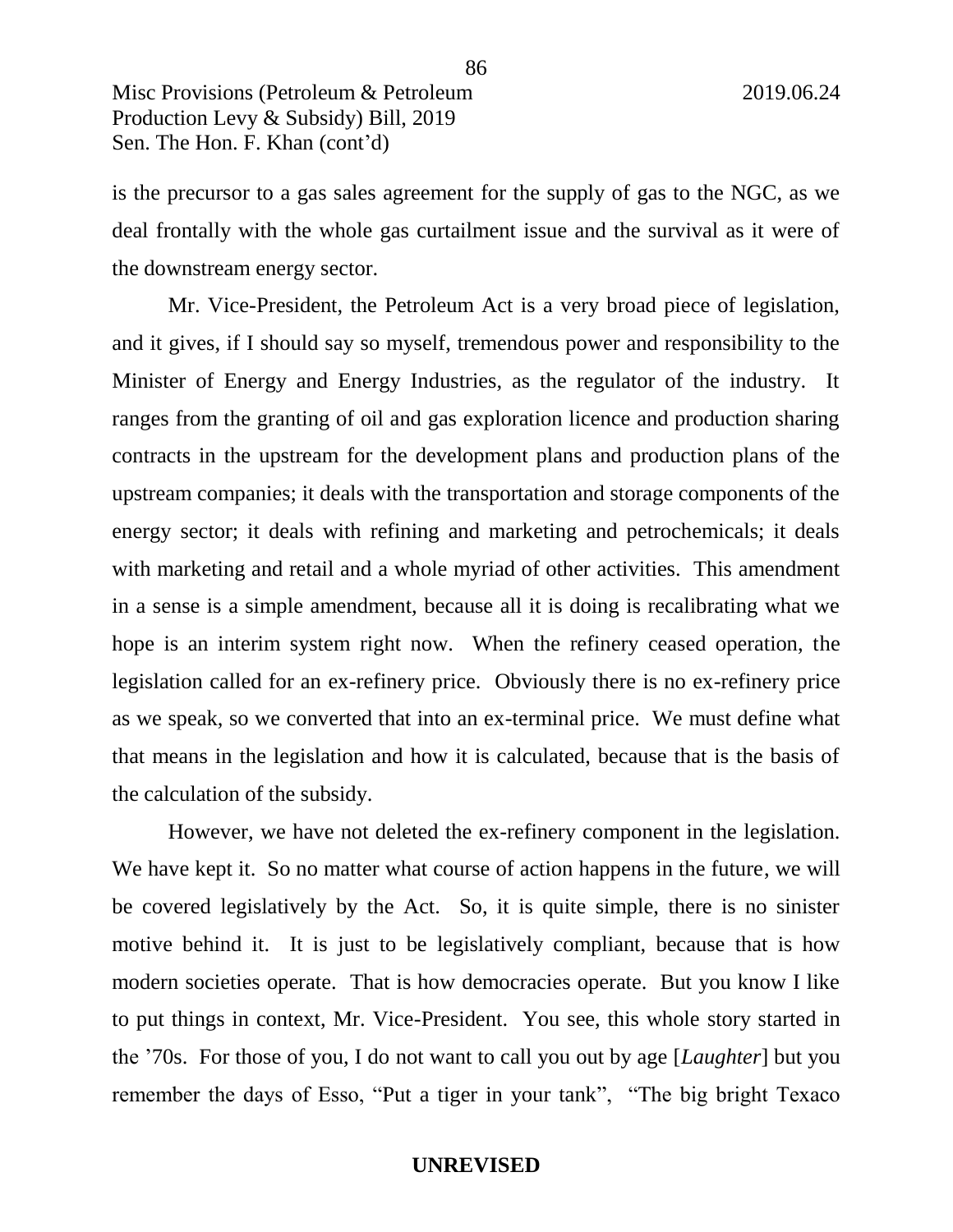is the precursor to a gas sales agreement for the supply of gas to the NGC, as we deal frontally with the whole gas curtailment issue and the survival as it were of the downstream energy sector.

Mr. Vice-President, the Petroleum Act is a very broad piece of legislation, and it gives, if I should say so myself, tremendous power and responsibility to the Minister of Energy and Energy Industries, as the regulator of the industry. It ranges from the granting of oil and gas exploration licence and production sharing contracts in the upstream for the development plans and production plans of the upstream companies; it deals with the transportation and storage components of the energy sector; it deals with refining and marketing and petrochemicals; it deals with marketing and retail and a whole myriad of other activities. This amendment in a sense is a simple amendment, because all it is doing is recalibrating what we hope is an interim system right now. When the refinery ceased operation, the legislation called for an ex-refinery price. Obviously there is no ex-refinery price as we speak, so we converted that into an ex-terminal price. We must define what that means in the legislation and how it is calculated, because that is the basis of the calculation of the subsidy.

However, we have not deleted the ex-refinery component in the legislation. We have kept it. So no matter what course of action happens in the future, we will be covered legislatively by the Act. So, it is quite simple, there is no sinister motive behind it. It is just to be legislatively compliant, because that is how modern societies operate. That is how democracies operate. But you know I like to put things in context, Mr. Vice-President. You see, this whole story started in the ’70s. For those of you, I do not want to call you out by age [*Laughter*] but you remember the days of Esso, “Put a tiger in your tank”, “The big bright Texaco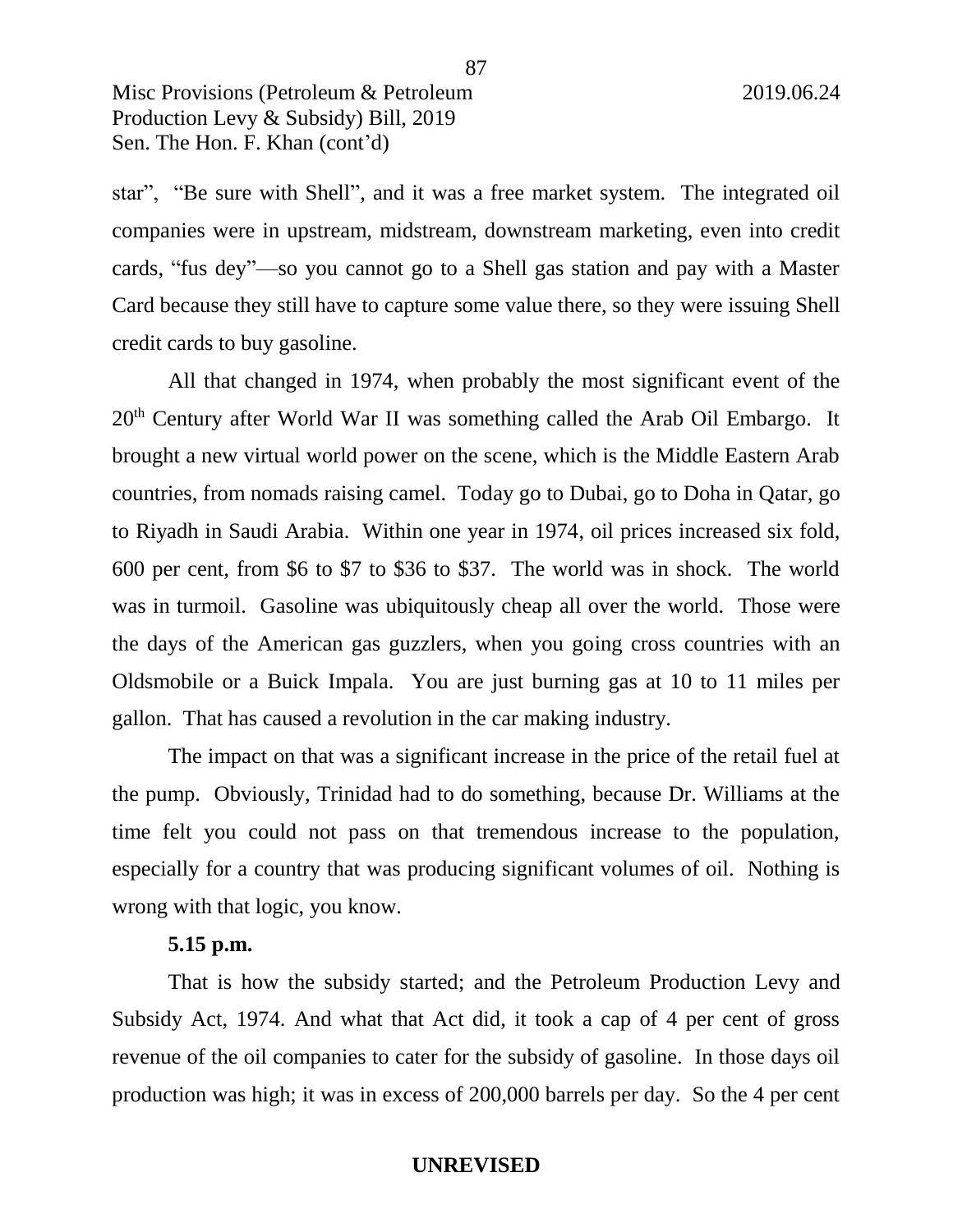star", "Be sure with Shell", and it was a free market system. The integrated oil companies were in upstream, midstream, downstream marketing, even into credit cards, "fus dey"—so you cannot go to a Shell gas station and pay with a Master Card because they still have to capture some value there, so they were issuing Shell credit cards to buy gasoline.

All that changed in 1974, when probably the most significant event of the 20th Century after World War II was something called the Arab Oil Embargo. It brought a new virtual world power on the scene, which is the Middle Eastern Arab countries, from nomads raising camel. Today go to Dubai, go to Doha in Qatar, go to Riyadh in Saudi Arabia. Within one year in 1974, oil prices increased six fold, 600 per cent, from $6 to $7 to $36 to $37. The world was in shock. The world was in turmoil. Gasoline was ubiquitously cheap all over the world. Those were the days of the American gas guzzlers, when you going cross countries with an Oldsmobile or a Buick Impala. You are just burning gas at 10 to 11 miles per gallon. That has caused a revolution in the car making industry.

The impact on that was a significant increase in the price of the retail fuel at the pump. Obviously, Trinidad had to do something, because Dr. Williams at the time felt you could not pass on that tremendous increase to the population, especially for a country that was producing significant volumes of oil. Nothing is wrong with that logic, you know.

**5.15 p.m.**

That is how the subsidy started; and the Petroleum Production Levy and Subsidy Act, 1974. And what that Act did, it took a cap of 4 per cent of gross revenue of the oil companies to cater for the subsidy of gasoline. In those days oil production was high; it was in excess of 200,000 barrels per day. So the 4 per cent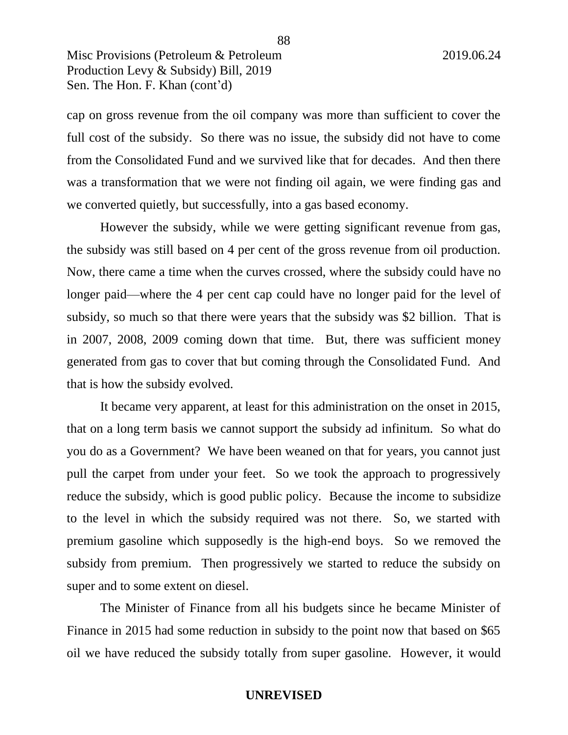cap on gross revenue from the oil company was more than sufficient to cover the full cost of the subsidy. So there was no issue, the subsidy did not have to come from the Consolidated Fund and we survived like that for decades. And then there was a transformation that we were not finding oil again, we were finding gas and we converted quietly, but successfully, into a gas based economy.

However the subsidy, while we were getting significant revenue from gas, the subsidy was still based on 4 per cent of the gross revenue from oil production. Now, there came a time when the curves crossed, where the subsidy could have no longer paid—where the 4 per cent cap could have no longer paid for the level of subsidy, so much so that there were years that the subsidy was $2 billion. That is in 2007, 2008, 2009 coming down that time. But, there was sufficient money generated from gas to cover that but coming through the Consolidated Fund. And that is how the subsidy evolved.

It became very apparent, at least for this administration on the onset in 2015, that on a long term basis we cannot support the subsidy ad infinitum. So what do you do as a Government? We have been weaned on that for years, you cannot just pull the carpet from under your feet. So we took the approach to progressively reduce the subsidy, which is good public policy. Because the income to subsidize to the level in which the subsidy required was not there. So, we started with premium gasoline which supposedly is the high-end boys. So we removed the subsidy from premium. Then progressively we started to reduce the subsidy on super and to some extent on diesel.

The Minister of Finance from all his budgets since he became Minister of Finance in 2015 had some reduction in subsidy to the point now that based on $65 oil we have reduced the subsidy totally from super gasoline. However, it would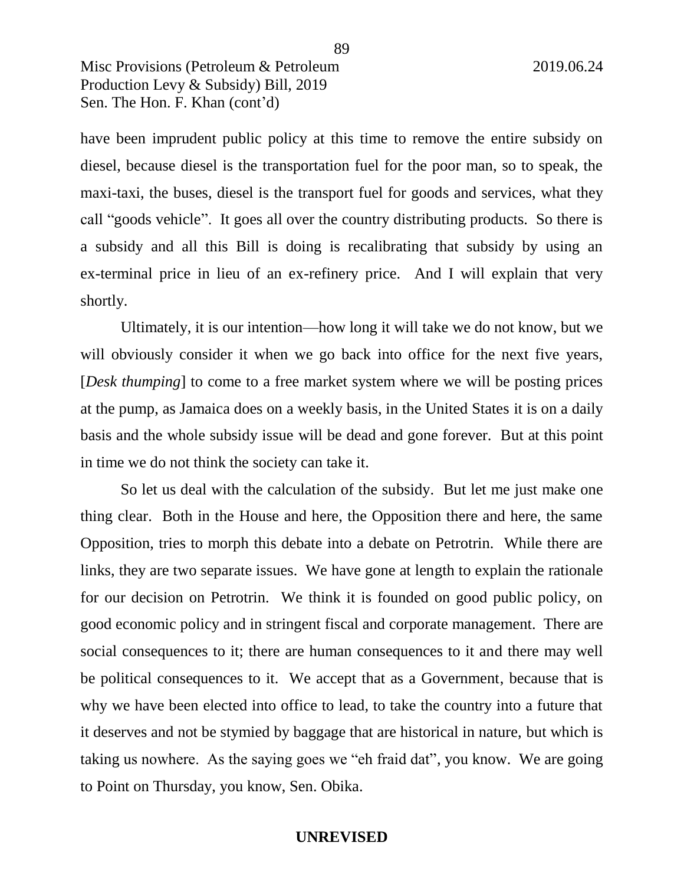have been imprudent public policy at this time to remove the entire subsidy on diesel, because diesel is the transportation fuel for the poor man, so to speak, the maxi-taxi, the buses, diesel is the transport fuel for goods and services, what they call "goods vehicle". It goes all over the country distributing products. So there is a subsidy and all this Bill is doing is recalibrating that subsidy by using an ex-terminal price in lieu of an ex-refinery price. And I will explain that very shortly.

Ultimately, it is our intention—how long it will take we do not know, but we will obviously consider it when we go back into office for the next five years, [*Desk thumping*] to come to a free market system where we will be posting prices at the pump, as Jamaica does on a weekly basis, in the United States it is on a daily basis and the whole subsidy issue will be dead and gone forever. But at this point in time we do not think the society can take it.

So let us deal with the calculation of the subsidy. But let me just make one thing clear. Both in the House and here, the Opposition there and here, the same Opposition, tries to morph this debate into a debate on Petrotrin. While there are links, they are two separate issues. We have gone at length to explain the rationale for our decision on Petrotrin. We think it is founded on good public policy, on good economic policy and in stringent fiscal and corporate management. There are social consequences to it; there are human consequences to it and there may well be political consequences to it. We accept that as a Government, because that is why we have been elected into office to lead, to take the country into a future that it deserves and not be stymied by baggage that are historical in nature, but which is taking us nowhere. As the saying goes we "eh fraid dat", you know. We are going to Point on Thursday, you know, Sen. Obika.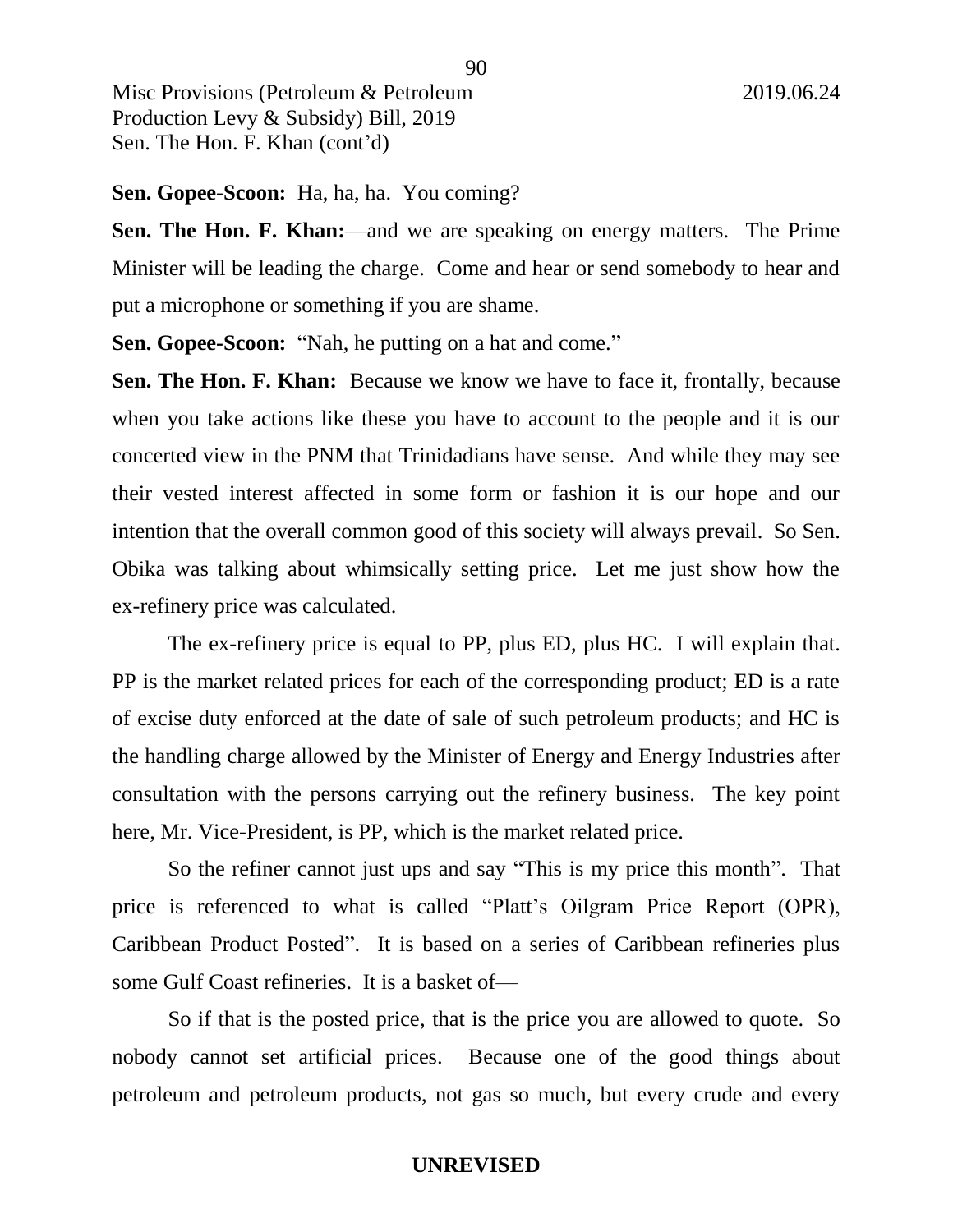**Sen. Gopee-Scoon:** Ha, ha, ha. You coming?

**Sen. The Hon. F. Khan:**—and we are speaking on energy matters. The Prime Minister will be leading the charge. Come and hear or send somebody to hear and put a microphone or something if you are shame.

**Sen. Gopee-Scoon:** "Nah, he putting on a hat and come."

**Sen. The Hon. F. Khan:** Because we know we have to face it, frontally, because when you take actions like these you have to account to the people and it is our concerted view in the PNM that Trinidadians have sense. And while they may see their vested interest affected in some form or fashion it is our hope and our intention that the overall common good of this society will always prevail. So Sen. Obika was talking about whimsically setting price. Let me just show how the ex-refinery price was calculated.

The ex-refinery price is equal to PP, plus ED, plus HC. I will explain that. PP is the market related prices for each of the corresponding product; ED is a rate of excise duty enforced at the date of sale of such petroleum products; and HC is the handling charge allowed by the Minister of Energy and Energy Industries after consultation with the persons carrying out the refinery business. The key point here, Mr. Vice-President, is PP, which is the market related price.

So the refiner cannot just ups and say "This is my price this month". That price is referenced to what is called "Platt's Oilgram Price Report (OPR), Caribbean Product Posted". It is based on a series of Caribbean refineries plus some Gulf Coast refineries. It is a basket of—

So if that is the posted price, that is the price you are allowed to quote. So nobody cannot set artificial prices. Because one of the good things about petroleum and petroleum products, not gas so much, but every crude and every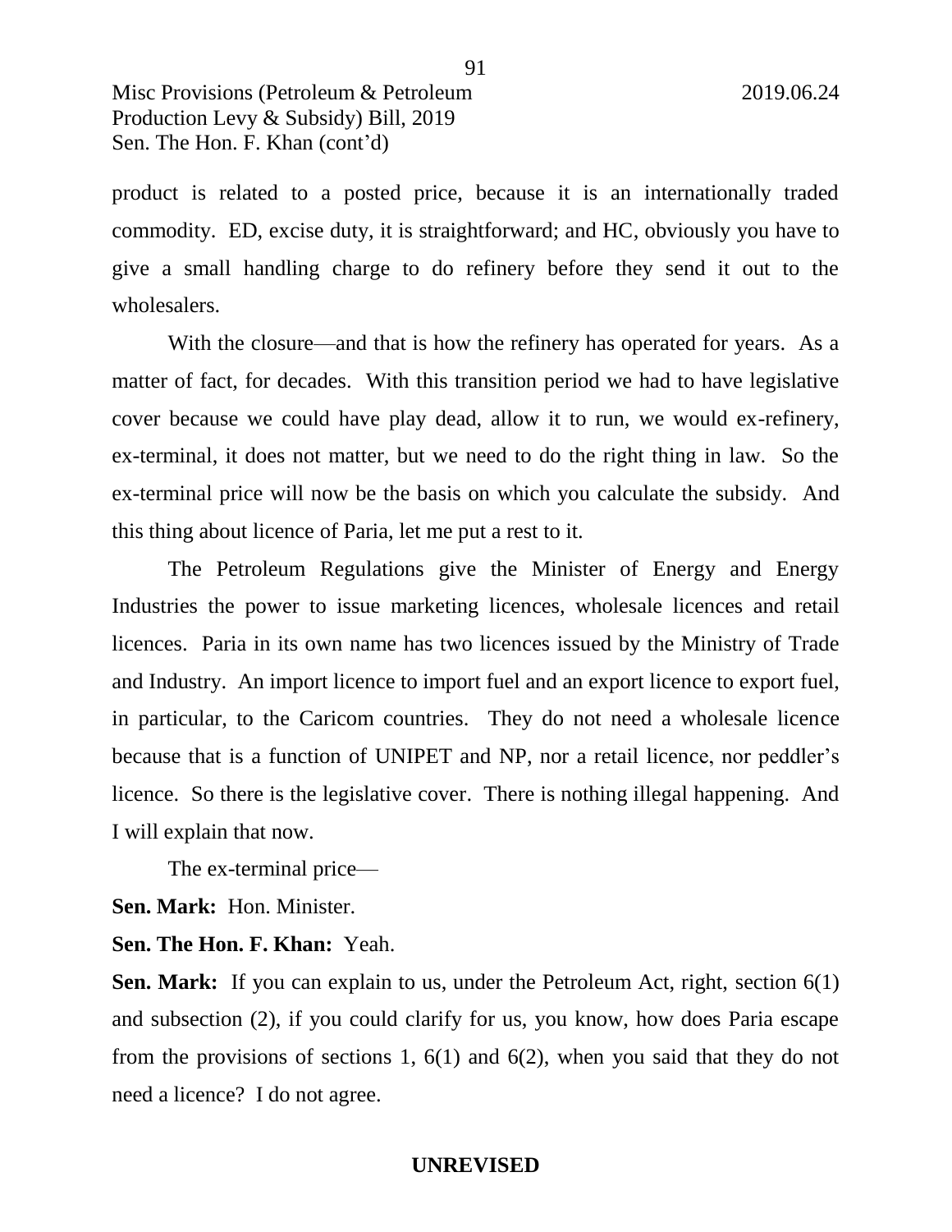product is related to a posted price, because it is an internationally traded commodity. ED, excise duty, it is straightforward; and HC, obviously you have to give a small handling charge to do refinery before they send it out to the wholesalers.

With the closure—and that is how the refinery has operated for years. As a matter of fact, for decades. With this transition period we had to have legislative cover because we could have play dead, allow it to run, we would ex-refinery, ex-terminal, it does not matter, but we need to do the right thing in law. So the ex-terminal price will now be the basis on which you calculate the subsidy. And this thing about licence of Paria, let me put a rest to it.

The Petroleum Regulations give the Minister of Energy and Energy Industries the power to issue marketing licences, wholesale licences and retail licences. Paria in its own name has two licences issued by the Ministry of Trade and Industry. An import licence to import fuel and an export licence to export fuel, in particular, to the Caricom countries. They do not need a wholesale licence because that is a function of UNIPET and NP, nor a retail licence, nor peddler's licence. So there is the legislative cover. There is nothing illegal happening. And I will explain that now.

The ex-terminal price—

**Sen. Mark:** Hon. Minister.

**Sen. The Hon. F. Khan:** Yeah.

**Sen. Mark:** If you can explain to us, under the Petroleum Act, right, section 6(1) and subsection (2), if you could clarify for us, you know, how does Paria escape from the provisions of sections 1, 6(1) and 6(2), when you said that they do not need a licence? I do not agree.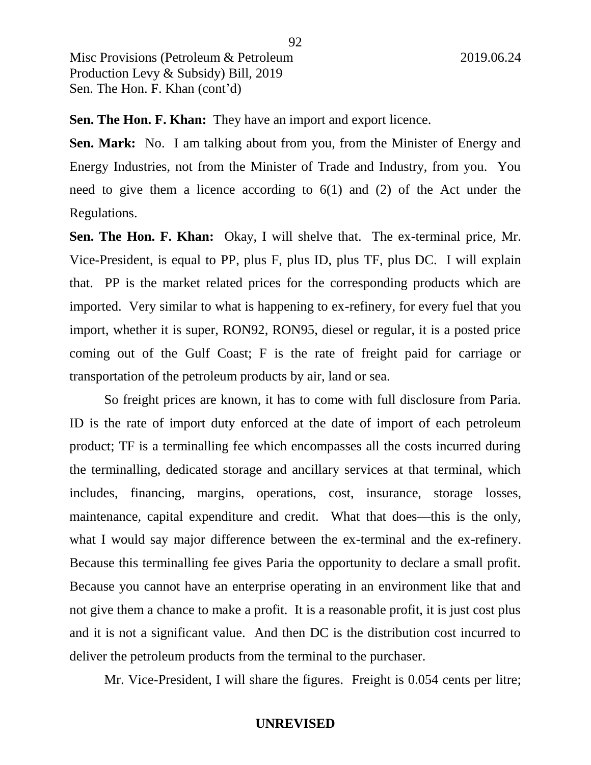**Sen. The Hon. F. Khan:** They have an import and export licence.

**Sen. Mark:** No. I am talking about from you, from the Minister of Energy and Energy Industries, not from the Minister of Trade and Industry, from you. You need to give them a licence according to 6(1) and (2) of the Act under the Regulations.

**Sen. The Hon. F. Khan:** Okay, I will shelve that. The ex-terminal price, Mr. Vice-President, is equal to PP, plus F, plus ID, plus TF, plus DC. I will explain that. PP is the market related prices for the corresponding products which are imported. Very similar to what is happening to ex-refinery, for every fuel that you import, whether it is super, RON92, RON95, diesel or regular, it is a posted price coming out of the Gulf Coast; F is the rate of freight paid for carriage or transportation of the petroleum products by air, land or sea.

So freight prices are known, it has to come with full disclosure from Paria. ID is the rate of import duty enforced at the date of import of each petroleum product; TF is a terminalling fee which encompasses all the costs incurred during the terminalling, dedicated storage and ancillary services at that terminal, which includes, financing, margins, operations, cost, insurance, storage losses, maintenance, capital expenditure and credit. What that does—this is the only, what I would say major difference between the ex-terminal and the ex-refinery. Because this terminalling fee gives Paria the opportunity to declare a small profit. Because you cannot have an enterprise operating in an environment like that and not give them a chance to make a profit. It is a reasonable profit, it is just cost plus and it is not a significant value. And then DC is the distribution cost incurred to deliver the petroleum products from the terminal to the purchaser.

Mr. Vice-President, I will share the figures. Freight is 0.054 cents per litre;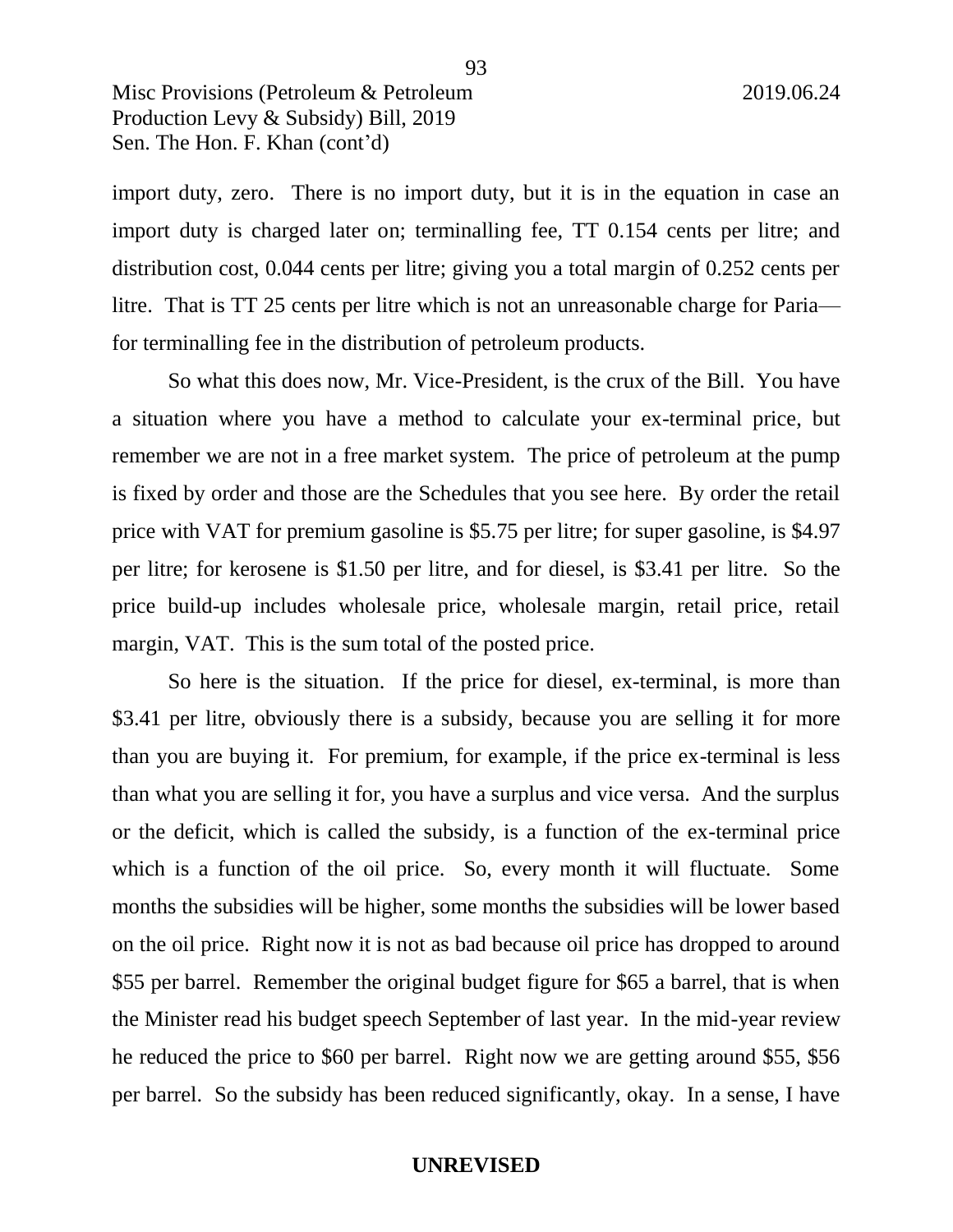import duty, zero. There is no import duty, but it is in the equation in case an import duty is charged later on; terminalling fee, TT 0.154 cents per litre; and distribution cost, 0.044 cents per litre; giving you a total margin of 0.252 cents per litre. That is TT 25 cents per litre which is not an unreasonable charge for Paria—for terminalling fee in the distribution of petroleum products.

So what this does now, Mr. Vice-President, is the crux of the Bill. You have a situation where you have a method to calculate your ex-terminal price, but remember we are not in a free market system. The price of petroleum at the pump is fixed by order and those are the Schedules that you see here. By order the retail price with VAT for premium gasoline is $5.75 per litre; for super gasoline, is $4.97 per litre; for kerosene is $1.50 per litre, and for diesel, is $3.41 per litre. So the price build-up includes wholesale price, wholesale margin, retail price, retail margin, VAT. This is the sum total of the posted price.

So here is the situation. If the price for diesel, ex-terminal, is more than $3.41 per litre, obviously there is a subsidy, because you are selling it for more than you are buying it. For premium, for example, if the price ex-terminal is less than what you are selling it for, you have a surplus and vice versa. And the surplus or the deficit, which is called the subsidy, is a function of the ex-terminal price which is a function of the oil price. So, every month it will fluctuate. Some months the subsidies will be higher, some months the subsidies will be lower based on the oil price. Right now it is not as bad because oil price has dropped to around $55 per barrel. Remember the original budget figure for $65 a barrel, that is when the Minister read his budget speech September of last year. In the mid-year review he reduced the price to $60 per barrel. Right now we are getting around $55, $56 per barrel. So the subsidy has been reduced significantly, okay. In a sense, I have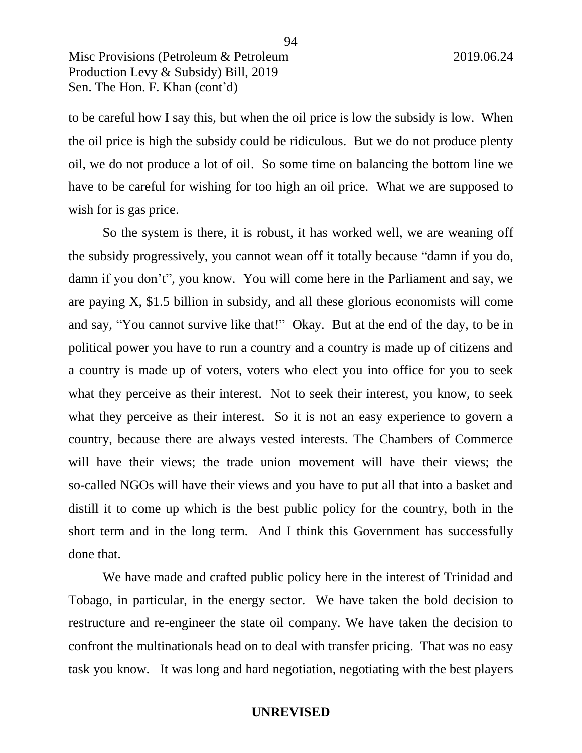to be careful how I say this, but when the oil price is low the subsidy is low. When the oil price is high the subsidy could be ridiculous. But we do not produce plenty oil, we do not produce a lot of oil. So some time on balancing the bottom line we have to be careful for wishing for too high an oil price. What we are supposed to wish for is gas price.

So the system is there, it is robust, it has worked well, we are weaning off the subsidy progressively, you cannot wean off it totally because "damn if you do, damn if you don't", you know. You will come here in the Parliament and say, we are paying X, $1.5 billion in subsidy, and all these glorious economists will come and say, "You cannot survive like that!" Okay. But at the end of the day, to be in political power you have to run a country and a country is made up of citizens and a country is made up of voters, voters who elect you into office for you to seek what they perceive as their interest. Not to seek their interest, you know, to seek what they perceive as their interest. So it is not an easy experience to govern a country, because there are always vested interests. The Chambers of Commerce will have their views; the trade union movement will have their views; the so-called NGOs will have their views and you have to put all that into a basket and distill it to come up which is the best public policy for the country, both in the short term and in the long term. And I think this Government has successfully done that.

We have made and crafted public policy here in the interest of Trinidad and Tobago, in particular, in the energy sector. We have taken the bold decision to restructure and re-engineer the state oil company. We have taken the decision to confront the multinationals head on to deal with transfer pricing. That was no easy task you know. It was long and hard negotiation, negotiating with the best players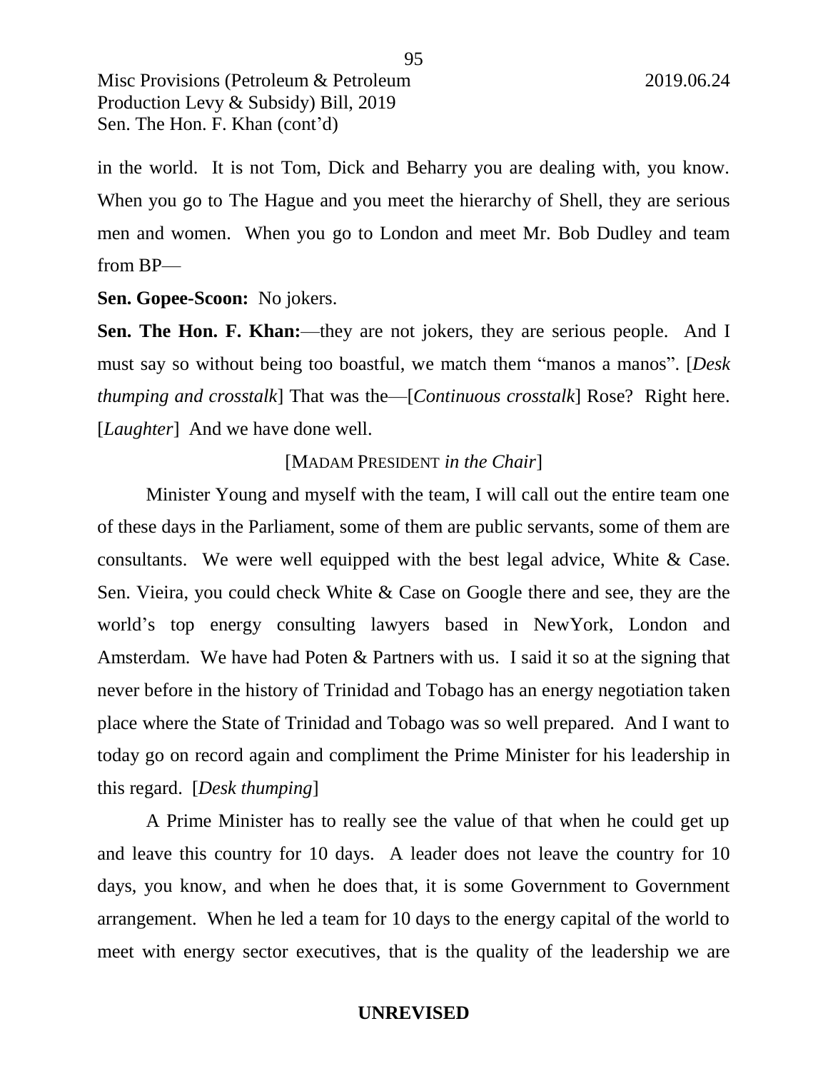in the world. It is not Tom, Dick and Beharry you are dealing with, you know. When you go to The Hague and you meet the hierarchy of Shell, they are serious men and women. When you go to London and meet Mr. Bob Dudley and team from BP—

**Sen. Gopee-Scoon:** No jokers.

**Sen. The Hon. F. Khan:**—they are not jokers, they are serious people. And I must say so without being too boastful, we match them "manos a manos". [*Desk thumping and crosstalk*] That was the—[*Continuous crosstalk*] Rose? Right here. [*Laughter*] And we have done well.

[MADAM PRESIDENT *in the Chair*]

Minister Young and myself with the team, I will call out the entire team one of these days in the Parliament, some of them are public servants, some of them are consultants. We were well equipped with the best legal advice, White & Case. Sen. Vieira, you could check White & Case on Google there and see, they are the world's top energy consulting lawyers based in NewYork, London and Amsterdam. We have had Poten & Partners with us. I said it so at the signing that never before in the history of Trinidad and Tobago has an energy negotiation taken place where the State of Trinidad and Tobago was so well prepared. And I want to today go on record again and compliment the Prime Minister for his leadership in this regard. [*Desk thumping*]

A Prime Minister has to really see the value of that when he could get up and leave this country for 10 days. A leader does not leave the country for 10 days, you know, and when he does that, it is some Government to Government arrangement. When he led a team for 10 days to the energy capital of the world to meet with energy sector executives, that is the quality of the leadership we are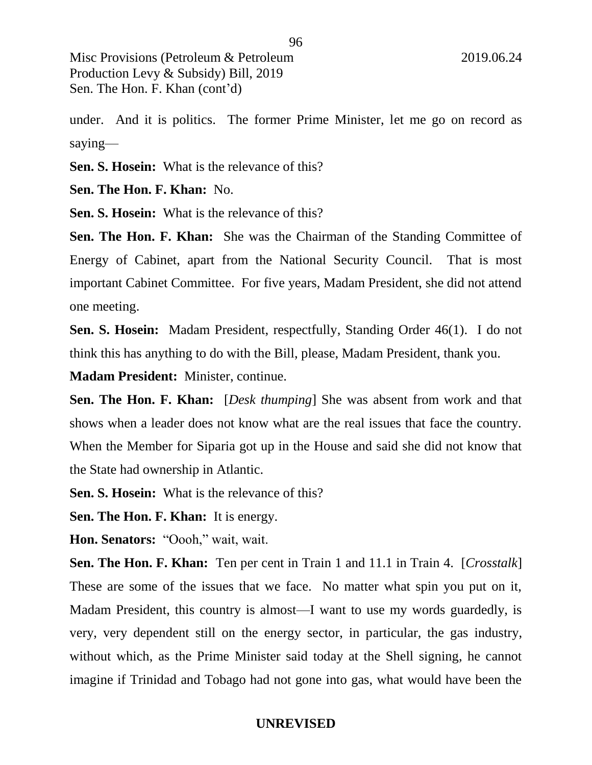under. And it is politics. The former Prime Minister, let me go on record as saying—

**Sen. S. Hosein:** What is the relevance of this?

**Sen. The Hon. F. Khan:** No.

**Sen. S. Hosein:** What is the relevance of this?

**Sen. The Hon. F. Khan:** She was the Chairman of the Standing Committee of Energy of Cabinet, apart from the National Security Council. That is most important Cabinet Committee. For five years, Madam President, she did not attend one meeting.

**Sen. S. Hosein:** Madam President, respectfully, Standing Order 46(1). I do not think this has anything to do with the Bill, please, Madam President, thank you.

**Madam President:** Minister, continue.

**Sen. The Hon. F. Khan:** [*Desk thumping*] She was absent from work and that shows when a leader does not know what are the real issues that face the country. When the Member for Siparia got up in the House and said she did not know that the State had ownership in Atlantic.

**Sen. S. Hosein:** What is the relevance of this?

**Sen. The Hon. F. Khan:** It is energy.

**Hon. Senators:** "Oooh," wait, wait.

**Sen. The Hon. F. Khan:** Ten per cent in Train 1 and 11.1 in Train 4. [*Crosstalk*] These are some of the issues that we face. No matter what spin you put on it, Madam President, this country is almost—I want to use my words guardedly, is very, very dependent still on the energy sector, in particular, the gas industry, without which, as the Prime Minister said today at the Shell signing, he cannot imagine if Trinidad and Tobago had not gone into gas, what would have been the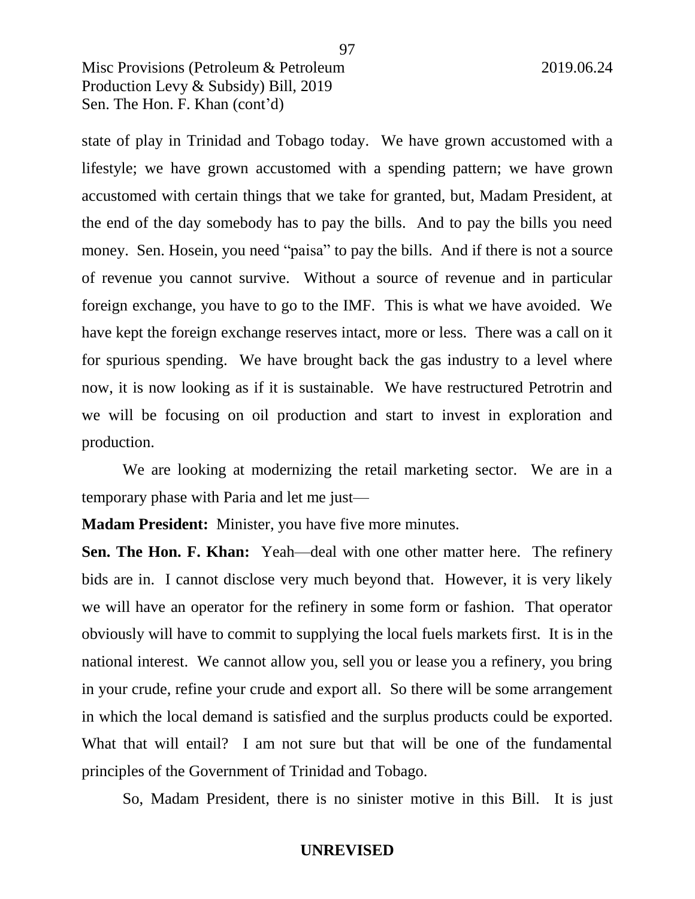state of play in Trinidad and Tobago today. We have grown accustomed with a lifestyle; we have grown accustomed with a spending pattern; we have grown accustomed with certain things that we take for granted, but, Madam President, at the end of the day somebody has to pay the bills. And to pay the bills you need money. Sen. Hosein, you need "paisa" to pay the bills. And if there is not a source of revenue you cannot survive. Without a source of revenue and in particular foreign exchange, you have to go to the IMF. This is what we have avoided. We have kept the foreign exchange reserves intact, more or less. There was a call on it for spurious spending. We have brought back the gas industry to a level where now, it is now looking as if it is sustainable. We have restructured Petrotrin and we will be focusing on oil production and start to invest in exploration and production.

We are looking at modernizing the retail marketing sector. We are in a temporary phase with Paria and let me just—

**Madam President:** Minister, you have five more minutes.

**Sen. The Hon. F. Khan:** Yeah—deal with one other matter here. The refinery bids are in. I cannot disclose very much beyond that. However, it is very likely we will have an operator for the refinery in some form or fashion. That operator obviously will have to commit to supplying the local fuels markets first. It is in the national interest. We cannot allow you, sell you or lease you a refinery, you bring in your crude, refine your crude and export all. So there will be some arrangement in which the local demand is satisfied and the surplus products could be exported. What that will entail? I am not sure but that will be one of the fundamental principles of the Government of Trinidad and Tobago.

So, Madam President, there is no sinister motive in this Bill. It is just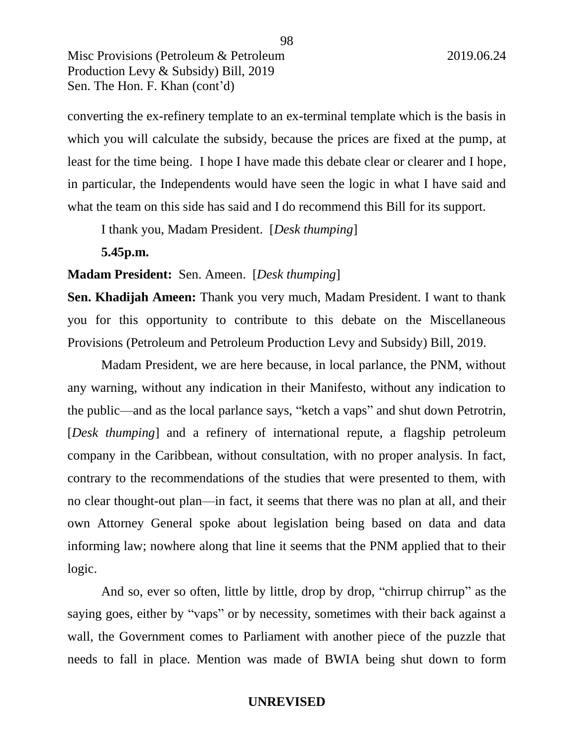converting the ex-refinery template to an ex-terminal template which is the basis in which you will calculate the subsidy, because the prices are fixed at the pump, at least for the time being. I hope I have made this debate clear or clearer and I hope, in particular, the Independents would have seen the logic in what I have said and what the team on this side has said and I do recommend this Bill for its support.

I thank you, Madam President. [*Desk thumping*]

**5.45p.m.**

**Madam President:** Sen. Ameen. [*Desk thumping*]

**Sen. Khadijah Ameen:** Thank you very much, Madam President. I want to thank you for this opportunity to contribute to this debate on the Miscellaneous Provisions (Petroleum and Petroleum Production Levy and Subsidy) Bill, 2019.

Madam President, we are here because, in local parlance, the PNM, without any warning, without any indication in their Manifesto, without any indication to the public—and as the local parlance says, "ketch a vaps" and shut down Petrotrin, [*Desk thumping*] and a refinery of international repute, a flagship petroleum company in the Caribbean, without consultation, with no proper analysis. In fact, contrary to the recommendations of the studies that were presented to them, with no clear thought-out plan—in fact, it seems that there was no plan at all, and their own Attorney General spoke about legislation being based on data and data informing law; nowhere along that line it seems that the PNM applied that to their logic.

And so, ever so often, little by little, drop by drop, "chirrup chirrup" as the saying goes, either by "vaps" or by necessity, sometimes with their back against a wall, the Government comes to Parliament with another piece of the puzzle that needs to fall in place. Mention was made of BWIA being shut down to form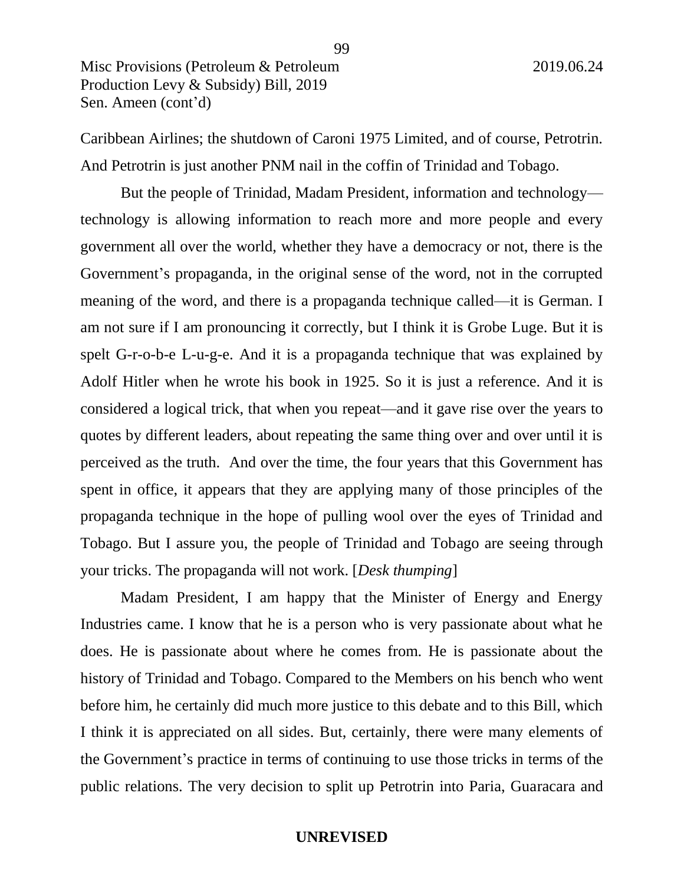Caribbean Airlines; the shutdown of Caroni 1975 Limited, and of course, Petrotrin. And Petrotrin is just another PNM nail in the coffin of Trinidad and Tobago.

But the people of Trinidad, Madam President, information and technology—technology is allowing information to reach more and more people and every government all over the world, whether they have a democracy or not, there is the Government's propaganda, in the original sense of the word, not in the corrupted meaning of the word, and there is a propaganda technique called—it is German. I am not sure if I am pronouncing it correctly, but I think it is Grobe Luge. But it is spelt G-r-o-b-e L-u-g-e. And it is a propaganda technique that was explained by Adolf Hitler when he wrote his book in 1925. So it is just a reference. And it is considered a logical trick, that when you repeat—and it gave rise over the years to quotes by different leaders, about repeating the same thing over and over until it is perceived as the truth. And over the time, the four years that this Government has spent in office, it appears that they are applying many of those principles of the propaganda technique in the hope of pulling wool over the eyes of Trinidad and Tobago. But I assure you, the people of Trinidad and Tobago are seeing through your tricks. The propaganda will not work. [*Desk thumping*]

Madam President, I am happy that the Minister of Energy and Energy Industries came. I know that he is a person who is very passionate about what he does. He is passionate about where he comes from. He is passionate about the history of Trinidad and Tobago. Compared to the Members on his bench who went before him, he certainly did much more justice to this debate and to this Bill, which I think it is appreciated on all sides. But, certainly, there were many elements of the Government's practice in terms of continuing to use those tricks in terms of the public relations. The very decision to split up Petrotrin into Paria, Guaracara and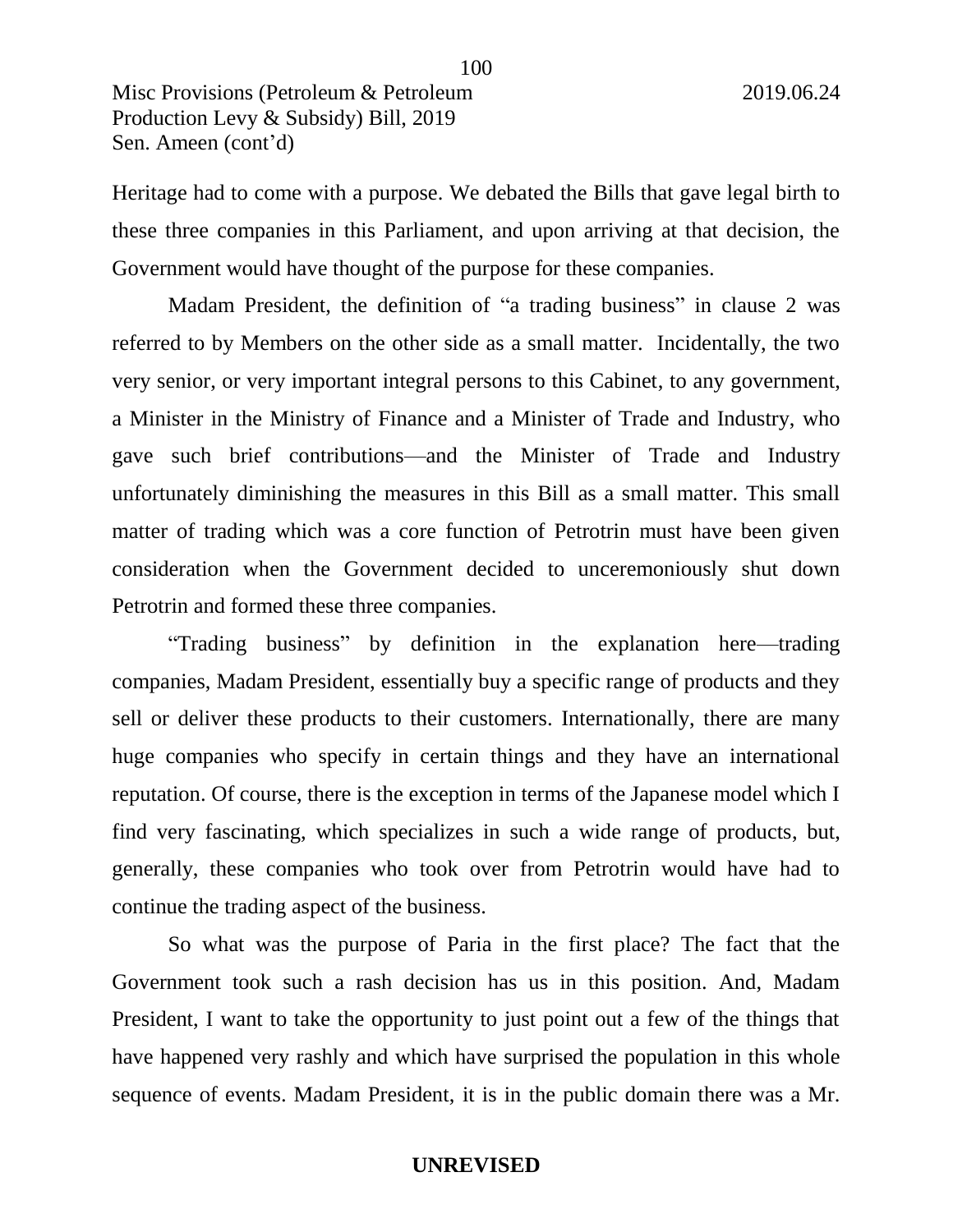Heritage had to come with a purpose. We debated the Bills that gave legal birth to these three companies in this Parliament, and upon arriving at that decision, the Government would have thought of the purpose for these companies.

Madam President, the definition of "a trading business" in clause 2 was referred to by Members on the other side as a small matter. Incidentally, the two very senior, or very important integral persons to this Cabinet, to any government, a Minister in the Ministry of Finance and a Minister of Trade and Industry, who gave such brief contributions—and the Minister of Trade and Industry unfortunately diminishing the measures in this Bill as a small matter. This small matter of trading which was a core function of Petrotrin must have been given consideration when the Government decided to unceremoniously shut down Petrotrin and formed these three companies.

"Trading business" by definition in the explanation here—trading companies, Madam President, essentially buy a specific range of products and they sell or deliver these products to their customers. Internationally, there are many huge companies who specify in certain things and they have an international reputation. Of course, there is the exception in terms of the Japanese model which I find very fascinating, which specializes in such a wide range of products, but, generally, these companies who took over from Petrotrin would have had to continue the trading aspect of the business.

So what was the purpose of Paria in the first place? The fact that the Government took such a rash decision has us in this position. And, Madam President, I want to take the opportunity to just point out a few of the things that have happened very rashly and which have surprised the population in this whole sequence of events. Madam President, it is in the public domain there was a Mr.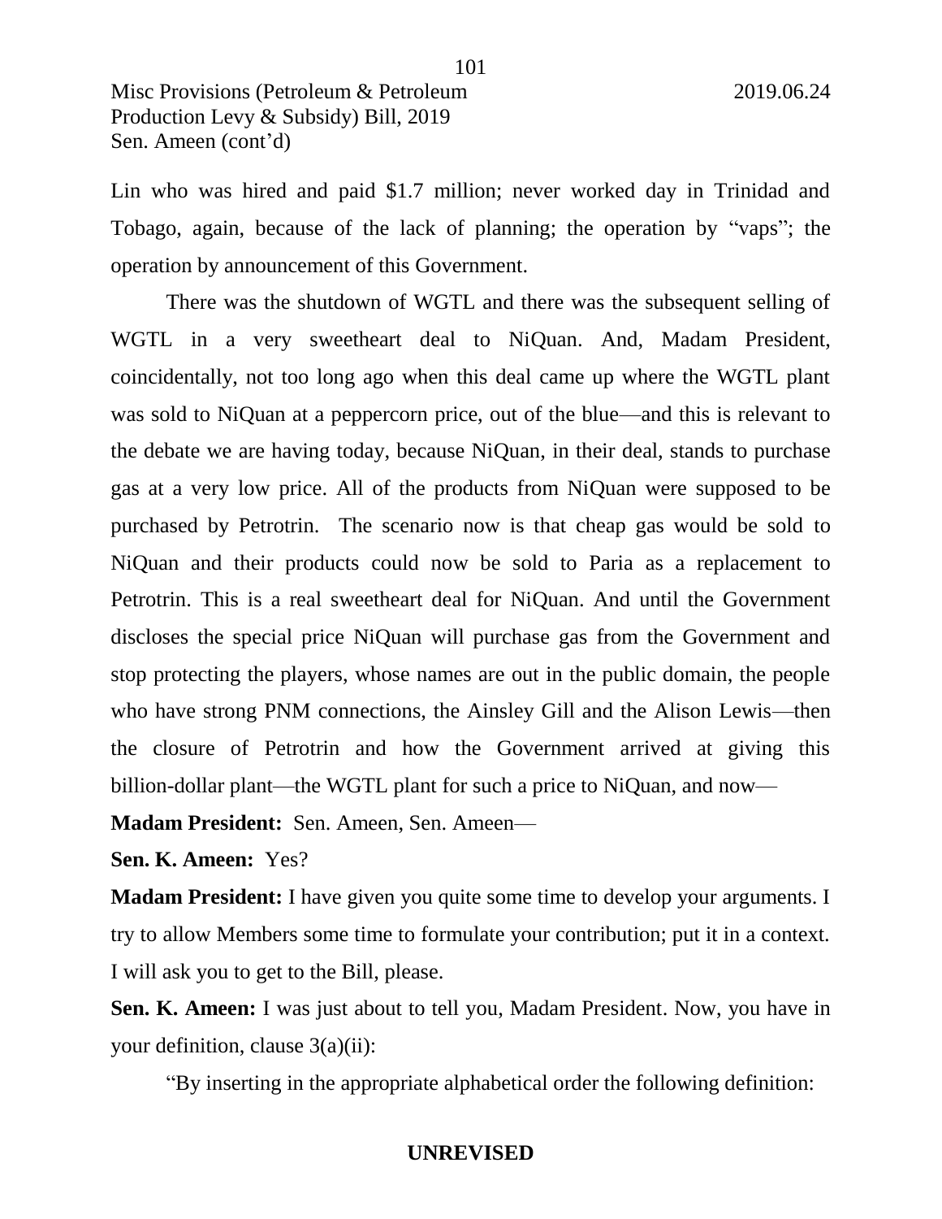Lin who was hired and paid $1.7 million; never worked day in Trinidad and Tobago, again, because of the lack of planning; the operation by "vaps"; the operation by announcement of this Government.

There was the shutdown of WGTL and there was the subsequent selling of WGTL in a very sweetheart deal to NiQuan. And, Madam President, coincidentally, not too long ago when this deal came up where the WGTL plant was sold to NiQuan at a peppercorn price, out of the blue—and this is relevant to the debate we are having today, because NiQuan, in their deal, stands to purchase gas at a very low price. All of the products from NiQuan were supposed to be purchased by Petrotrin. The scenario now is that cheap gas would be sold to NiQuan and their products could now be sold to Paria as a replacement to Petrotrin. This is a real sweetheart deal for NiQuan. And until the Government discloses the special price NiQuan will purchase gas from the Government and stop protecting the players, whose names are out in the public domain, the people who have strong PNM connections, the Ainsley Gill and the Alison Lewis—then the closure of Petrotrin and how the Government arrived at giving this billion-dollar plant—the WGTL plant for such a price to NiQuan, and now—

**Madam President:** Sen. Ameen, Sen. Ameen—

**Sen. K. Ameen:** Yes?

**Madam President:** I have given you quite some time to develop your arguments. I try to allow Members some time to formulate your contribution; put it in a context. I will ask you to get to the Bill, please.

**Sen. K. Ameen:** I was just about to tell you, Madam President. Now, you have in your definition, clause 3(a)(ii):

"By inserting in the appropriate alphabetical order the following definition: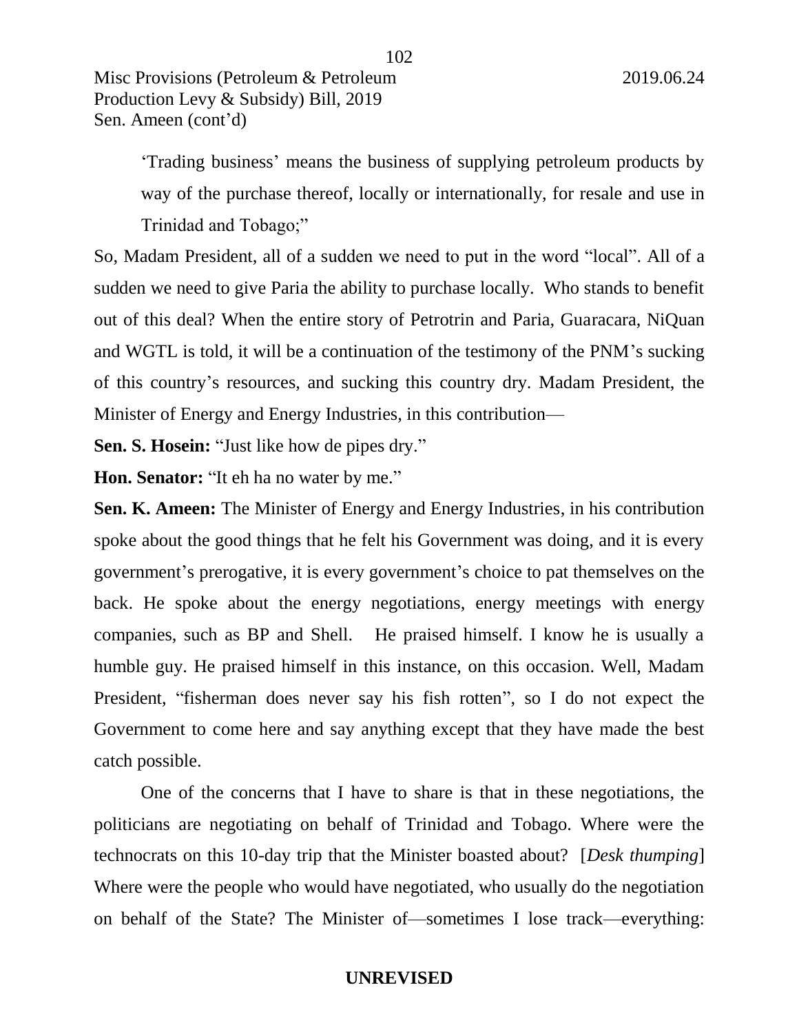'Trading business' means the business of supplying petroleum products by way of the purchase thereof, locally or internationally, for resale and use in Trinidad and Tobago;"

So, Madam President, all of a sudden we need to put in the word "local". All of a sudden we need to give Paria the ability to purchase locally. Who stands to benefit out of this deal? When the entire story of Petrotrin and Paria, Guaracara, NiQuan and WGTL is told, it will be a continuation of the testimony of the PNM's sucking of this country's resources, and sucking this country dry. Madam President, the Minister of Energy and Energy Industries, in this contribution—

**Sen. S. Hosein:** "Just like how de pipes dry."

**Hon. Senator:** "It eh ha no water by me."

**Sen. K. Ameen:** The Minister of Energy and Energy Industries, in his contribution spoke about the good things that he felt his Government was doing, and it is every government's prerogative, it is every government's choice to pat themselves on the back. He spoke about the energy negotiations, energy meetings with energy companies, such as BP and Shell. He praised himself. I know he is usually a humble guy. He praised himself in this instance, on this occasion. Well, Madam President, "fisherman does never say his fish rotten", so I do not expect the Government to come here and say anything except that they have made the best catch possible.

One of the concerns that I have to share is that in these negotiations, the politicians are negotiating on behalf of Trinidad and Tobago. Where were the technocrats on this 10-day trip that the Minister boasted about? [*Desk thumping*] Where were the people who would have negotiated, who usually do the negotiation on behalf of the State? The Minister of—sometimes I lose track—everything: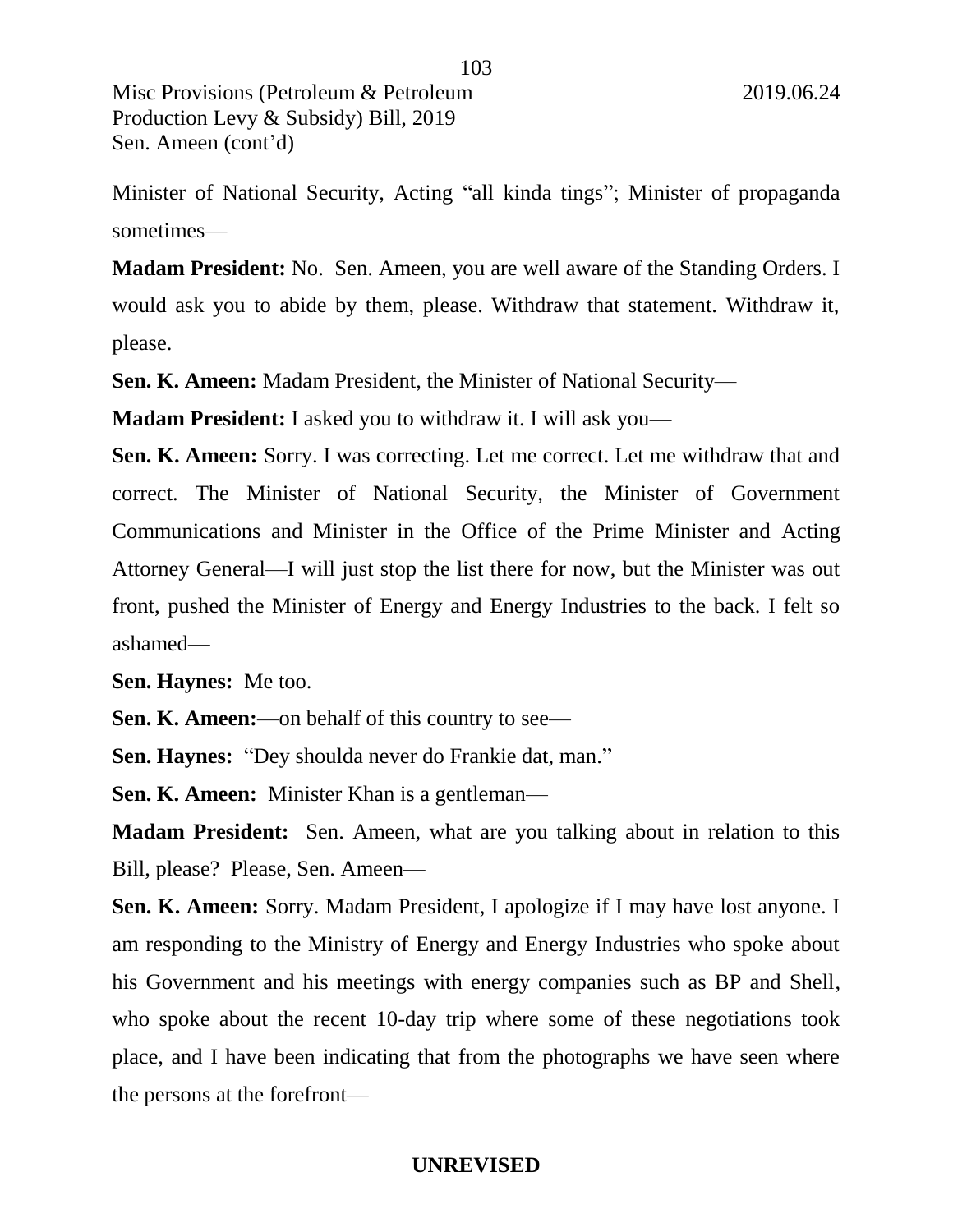Minister of National Security, Acting “all kinda tings”; Minister of propaganda sometimes—

**Madam President:** No. Sen. Ameen, you are well aware of the Standing Orders. I would ask you to abide by them, please. Withdraw that statement. Withdraw it, please.

**Sen. K. Ameen:** Madam President, the Minister of National Security—

**Madam President:** I asked you to withdraw it. I will ask you—

**Sen. K. Ameen:** Sorry. I was correcting. Let me correct. Let me withdraw that and correct. The Minister of National Security, the Minister of Government Communications and Minister in the Office of the Prime Minister and Acting Attorney General—I will just stop the list there for now, but the Minister was out front, pushed the Minister of Energy and Energy Industries to the back. I felt so ashamed—

**Sen. Haynes:** Me too.

**Sen. K. Ameen:**—on behalf of this country to see—

**Sen. Haynes:** “Dey shoulda never do Frankie dat, man.”

**Sen. K. Ameen:** Minister Khan is a gentleman—

**Madam President:** Sen. Ameen, what are you talking about in relation to this Bill, please? Please, Sen. Ameen—

**Sen. K. Ameen:** Sorry. Madam President, I apologize if I may have lost anyone. I am responding to the Ministry of Energy and Energy Industries who spoke about his Government and his meetings with energy companies such as BP and Shell, who spoke about the recent 10-day trip where some of these negotiations took place, and I have been indicating that from the photographs we have seen where the persons at the forefront—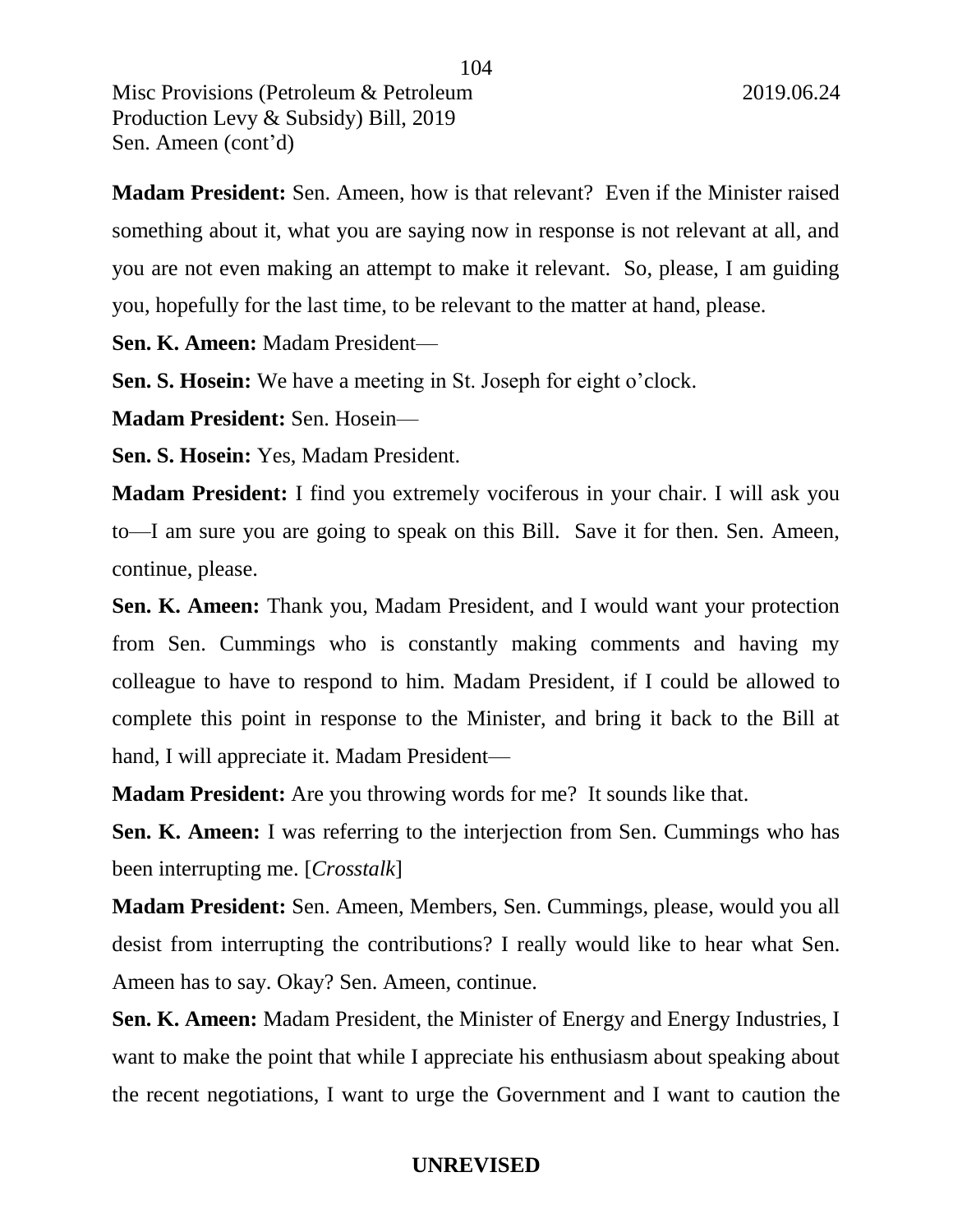**Madam President:** Sen. Ameen, how is that relevant? Even if the Minister raised something about it, what you are saying now in response is not relevant at all, and you are not even making an attempt to make it relevant. So, please, I am guiding you, hopefully for the last time, to be relevant to the matter at hand, please.

**Sen. K. Ameen:** Madam President—

**Sen. S. Hosein:** We have a meeting in St. Joseph for eight o'clock.

**Madam President:** Sen. Hosein—

**Sen. S. Hosein:** Yes, Madam President.

**Madam President:** I find you extremely vociferous in your chair. I will ask you to—I am sure you are going to speak on this Bill. Save it for then. Sen. Ameen, continue, please.

**Sen. K. Ameen:** Thank you, Madam President, and I would want your protection from Sen. Cummings who is constantly making comments and having my colleague to have to respond to him. Madam President, if I could be allowed to complete this point in response to the Minister, and bring it back to the Bill at hand, I will appreciate it. Madam President—

**Madam President:** Are you throwing words for me? It sounds like that.

**Sen. K. Ameen:** I was referring to the interjection from Sen. Cummings who has been interrupting me. [*Crosstalk*]

**Madam President:** Sen. Ameen, Members, Sen. Cummings, please, would you all desist from interrupting the contributions? I really would like to hear what Sen. Ameen has to say. Okay? Sen. Ameen, continue.

**Sen. K. Ameen:** Madam President, the Minister of Energy and Energy Industries, I want to make the point that while I appreciate his enthusiasm about speaking about the recent negotiations, I want to urge the Government and I want to caution the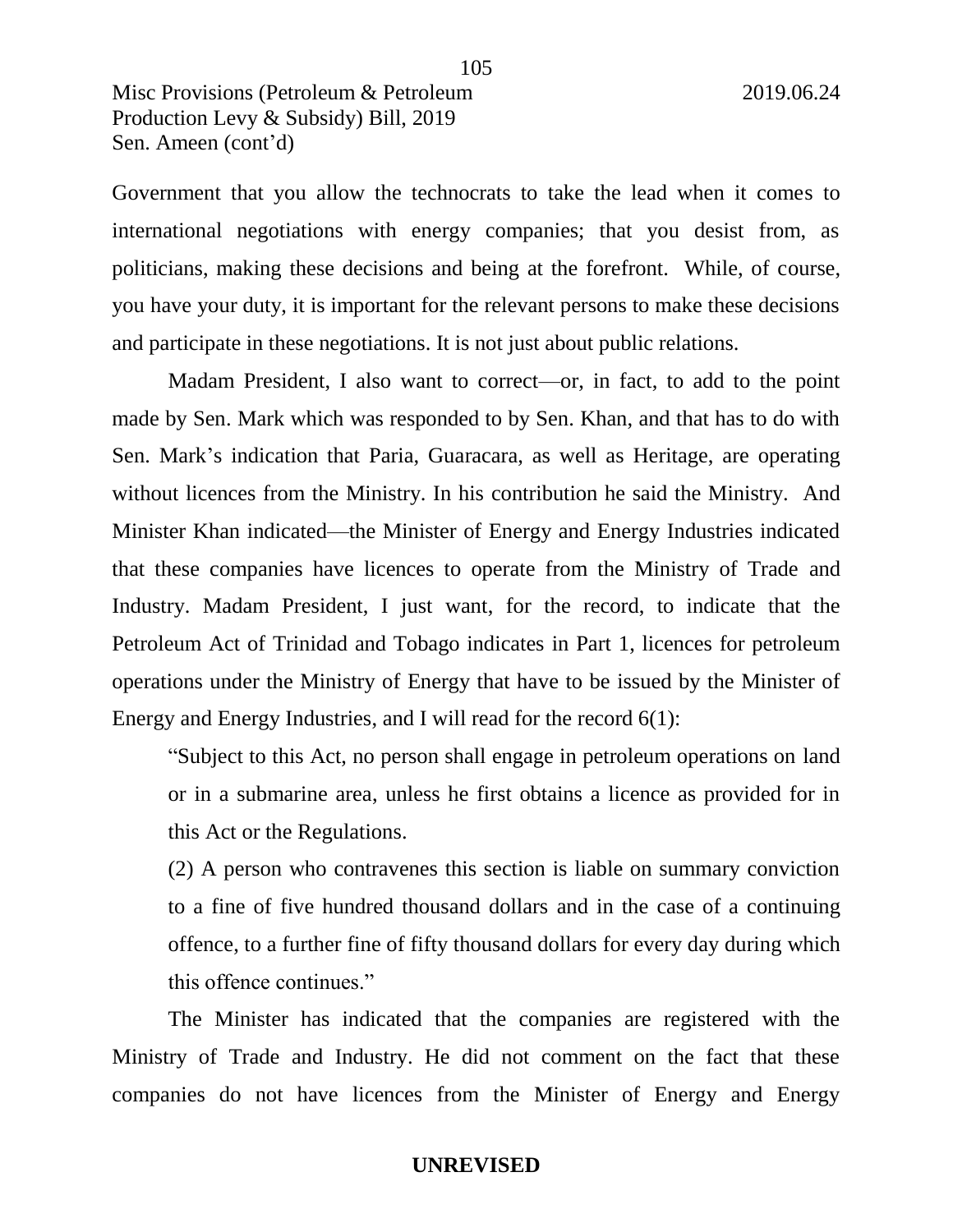Government that you allow the technocrats to take the lead when it comes to international negotiations with energy companies; that you desist from, as politicians, making these decisions and being at the forefront. While, of course, you have your duty, it is important for the relevant persons to make these decisions and participate in these negotiations. It is not just about public relations.

Madam President, I also want to correct—or, in fact, to add to the point made by Sen. Mark which was responded to by Sen. Khan, and that has to do with Sen. Mark's indication that Paria, Guaracara, as well as Heritage, are operating without licences from the Ministry. In his contribution he said the Ministry. And Minister Khan indicated—the Minister of Energy and Energy Industries indicated that these companies have licences to operate from the Ministry of Trade and Industry. Madam President, I just want, for the record, to indicate that the Petroleum Act of Trinidad and Tobago indicates in Part 1, licences for petroleum operations under the Ministry of Energy that have to be issued by the Minister of Energy and Energy Industries, and I will read for the record 6(1):

> "Subject to this Act, no person shall engage in petroleum operations on land or in a submarine area, unless he first obtains a licence as provided for in this Act or the Regulations.
>
> (2) A person who contravenes this section is liable on summary conviction to a fine of five hundred thousand dollars and in the case of a continuing offence, to a further fine of fifty thousand dollars for every day during which this offence continues."

The Minister has indicated that the companies are registered with the Ministry of Trade and Industry. He did not comment on the fact that these companies do not have licences from the Minister of Energy and Energy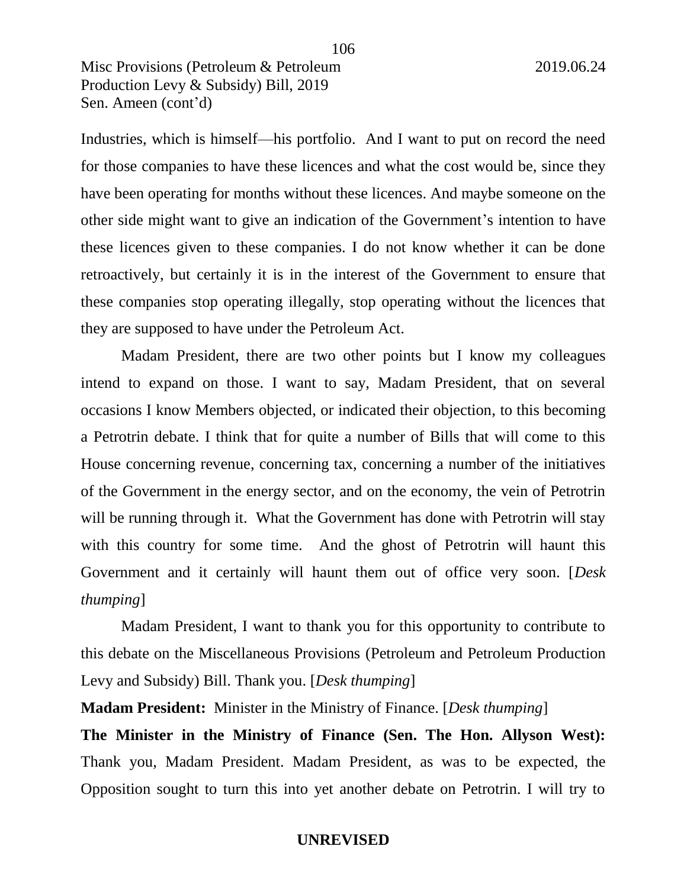Industries, which is himself—his portfolio. And I want to put on record the need for those companies to have these licences and what the cost would be, since they have been operating for months without these licences. And maybe someone on the other side might want to give an indication of the Government's intention to have these licences given to these companies. I do not know whether it can be done retroactively, but certainly it is in the interest of the Government to ensure that these companies stop operating illegally, stop operating without the licences that they are supposed to have under the Petroleum Act.

Madam President, there are two other points but I know my colleagues intend to expand on those. I want to say, Madam President, that on several occasions I know Members objected, or indicated their objection, to this becoming a Petrotrin debate. I think that for quite a number of Bills that will come to this House concerning revenue, concerning tax, concerning a number of the initiatives of the Government in the energy sector, and on the economy, the vein of Petrotrin will be running through it. What the Government has done with Petrotrin will stay with this country for some time. And the ghost of Petrotrin will haunt this Government and it certainly will haunt them out of office very soon. [*Desk thumping*]

Madam President, I want to thank you for this opportunity to contribute to this debate on the Miscellaneous Provisions (Petroleum and Petroleum Production Levy and Subsidy) Bill. Thank you. [*Desk thumping*]

**Madam President:** Minister in the Ministry of Finance. [*Desk thumping*]

**The Minister in the Ministry of Finance (Sen. The Hon. Allyson West):** Thank you, Madam President. Madam President, as was to be expected, the Opposition sought to turn this into yet another debate on Petrotrin. I will try to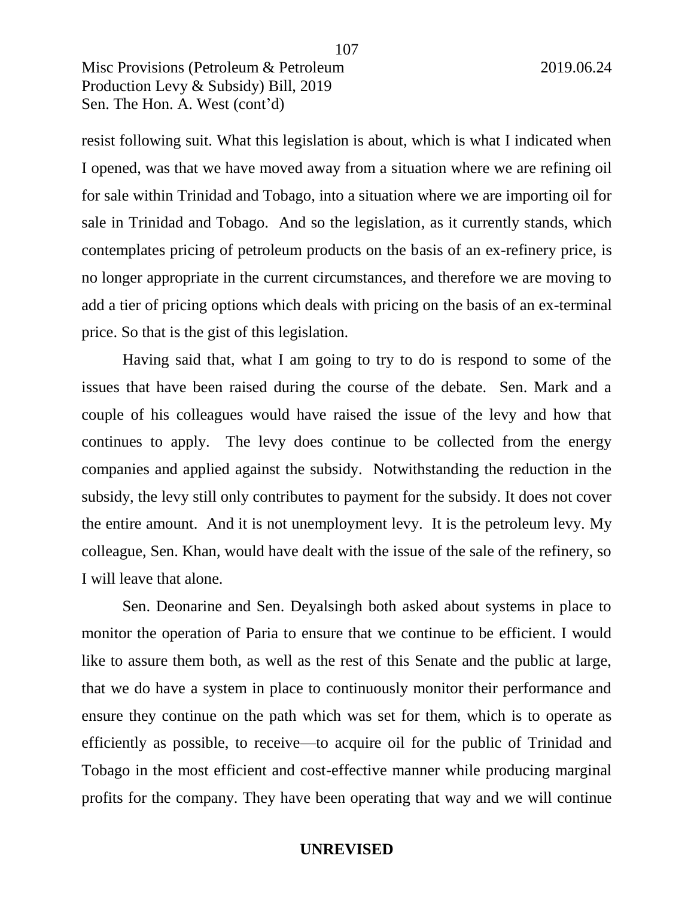resist following suit. What this legislation is about, which is what I indicated when I opened, was that we have moved away from a situation where we are refining oil for sale within Trinidad and Tobago, into a situation where we are importing oil for sale in Trinidad and Tobago. And so the legislation, as it currently stands, which contemplates pricing of petroleum products on the basis of an ex-refinery price, is no longer appropriate in the current circumstances, and therefore we are moving to add a tier of pricing options which deals with pricing on the basis of an ex-terminal price. So that is the gist of this legislation.

Having said that, what I am going to try to do is respond to some of the issues that have been raised during the course of the debate. Sen. Mark and a couple of his colleagues would have raised the issue of the levy and how that continues to apply. The levy does continue to be collected from the energy companies and applied against the subsidy. Notwithstanding the reduction in the subsidy, the levy still only contributes to payment for the subsidy. It does not cover the entire amount. And it is not unemployment levy. It is the petroleum levy. My colleague, Sen. Khan, would have dealt with the issue of the sale of the refinery, so I will leave that alone.

Sen. Deonarine and Sen. Deyalsingh both asked about systems in place to monitor the operation of Paria to ensure that we continue to be efficient. I would like to assure them both, as well as the rest of this Senate and the public at large, that we do have a system in place to continuously monitor their performance and ensure they continue on the path which was set for them, which is to operate as efficiently as possible, to receive—to acquire oil for the public of Trinidad and Tobago in the most efficient and cost-effective manner while producing marginal profits for the company. They have been operating that way and we will continue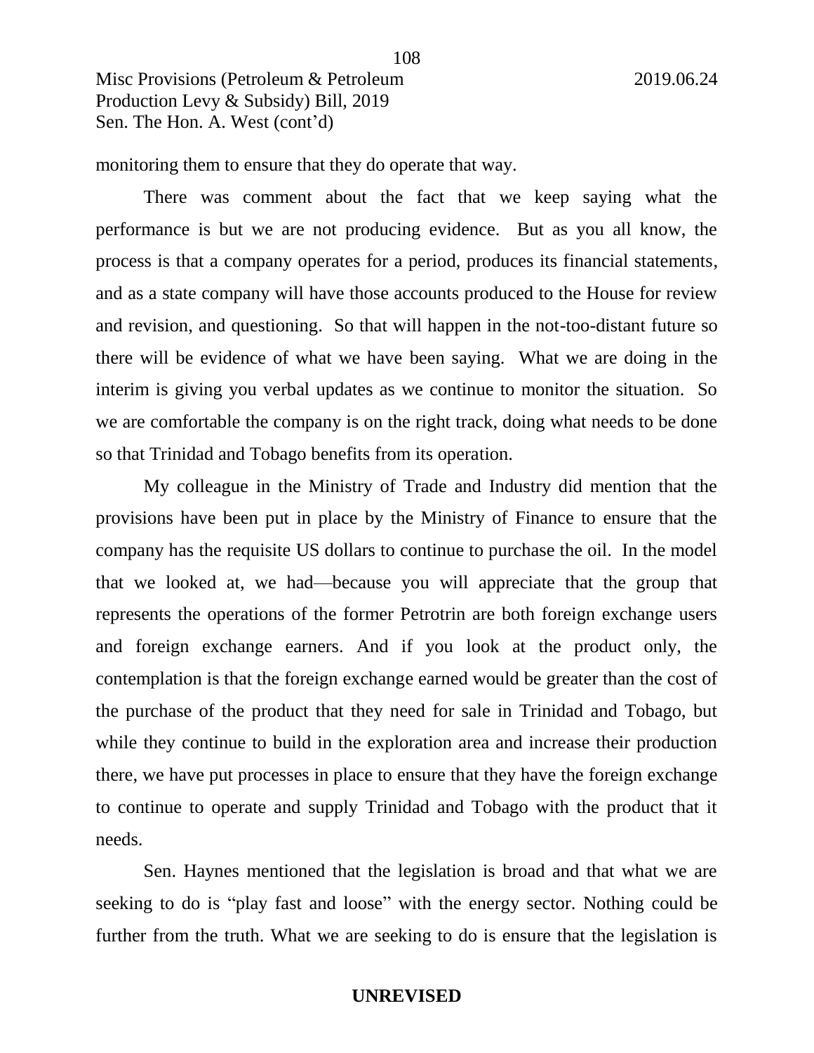monitoring them to ensure that they do operate that way.

There was comment about the fact that we keep saying what the performance is but we are not producing evidence. But as you all know, the process is that a company operates for a period, produces its financial statements, and as a state company will have those accounts produced to the House for review and revision, and questioning. So that will happen in the not-too-distant future so there will be evidence of what we have been saying. What we are doing in the interim is giving you verbal updates as we continue to monitor the situation. So we are comfortable the company is on the right track, doing what needs to be done so that Trinidad and Tobago benefits from its operation.

My colleague in the Ministry of Trade and Industry did mention that the provisions have been put in place by the Ministry of Finance to ensure that the company has the requisite US dollars to continue to purchase the oil. In the model that we looked at, we had—because you will appreciate that the group that represents the operations of the former Petrotrin are both foreign exchange users and foreign exchange earners. And if you look at the product only, the contemplation is that the foreign exchange earned would be greater than the cost of the purchase of the product that they need for sale in Trinidad and Tobago, but while they continue to build in the exploration area and increase their production there, we have put processes in place to ensure that they have the foreign exchange to continue to operate and supply Trinidad and Tobago with the product that it needs.

Sen. Haynes mentioned that the legislation is broad and that what we are seeking to do is "play fast and loose" with the energy sector. Nothing could be further from the truth. What we are seeking to do is ensure that the legislation is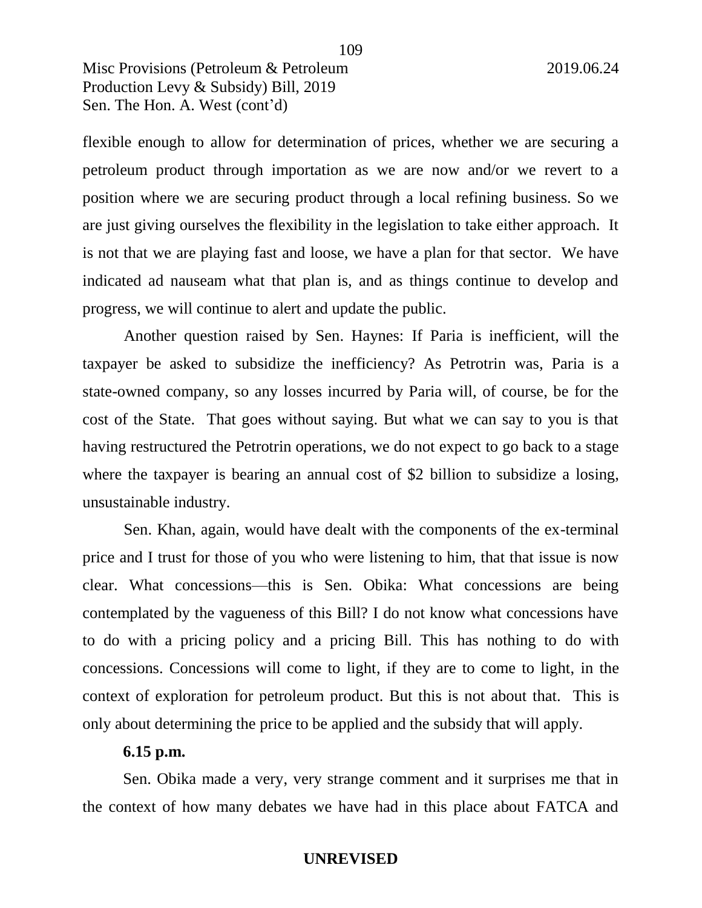flexible enough to allow for determination of prices, whether we are securing a petroleum product through importation as we are now and/or we revert to a position where we are securing product through a local refining business. So we are just giving ourselves the flexibility in the legislation to take either approach. It is not that we are playing fast and loose, we have a plan for that sector. We have indicated ad nauseam what that plan is, and as things continue to develop and progress, we will continue to alert and update the public.

Another question raised by Sen. Haynes: If Paria is inefficient, will the taxpayer be asked to subsidize the inefficiency? As Petrotrin was, Paria is a state-owned company, so any losses incurred by Paria will, of course, be for the cost of the State. That goes without saying. But what we can say to you is that having restructured the Petrotrin operations, we do not expect to go back to a stage where the taxpayer is bearing an annual cost of $2 billion to subsidize a losing, unsustainable industry.

Sen. Khan, again, would have dealt with the components of the ex-terminal price and I trust for those of you who were listening to him, that that issue is now clear. What concessions—this is Sen. Obika: What concessions are being contemplated by the vagueness of this Bill? I do not know what concessions have to do with a pricing policy and a pricing Bill. This has nothing to do with concessions. Concessions will come to light, if they are to come to light, in the context of exploration for petroleum product. But this is not about that. This is only about determining the price to be applied and the subsidy that will apply.

**6.15 p.m.**

Sen. Obika made a very, very strange comment and it surprises me that in the context of how many debates we have had in this place about FATCA and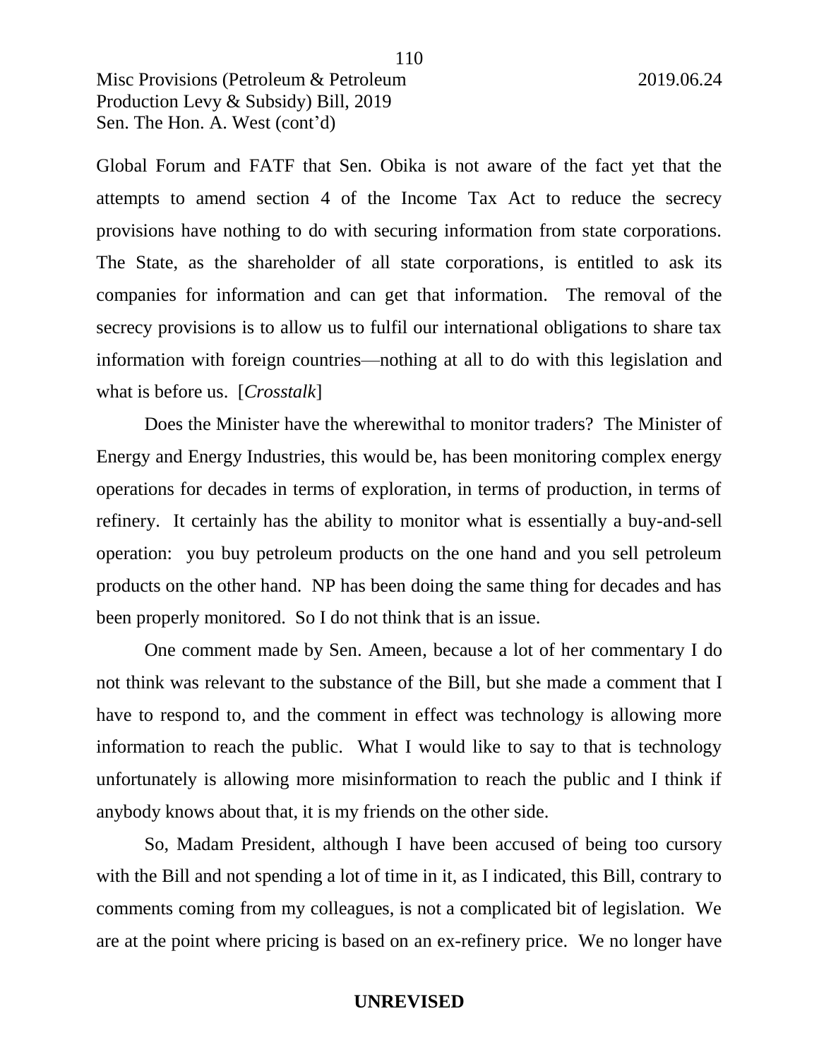Global Forum and FATF that Sen. Obika is not aware of the fact yet that the attempts to amend section 4 of the Income Tax Act to reduce the secrecy provisions have nothing to do with securing information from state corporations. The State, as the shareholder of all state corporations, is entitled to ask its companies for information and can get that information. The removal of the secrecy provisions is to allow us to fulfil our international obligations to share tax information with foreign countries—nothing at all to do with this legislation and what is before us. [*Crosstalk*]

Does the Minister have the wherewithal to monitor traders? The Minister of Energy and Energy Industries, this would be, has been monitoring complex energy operations for decades in terms of exploration, in terms of production, in terms of refinery. It certainly has the ability to monitor what is essentially a buy-and-sell operation: you buy petroleum products on the one hand and you sell petroleum products on the other hand. NP has been doing the same thing for decades and has been properly monitored. So I do not think that is an issue.

One comment made by Sen. Ameen, because a lot of her commentary I do not think was relevant to the substance of the Bill, but she made a comment that I have to respond to, and the comment in effect was technology is allowing more information to reach the public. What I would like to say to that is technology unfortunately is allowing more misinformation to reach the public and I think if anybody knows about that, it is my friends on the other side.

So, Madam President, although I have been accused of being too cursory with the Bill and not spending a lot of time in it, as I indicated, this Bill, contrary to comments coming from my colleagues, is not a complicated bit of legislation. We are at the point where pricing is based on an ex-refinery price. We no longer have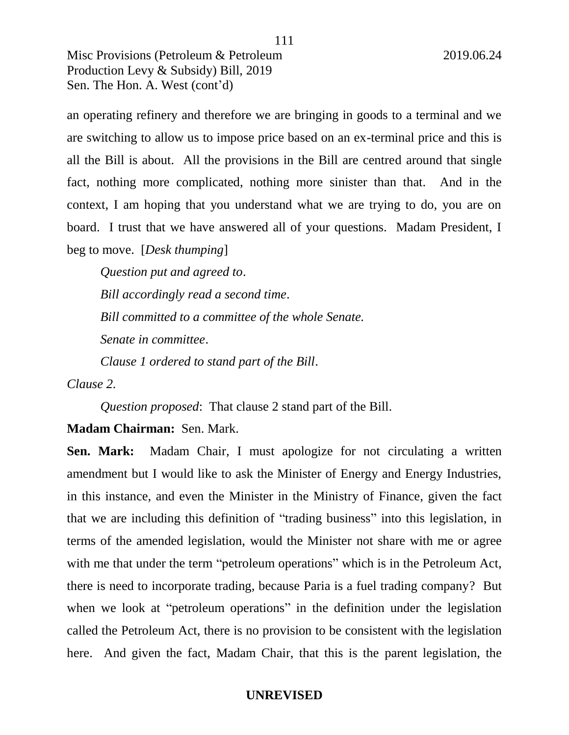an operating refinery and therefore we are bringing in goods to a terminal and we are switching to allow us to impose price based on an ex-terminal price and this is all the Bill is about. All the provisions in the Bill are centred around that single fact, nothing more complicated, nothing more sinister than that. And in the context, I am hoping that you understand what we are trying to do, you are on board. I trust that we have answered all of your questions. Madam President, I beg to move. [*Desk thumping*]

*Question put and agreed to*.

*Bill accordingly read a second time*.

*Bill committed to a committee of the whole Senate.*

*Senate in committee*.

*Clause 1 ordered to stand part of the Bill*.

*Clause 2.*

*Question proposed*: That clause 2 stand part of the Bill.

**Madam Chairman:** Sen. Mark.

**Sen. Mark:** Madam Chair, I must apologize for not circulating a written amendment but I would like to ask the Minister of Energy and Energy Industries, in this instance, and even the Minister in the Ministry of Finance, given the fact that we are including this definition of "trading business" into this legislation, in terms of the amended legislation, would the Minister not share with me or agree with me that under the term "petroleum operations" which is in the Petroleum Act, there is need to incorporate trading, because Paria is a fuel trading company? But when we look at "petroleum operations" in the definition under the legislation called the Petroleum Act, there is no provision to be consistent with the legislation here. And given the fact, Madam Chair, that this is the parent legislation, the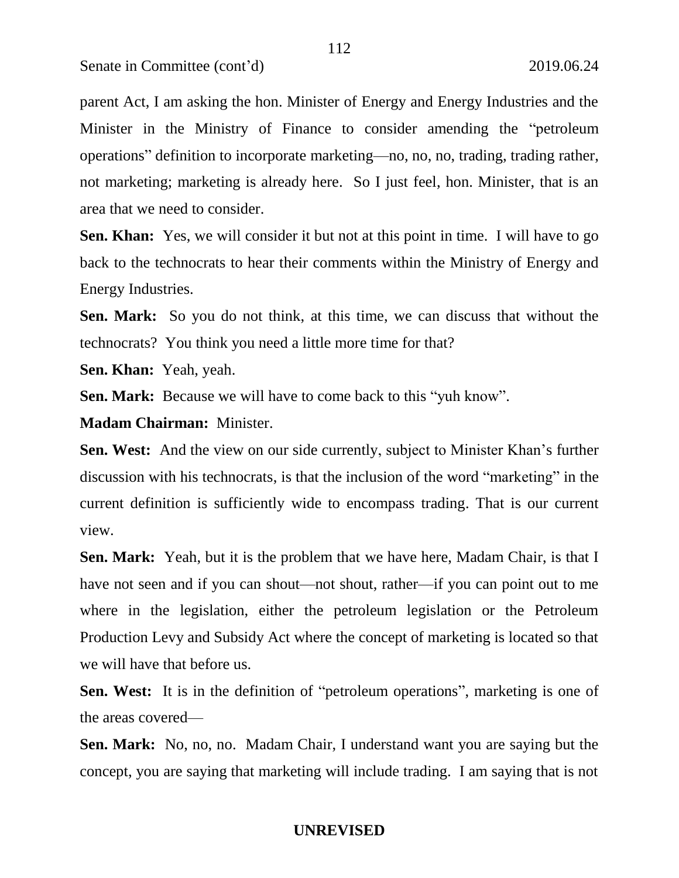parent Act, I am asking the hon. Minister of Energy and Energy Industries and the Minister in the Ministry of Finance to consider amending the "petroleum operations" definition to incorporate marketing—no, no, no, trading, trading rather, not marketing; marketing is already here. So I just feel, hon. Minister, that is an area that we need to consider.

**Sen. Khan:** Yes, we will consider it but not at this point in time. I will have to go back to the technocrats to hear their comments within the Ministry of Energy and Energy Industries.

**Sen. Mark:** So you do not think, at this time, we can discuss that without the technocrats? You think you need a little more time for that?

**Sen. Khan:** Yeah, yeah.

**Sen. Mark:** Because we will have to come back to this "yuh know".

**Madam Chairman:** Minister.

**Sen. West:** And the view on our side currently, subject to Minister Khan's further discussion with his technocrats, is that the inclusion of the word "marketing" in the current definition is sufficiently wide to encompass trading. That is our current view.

**Sen. Mark:** Yeah, but it is the problem that we have here, Madam Chair, is that I have not seen and if you can shout—not shout, rather—if you can point out to me where in the legislation, either the petroleum legislation or the Petroleum Production Levy and Subsidy Act where the concept of marketing is located so that we will have that before us.

**Sen. West:** It is in the definition of "petroleum operations", marketing is one of the areas covered—

**Sen. Mark:** No, no, no. Madam Chair, I understand want you are saying but the concept, you are saying that marketing will include trading. I am saying that is not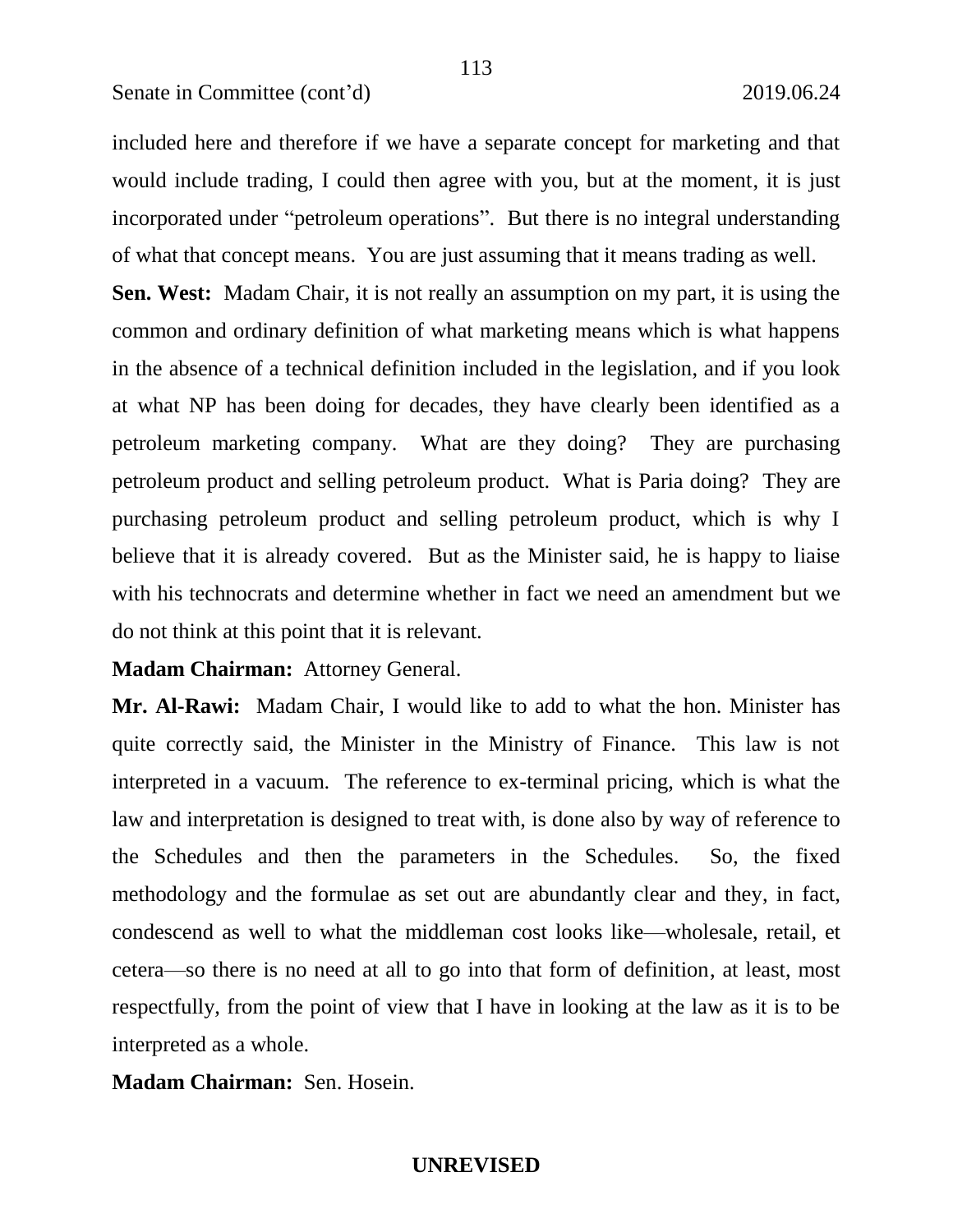included here and therefore if we have a separate concept for marketing and that would include trading, I could then agree with you, but at the moment, it is just incorporated under "petroleum operations". But there is no integral understanding of what that concept means. You are just assuming that it means trading as well.

**Sen. West:** Madam Chair, it is not really an assumption on my part, it is using the common and ordinary definition of what marketing means which is what happens in the absence of a technical definition included in the legislation, and if you look at what NP has been doing for decades, they have clearly been identified as a petroleum marketing company. What are they doing? They are purchasing petroleum product and selling petroleum product. What is Paria doing? They are purchasing petroleum product and selling petroleum product, which is why I believe that it is already covered. But as the Minister said, he is happy to liaise with his technocrats and determine whether in fact we need an amendment but we do not think at this point that it is relevant.

**Madam Chairman:** Attorney General.

**Mr. Al-Rawi:** Madam Chair, I would like to add to what the hon. Minister has quite correctly said, the Minister in the Ministry of Finance. This law is not interpreted in a vacuum. The reference to ex-terminal pricing, which is what the law and interpretation is designed to treat with, is done also by way of reference to the Schedules and then the parameters in the Schedules. So, the fixed methodology and the formulae as set out are abundantly clear and they, in fact, condescend as well to what the middleman cost looks like—wholesale, retail, et cetera—so there is no need at all to go into that form of definition, at least, most respectfully, from the point of view that I have in looking at the law as it is to be interpreted as a whole.

**Madam Chairman:** Sen. Hosein.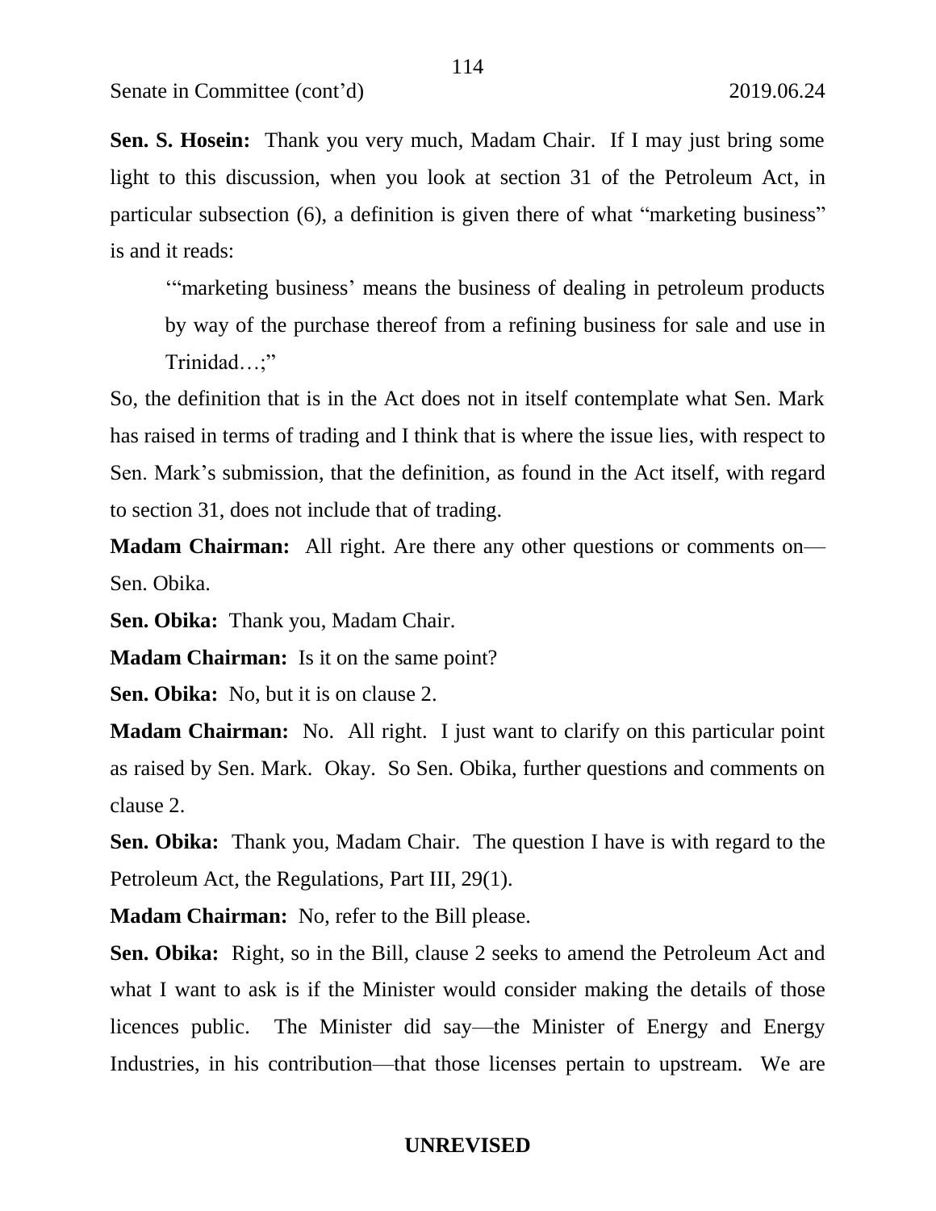**Sen. S. Hosein:** Thank you very much, Madam Chair. If I may just bring some light to this discussion, when you look at section 31 of the Petroleum Act, in particular subsection (6), a definition is given there of what "marketing business" is and it reads:

> '"marketing business' means the business of dealing in petroleum products by way of the purchase thereof from a refining business for sale and use in Trinidad…;"

So, the definition that is in the Act does not in itself contemplate what Sen. Mark has raised in terms of trading and I think that is where the issue lies, with respect to Sen. Mark's submission, that the definition, as found in the Act itself, with regard to section 31, does not include that of trading.

**Madam Chairman:** All right. Are there any other questions or comments on— Sen. Obika.

**Sen. Obika:** Thank you, Madam Chair.

**Madam Chairman:** Is it on the same point?

**Sen. Obika:** No, but it is on clause 2.

**Madam Chairman:** No. All right. I just want to clarify on this particular point as raised by Sen. Mark. Okay. So Sen. Obika, further questions and comments on clause 2.

**Sen. Obika:** Thank you, Madam Chair. The question I have is with regard to the Petroleum Act, the Regulations, Part III, 29(1).

**Madam Chairman:** No, refer to the Bill please.

**Sen. Obika:** Right, so in the Bill, clause 2 seeks to amend the Petroleum Act and what I want to ask is if the Minister would consider making the details of those licences public. The Minister did say—the Minister of Energy and Energy Industries, in his contribution—that those licenses pertain to upstream. We are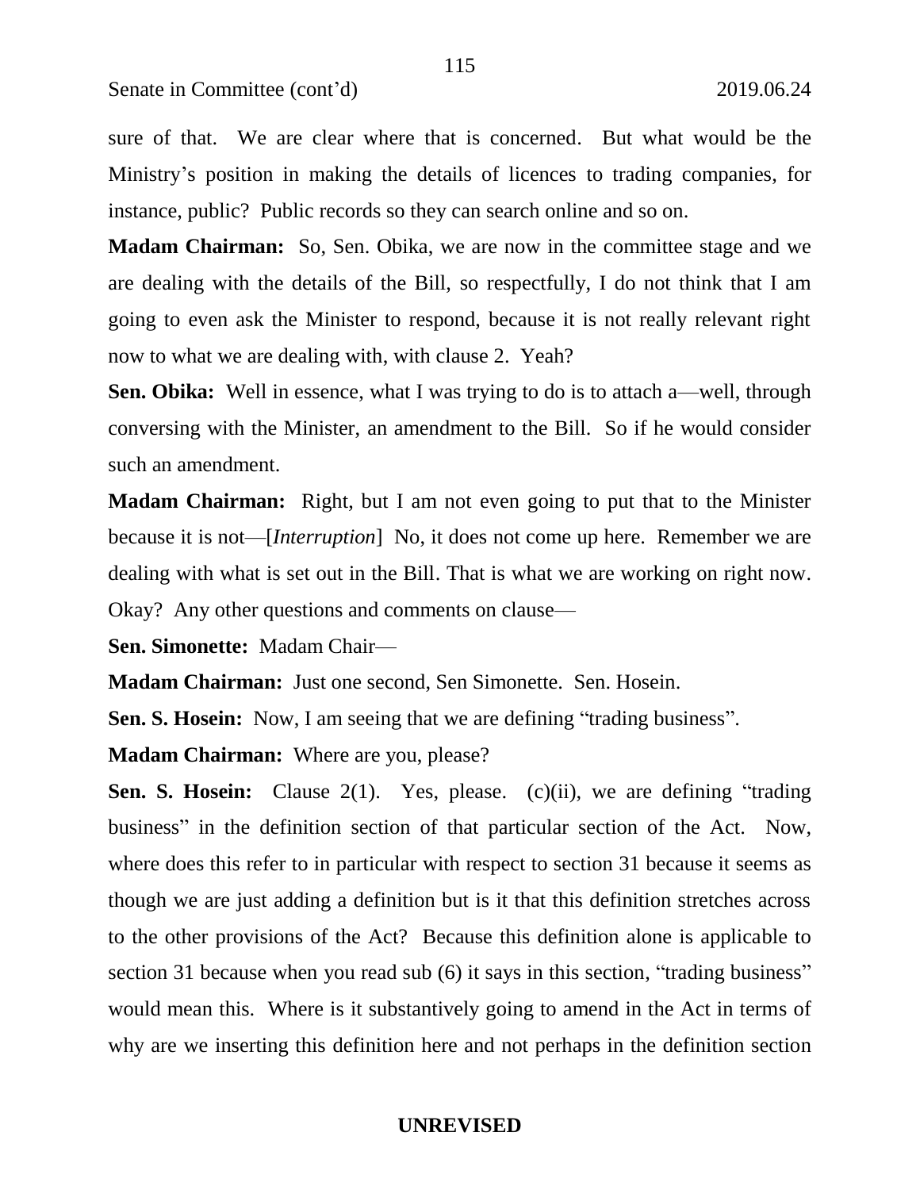sure of that. We are clear where that is concerned. But what would be the Ministry's position in making the details of licences to trading companies, for instance, public? Public records so they can search online and so on.

**Madam Chairman:** So, Sen. Obika, we are now in the committee stage and we are dealing with the details of the Bill, so respectfully, I do not think that I am going to even ask the Minister to respond, because it is not really relevant right now to what we are dealing with, with clause 2. Yeah?

**Sen. Obika:** Well in essence, what I was trying to do is to attach a—well, through conversing with the Minister, an amendment to the Bill. So if he would consider such an amendment.

**Madam Chairman:** Right, but I am not even going to put that to the Minister because it is not—[*Interruption*] No, it does not come up here. Remember we are dealing with what is set out in the Bill. That is what we are working on right now. Okay? Any other questions and comments on clause—

**Sen. Simonette:** Madam Chair—

**Madam Chairman:** Just one second, Sen Simonette. Sen. Hosein.

**Sen. S. Hosein:** Now, I am seeing that we are defining "trading business".

**Madam Chairman:** Where are you, please?

**Sen. S. Hosein:** Clause 2(1). Yes, please. (c)(ii), we are defining "trading business" in the definition section of that particular section of the Act. Now, where does this refer to in particular with respect to section 31 because it seems as though we are just adding a definition but is it that this definition stretches across to the other provisions of the Act? Because this definition alone is applicable to section 31 because when you read sub (6) it says in this section, "trading business" would mean this. Where is it substantively going to amend in the Act in terms of why are we inserting this definition here and not perhaps in the definition section

**UNREVISED**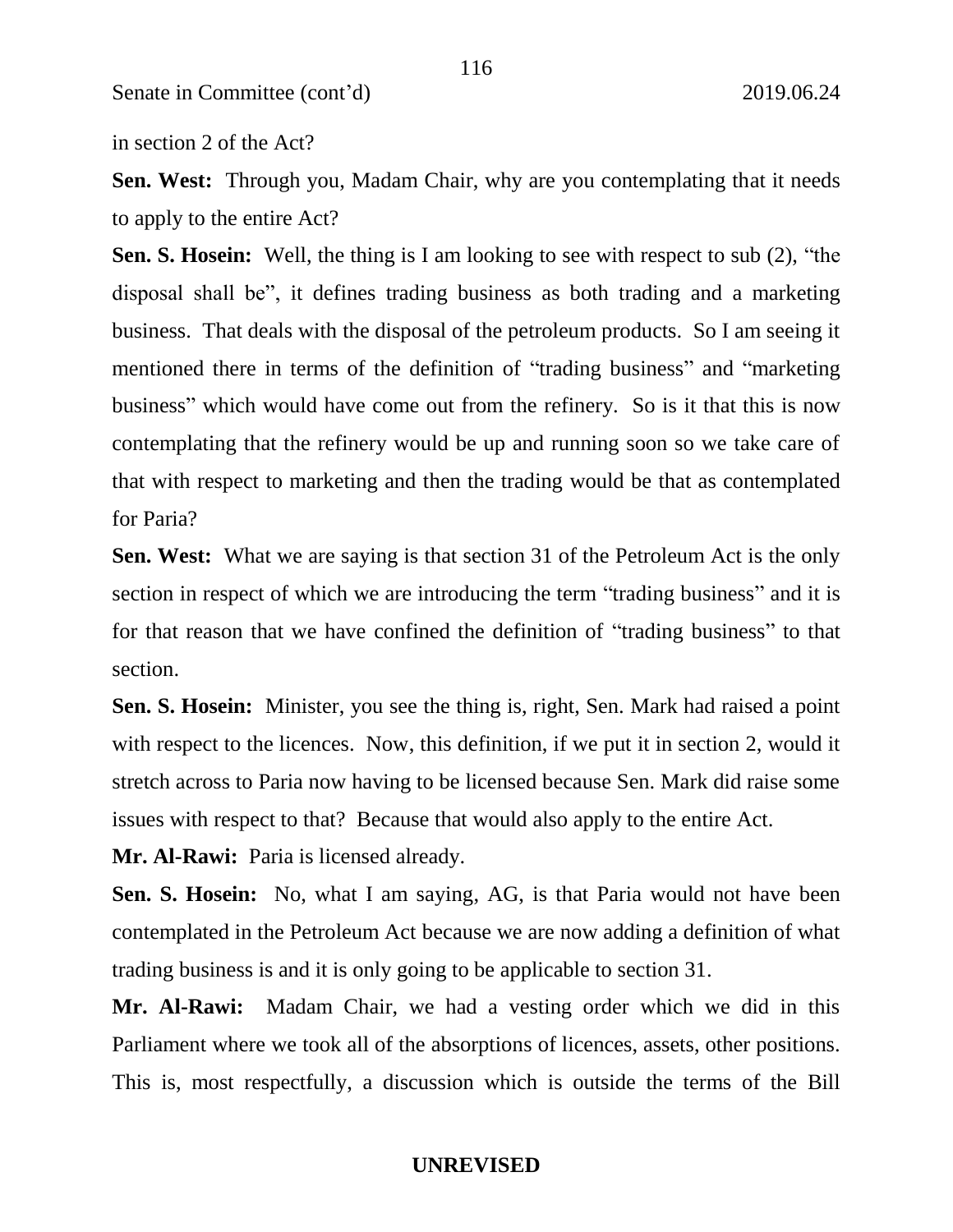in section 2 of the Act?

**Sen. West:** Through you, Madam Chair, why are you contemplating that it needs to apply to the entire Act?

**Sen. S. Hosein:** Well, the thing is I am looking to see with respect to sub (2), "the disposal shall be", it defines trading business as both trading and a marketing business. That deals with the disposal of the petroleum products. So I am seeing it mentioned there in terms of the definition of "trading business" and "marketing business" which would have come out from the refinery. So is it that this is now contemplating that the refinery would be up and running soon so we take care of that with respect to marketing and then the trading would be that as contemplated for Paria?

**Sen. West:** What we are saying is that section 31 of the Petroleum Act is the only section in respect of which we are introducing the term "trading business" and it is for that reason that we have confined the definition of "trading business" to that section.

**Sen. S. Hosein:** Minister, you see the thing is, right, Sen. Mark had raised a point with respect to the licences. Now, this definition, if we put it in section 2, would it stretch across to Paria now having to be licensed because Sen. Mark did raise some issues with respect to that? Because that would also apply to the entire Act.

**Mr. Al-Rawi:** Paria is licensed already.

**Sen. S. Hosein:** No, what I am saying, AG, is that Paria would not have been contemplated in the Petroleum Act because we are now adding a definition of what trading business is and it is only going to be applicable to section 31.

**Mr. Al-Rawi:** Madam Chair, we had a vesting order which we did in this Parliament where we took all of the absorptions of licences, assets, other positions. This is, most respectfully, a discussion which is outside the terms of the Bill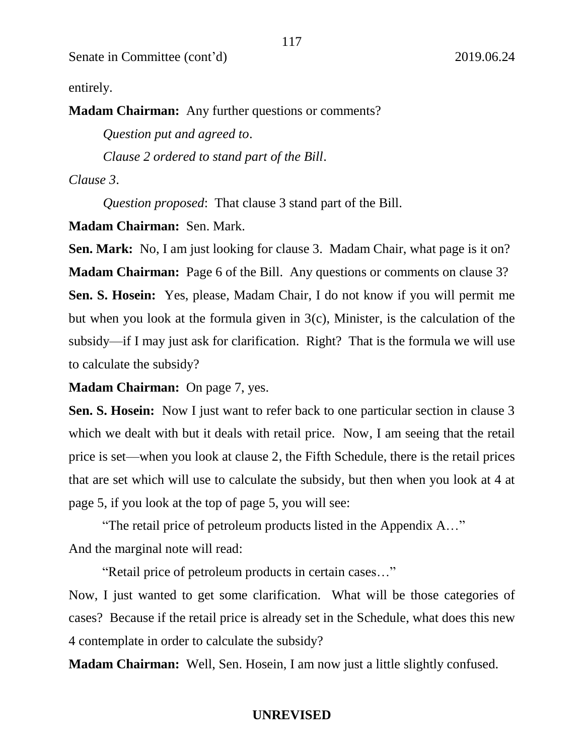entirely.

**Madam Chairman:** Any further questions or comments?

*Question put and agreed to*.

*Clause 2 ordered to stand part of the Bill*.

*Clause 3*.

*Question proposed*: That clause 3 stand part of the Bill.

**Madam Chairman:** Sen. Mark.

**Sen. Mark:** No, I am just looking for clause 3. Madam Chair, what page is it on?

**Madam Chairman:** Page 6 of the Bill. Any questions or comments on clause 3?

**Sen. S. Hosein:** Yes, please, Madam Chair, I do not know if you will permit me but when you look at the formula given in 3(c), Minister, is the calculation of the subsidy—if I may just ask for clarification. Right? That is the formula we will use to calculate the subsidy?

**Madam Chairman:** On page 7, yes.

**Sen. S. Hosein:** Now I just want to refer back to one particular section in clause 3 which we dealt with but it deals with retail price. Now, I am seeing that the retail price is set—when you look at clause 2, the Fifth Schedule, there is the retail prices that are set which will use to calculate the subsidy, but then when you look at 4 at page 5, if you look at the top of page 5, you will see:

"The retail price of petroleum products listed in the Appendix A…"

And the marginal note will read:

"Retail price of petroleum products in certain cases…"

Now, I just wanted to get some clarification. What will be those categories of cases? Because if the retail price is already set in the Schedule, what does this new 4 contemplate in order to calculate the subsidy?

**Madam Chairman:** Well, Sen. Hosein, I am now just a little slightly confused.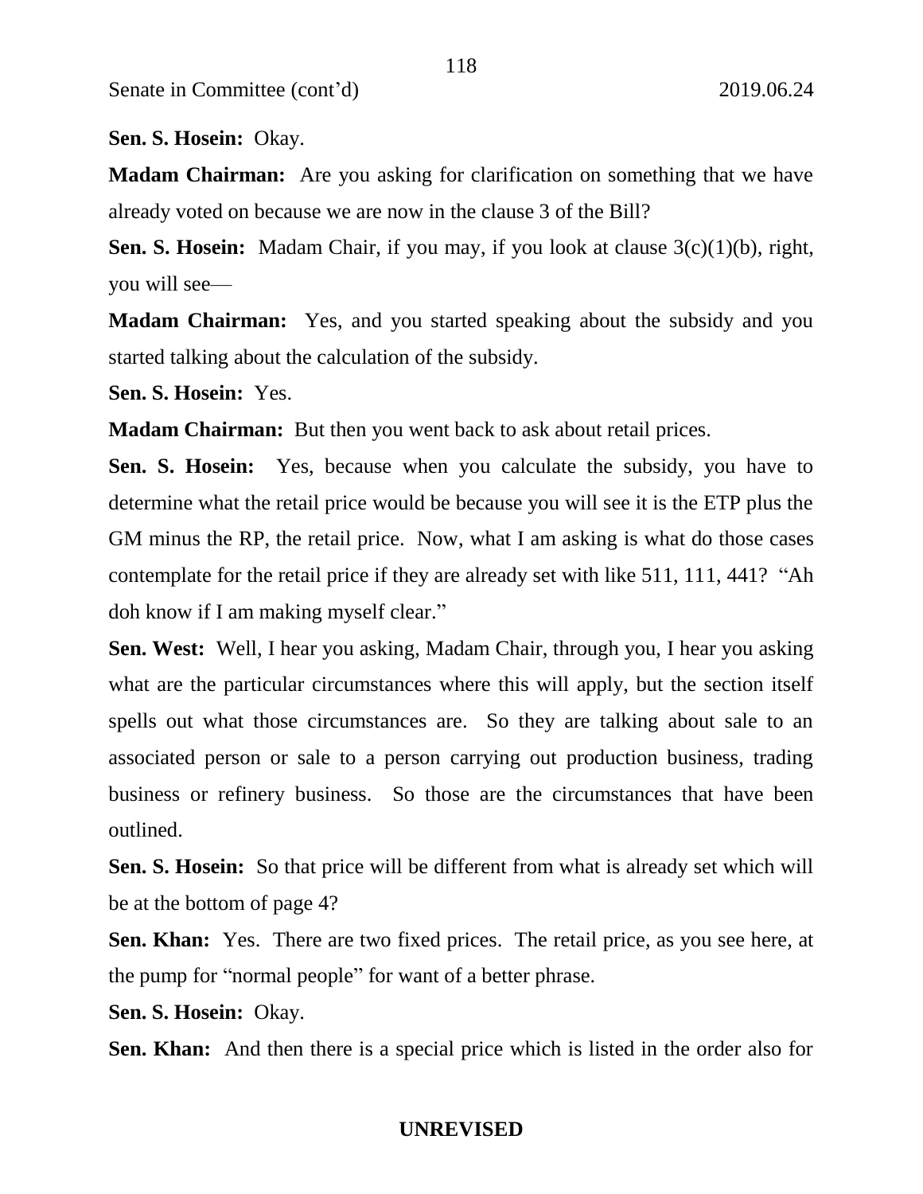**Sen. S. Hosein:** Okay.

**Madam Chairman:** Are you asking for clarification on something that we have already voted on because we are now in the clause 3 of the Bill?

**Sen. S. Hosein:** Madam Chair, if you may, if you look at clause 3(c)(1)(b), right, you will see—

**Madam Chairman:** Yes, and you started speaking about the subsidy and you started talking about the calculation of the subsidy.

**Sen. S. Hosein:** Yes.

**Madam Chairman:** But then you went back to ask about retail prices.

**Sen. S. Hosein:** Yes, because when you calculate the subsidy, you have to determine what the retail price would be because you will see it is the ETP plus the GM minus the RP, the retail price. Now, what I am asking is what do those cases contemplate for the retail price if they are already set with like 511, 111, 441? "Ah doh know if I am making myself clear."

**Sen. West:** Well, I hear you asking, Madam Chair, through you, I hear you asking what are the particular circumstances where this will apply, but the section itself spells out what those circumstances are. So they are talking about sale to an associated person or sale to a person carrying out production business, trading business or refinery business. So those are the circumstances that have been outlined.

**Sen. S. Hosein:** So that price will be different from what is already set which will be at the bottom of page 4?

**Sen. Khan:** Yes. There are two fixed prices. The retail price, as you see here, at the pump for "normal people" for want of a better phrase.

**Sen. S. Hosein:** Okay.

**Sen. Khan:** And then there is a special price which is listed in the order also for

UNREVISED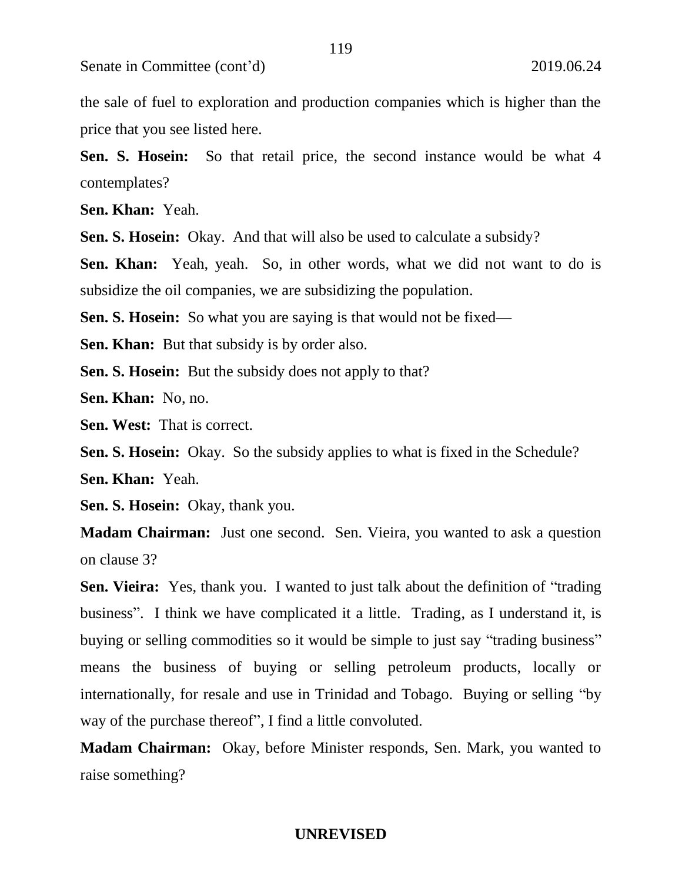the sale of fuel to exploration and production companies which is higher than the price that you see listed here.

**Sen. S. Hosein:** So that retail price, the second instance would be what 4 contemplates?

**Sen. Khan:** Yeah.

**Sen. S. Hosein:** Okay. And that will also be used to calculate a subsidy?

**Sen. Khan:** Yeah, yeah. So, in other words, what we did not want to do is subsidize the oil companies, we are subsidizing the population.

**Sen. S. Hosein:** So what you are saying is that would not be fixed—

**Sen. Khan:** But that subsidy is by order also.

**Sen. S. Hosein:** But the subsidy does not apply to that?

**Sen. Khan:** No, no.

**Sen. West:** That is correct.

**Sen. S. Hosein:** Okay. So the subsidy applies to what is fixed in the Schedule?

**Sen. Khan:** Yeah.

**Sen. S. Hosein:** Okay, thank you.

**Madam Chairman:** Just one second. Sen. Vieira, you wanted to ask a question on clause 3?

**Sen. Vieira:** Yes, thank you. I wanted to just talk about the definition of "trading business". I think we have complicated it a little. Trading, as I understand it, is buying or selling commodities so it would be simple to just say "trading business" means the business of buying or selling petroleum products, locally or internationally, for resale and use in Trinidad and Tobago. Buying or selling "by way of the purchase thereof", I find a little convoluted.

**Madam Chairman:** Okay, before Minister responds, Sen. Mark, you wanted to raise something?

**UNREVISED**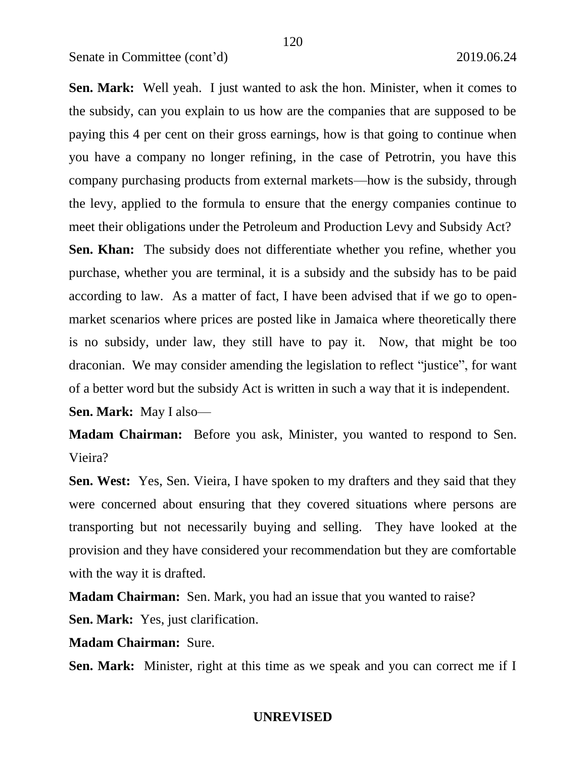**Sen. Mark:** Well yeah. I just wanted to ask the hon. Minister, when it comes to the subsidy, can you explain to us how are the companies that are supposed to be paying this 4 per cent on their gross earnings, how is that going to continue when you have a company no longer refining, in the case of Petrotrin, you have this company purchasing products from external markets—how is the subsidy, through the levy, applied to the formula to ensure that the energy companies continue to meet their obligations under the Petroleum and Production Levy and Subsidy Act?

**Sen. Khan:** The subsidy does not differentiate whether you refine, whether you purchase, whether you are terminal, it is a subsidy and the subsidy has to be paid according to law. As a matter of fact, I have been advised that if we go to open-market scenarios where prices are posted like in Jamaica where theoretically there is no subsidy, under law, they still have to pay it. Now, that might be too draconian. We may consider amending the legislation to reflect "justice", for want of a better word but the subsidy Act is written in such a way that it is independent.

**Sen. Mark:** May I also—

**Madam Chairman:** Before you ask, Minister, you wanted to respond to Sen. Vieira?

**Sen. West:** Yes, Sen. Vieira, I have spoken to my drafters and they said that they were concerned about ensuring that they covered situations where persons are transporting but not necessarily buying and selling. They have looked at the provision and they have considered your recommendation but they are comfortable with the way it is drafted.

**Madam Chairman:** Sen. Mark, you had an issue that you wanted to raise?

**Sen. Mark:** Yes, just clarification.

**Madam Chairman:** Sure.

**Sen. Mark:** Minister, right at this time as we speak and you can correct me if I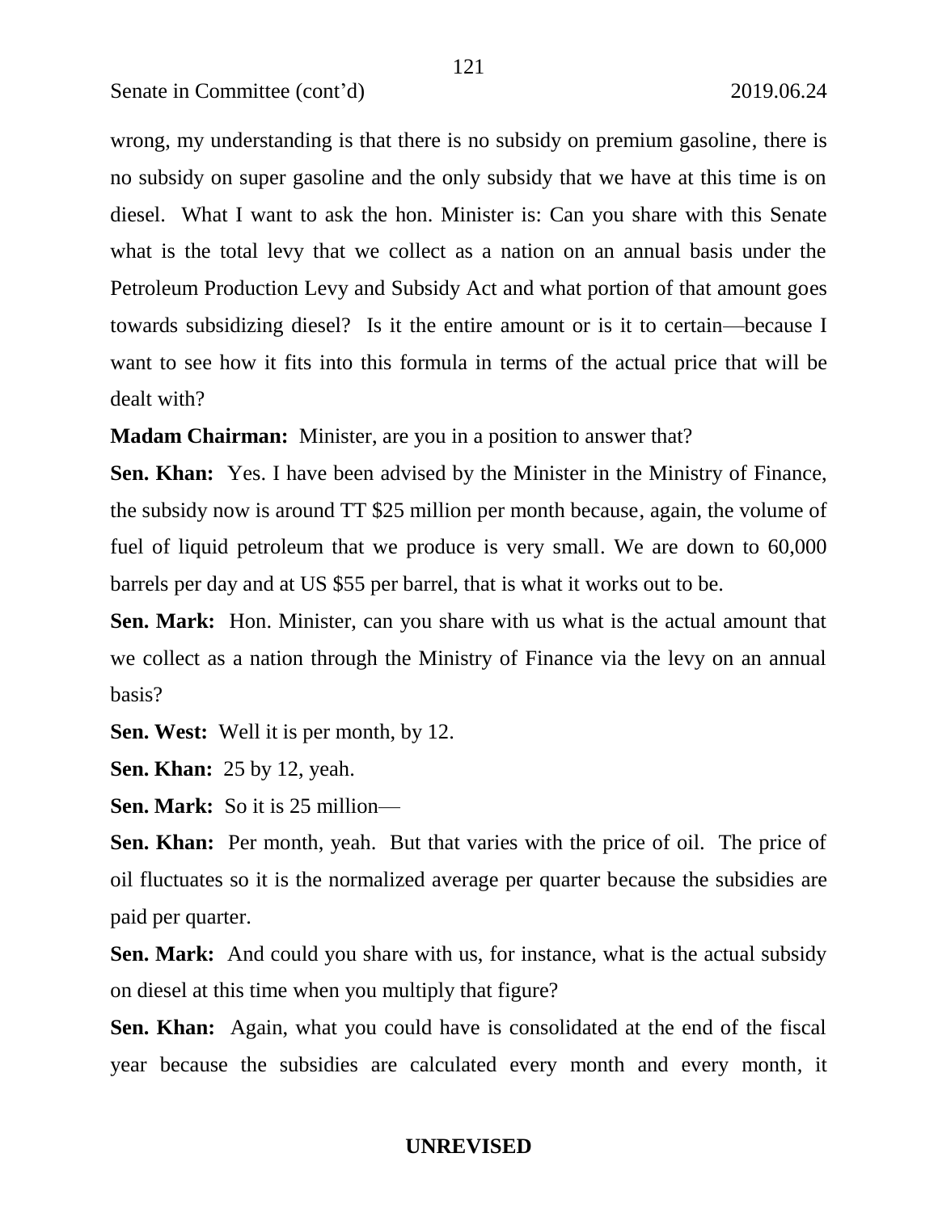wrong, my understanding is that there is no subsidy on premium gasoline, there is no subsidy on super gasoline and the only subsidy that we have at this time is on diesel. What I want to ask the hon. Minister is: Can you share with this Senate what is the total levy that we collect as a nation on an annual basis under the Petroleum Production Levy and Subsidy Act and what portion of that amount goes towards subsidizing diesel? Is it the entire amount or is it to certain—because I want to see how it fits into this formula in terms of the actual price that will be dealt with?

**Madam Chairman:** Minister, are you in a position to answer that?

**Sen. Khan:** Yes. I have been advised by the Minister in the Ministry of Finance, the subsidy now is around TT $25 million per month because, again, the volume of fuel of liquid petroleum that we produce is very small. We are down to 60,000 barrels per day and at US $55 per barrel, that is what it works out to be.

**Sen. Mark:** Hon. Minister, can you share with us what is the actual amount that we collect as a nation through the Ministry of Finance via the levy on an annual basis?

**Sen. West:** Well it is per month, by 12.

**Sen. Khan:** 25 by 12, yeah.

**Sen. Mark:** So it is 25 million—

**Sen. Khan:** Per month, yeah. But that varies with the price of oil. The price of oil fluctuates so it is the normalized average per quarter because the subsidies are paid per quarter.

**Sen. Mark:** And could you share with us, for instance, what is the actual subsidy on diesel at this time when you multiply that figure?

**Sen. Khan:** Again, what you could have is consolidated at the end of the fiscal year because the subsidies are calculated every month and every month, it

**UNREVISED**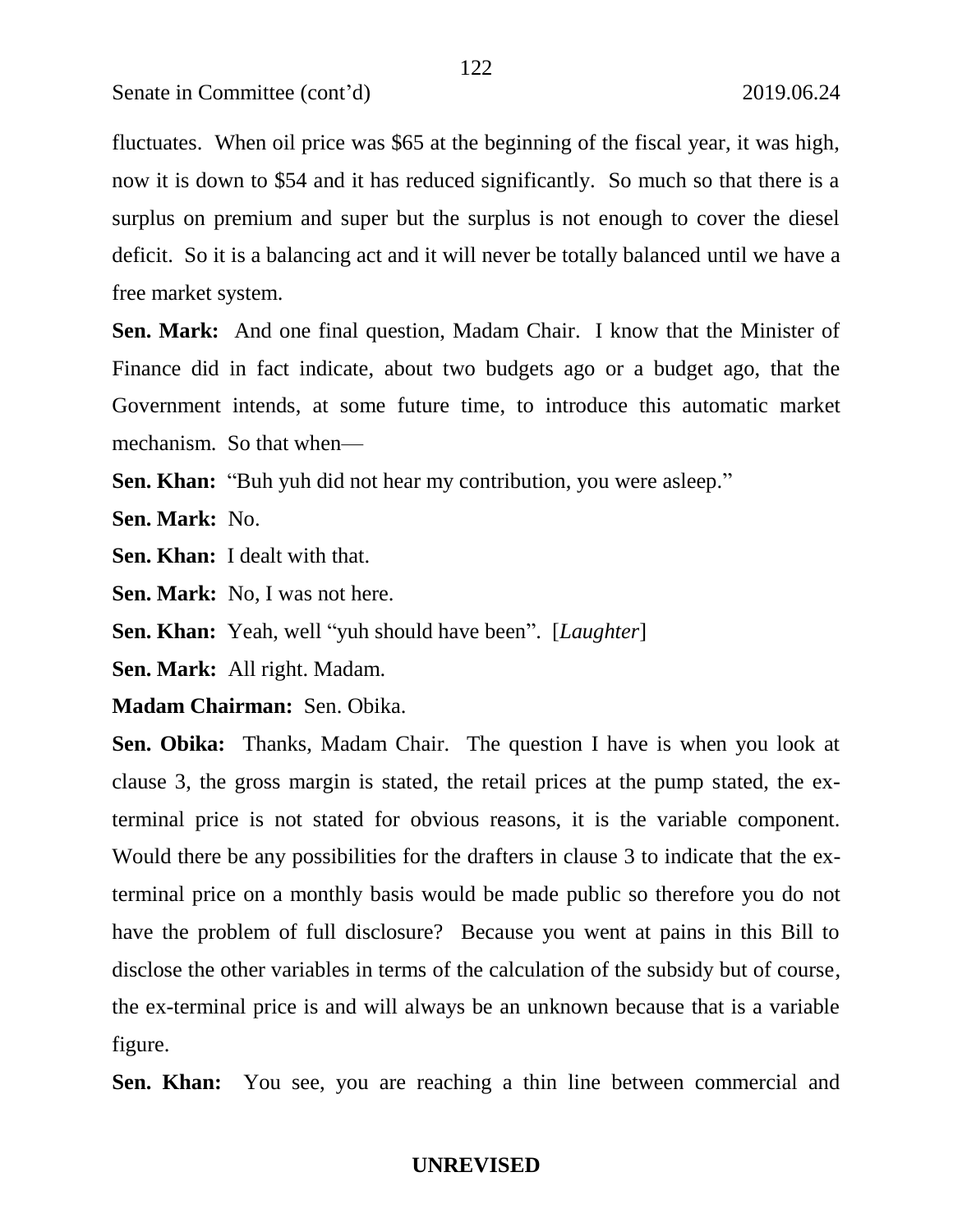fluctuates. When oil price was $65 at the beginning of the fiscal year, it was high, now it is down to $54 and it has reduced significantly. So much so that there is a surplus on premium and super but the surplus is not enough to cover the diesel deficit. So it is a balancing act and it will never be totally balanced until we have a free market system.

**Sen. Mark:** And one final question, Madam Chair. I know that the Minister of Finance did in fact indicate, about two budgets ago or a budget ago, that the Government intends, at some future time, to introduce this automatic market mechanism. So that when—

**Sen. Khan:** "Buh yuh did not hear my contribution, you were asleep."

**Sen. Mark:** No.

**Sen. Khan:** I dealt with that.

**Sen. Mark:** No, I was not here.

**Sen. Khan:** Yeah, well "yuh should have been". [*Laughter*]

**Sen. Mark:** All right. Madam.

**Madam Chairman:** Sen. Obika.

**Sen. Obika:** Thanks, Madam Chair. The question I have is when you look at clause 3, the gross margin is stated, the retail prices at the pump stated, the ex-terminal price is not stated for obvious reasons, it is the variable component. Would there be any possibilities for the drafters in clause 3 to indicate that the ex-terminal price on a monthly basis would be made public so therefore you do not have the problem of full disclosure? Because you went at pains in this Bill to disclose the other variables in terms of the calculation of the subsidy but of course, the ex-terminal price is and will always be an unknown because that is a variable figure.

**Sen. Khan:** You see, you are reaching a thin line between commercial and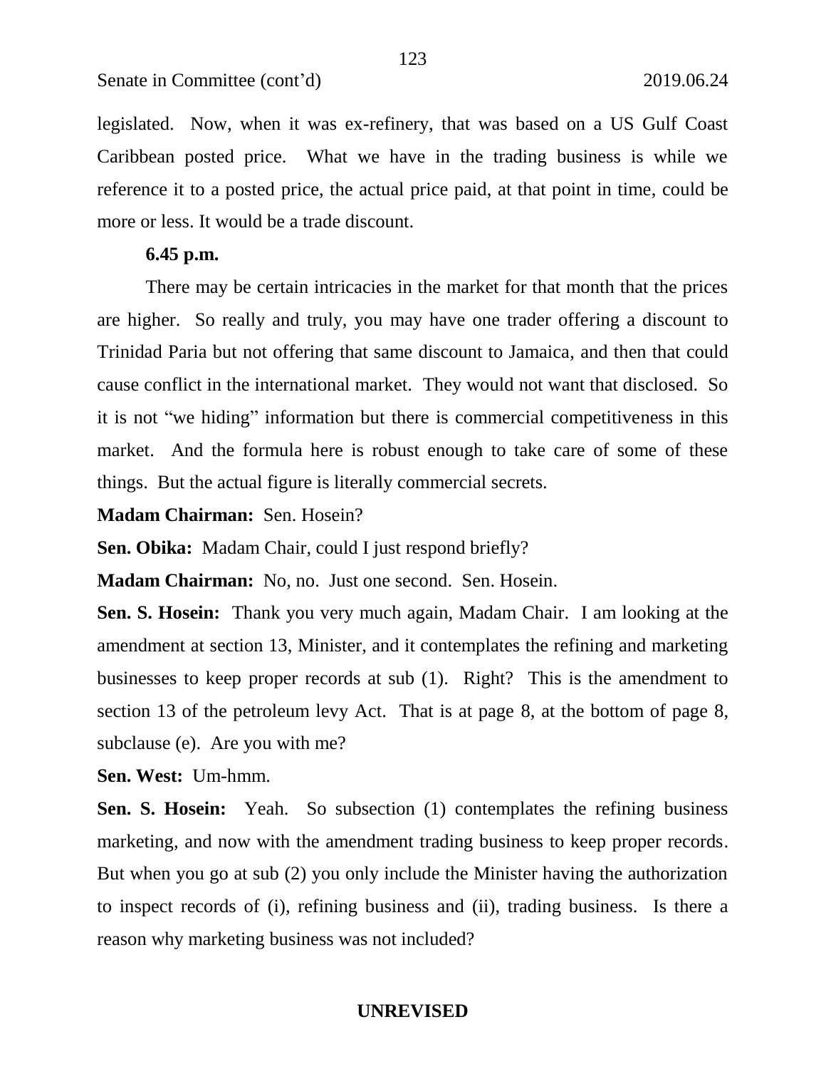legislated. Now, when it was ex-refinery, that was based on a US Gulf Coast Caribbean posted price. What we have in the trading business is while we reference it to a posted price, the actual price paid, at that point in time, could be more or less. It would be a trade discount.

**6.45 p.m.**

There may be certain intricacies in the market for that month that the prices are higher. So really and truly, you may have one trader offering a discount to Trinidad Paria but not offering that same discount to Jamaica, and then that could cause conflict in the international market. They would not want that disclosed. So it is not "we hiding" information but there is commercial competitiveness in this market. And the formula here is robust enough to take care of some of these things. But the actual figure is literally commercial secrets.

**Madam Chairman:** Sen. Hosein?

**Sen. Obika:** Madam Chair, could I just respond briefly?

**Madam Chairman:** No, no. Just one second. Sen. Hosein.

**Sen. S. Hosein:** Thank you very much again, Madam Chair. I am looking at the amendment at section 13, Minister, and it contemplates the refining and marketing businesses to keep proper records at sub (1). Right? This is the amendment to section 13 of the petroleum levy Act. That is at page 8, at the bottom of page 8, subclause (e). Are you with me?

**Sen. West:** Um-hmm.

**Sen. S. Hosein:** Yeah. So subsection (1) contemplates the refining business marketing, and now with the amendment trading business to keep proper records. But when you go at sub (2) you only include the Minister having the authorization to inspect records of (i), refining business and (ii), trading business. Is there a reason why marketing business was not included?

**UNREVISED**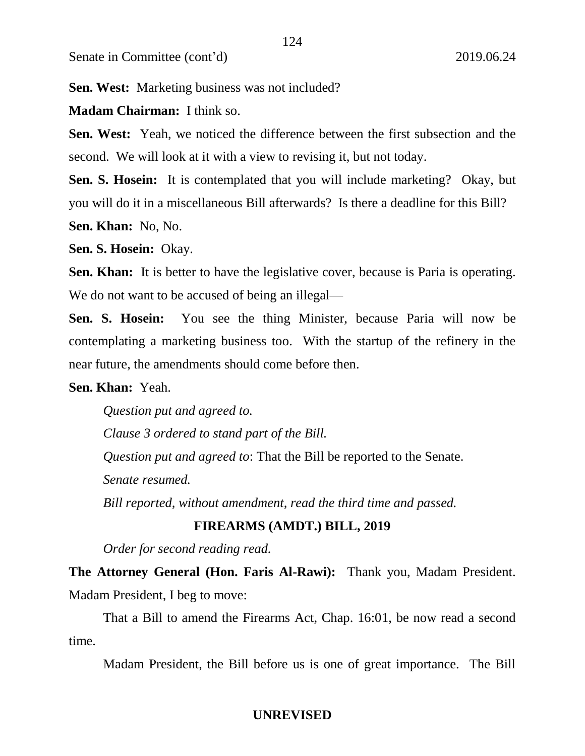**Sen. West:** Marketing business was not included?

**Madam Chairman:** I think so.

**Sen. West:** Yeah, we noticed the difference between the first subsection and the second. We will look at it with a view to revising it, but not today.

**Sen. S. Hosein:** It is contemplated that you will include marketing? Okay, but you will do it in a miscellaneous Bill afterwards? Is there a deadline for this Bill?

**Sen. Khan:** No, No.

**Sen. S. Hosein:** Okay.

**Sen. Khan:** It is better to have the legislative cover, because is Paria is operating. We do not want to be accused of being an illegal—

**Sen. S. Hosein:** You see the thing Minister, because Paria will now be contemplating a marketing business too. With the startup of the refinery in the near future, the amendments should come before then.

**Sen. Khan:** Yeah.

*Question put and agreed to.*

*Clause 3 ordered to stand part of the Bill.*

*Question put and agreed to*: That the Bill be reported to the Senate.

*Senate resumed.*

*Bill reported, without amendment, read the third time and passed.*

## FIREARMS (AMDT.) BILL, 2019

*Order for second reading read.*

**The Attorney General (Hon. Faris Al-Rawi):** Thank you, Madam President. Madam President, I beg to move:

That a Bill to amend the Firearms Act, Chap. 16:01, be now read a second time.

Madam President, the Bill before us is one of great importance. The Bill

**UNREVISED**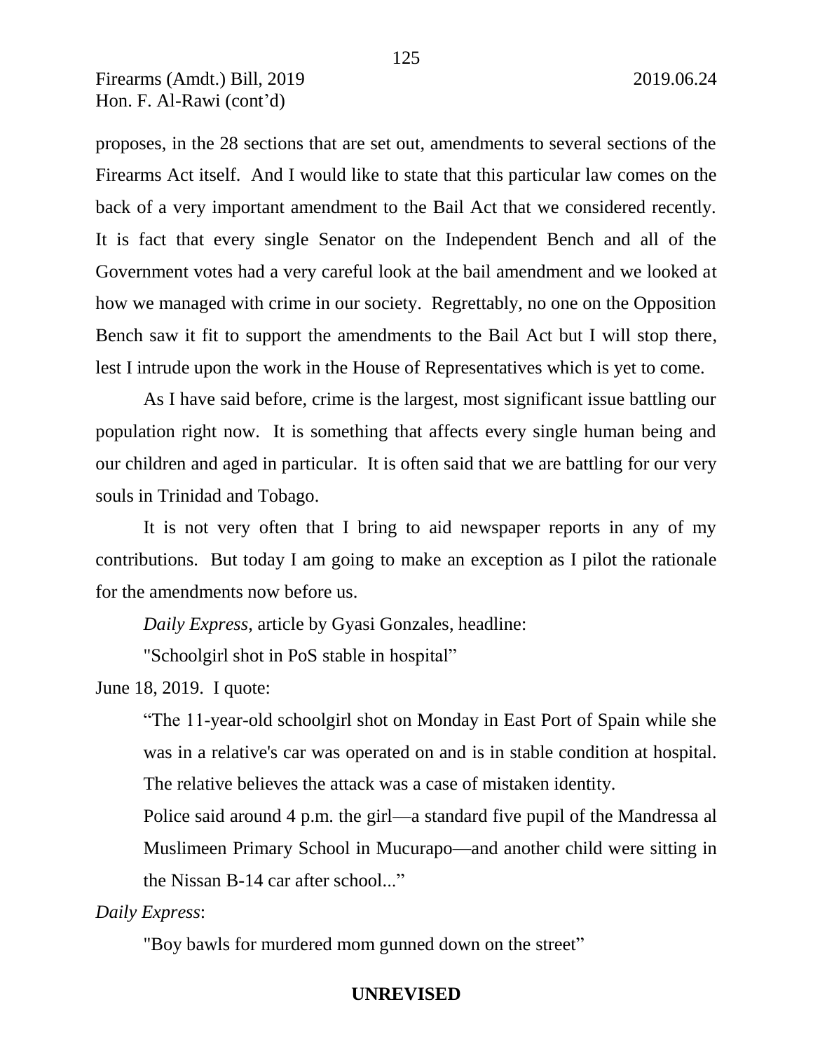proposes, in the 28 sections that are set out, amendments to several sections of the Firearms Act itself. And I would like to state that this particular law comes on the back of a very important amendment to the Bail Act that we considered recently. It is fact that every single Senator on the Independent Bench and all of the Government votes had a very careful look at the bail amendment and we looked at how we managed with crime in our society. Regrettably, no one on the Opposition Bench saw it fit to support the amendments to the Bail Act but I will stop there, lest I intrude upon the work in the House of Representatives which is yet to come.

As I have said before, crime is the largest, most significant issue battling our population right now. It is something that affects every single human being and our children and aged in particular. It is often said that we are battling for our very souls in Trinidad and Tobago.

It is not very often that I bring to aid newspaper reports in any of my contributions. But today I am going to make an exception as I pilot the rationale for the amendments now before us.

*Daily Express*, article by Gyasi Gonzales, headline:

"Schoolgirl shot in PoS stable in hospital"

June 18, 2019. I quote:

> "The 11-year-old schoolgirl shot on Monday in East Port of Spain while she was in a relative's car was operated on and is in stable condition at hospital. The relative believes the attack was a case of mistaken identity.
>
> Police said around 4 p.m. the girl—a standard five pupil of the Mandressa al Muslimeen Primary School in Mucurapo—and another child were sitting in the Nissan B-14 car after school..."

*Daily Express*:

"Boy bawls for murdered mom gunned down on the street"

**UNREVISED**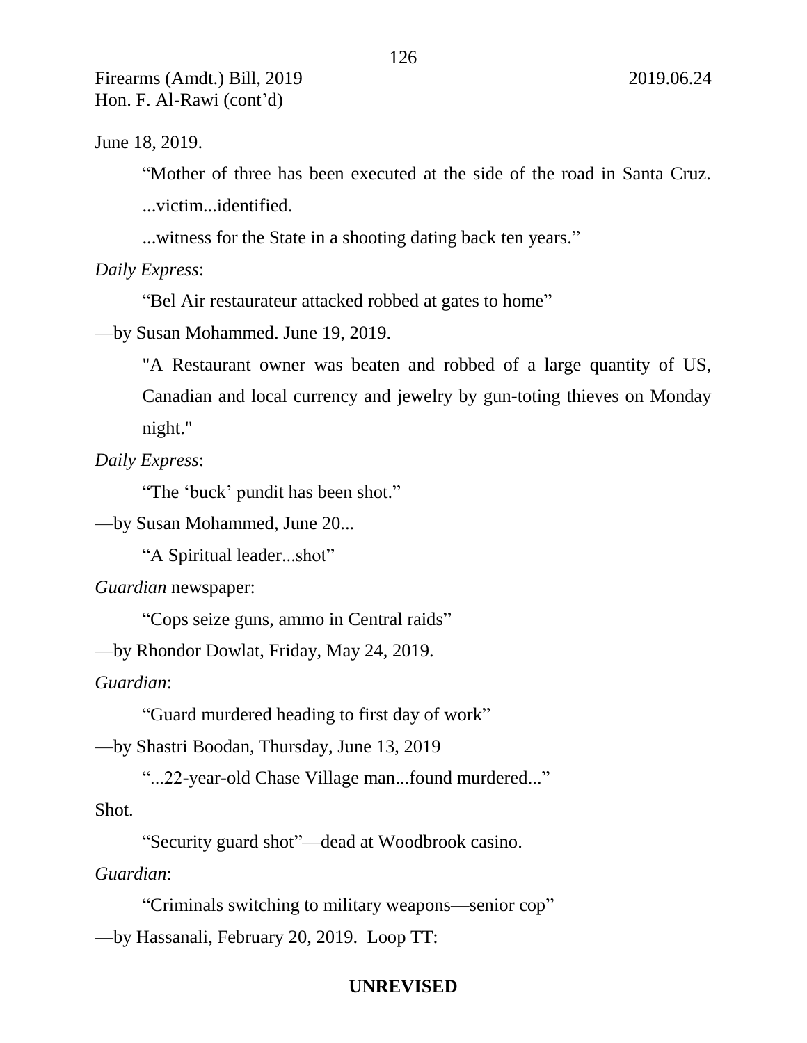June 18, 2019.

> "Mother of three has been executed at the side of the road in Santa Cruz. ...victim...identified.
>
> ...witness for the State in a shooting dating back ten years."

*Daily Express*:

> "Bel Air restaurateur attacked robbed at gates to home"

—by Susan Mohammed. June 19, 2019.

> "A Restaurant owner was beaten and robbed of a large quantity of US, Canadian and local currency and jewelry by gun-toting thieves on Monday night."

*Daily Express*:

> "The 'buck' pundit has been shot."

—by Susan Mohammed, June 20...

> "A Spiritual leader...shot"

*Guardian* newspaper:

> "Cops seize guns, ammo in Central raids"

—by Rhondor Dowlat, Friday, May 24, 2019.

*Guardian*:

> "Guard murdered heading to first day of work"

—by Shastri Boodan, Thursday, June 13, 2019

> "...22-year-old Chase Village man...found murdered..."

Shot.

> "Security guard shot"—dead at Woodbrook casino.

*Guardian*:

> "Criminals switching to military weapons—senior cop"

—by Hassanali, February 20, 2019. Loop TT: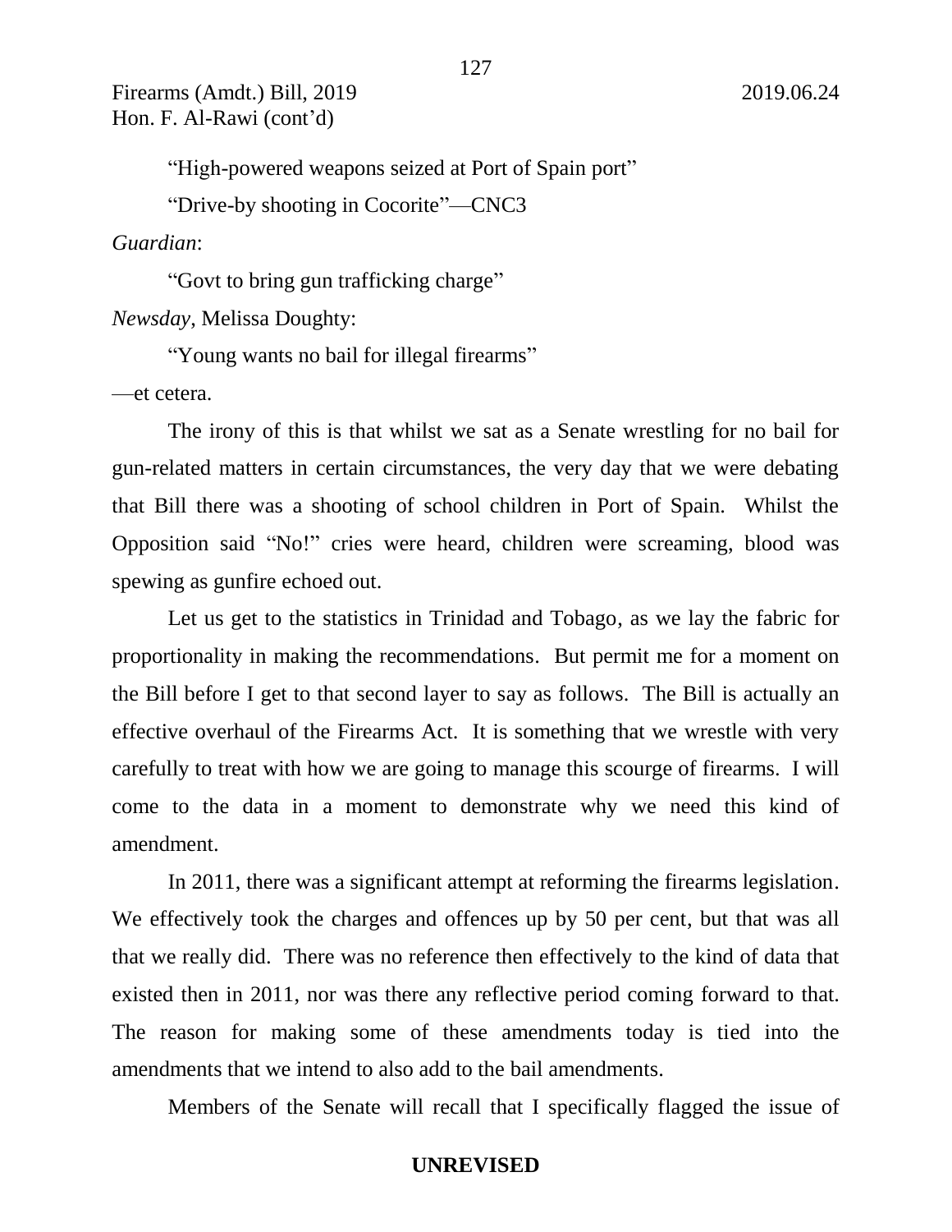"High-powered weapons seized at Port of Spain port"

"Drive-by shooting in Cocorite"—CNC3

*Guardian*:

"Govt to bring gun trafficking charge"

*Newsday*, Melissa Doughty:

"Young wants no bail for illegal firearms"

—et cetera.

The irony of this is that whilst we sat as a Senate wrestling for no bail for gun-related matters in certain circumstances, the very day that we were debating that Bill there was a shooting of school children in Port of Spain. Whilst the Opposition said "No!" cries were heard, children were screaming, blood was spewing as gunfire echoed out.

Let us get to the statistics in Trinidad and Tobago, as we lay the fabric for proportionality in making the recommendations. But permit me for a moment on the Bill before I get to that second layer to say as follows. The Bill is actually an effective overhaul of the Firearms Act. It is something that we wrestle with very carefully to treat with how we are going to manage this scourge of firearms. I will come to the data in a moment to demonstrate why we need this kind of amendment.

In 2011, there was a significant attempt at reforming the firearms legislation. We effectively took the charges and offences up by 50 per cent, but that was all that we really did. There was no reference then effectively to the kind of data that existed then in 2011, nor was there any reflective period coming forward to that. The reason for making some of these amendments today is tied into the amendments that we intend to also add to the bail amendments.

Members of the Senate will recall that I specifically flagged the issue of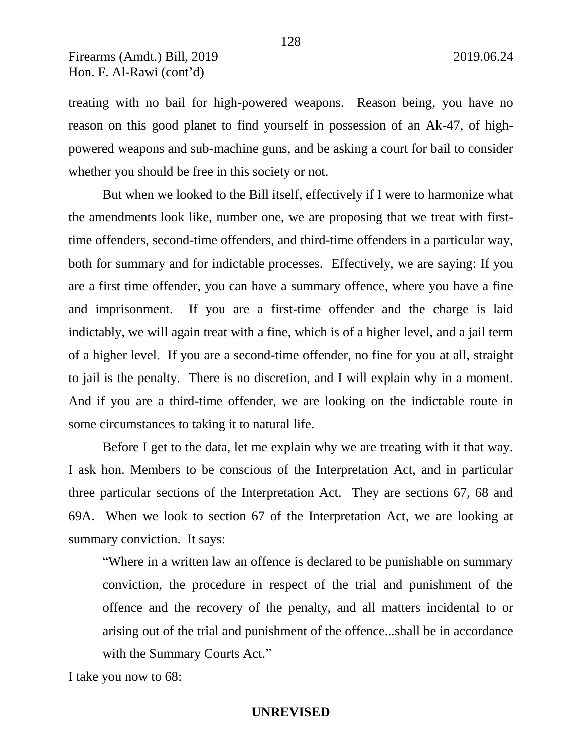treating with no bail for high-powered weapons. Reason being, you have no reason on this good planet to find yourself in possession of an Ak-47, of high-powered weapons and sub-machine guns, and be asking a court for bail to consider whether you should be free in this society or not.

But when we looked to the Bill itself, effectively if I were to harmonize what the amendments look like, number one, we are proposing that we treat with first-time offenders, second-time offenders, and third-time offenders in a particular way, both for summary and for indictable processes. Effectively, we are saying: If you are a first time offender, you can have a summary offence, where you have a fine and imprisonment. If you are a first-time offender and the charge is laid indictably, we will again treat with a fine, which is of a higher level, and a jail term of a higher level. If you are a second-time offender, no fine for you at all, straight to jail is the penalty. There is no discretion, and I will explain why in a moment. And if you are a third-time offender, we are looking on the indictable route in some circumstances to taking it to natural life.

Before I get to the data, let me explain why we are treating with it that way. I ask hon. Members to be conscious of the Interpretation Act, and in particular three particular sections of the Interpretation Act. They are sections 67, 68 and 69A. When we look to section 67 of the Interpretation Act, we are looking at summary conviction. It says:

> "Where in a written law an offence is declared to be punishable on summary conviction, the procedure in respect of the trial and punishment of the offence and the recovery of the penalty, and all matters incidental to or arising out of the trial and punishment of the offence...shall be in accordance with the Summary Courts Act."

I take you now to 68: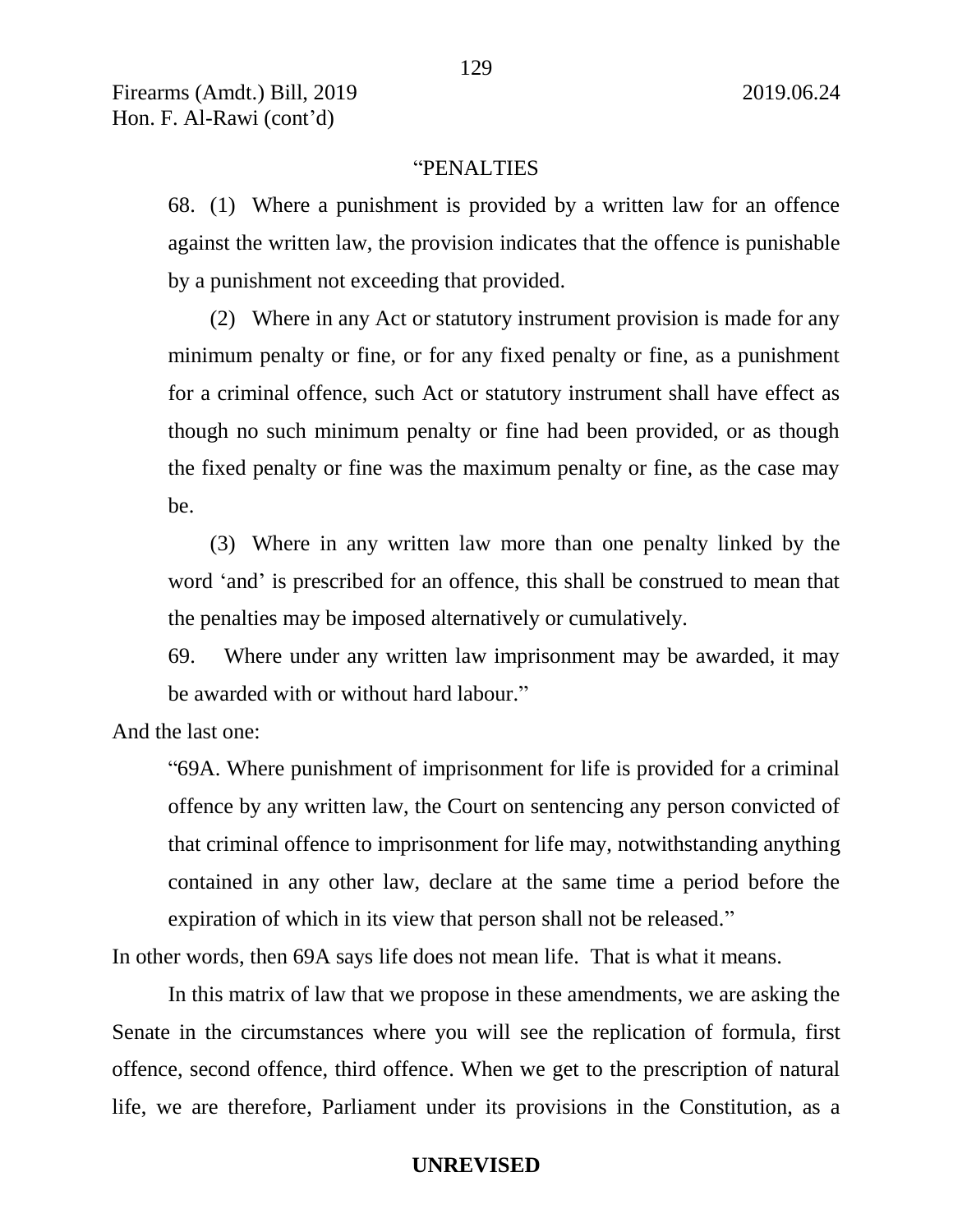"PENALTIES

68. (1) Where a punishment is provided by a written law for an offence against the written law, the provision indicates that the offence is punishable by a punishment not exceeding that provided.

(2) Where in any Act or statutory instrument provision is made for any minimum penalty or fine, or for any fixed penalty or fine, as a punishment for a criminal offence, such Act or statutory instrument shall have effect as though no such minimum penalty or fine had been provided, or as though the fixed penalty or fine was the maximum penalty or fine, as the case may be.

(3) Where in any written law more than one penalty linked by the word 'and' is prescribed for an offence, this shall be construed to mean that the penalties may be imposed alternatively or cumulatively.

69. Where under any written law imprisonment may be awarded, it may be awarded with or without hard labour."

And the last one:

"69A. Where punishment of imprisonment for life is provided for a criminal offence by any written law, the Court on sentencing any person convicted of that criminal offence to imprisonment for life may, notwithstanding anything contained in any other law, declare at the same time a period before the expiration of which in its view that person shall not be released."

In other words, then 69A says life does not mean life. That is what it means.

In this matrix of law that we propose in these amendments, we are asking the Senate in the circumstances where you will see the replication of formula, first offence, second offence, third offence. When we get to the prescription of natural life, we are therefore, Parliament under its provisions in the Constitution, as a

**UNREVISED**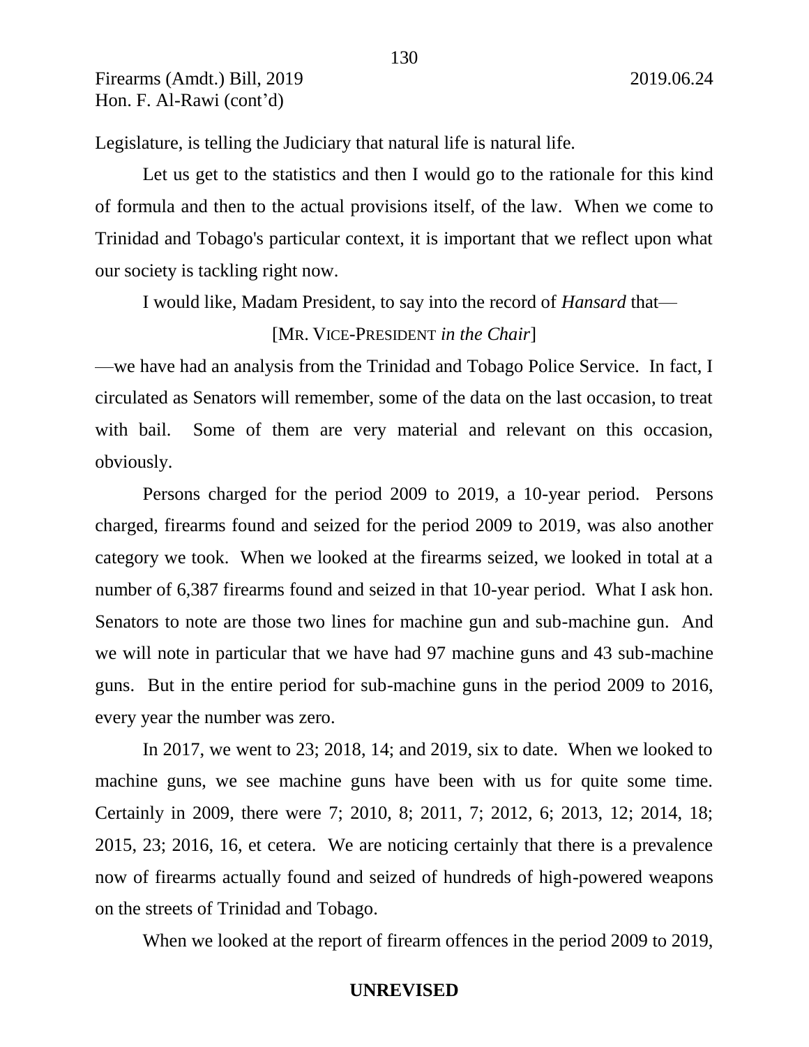Legislature, is telling the Judiciary that natural life is natural life.

Let us get to the statistics and then I would go to the rationale for this kind of formula and then to the actual provisions itself, of the law. When we come to Trinidad and Tobago's particular context, it is important that we reflect upon what our society is tackling right now.

I would like, Madam President, to say into the record of *Hansard* that—

[MR. VICE-PRESIDENT *in the Chair*]

—we have had an analysis from the Trinidad and Tobago Police Service. In fact, I circulated as Senators will remember, some of the data on the last occasion, to treat with bail. Some of them are very material and relevant on this occasion, obviously.

Persons charged for the period 2009 to 2019, a 10-year period. Persons charged, firearms found and seized for the period 2009 to 2019, was also another category we took. When we looked at the firearms seized, we looked in total at a number of 6,387 firearms found and seized in that 10-year period. What I ask hon. Senators to note are those two lines for machine gun and sub-machine gun. And we will note in particular that we have had 97 machine guns and 43 sub-machine guns. But in the entire period for sub-machine guns in the period 2009 to 2016, every year the number was zero.

In 2017, we went to 23; 2018, 14; and 2019, six to date. When we looked to machine guns, we see machine guns have been with us for quite some time. Certainly in 2009, there were 7; 2010, 8; 2011, 7; 2012, 6; 2013, 12; 2014, 18; 2015, 23; 2016, 16, et cetera. We are noticing certainly that there is a prevalence now of firearms actually found and seized of hundreds of high-powered weapons on the streets of Trinidad and Tobago.

When we looked at the report of firearm offences in the period 2009 to 2019,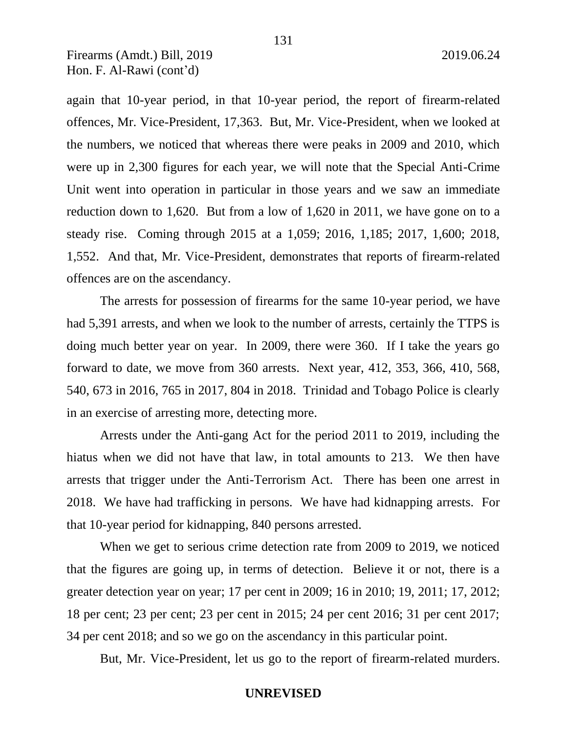again that 10-year period, in that 10-year period, the report of firearm-related offences, Mr. Vice-President, 17,363. But, Mr. Vice-President, when we looked at the numbers, we noticed that whereas there were peaks in 2009 and 2010, which were up in 2,300 figures for each year, we will note that the Special Anti-Crime Unit went into operation in particular in those years and we saw an immediate reduction down to 1,620. But from a low of 1,620 in 2011, we have gone on to a steady rise. Coming through 2015 at a 1,059; 2016, 1,185; 2017, 1,600; 2018, 1,552. And that, Mr. Vice-President, demonstrates that reports of firearm-related offences are on the ascendancy.

The arrests for possession of firearms for the same 10-year period, we have had 5,391 arrests, and when we look to the number of arrests, certainly the TTPS is doing much better year on year. In 2009, there were 360. If I take the years go forward to date, we move from 360 arrests. Next year, 412, 353, 366, 410, 568, 540, 673 in 2016, 765 in 2017, 804 in 2018. Trinidad and Tobago Police is clearly in an exercise of arresting more, detecting more.

Arrests under the Anti-gang Act for the period 2011 to 2019, including the hiatus when we did not have that law, in total amounts to 213. We then have arrests that trigger under the Anti-Terrorism Act. There has been one arrest in 2018. We have had trafficking in persons. We have had kidnapping arrests. For that 10-year period for kidnapping, 840 persons arrested.

When we get to serious crime detection rate from 2009 to 2019, we noticed that the figures are going up, in terms of detection. Believe it or not, there is a greater detection year on year; 17 per cent in 2009; 16 in 2010; 19, 2011; 17, 2012; 18 per cent; 23 per cent; 23 per cent in 2015; 24 per cent 2016; 31 per cent 2017; 34 per cent 2018; and so we go on the ascendancy in this particular point.

But, Mr. Vice-President, let us go to the report of firearm-related murders.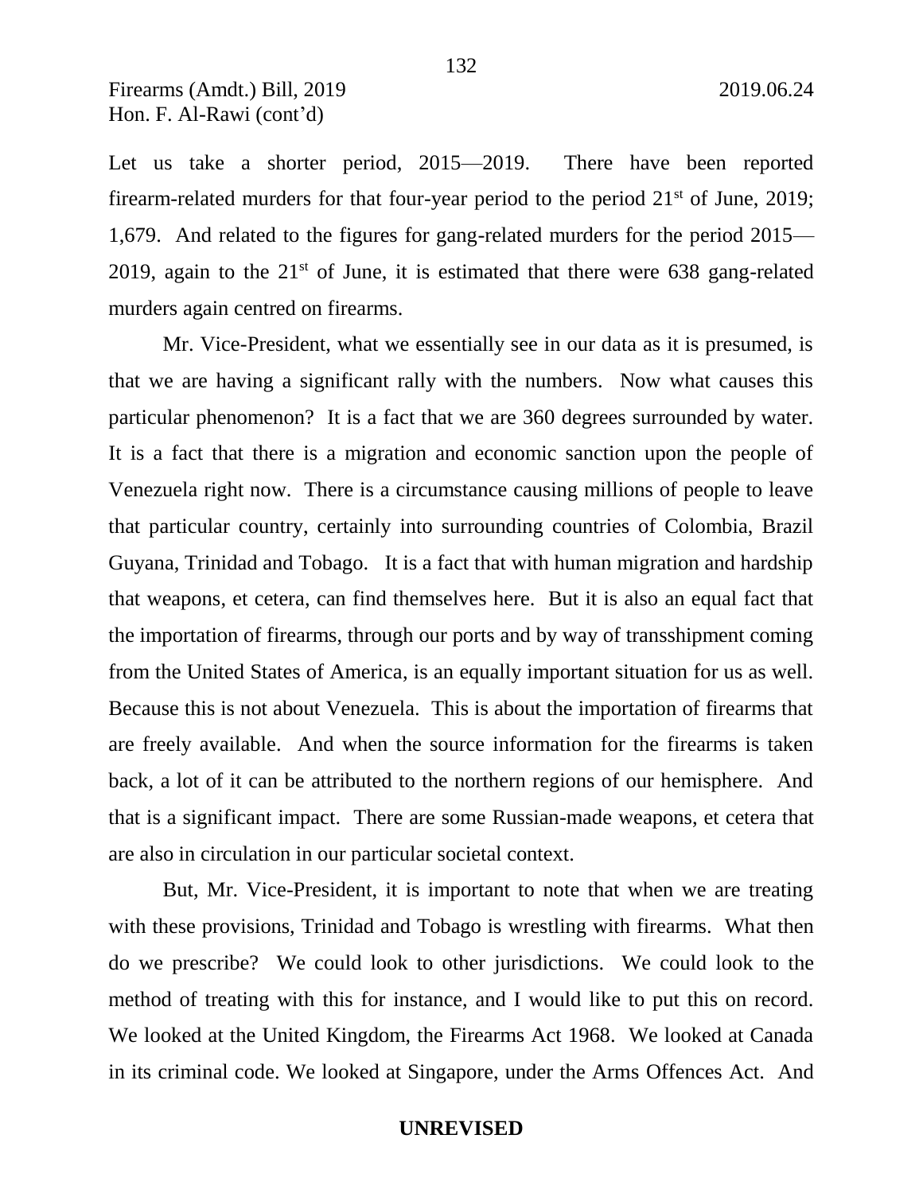Let us take a shorter period, 2015—2019. There have been reported firearm-related murders for that four-year period to the period 21st of June, 2019; 1,679. And related to the figures for gang-related murders for the period 2015—2019, again to the 21st of June, it is estimated that there were 638 gang-related murders again centred on firearms.

Mr. Vice-President, what we essentially see in our data as it is presumed, is that we are having a significant rally with the numbers. Now what causes this particular phenomenon? It is a fact that we are 360 degrees surrounded by water. It is a fact that there is a migration and economic sanction upon the people of Venezuela right now. There is a circumstance causing millions of people to leave that particular country, certainly into surrounding countries of Colombia, Brazil Guyana, Trinidad and Tobago. It is a fact that with human migration and hardship that weapons, et cetera, can find themselves here. But it is also an equal fact that the importation of firearms, through our ports and by way of transshipment coming from the United States of America, is an equally important situation for us as well. Because this is not about Venezuela. This is about the importation of firearms that are freely available. And when the source information for the firearms is taken back, a lot of it can be attributed to the northern regions of our hemisphere. And that is a significant impact. There are some Russian-made weapons, et cetera that are also in circulation in our particular societal context.

But, Mr. Vice-President, it is important to note that when we are treating with these provisions, Trinidad and Tobago is wrestling with firearms. What then do we prescribe? We could look to other jurisdictions. We could look to the method of treating with this for instance, and I would like to put this on record. We looked at the United Kingdom, the Firearms Act 1968. We looked at Canada in its criminal code. We looked at Singapore, under the Arms Offences Act. And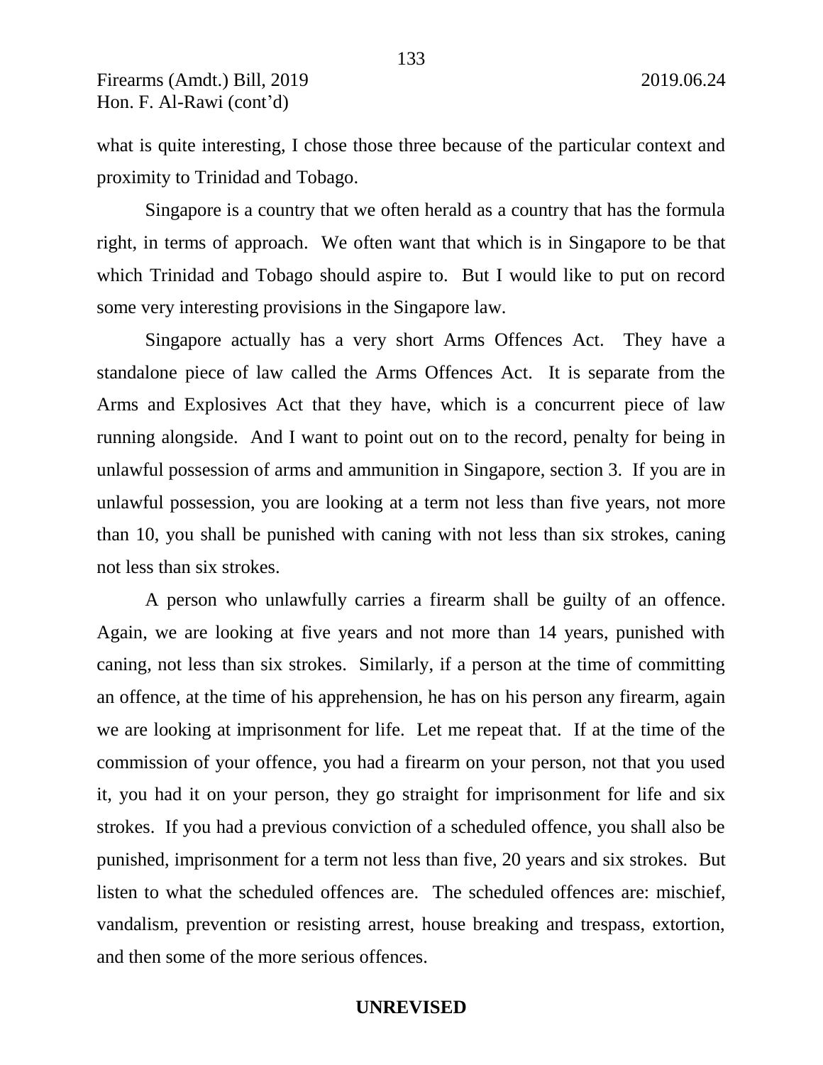what is quite interesting, I chose those three because of the particular context and proximity to Trinidad and Tobago.

Singapore is a country that we often herald as a country that has the formula right, in terms of approach. We often want that which is in Singapore to be that which Trinidad and Tobago should aspire to. But I would like to put on record some very interesting provisions in the Singapore law.

Singapore actually has a very short Arms Offences Act. They have a standalone piece of law called the Arms Offences Act. It is separate from the Arms and Explosives Act that they have, which is a concurrent piece of law running alongside. And I want to point out on to the record, penalty for being in unlawful possession of arms and ammunition in Singapore, section 3. If you are in unlawful possession, you are looking at a term not less than five years, not more than 10, you shall be punished with caning with not less than six strokes, caning not less than six strokes.

A person who unlawfully carries a firearm shall be guilty of an offence. Again, we are looking at five years and not more than 14 years, punished with caning, not less than six strokes. Similarly, if a person at the time of committing an offence, at the time of his apprehension, he has on his person any firearm, again we are looking at imprisonment for life. Let me repeat that. If at the time of the commission of your offence, you had a firearm on your person, not that you used it, you had it on your person, they go straight for imprisonment for life and six strokes. If you had a previous conviction of a scheduled offence, you shall also be punished, imprisonment for a term not less than five, 20 years and six strokes. But listen to what the scheduled offences are. The scheduled offences are: mischief, vandalism, prevention or resisting arrest, house breaking and trespass, extortion, and then some of the more serious offences.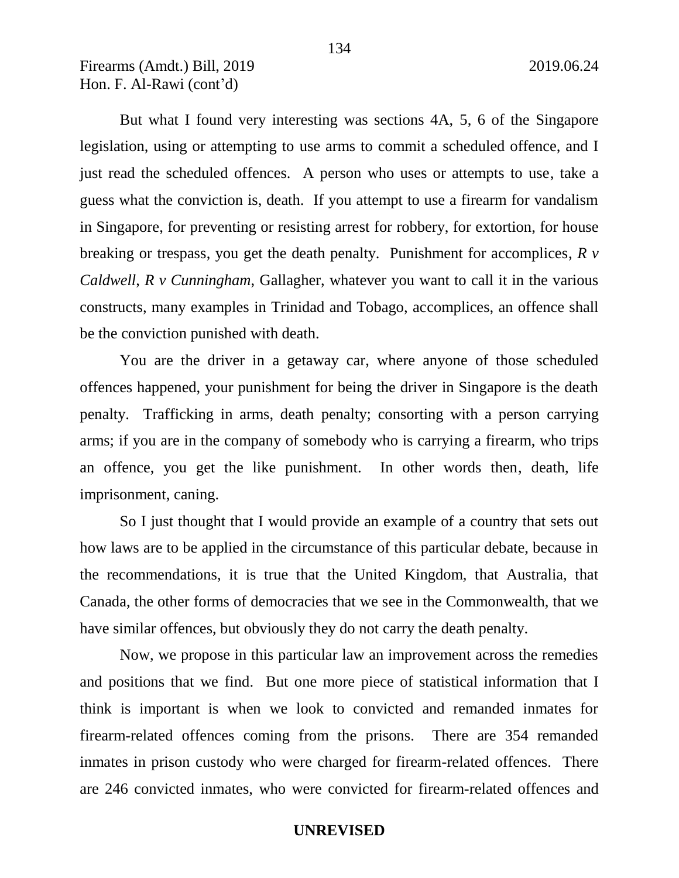But what I found very interesting was sections 4A, 5, 6 of the Singapore legislation, using or attempting to use arms to commit a scheduled offence, and I just read the scheduled offences. A person who uses or attempts to use, take a guess what the conviction is, death. If you attempt to use a firearm for vandalism in Singapore, for preventing or resisting arrest for robbery, for extortion, for house breaking or trespass, you get the death penalty. Punishment for accomplices, *R v Caldwell*, *R v Cunningham*, Gallagher, whatever you want to call it in the various constructs, many examples in Trinidad and Tobago, accomplices, an offence shall be the conviction punished with death.

You are the driver in a getaway car, where anyone of those scheduled offences happened, your punishment for being the driver in Singapore is the death penalty. Trafficking in arms, death penalty; consorting with a person carrying arms; if you are in the company of somebody who is carrying a firearm, who trips an offence, you get the like punishment. In other words then, death, life imprisonment, caning.

So I just thought that I would provide an example of a country that sets out how laws are to be applied in the circumstance of this particular debate, because in the recommendations, it is true that the United Kingdom, that Australia, that Canada, the other forms of democracies that we see in the Commonwealth, that we have similar offences, but obviously they do not carry the death penalty.

Now, we propose in this particular law an improvement across the remedies and positions that we find. But one more piece of statistical information that I think is important is when we look to convicted and remanded inmates for firearm-related offences coming from the prisons. There are 354 remanded inmates in prison custody who were charged for firearm-related offences. There are 246 convicted inmates, who were convicted for firearm-related offences and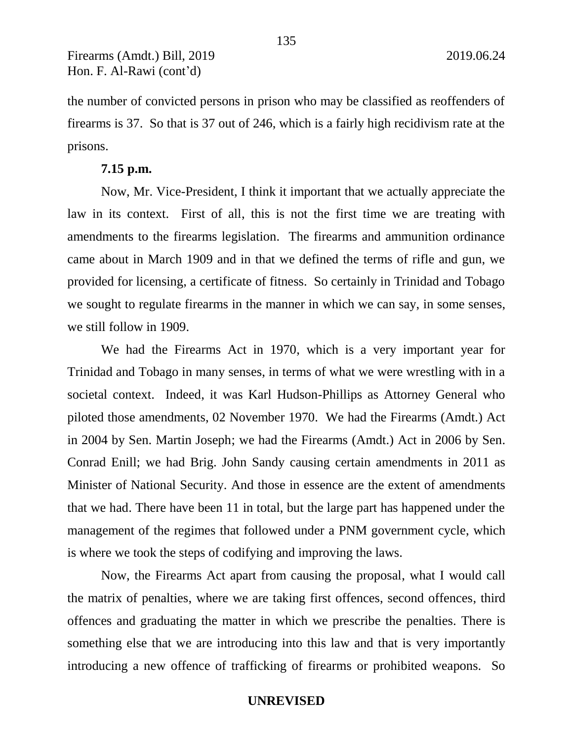the number of convicted persons in prison who may be classified as reoffenders of firearms is 37. So that is 37 out of 246, which is a fairly high recidivism rate at the prisons.

**7.15 p.m.**

Now, Mr. Vice-President, I think it important that we actually appreciate the law in its context. First of all, this is not the first time we are treating with amendments to the firearms legislation. The firearms and ammunition ordinance came about in March 1909 and in that we defined the terms of rifle and gun, we provided for licensing, a certificate of fitness. So certainly in Trinidad and Tobago we sought to regulate firearms in the manner in which we can say, in some senses, we still follow in 1909.

We had the Firearms Act in 1970, which is a very important year for Trinidad and Tobago in many senses, in terms of what we were wrestling with in a societal context. Indeed, it was Karl Hudson-Phillips as Attorney General who piloted those amendments, 02 November 1970. We had the Firearms (Amdt.) Act in 2004 by Sen. Martin Joseph; we had the Firearms (Amdt.) Act in 2006 by Sen. Conrad Enill; we had Brig. John Sandy causing certain amendments in 2011 as Minister of National Security. And those in essence are the extent of amendments that we had. There have been 11 in total, but the large part has happened under the management of the regimes that followed under a PNM government cycle, which is where we took the steps of codifying and improving the laws.

Now, the Firearms Act apart from causing the proposal, what I would call the matrix of penalties, where we are taking first offences, second offences, third offences and graduating the matter in which we prescribe the penalties. There is something else that we are introducing into this law and that is very importantly introducing a new offence of trafficking of firearms or prohibited weapons. So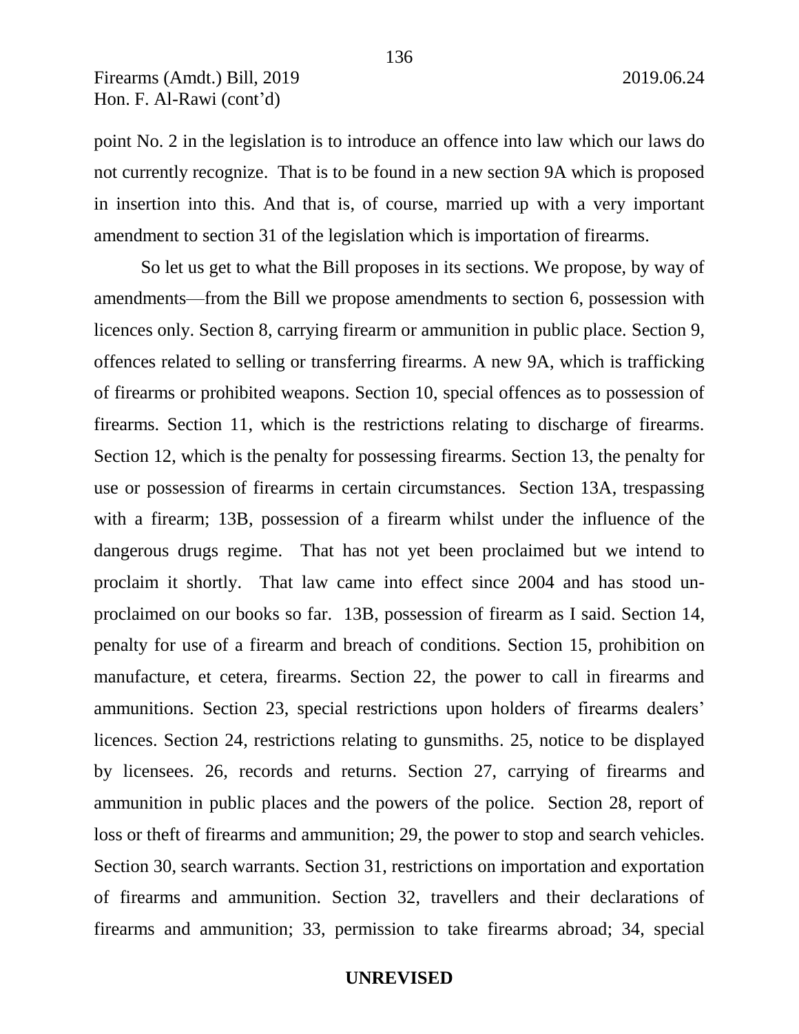point No. 2 in the legislation is to introduce an offence into law which our laws do not currently recognize. That is to be found in a new section 9A which is proposed in insertion into this. And that is, of course, married up with a very important amendment to section 31 of the legislation which is importation of firearms.

So let us get to what the Bill proposes in its sections. We propose, by way of amendments—from the Bill we propose amendments to section 6, possession with licences only. Section 8, carrying firearm or ammunition in public place. Section 9, offences related to selling or transferring firearms. A new 9A, which is trafficking of firearms or prohibited weapons. Section 10, special offences as to possession of firearms. Section 11, which is the restrictions relating to discharge of firearms. Section 12, which is the penalty for possessing firearms. Section 13, the penalty for use or possession of firearms in certain circumstances. Section 13A, trespassing with a firearm; 13B, possession of a firearm whilst under the influence of the dangerous drugs regime. That has not yet been proclaimed but we intend to proclaim it shortly. That law came into effect since 2004 and has stood un-proclaimed on our books so far. 13B, possession of firearm as I said. Section 14, penalty for use of a firearm and breach of conditions. Section 15, prohibition on manufacture, et cetera, firearms. Section 22, the power to call in firearms and ammunitions. Section 23, special restrictions upon holders of firearms dealers' licences. Section 24, restrictions relating to gunsmiths. 25, notice to be displayed by licensees. 26, records and returns. Section 27, carrying of firearms and ammunition in public places and the powers of the police. Section 28, report of loss or theft of firearms and ammunition; 29, the power to stop and search vehicles. Section 30, search warrants. Section 31, restrictions on importation and exportation of firearms and ammunition. Section 32, travellers and their declarations of firearms and ammunition; 33, permission to take firearms abroad; 34, special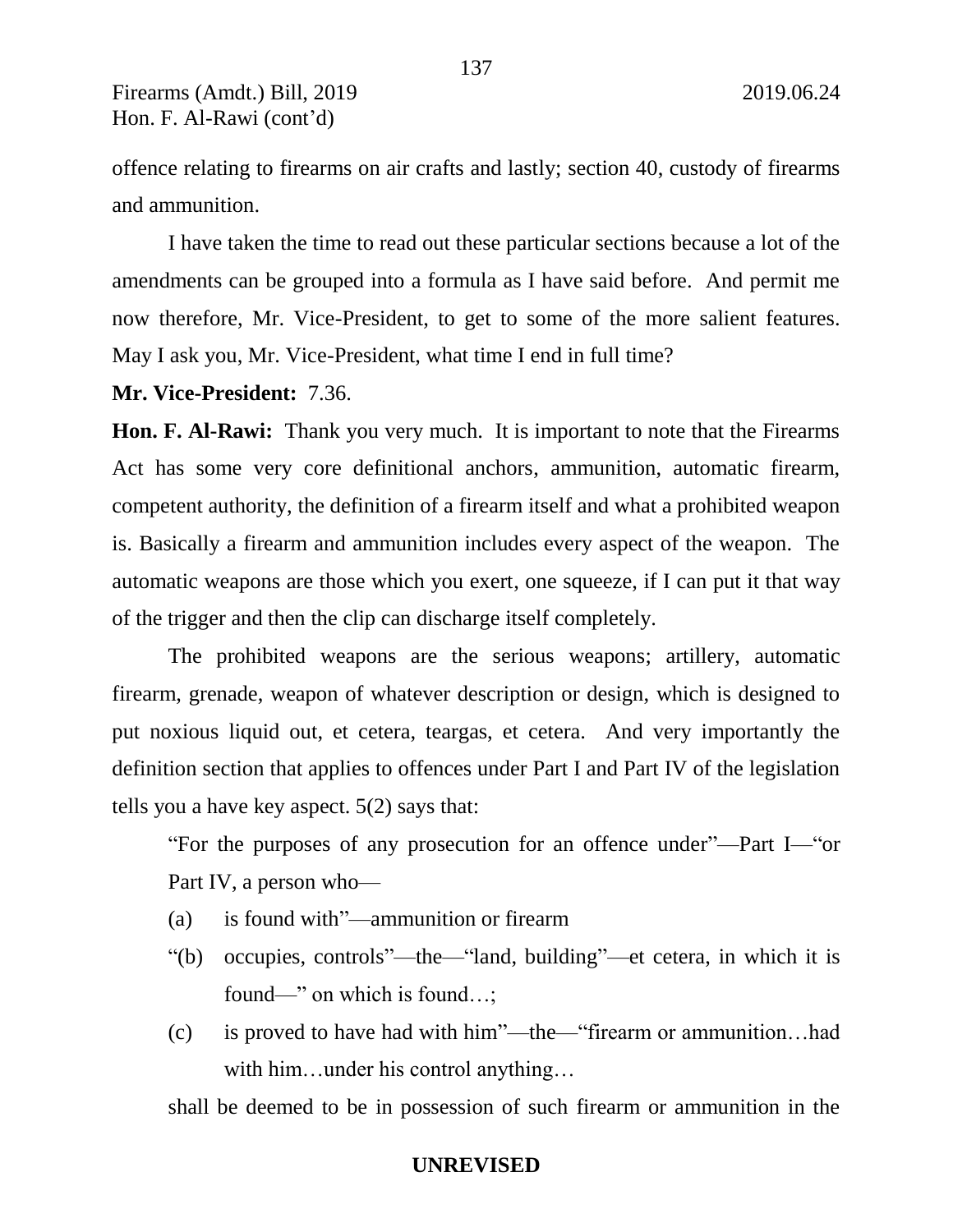offence relating to firearms on air crafts and lastly; section 40, custody of firearms and ammunition.

I have taken the time to read out these particular sections because a lot of the amendments can be grouped into a formula as I have said before. And permit me now therefore, Mr. Vice-President, to get to some of the more salient features. May I ask you, Mr. Vice-President, what time I end in full time?

**Mr. Vice-President:** 7.36.

**Hon. F. Al-Rawi:** Thank you very much. It is important to note that the Firearms Act has some very core definitional anchors, ammunition, automatic firearm, competent authority, the definition of a firearm itself and what a prohibited weapon is. Basically a firearm and ammunition includes every aspect of the weapon. The automatic weapons are those which you exert, one squeeze, if I can put it that way of the trigger and then the clip can discharge itself completely.

The prohibited weapons are the serious weapons; artillery, automatic firearm, grenade, weapon of whatever description or design, which is designed to put noxious liquid out, et cetera, teargas, et cetera. And very importantly the definition section that applies to offences under Part I and Part IV of the legislation tells you a have key aspect. 5(2) says that:

> "For the purposes of any prosecution for an offence under"—Part I—"or Part IV, a person who—
>
> (a) is found with"—ammunition or firearm
>
> "(b) occupies, controls"—the—"land, building"—et cetera, in which it is found—" on which is found…;
>
> (c) is proved to have had with him"—the—"firearm or ammunition…had with him…under his control anything…
>
> shall be deemed to be in possession of such firearm or ammunition in the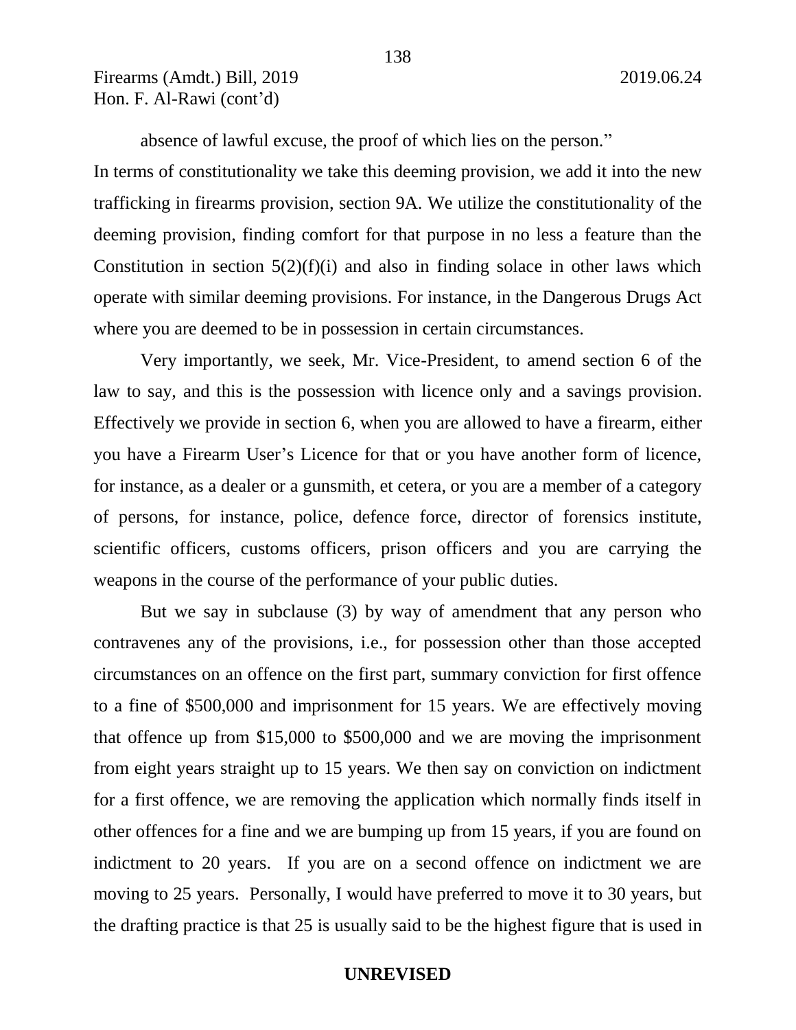absence of lawful excuse, the proof of which lies on the person."

In terms of constitutionality we take this deeming provision, we add it into the new trafficking in firearms provision, section 9A. We utilize the constitutionality of the deeming provision, finding comfort for that purpose in no less a feature than the Constitution in section 5(2)(f)(i) and also in finding solace in other laws which operate with similar deeming provisions. For instance, in the Dangerous Drugs Act where you are deemed to be in possession in certain circumstances.

Very importantly, we seek, Mr. Vice-President, to amend section 6 of the law to say, and this is the possession with licence only and a savings provision. Effectively we provide in section 6, when you are allowed to have a firearm, either you have a Firearm User's Licence for that or you have another form of licence, for instance, as a dealer or a gunsmith, et cetera, or you are a member of a category of persons, for instance, police, defence force, director of forensics institute, scientific officers, customs officers, prison officers and you are carrying the weapons in the course of the performance of your public duties.

But we say in subclause (3) by way of amendment that any person who contravenes any of the provisions, i.e., for possession other than those accepted circumstances on an offence on the first part, summary conviction for first offence to a fine of $500,000 and imprisonment for 15 years. We are effectively moving that offence up from $15,000 to $500,000 and we are moving the imprisonment from eight years straight up to 15 years. We then say on conviction on indictment for a first offence, we are removing the application which normally finds itself in other offences for a fine and we are bumping up from 15 years, if you are found on indictment to 20 years. If you are on a second offence on indictment we are moving to 25 years. Personally, I would have preferred to move it to 30 years, but the drafting practice is that 25 is usually said to be the highest figure that is used in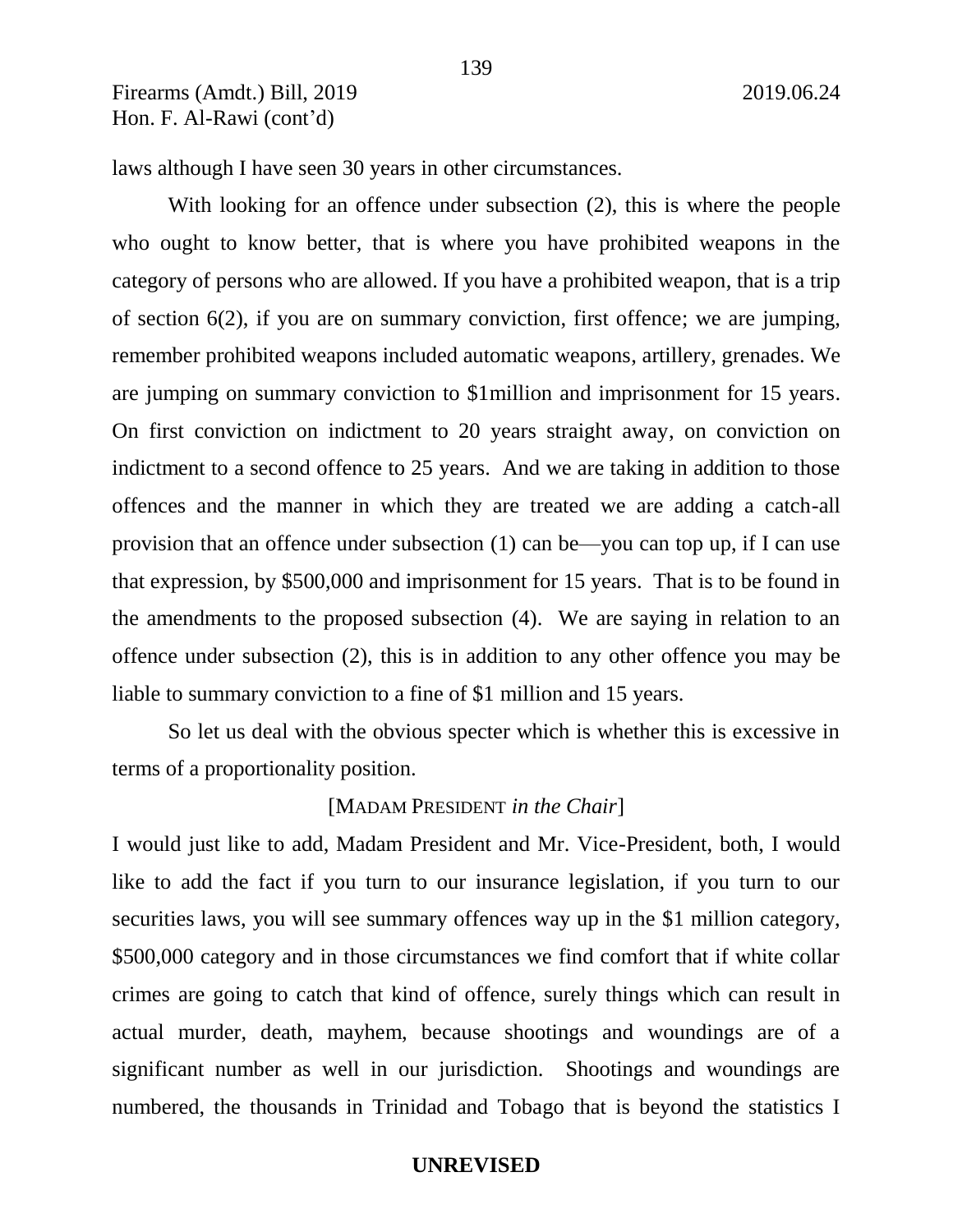laws although I have seen 30 years in other circumstances.

With looking for an offence under subsection (2), this is where the people who ought to know better, that is where you have prohibited weapons in the category of persons who are allowed. If you have a prohibited weapon, that is a trip of section 6(2), if you are on summary conviction, first offence; we are jumping, remember prohibited weapons included automatic weapons, artillery, grenades. We are jumping on summary conviction to $1million and imprisonment for 15 years. On first conviction on indictment to 20 years straight away, on conviction on indictment to a second offence to 25 years. And we are taking in addition to those offences and the manner in which they are treated we are adding a catch-all provision that an offence under subsection (1) can be—you can top up, if I can use that expression, by $500,000 and imprisonment for 15 years. That is to be found in the amendments to the proposed subsection (4). We are saying in relation to an offence under subsection (2), this is in addition to any other offence you may be liable to summary conviction to a fine of $1 million and 15 years.

So let us deal with the obvious specter which is whether this is excessive in terms of a proportionality position.

[MADAM PRESIDENT *in the Chair*]

I would just like to add, Madam President and Mr. Vice-President, both, I would like to add the fact if you turn to our insurance legislation, if you turn to our securities laws, you will see summary offences way up in the $1 million category, $500,000 category and in those circumstances we find comfort that if white collar crimes are going to catch that kind of offence, surely things which can result in actual murder, death, mayhem, because shootings and woundings are of a significant number as well in our jurisdiction. Shootings and woundings are numbered, the thousands in Trinidad and Tobago that is beyond the statistics I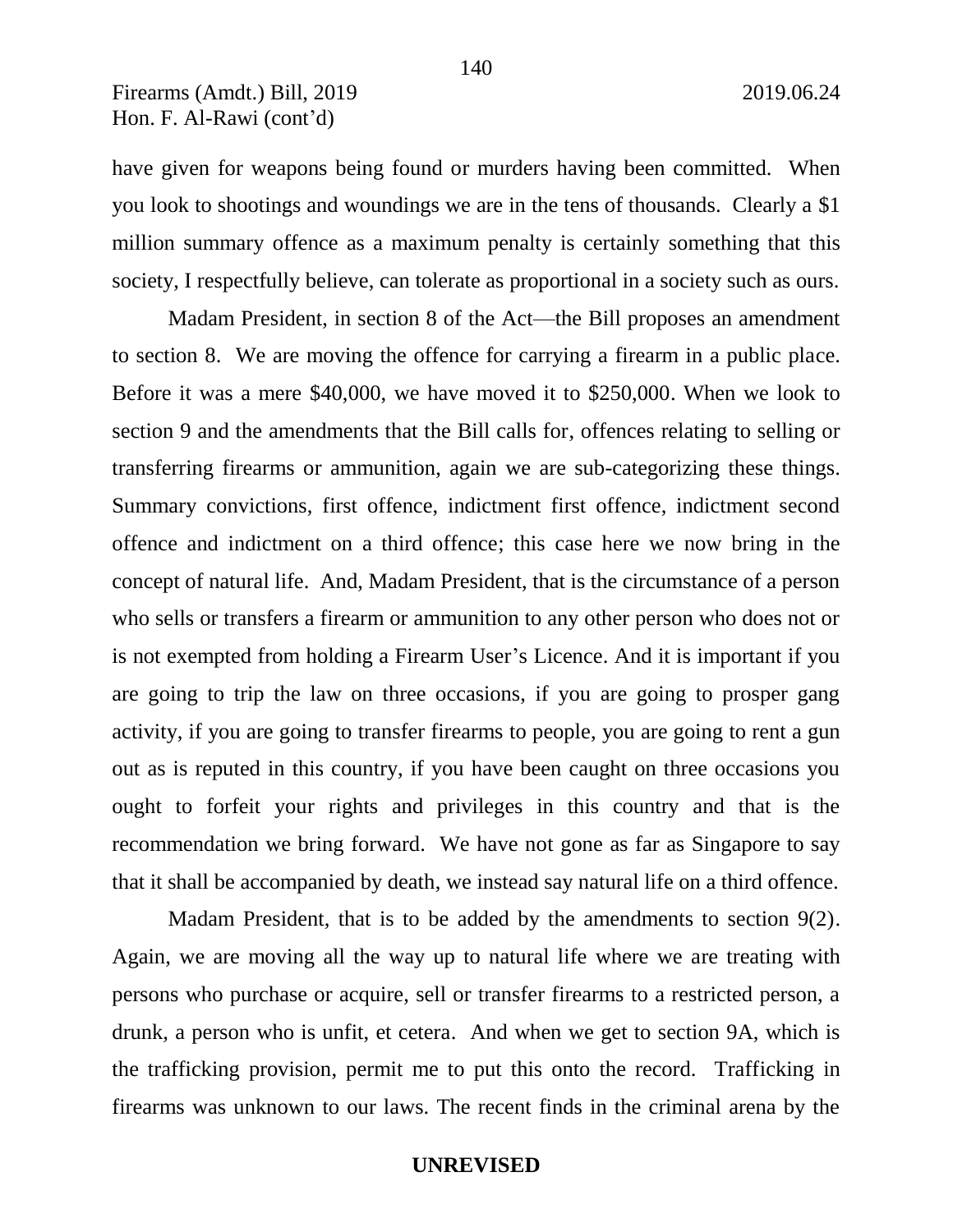have given for weapons being found or murders having been committed. When you look to shootings and woundings we are in the tens of thousands. Clearly a $1 million summary offence as a maximum penalty is certainly something that this society, I respectfully believe, can tolerate as proportional in a society such as ours.

Madam President, in section 8 of the Act—the Bill proposes an amendment to section 8. We are moving the offence for carrying a firearm in a public place. Before it was a mere $40,000, we have moved it to $250,000. When we look to section 9 and the amendments that the Bill calls for, offences relating to selling or transferring firearms or ammunition, again we are sub-categorizing these things. Summary convictions, first offence, indictment first offence, indictment second offence and indictment on a third offence; this case here we now bring in the concept of natural life. And, Madam President, that is the circumstance of a person who sells or transfers a firearm or ammunition to any other person who does not or is not exempted from holding a Firearm User's Licence. And it is important if you are going to trip the law on three occasions, if you are going to prosper gang activity, if you are going to transfer firearms to people, you are going to rent a gun out as is reputed in this country, if you have been caught on three occasions you ought to forfeit your rights and privileges in this country and that is the recommendation we bring forward. We have not gone as far as Singapore to say that it shall be accompanied by death, we instead say natural life on a third offence.

Madam President, that is to be added by the amendments to section 9(2). Again, we are moving all the way up to natural life where we are treating with persons who purchase or acquire, sell or transfer firearms to a restricted person, a drunk, a person who is unfit, et cetera. And when we get to section 9A, which is the trafficking provision, permit me to put this onto the record. Trafficking in firearms was unknown to our laws. The recent finds in the criminal arena by the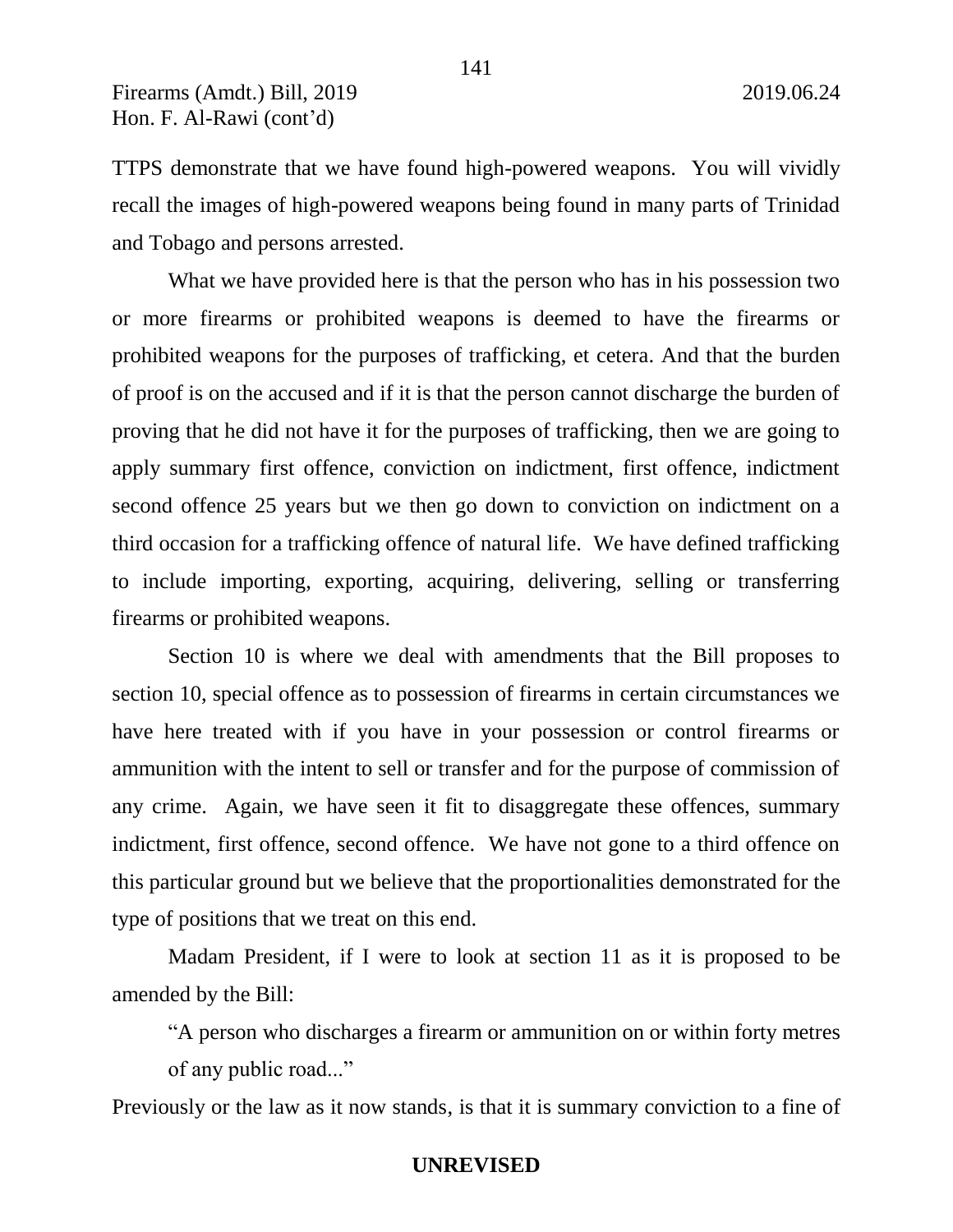TTPS demonstrate that we have found high-powered weapons. You will vividly recall the images of high-powered weapons being found in many parts of Trinidad and Tobago and persons arrested.

What we have provided here is that the person who has in his possession two or more firearms or prohibited weapons is deemed to have the firearms or prohibited weapons for the purposes of trafficking, et cetera. And that the burden of proof is on the accused and if it is that the person cannot discharge the burden of proving that he did not have it for the purposes of trafficking, then we are going to apply summary first offence, conviction on indictment, first offence, indictment second offence 25 years but we then go down to conviction on indictment on a third occasion for a trafficking offence of natural life. We have defined trafficking to include importing, exporting, acquiring, delivering, selling or transferring firearms or prohibited weapons.

Section 10 is where we deal with amendments that the Bill proposes to section 10, special offence as to possession of firearms in certain circumstances we have here treated with if you have in your possession or control firearms or ammunition with the intent to sell or transfer and for the purpose of commission of any crime. Again, we have seen it fit to disaggregate these offences, summary indictment, first offence, second offence. We have not gone to a third offence on this particular ground but we believe that the proportionalities demonstrated for the type of positions that we treat on this end.

Madam President, if I were to look at section 11 as it is proposed to be amended by the Bill:

> "A person who discharges a firearm or ammunition on or within forty metres of any public road..."

Previously or the law as it now stands, is that it is summary conviction to a fine of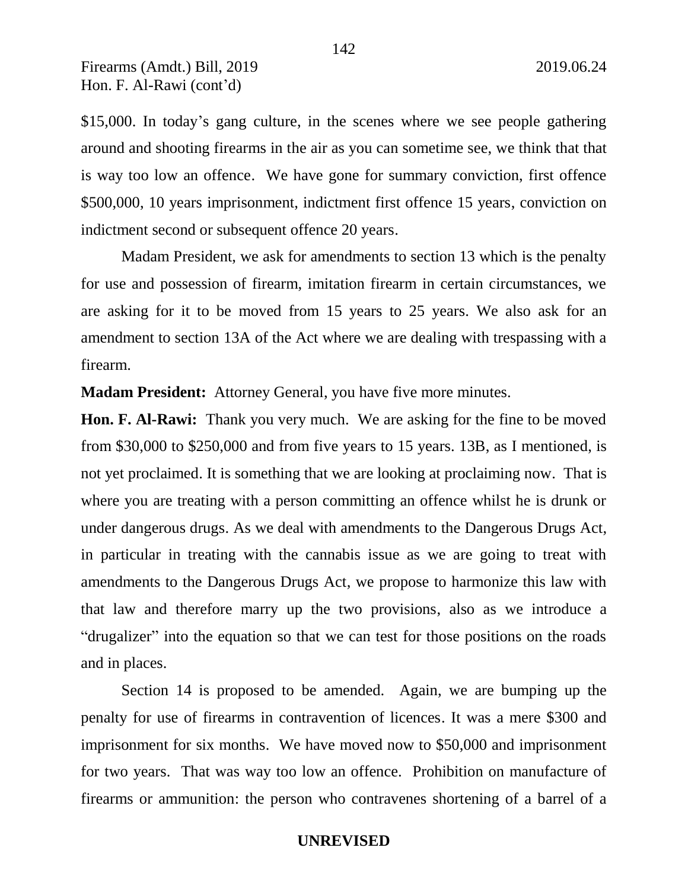$15,000. In today's gang culture, in the scenes where we see people gathering around and shooting firearms in the air as you can sometime see, we think that that is way too low an offence. We have gone for summary conviction, first offence $500,000, 10 years imprisonment, indictment first offence 15 years, conviction on indictment second or subsequent offence 20 years.

Madam President, we ask for amendments to section 13 which is the penalty for use and possession of firearm, imitation firearm in certain circumstances, we are asking for it to be moved from 15 years to 25 years. We also ask for an amendment to section 13A of the Act where we are dealing with trespassing with a firearm.

**Madam President:** Attorney General, you have five more minutes.

**Hon. F. Al-Rawi:** Thank you very much. We are asking for the fine to be moved from $30,000 to $250,000 and from five years to 15 years. 13B, as I mentioned, is not yet proclaimed. It is something that we are looking at proclaiming now. That is where you are treating with a person committing an offence whilst he is drunk or under dangerous drugs. As we deal with amendments to the Dangerous Drugs Act, in particular in treating with the cannabis issue as we are going to treat with amendments to the Dangerous Drugs Act, we propose to harmonize this law with that law and therefore marry up the two provisions, also as we introduce a "drugalizer" into the equation so that we can test for those positions on the roads and in places.

Section 14 is proposed to be amended. Again, we are bumping up the penalty for use of firearms in contravention of licences. It was a mere $300 and imprisonment for six months. We have moved now to $50,000 and imprisonment for two years. That was way too low an offence. Prohibition on manufacture of firearms or ammunition: the person who contravenes shortening of a barrel of a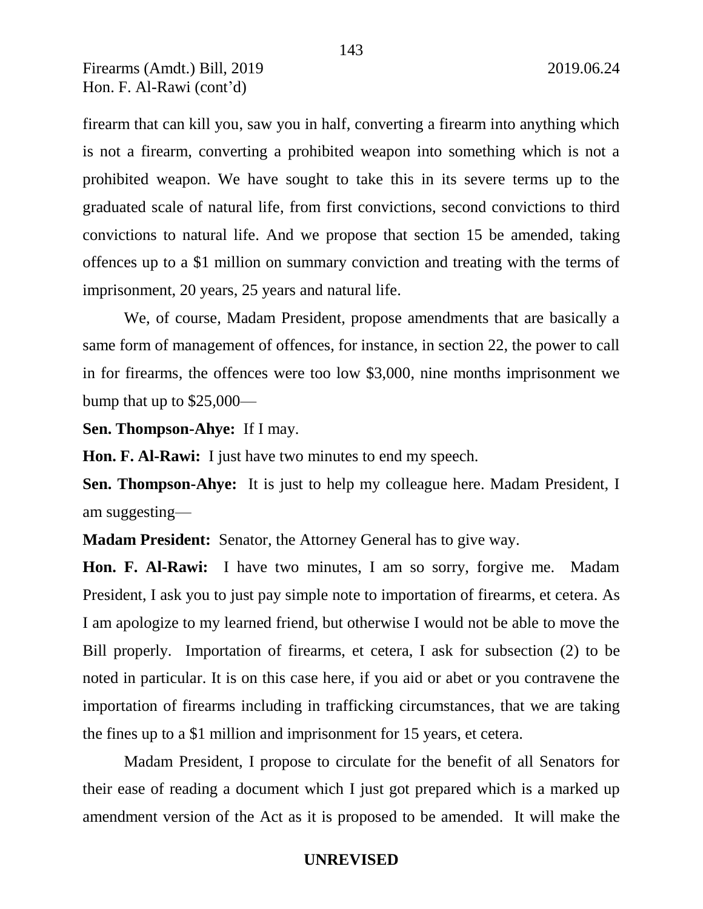firearm that can kill you, saw you in half, converting a firearm into anything which is not a firearm, converting a prohibited weapon into something which is not a prohibited weapon. We have sought to take this in its severe terms up to the graduated scale of natural life, from first convictions, second convictions to third convictions to natural life. And we propose that section 15 be amended, taking offences up to a $1 million on summary conviction and treating with the terms of imprisonment, 20 years, 25 years and natural life.

We, of course, Madam President, propose amendments that are basically a same form of management of offences, for instance, in section 22, the power to call in for firearms, the offences were too low $3,000, nine months imprisonment we bump that up to $25,000—

**Sen. Thompson-Ahye:** If I may.

**Hon. F. Al-Rawi:** I just have two minutes to end my speech.

**Sen. Thompson-Ahye:** It is just to help my colleague here. Madam President, I am suggesting—

**Madam President:** Senator, the Attorney General has to give way.

**Hon. F. Al-Rawi:** I have two minutes, I am so sorry, forgive me. Madam President, I ask you to just pay simple note to importation of firearms, et cetera. As I am apologize to my learned friend, but otherwise I would not be able to move the Bill properly. Importation of firearms, et cetera, I ask for subsection (2) to be noted in particular. It is on this case here, if you aid or abet or you contravene the importation of firearms including in trafficking circumstances, that we are taking the fines up to a $1 million and imprisonment for 15 years, et cetera.

Madam President, I propose to circulate for the benefit of all Senators for their ease of reading a document which I just got prepared which is a marked up amendment version of the Act as it is proposed to be amended. It will make the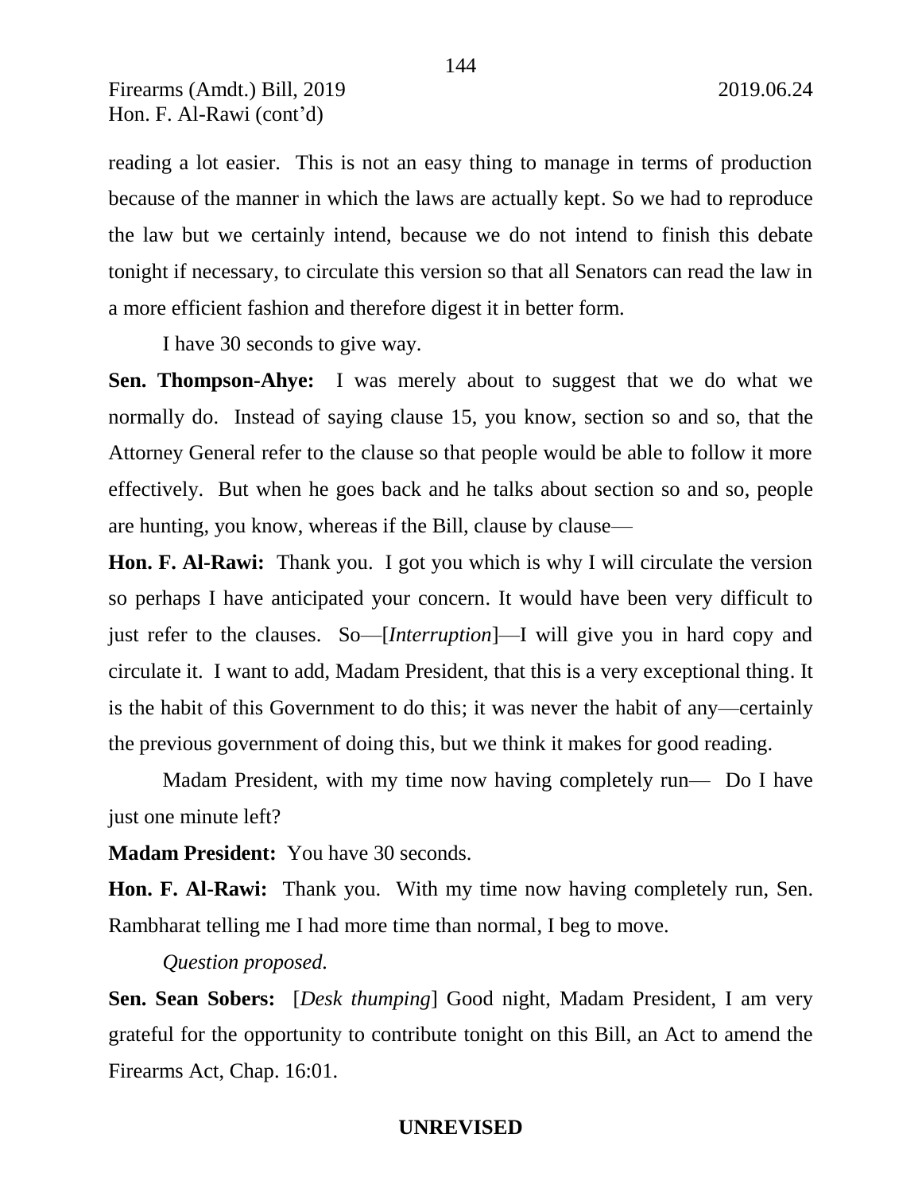reading a lot easier. This is not an easy thing to manage in terms of production because of the manner in which the laws are actually kept. So we had to reproduce the law but we certainly intend, because we do not intend to finish this debate tonight if necessary, to circulate this version so that all Senators can read the law in a more efficient fashion and therefore digest it in better form.

I have 30 seconds to give way.

**Sen. Thompson-Ahye:** I was merely about to suggest that we do what we normally do. Instead of saying clause 15, you know, section so and so, that the Attorney General refer to the clause so that people would be able to follow it more effectively. But when he goes back and he talks about section so and so, people are hunting, you know, whereas if the Bill, clause by clause—

**Hon. F. Al-Rawi:** Thank you. I got you which is why I will circulate the version so perhaps I have anticipated your concern. It would have been very difficult to just refer to the clauses. So—[*Interruption*]—I will give you in hard copy and circulate it. I want to add, Madam President, that this is a very exceptional thing. It is the habit of this Government to do this; it was never the habit of any—certainly the previous government of doing this, but we think it makes for good reading.

Madam President, with my time now having completely run— Do I have just one minute left?

**Madam President:** You have 30 seconds.

**Hon. F. Al-Rawi:** Thank you. With my time now having completely run, Sen. Rambharat telling me I had more time than normal, I beg to move.

*Question proposed.*

**Sen. Sean Sobers:** [*Desk thumping*] Good night, Madam President, I am very grateful for the opportunity to contribute tonight on this Bill, an Act to amend the Firearms Act, Chap. 16:01.

**UNREVISED**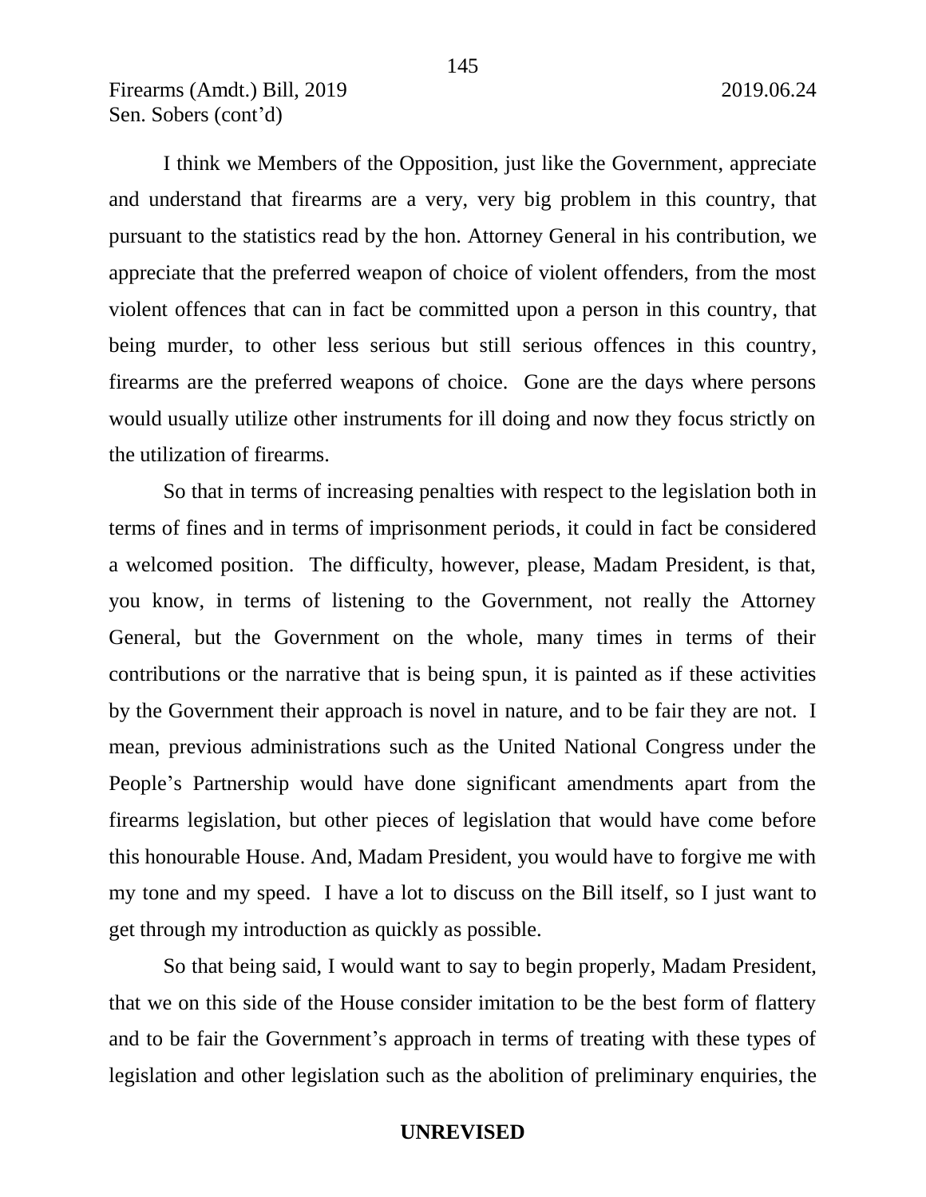I think we Members of the Opposition, just like the Government, appreciate and understand that firearms are a very, very big problem in this country, that pursuant to the statistics read by the hon. Attorney General in his contribution, we appreciate that the preferred weapon of choice of violent offenders, from the most violent offences that can in fact be committed upon a person in this country, that being murder, to other less serious but still serious offences in this country, firearms are the preferred weapons of choice. Gone are the days where persons would usually utilize other instruments for ill doing and now they focus strictly on the utilization of firearms.

So that in terms of increasing penalties with respect to the legislation both in terms of fines and in terms of imprisonment periods, it could in fact be considered a welcomed position. The difficulty, however, please, Madam President, is that, you know, in terms of listening to the Government, not really the Attorney General, but the Government on the whole, many times in terms of their contributions or the narrative that is being spun, it is painted as if these activities by the Government their approach is novel in nature, and to be fair they are not. I mean, previous administrations such as the United National Congress under the People's Partnership would have done significant amendments apart from the firearms legislation, but other pieces of legislation that would have come before this honourable House. And, Madam President, you would have to forgive me with my tone and my speed. I have a lot to discuss on the Bill itself, so I just want to get through my introduction as quickly as possible.

So that being said, I would want to say to begin properly, Madam President, that we on this side of the House consider imitation to be the best form of flattery and to be fair the Government's approach in terms of treating with these types of legislation and other legislation such as the abolition of preliminary enquiries, the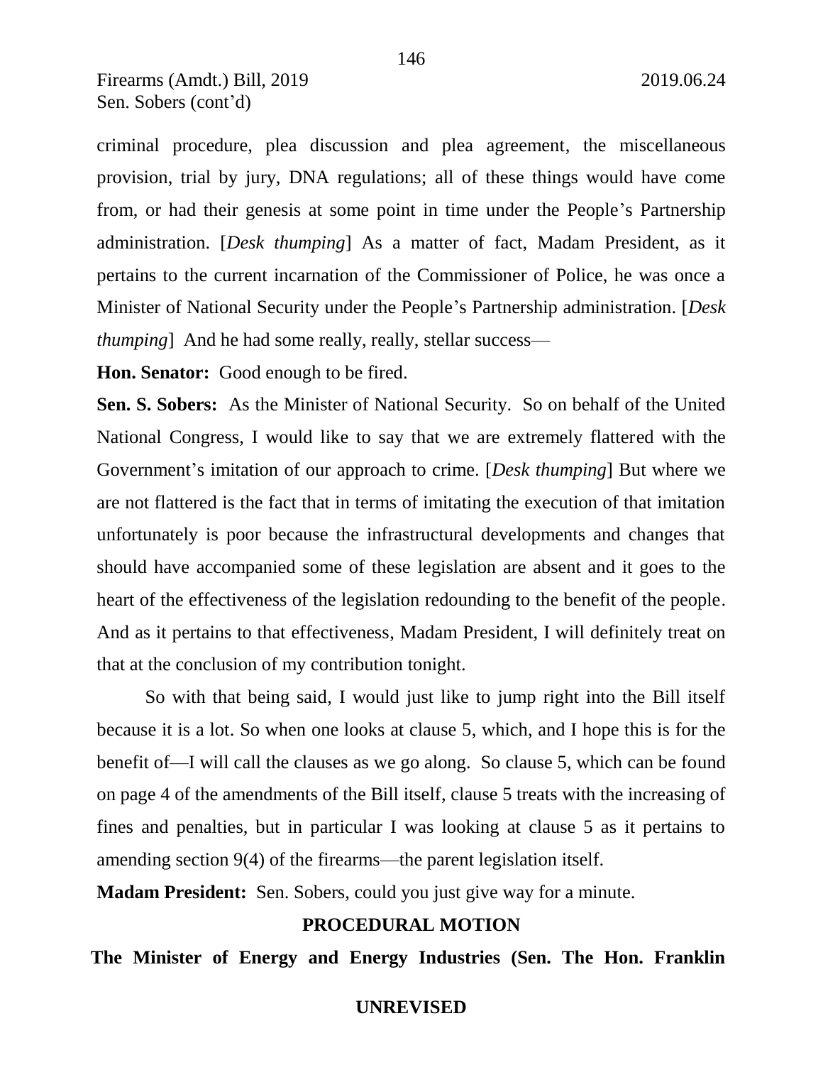criminal procedure, plea discussion and plea agreement, the miscellaneous provision, trial by jury, DNA regulations; all of these things would have come from, or had their genesis at some point in time under the People's Partnership administration. [*Desk thumping*] As a matter of fact, Madam President, as it pertains to the current incarnation of the Commissioner of Police, he was once a Minister of National Security under the People's Partnership administration. [*Desk thumping*] And he had some really, really, stellar success—

**Hon. Senator:** Good enough to be fired.

**Sen. S. Sobers:** As the Minister of National Security. So on behalf of the United National Congress, I would like to say that we are extremely flattered with the Government's imitation of our approach to crime. [*Desk thumping*] But where we are not flattered is the fact that in terms of imitating the execution of that imitation unfortunately is poor because the infrastructural developments and changes that should have accompanied some of these legislation are absent and it goes to the heart of the effectiveness of the legislation redounding to the benefit of the people. And as it pertains to that effectiveness, Madam President, I will definitely treat on that at the conclusion of my contribution tonight.

So with that being said, I would just like to jump right into the Bill itself because it is a lot. So when one looks at clause 5, which, and I hope this is for the benefit of—I will call the clauses as we go along. So clause 5, which can be found on page 4 of the amendments of the Bill itself, clause 5 treats with the increasing of fines and penalties, but in particular I was looking at clause 5 as it pertains to amending section 9(4) of the firearms—the parent legislation itself.

**Madam President:** Sen. Sobers, could you just give way for a minute.

## PROCEDURAL MOTION

**The Minister of Energy and Energy Industries (Sen. The Hon. Franklin**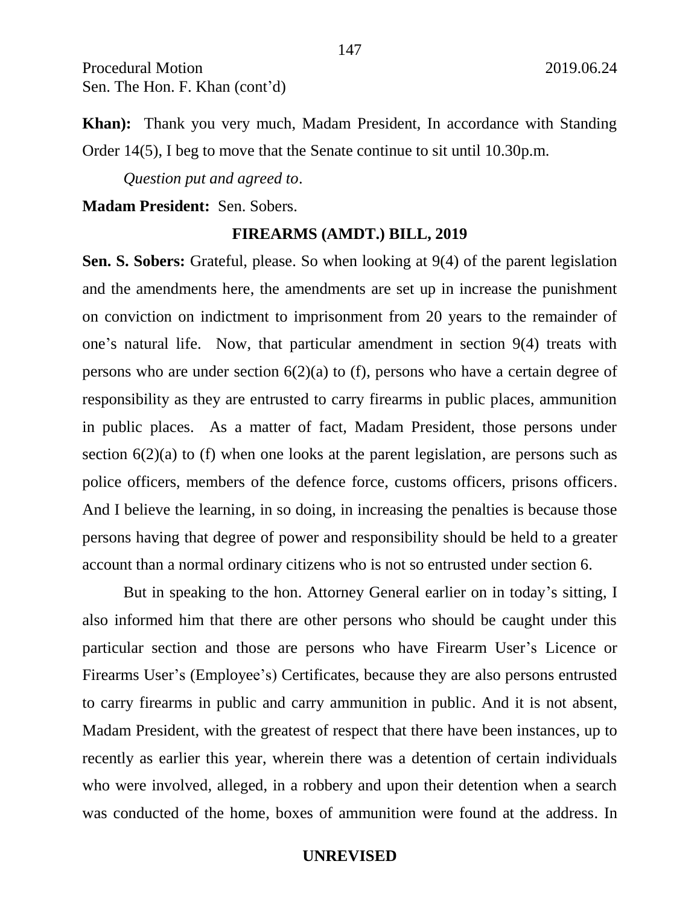**Khan):** Thank you very much, Madam President, In accordance with Standing Order 14(5), I beg to move that the Senate continue to sit until 10.30p.m.

*Question put and agreed to*.

**Madam President:** Sen. Sobers.

## FIREARMS (AMDT.) BILL, 2019

**Sen. S. Sobers:** Grateful, please. So when looking at 9(4) of the parent legislation and the amendments here, the amendments are set up in increase the punishment on conviction on indictment to imprisonment from 20 years to the remainder of one's natural life. Now, that particular amendment in section 9(4) treats with persons who are under section 6(2)(a) to (f), persons who have a certain degree of responsibility as they are entrusted to carry firearms in public places, ammunition in public places. As a matter of fact, Madam President, those persons under section 6(2)(a) to (f) when one looks at the parent legislation, are persons such as police officers, members of the defence force, customs officers, prisons officers. And I believe the learning, in so doing, in increasing the penalties is because those persons having that degree of power and responsibility should be held to a greater account than a normal ordinary citizens who is not so entrusted under section 6.

But in speaking to the hon. Attorney General earlier on in today's sitting, I also informed him that there are other persons who should be caught under this particular section and those are persons who have Firearm User's Licence or Firearms User's (Employee's) Certificates, because they are also persons entrusted to carry firearms in public and carry ammunition in public. And it is not absent, Madam President, with the greatest of respect that there have been instances, up to recently as earlier this year, wherein there was a detention of certain individuals who were involved, alleged, in a robbery and upon their detention when a search was conducted of the home, boxes of ammunition were found at the address. In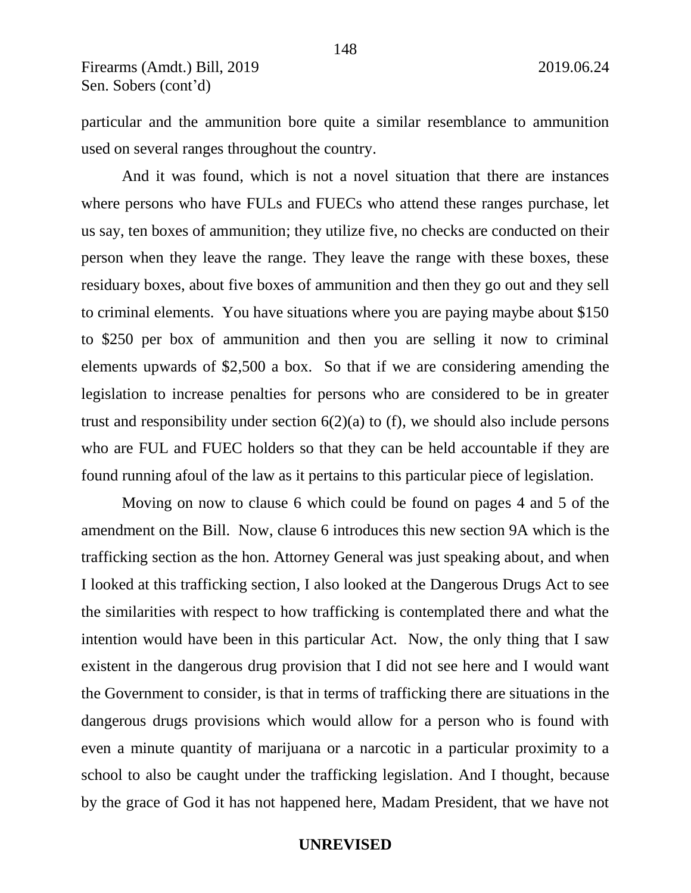particular and the ammunition bore quite a similar resemblance to ammunition used on several ranges throughout the country.

And it was found, which is not a novel situation that there are instances where persons who have FULs and FUECs who attend these ranges purchase, let us say, ten boxes of ammunition; they utilize five, no checks are conducted on their person when they leave the range. They leave the range with these boxes, these residuary boxes, about five boxes of ammunition and then they go out and they sell to criminal elements. You have situations where you are paying maybe about $150 to $250 per box of ammunition and then you are selling it now to criminal elements upwards of $2,500 a box. So that if we are considering amending the legislation to increase penalties for persons who are considered to be in greater trust and responsibility under section 6(2)(a) to (f), we should also include persons who are FUL and FUEC holders so that they can be held accountable if they are found running afoul of the law as it pertains to this particular piece of legislation.

Moving on now to clause 6 which could be found on pages 4 and 5 of the amendment on the Bill. Now, clause 6 introduces this new section 9A which is the trafficking section as the hon. Attorney General was just speaking about, and when I looked at this trafficking section, I also looked at the Dangerous Drugs Act to see the similarities with respect to how trafficking is contemplated there and what the intention would have been in this particular Act. Now, the only thing that I saw existent in the dangerous drug provision that I did not see here and I would want the Government to consider, is that in terms of trafficking there are situations in the dangerous drugs provisions which would allow for a person who is found with even a minute quantity of marijuana or a narcotic in a particular proximity to a school to also be caught under the trafficking legislation. And I thought, because by the grace of God it has not happened here, Madam President, that we have not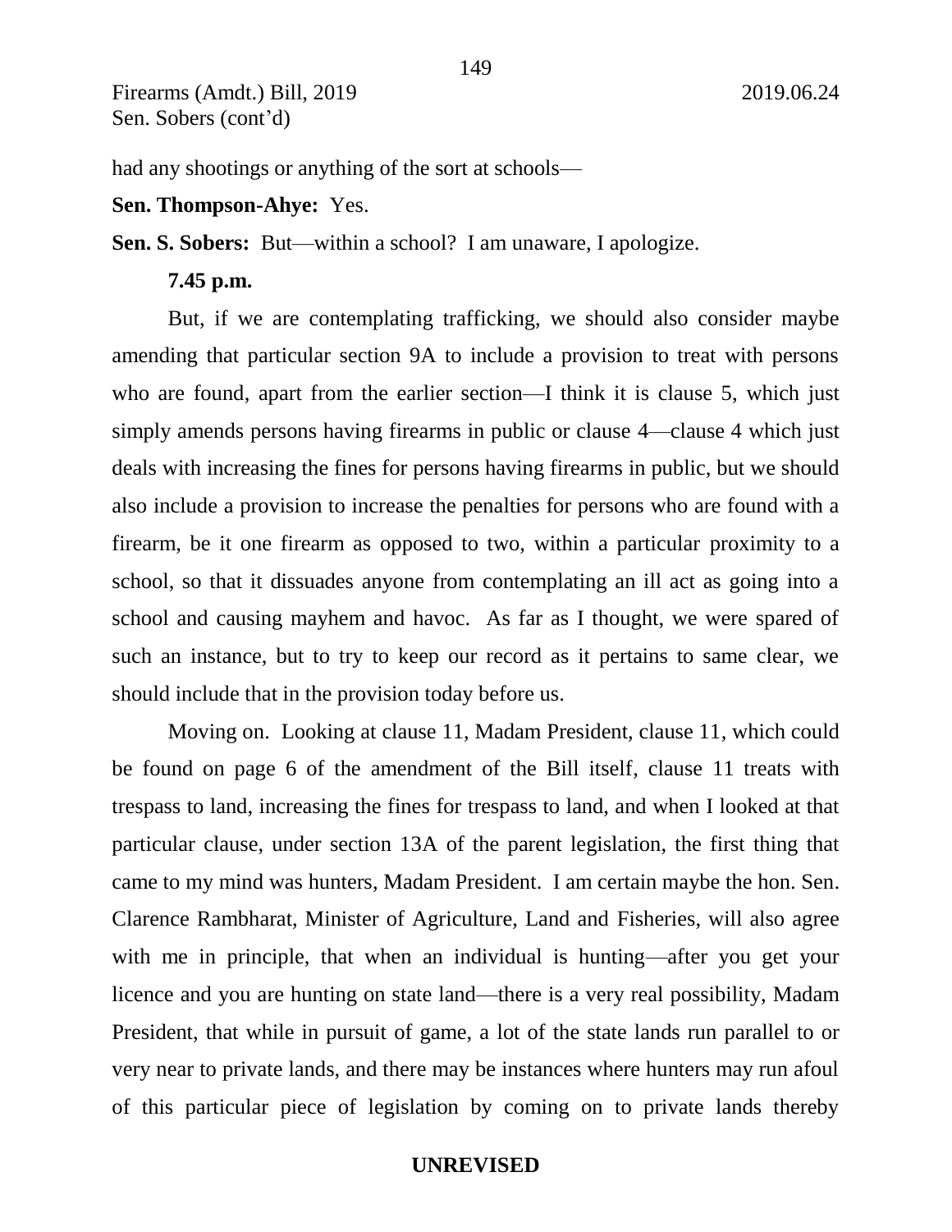had any shootings or anything of the sort at schools—

**Sen. Thompson-Ahye:** Yes.

**Sen. S. Sobers:** But—within a school? I am unaware, I apologize.

**7.45 p.m.**

But, if we are contemplating trafficking, we should also consider maybe amending that particular section 9A to include a provision to treat with persons who are found, apart from the earlier section—I think it is clause 5, which just simply amends persons having firearms in public or clause 4—clause 4 which just deals with increasing the fines for persons having firearms in public, but we should also include a provision to increase the penalties for persons who are found with a firearm, be it one firearm as opposed to two, within a particular proximity to a school, so that it dissuades anyone from contemplating an ill act as going into a school and causing mayhem and havoc. As far as I thought, we were spared of such an instance, but to try to keep our record as it pertains to same clear, we should include that in the provision today before us.

Moving on. Looking at clause 11, Madam President, clause 11, which could be found on page 6 of the amendment of the Bill itself, clause 11 treats with trespass to land, increasing the fines for trespass to land, and when I looked at that particular clause, under section 13A of the parent legislation, the first thing that came to my mind was hunters, Madam President. I am certain maybe the hon. Sen. Clarence Rambharat, Minister of Agriculture, Land and Fisheries, will also agree with me in principle, that when an individual is hunting—after you get your licence and you are hunting on state land—there is a very real possibility, Madam President, that while in pursuit of game, a lot of the state lands run parallel to or very near to private lands, and there may be instances where hunters may run afoul of this particular piece of legislation by coming on to private lands thereby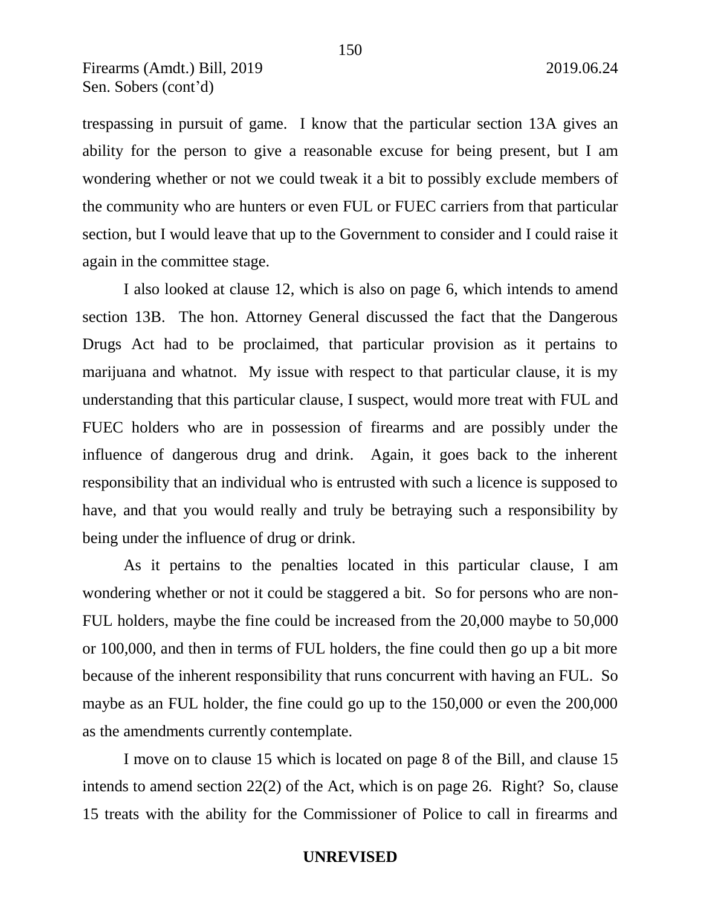trespassing in pursuit of game. I know that the particular section 13A gives an ability for the person to give a reasonable excuse for being present, but I am wondering whether or not we could tweak it a bit to possibly exclude members of the community who are hunters or even FUL or FUEC carriers from that particular section, but I would leave that up to the Government to consider and I could raise it again in the committee stage.

I also looked at clause 12, which is also on page 6, which intends to amend section 13B. The hon. Attorney General discussed the fact that the Dangerous Drugs Act had to be proclaimed, that particular provision as it pertains to marijuana and whatnot. My issue with respect to that particular clause, it is my understanding that this particular clause, I suspect, would more treat with FUL and FUEC holders who are in possession of firearms and are possibly under the influence of dangerous drug and drink. Again, it goes back to the inherent responsibility that an individual who is entrusted with such a licence is supposed to have, and that you would really and truly be betraying such a responsibility by being under the influence of drug or drink.

As it pertains to the penalties located in this particular clause, I am wondering whether or not it could be staggered a bit. So for persons who are non-FUL holders, maybe the fine could be increased from the 20,000 maybe to 50,000 or 100,000, and then in terms of FUL holders, the fine could then go up a bit more because of the inherent responsibility that runs concurrent with having an FUL. So maybe as an FUL holder, the fine could go up to the 150,000 or even the 200,000 as the amendments currently contemplate.

I move on to clause 15 which is located on page 8 of the Bill, and clause 15 intends to amend section 22(2) of the Act, which is on page 26. Right? So, clause 15 treats with the ability for the Commissioner of Police to call in firearms and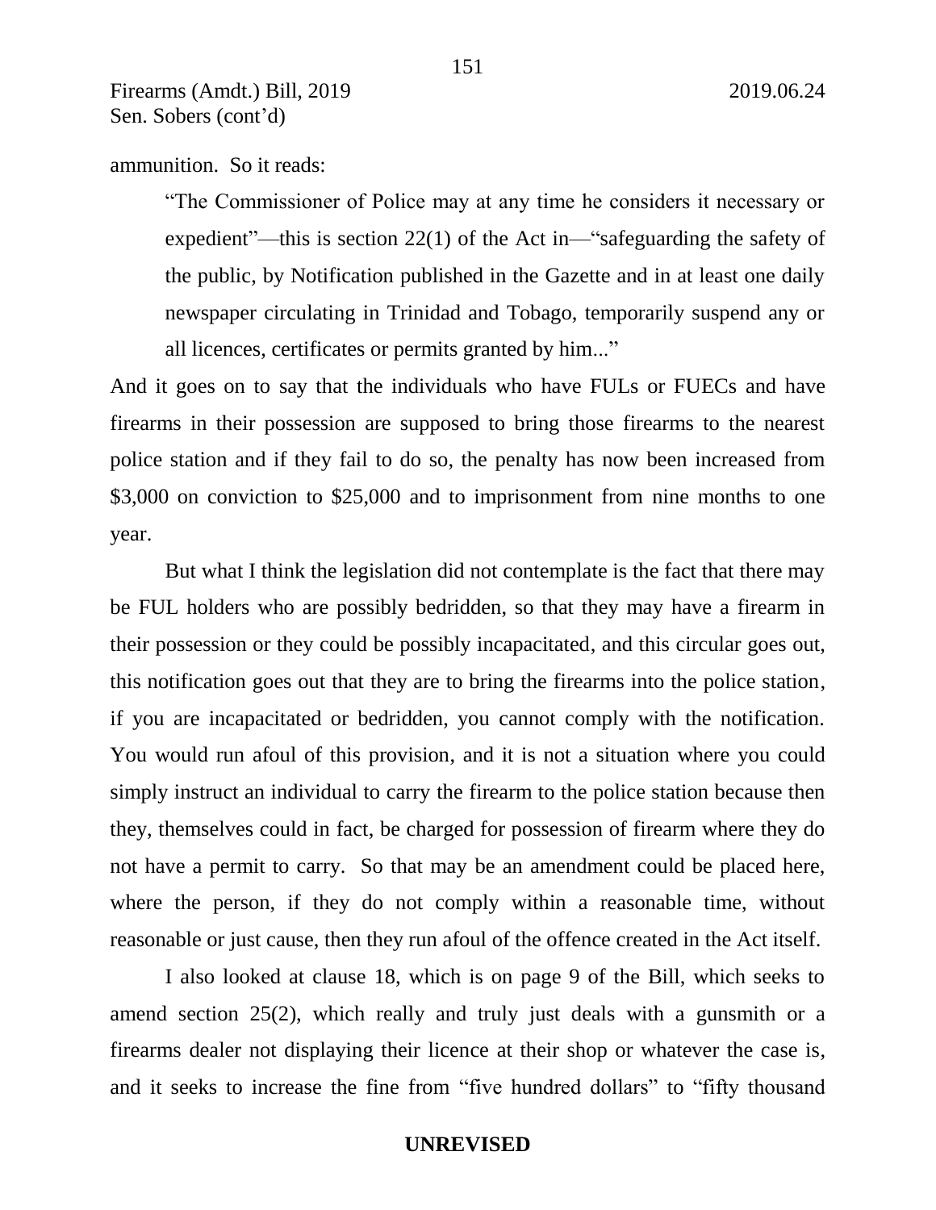ammunition. So it reads:

> "The Commissioner of Police may at any time he considers it necessary or expedient"—this is section 22(1) of the Act in—"safeguarding the safety of the public, by Notification published in the Gazette and in at least one daily newspaper circulating in Trinidad and Tobago, temporarily suspend any or all licences, certificates or permits granted by him..."

And it goes on to say that the individuals who have FULs or FUECs and have firearms in their possession are supposed to bring those firearms to the nearest police station and if they fail to do so, the penalty has now been increased from $3,000 on conviction to $25,000 and to imprisonment from nine months to one year.

But what I think the legislation did not contemplate is the fact that there may be FUL holders who are possibly bedridden, so that they may have a firearm in their possession or they could be possibly incapacitated, and this circular goes out, this notification goes out that they are to bring the firearms into the police station, if you are incapacitated or bedridden, you cannot comply with the notification. You would run afoul of this provision, and it is not a situation where you could simply instruct an individual to carry the firearm to the police station because then they, themselves could in fact, be charged for possession of firearm where they do not have a permit to carry. So that may be an amendment could be placed here, where the person, if they do not comply within a reasonable time, without reasonable or just cause, then they run afoul of the offence created in the Act itself.

I also looked at clause 18, which is on page 9 of the Bill, which seeks to amend section 25(2), which really and truly just deals with a gunsmith or a firearms dealer not displaying their licence at their shop or whatever the case is, and it seeks to increase the fine from "five hundred dollars" to "fifty thousand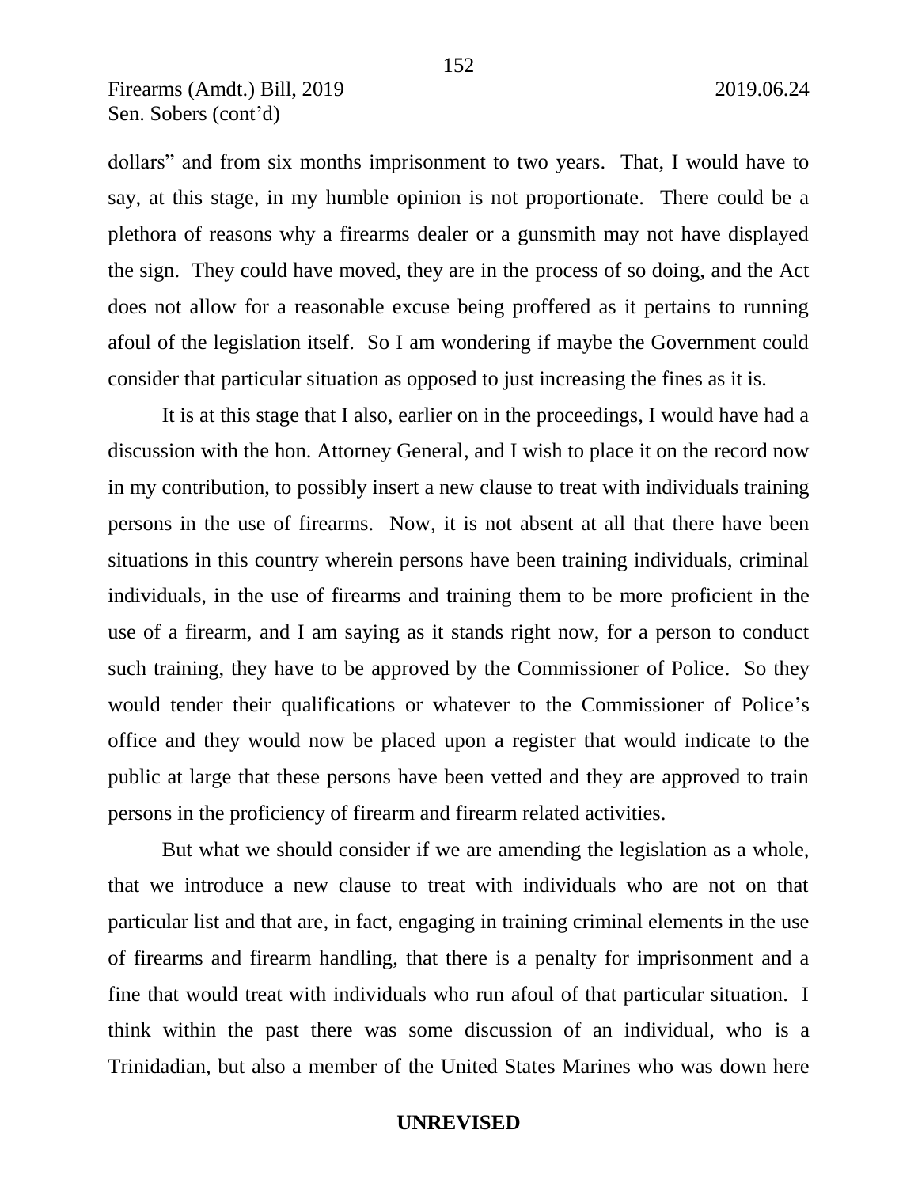dollars" and from six months imprisonment to two years. That, I would have to say, at this stage, in my humble opinion is not proportionate. There could be a plethora of reasons why a firearms dealer or a gunsmith may not have displayed the sign. They could have moved, they are in the process of so doing, and the Act does not allow for a reasonable excuse being proffered as it pertains to running afoul of the legislation itself. So I am wondering if maybe the Government could consider that particular situation as opposed to just increasing the fines as it is.

It is at this stage that I also, earlier on in the proceedings, I would have had a discussion with the hon. Attorney General, and I wish to place it on the record now in my contribution, to possibly insert a new clause to treat with individuals training persons in the use of firearms. Now, it is not absent at all that there have been situations in this country wherein persons have been training individuals, criminal individuals, in the use of firearms and training them to be more proficient in the use of a firearm, and I am saying as it stands right now, for a person to conduct such training, they have to be approved by the Commissioner of Police. So they would tender their qualifications or whatever to the Commissioner of Police's office and they would now be placed upon a register that would indicate to the public at large that these persons have been vetted and they are approved to train persons in the proficiency of firearm and firearm related activities.

But what we should consider if we are amending the legislation as a whole, that we introduce a new clause to treat with individuals who are not on that particular list and that are, in fact, engaging in training criminal elements in the use of firearms and firearm handling, that there is a penalty for imprisonment and a fine that would treat with individuals who run afoul of that particular situation. I think within the past there was some discussion of an individual, who is a Trinidadian, but also a member of the United States Marines who was down here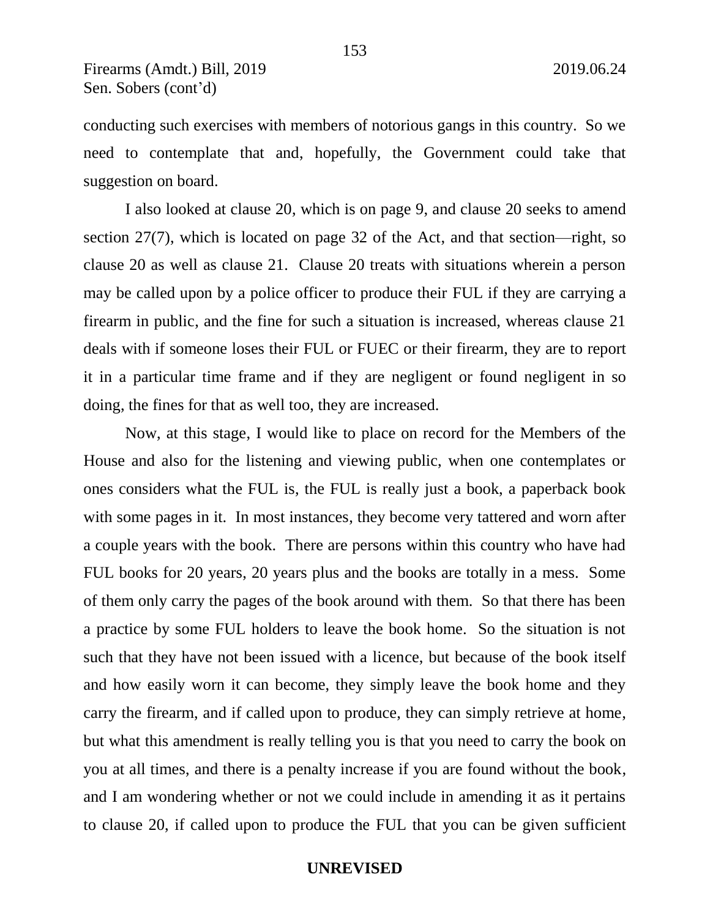conducting such exercises with members of notorious gangs in this country. So we need to contemplate that and, hopefully, the Government could take that suggestion on board.

I also looked at clause 20, which is on page 9, and clause 20 seeks to amend section 27(7), which is located on page 32 of the Act, and that section—right, so clause 20 as well as clause 21. Clause 20 treats with situations wherein a person may be called upon by a police officer to produce their FUL if they are carrying a firearm in public, and the fine for such a situation is increased, whereas clause 21 deals with if someone loses their FUL or FUEC or their firearm, they are to report it in a particular time frame and if they are negligent or found negligent in so doing, the fines for that as well too, they are increased.

Now, at this stage, I would like to place on record for the Members of the House and also for the listening and viewing public, when one contemplates or ones considers what the FUL is, the FUL is really just a book, a paperback book with some pages in it. In most instances, they become very tattered and worn after a couple years with the book. There are persons within this country who have had FUL books for 20 years, 20 years plus and the books are totally in a mess. Some of them only carry the pages of the book around with them. So that there has been a practice by some FUL holders to leave the book home. So the situation is not such that they have not been issued with a licence, but because of the book itself and how easily worn it can become, they simply leave the book home and they carry the firearm, and if called upon to produce, they can simply retrieve at home, but what this amendment is really telling you is that you need to carry the book on you at all times, and there is a penalty increase if you are found without the book, and I am wondering whether or not we could include in amending it as it pertains to clause 20, if called upon to produce the FUL that you can be given sufficient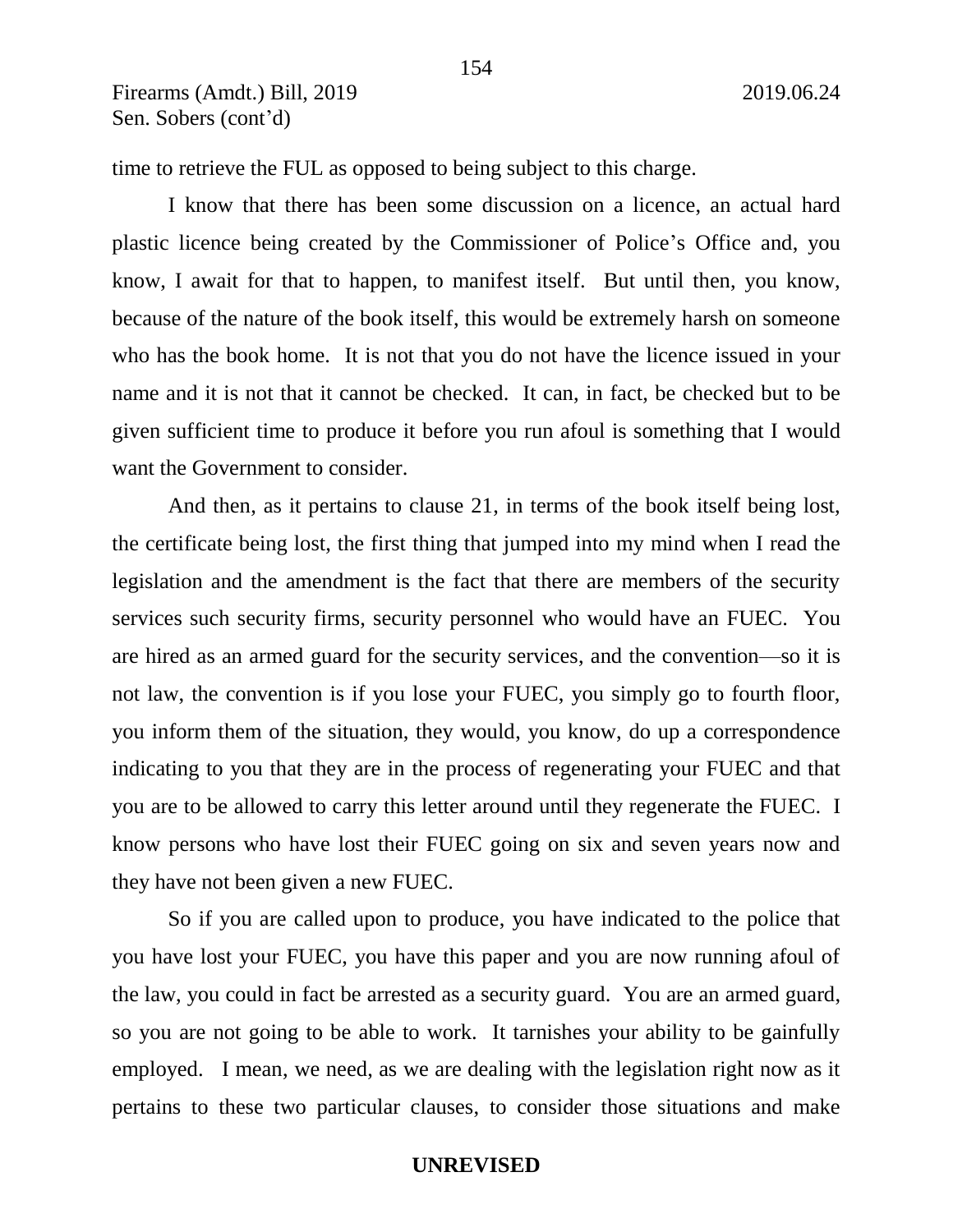time to retrieve the FUL as opposed to being subject to this charge.

I know that there has been some discussion on a licence, an actual hard plastic licence being created by the Commissioner of Police's Office and, you know, I await for that to happen, to manifest itself. But until then, you know, because of the nature of the book itself, this would be extremely harsh on someone who has the book home. It is not that you do not have the licence issued in your name and it is not that it cannot be checked. It can, in fact, be checked but to be given sufficient time to produce it before you run afoul is something that I would want the Government to consider.

And then, as it pertains to clause 21, in terms of the book itself being lost, the certificate being lost, the first thing that jumped into my mind when I read the legislation and the amendment is the fact that there are members of the security services such security firms, security personnel who would have an FUEC. You are hired as an armed guard for the security services, and the convention—so it is not law, the convention is if you lose your FUEC, you simply go to fourth floor, you inform them of the situation, they would, you know, do up a correspondence indicating to you that they are in the process of regenerating your FUEC and that you are to be allowed to carry this letter around until they regenerate the FUEC. I know persons who have lost their FUEC going on six and seven years now and they have not been given a new FUEC.

So if you are called upon to produce, you have indicated to the police that you have lost your FUEC, you have this paper and you are now running afoul of the law, you could in fact be arrested as a security guard. You are an armed guard, so you are not going to be able to work. It tarnishes your ability to be gainfully employed. I mean, we need, as we are dealing with the legislation right now as it pertains to these two particular clauses, to consider those situations and make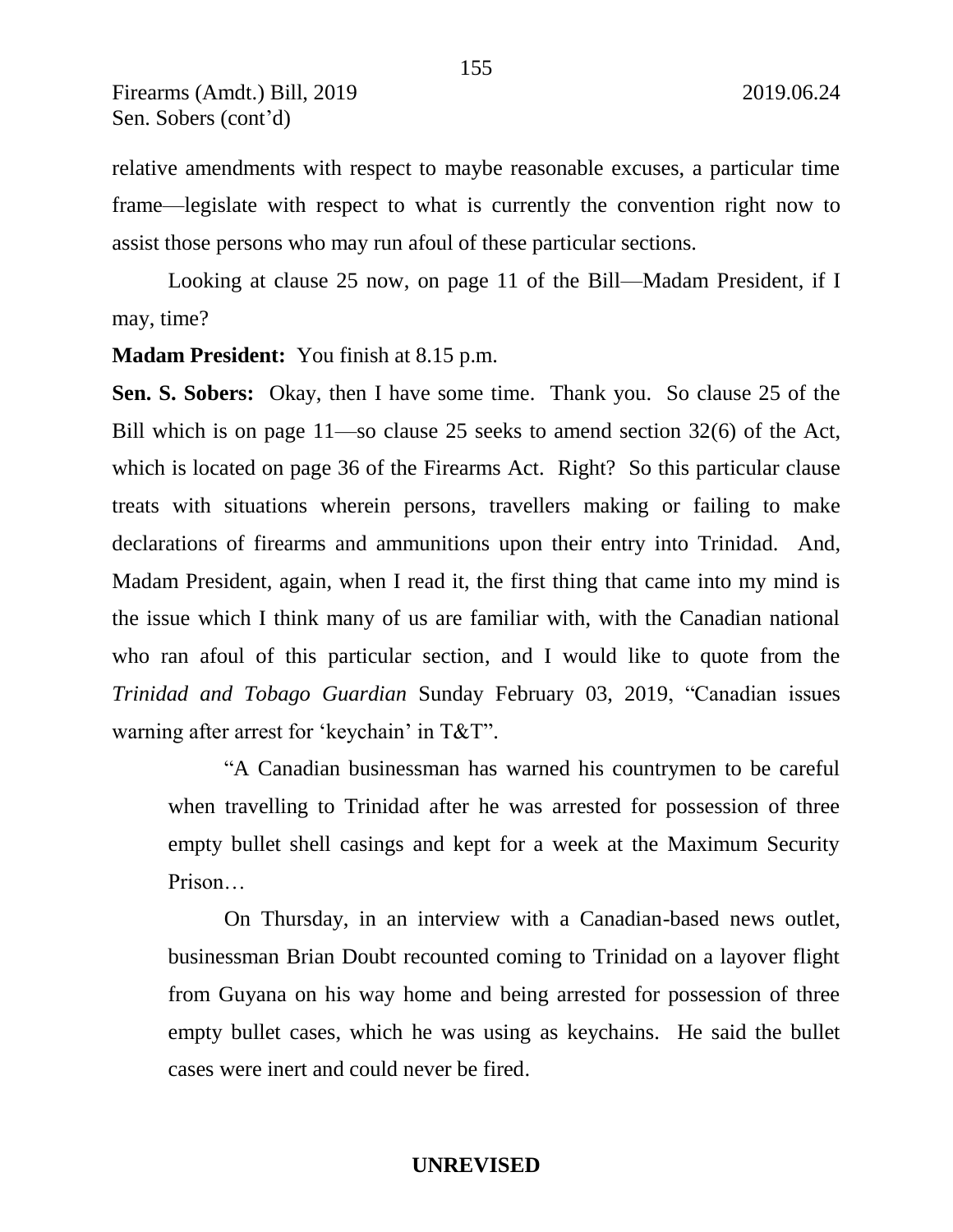relative amendments with respect to maybe reasonable excuses, a particular time frame—legislate with respect to what is currently the convention right now to assist those persons who may run afoul of these particular sections.

Looking at clause 25 now, on page 11 of the Bill—Madam President, if I may, time?

**Madam President:** You finish at 8.15 p.m.

**Sen. S. Sobers:** Okay, then I have some time. Thank you. So clause 25 of the Bill which is on page 11—so clause 25 seeks to amend section 32(6) of the Act, which is located on page 36 of the Firearms Act. Right? So this particular clause treats with situations wherein persons, travellers making or failing to make declarations of firearms and ammunitions upon their entry into Trinidad. And, Madam President, again, when I read it, the first thing that came into my mind is the issue which I think many of us are familiar with, with the Canadian national who ran afoul of this particular section, and I would like to quote from the *Trinidad and Tobago Guardian* Sunday February 03, 2019, "Canadian issues warning after arrest for 'keychain' in T&T".

> "A Canadian businessman has warned his countrymen to be careful when travelling to Trinidad after he was arrested for possession of three empty bullet shell casings and kept for a week at the Maximum Security Prison…
>
> On Thursday, in an interview with a Canadian-based news outlet, businessman Brian Doubt recounted coming to Trinidad on a layover flight from Guyana on his way home and being arrested for possession of three empty bullet cases, which he was using as keychains. He said the bullet cases were inert and could never be fired.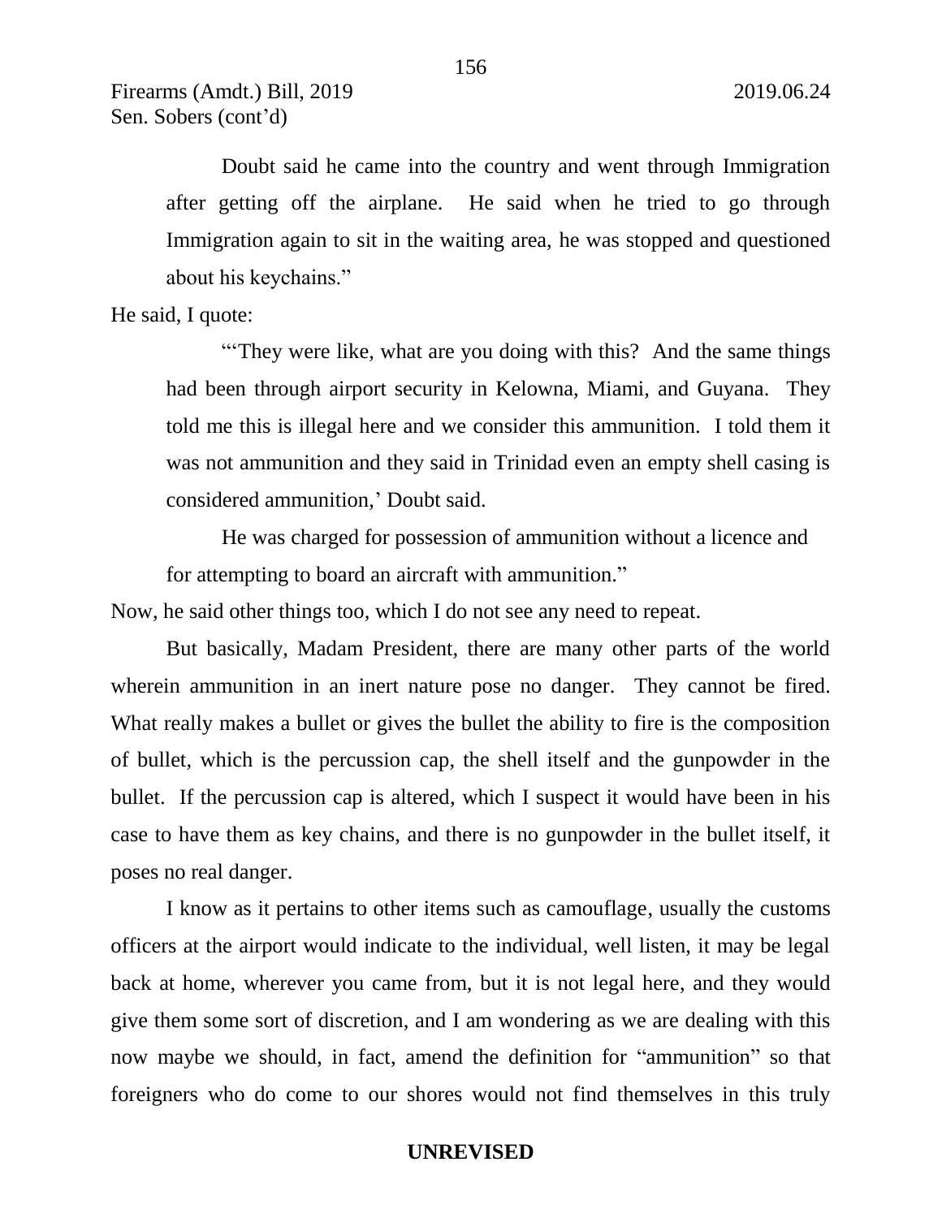Doubt said he came into the country and went through Immigration after getting off the airplane. He said when he tried to go through Immigration again to sit in the waiting area, he was stopped and questioned about his keychains."

He said, I quote:

> "'They were like, what are you doing with this? And the same things had been through airport security in Kelowna, Miami, and Guyana. They told me this is illegal here and we consider this ammunition. I told them it was not ammunition and they said in Trinidad even an empty shell casing is considered ammunition,' Doubt said.
>
> He was charged for possession of ammunition without a licence and for attempting to board an aircraft with ammunition."

Now, he said other things too, which I do not see any need to repeat.

But basically, Madam President, there are many other parts of the world wherein ammunition in an inert nature pose no danger. They cannot be fired. What really makes a bullet or gives the bullet the ability to fire is the composition of bullet, which is the percussion cap, the shell itself and the gunpowder in the bullet. If the percussion cap is altered, which I suspect it would have been in his case to have them as key chains, and there is no gunpowder in the bullet itself, it poses no real danger.

I know as it pertains to other items such as camouflage, usually the customs officers at the airport would indicate to the individual, well listen, it may be legal back at home, wherever you came from, but it is not legal here, and they would give them some sort of discretion, and I am wondering as we are dealing with this now maybe we should, in fact, amend the definition for "ammunition" so that foreigners who do come to our shores would not find themselves in this truly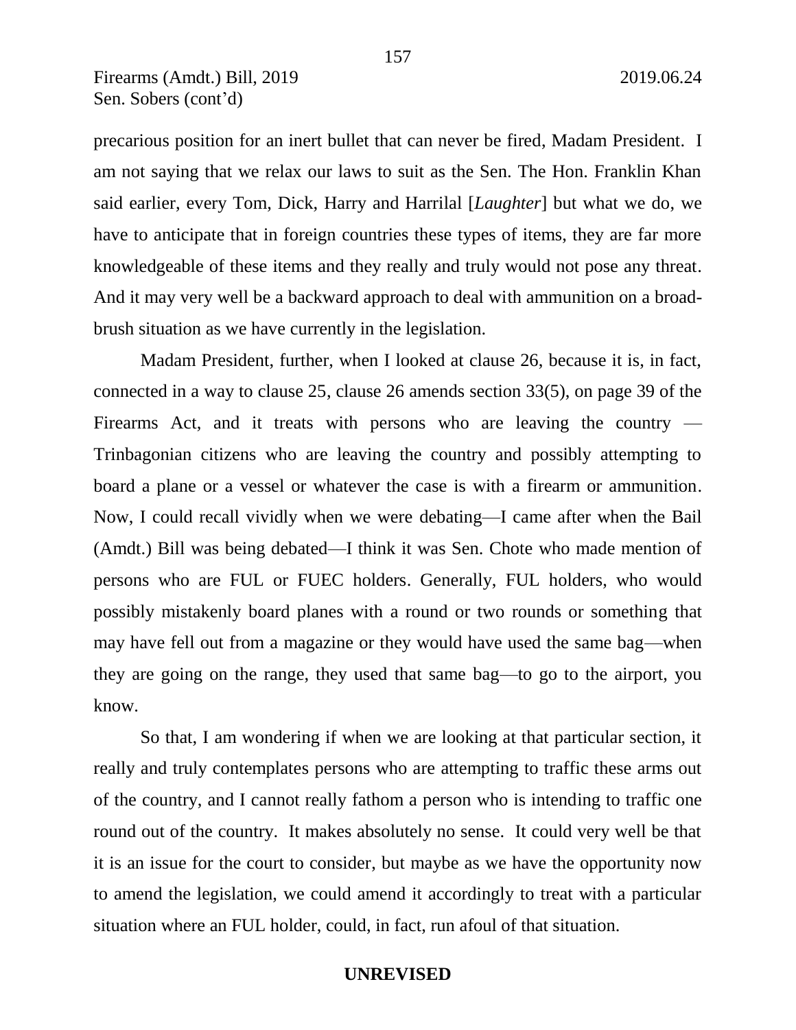precarious position for an inert bullet that can never be fired, Madam President. I am not saying that we relax our laws to suit as the Sen. The Hon. Franklin Khan said earlier, every Tom, Dick, Harry and Harrilal [*Laughter*] but what we do, we have to anticipate that in foreign countries these types of items, they are far more knowledgeable of these items and they really and truly would not pose any threat. And it may very well be a backward approach to deal with ammunition on a broad-brush situation as we have currently in the legislation.

Madam President, further, when I looked at clause 26, because it is, in fact, connected in a way to clause 25, clause 26 amends section 33(5), on page 39 of the Firearms Act, and it treats with persons who are leaving the country — Trinbagonian citizens who are leaving the country and possibly attempting to board a plane or a vessel or whatever the case is with a firearm or ammunition. Now, I could recall vividly when we were debating—I came after when the Bail (Amdt.) Bill was being debated—I think it was Sen. Chote who made mention of persons who are FUL or FUEC holders. Generally, FUL holders, who would possibly mistakenly board planes with a round or two rounds or something that may have fell out from a magazine or they would have used the same bag—when they are going on the range, they used that same bag—to go to the airport, you know.

So that, I am wondering if when we are looking at that particular section, it really and truly contemplates persons who are attempting to traffic these arms out of the country, and I cannot really fathom a person who is intending to traffic one round out of the country. It makes absolutely no sense. It could very well be that it is an issue for the court to consider, but maybe as we have the opportunity now to amend the legislation, we could amend it accordingly to treat with a particular situation where an FUL holder, could, in fact, run afoul of that situation.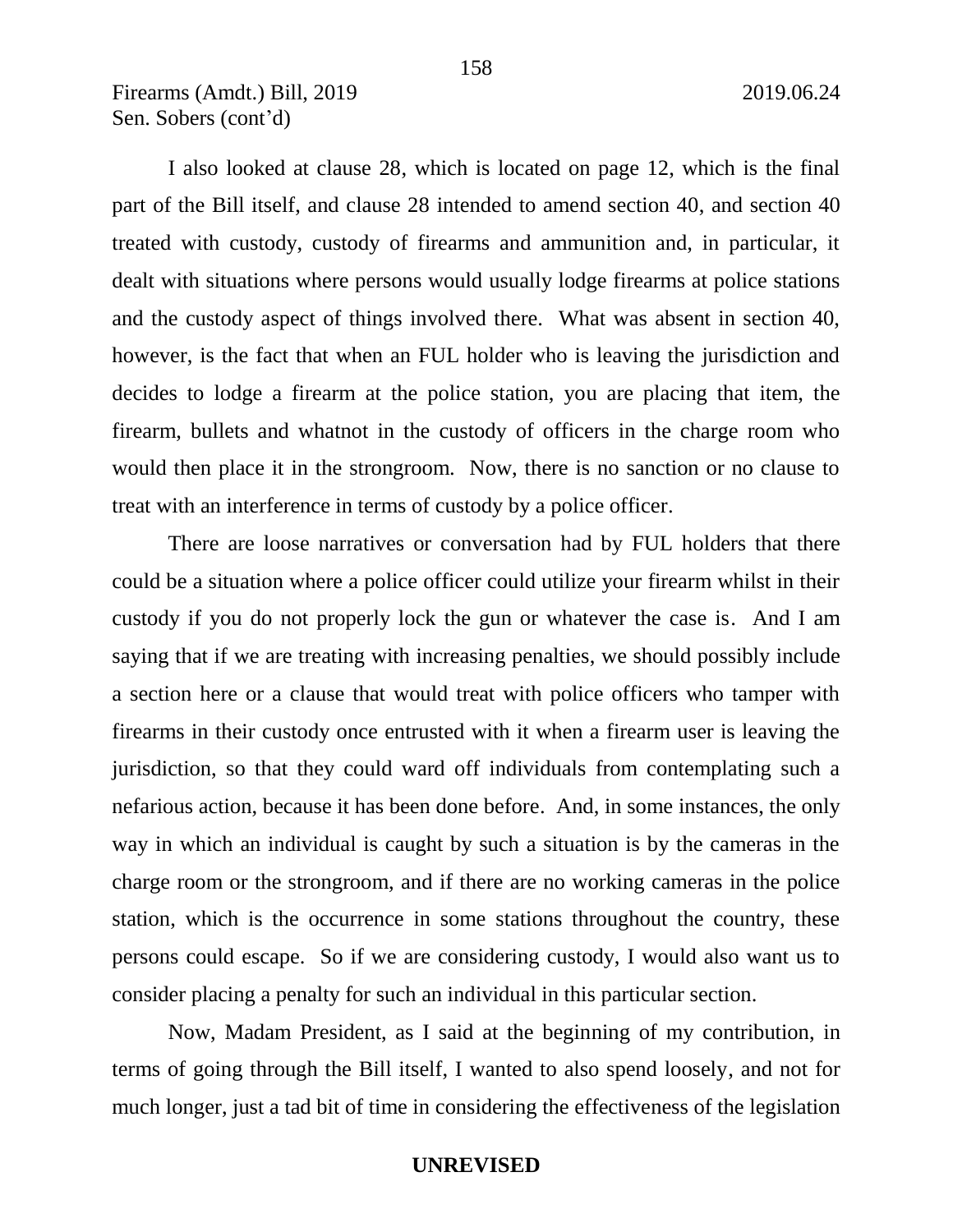I also looked at clause 28, which is located on page 12, which is the final part of the Bill itself, and clause 28 intended to amend section 40, and section 40 treated with custody, custody of firearms and ammunition and, in particular, it dealt with situations where persons would usually lodge firearms at police stations and the custody aspect of things involved there. What was absent in section 40, however, is the fact that when an FUL holder who is leaving the jurisdiction and decides to lodge a firearm at the police station, you are placing that item, the firearm, bullets and whatnot in the custody of officers in the charge room who would then place it in the strongroom. Now, there is no sanction or no clause to treat with an interference in terms of custody by a police officer.

There are loose narratives or conversation had by FUL holders that there could be a situation where a police officer could utilize your firearm whilst in their custody if you do not properly lock the gun or whatever the case is. And I am saying that if we are treating with increasing penalties, we should possibly include a section here or a clause that would treat with police officers who tamper with firearms in their custody once entrusted with it when a firearm user is leaving the jurisdiction, so that they could ward off individuals from contemplating such a nefarious action, because it has been done before. And, in some instances, the only way in which an individual is caught by such a situation is by the cameras in the charge room or the strongroom, and if there are no working cameras in the police station, which is the occurrence in some stations throughout the country, these persons could escape. So if we are considering custody, I would also want us to consider placing a penalty for such an individual in this particular section.

Now, Madam President, as I said at the beginning of my contribution, in terms of going through the Bill itself, I wanted to also spend loosely, and not for much longer, just a tad bit of time in considering the effectiveness of the legislation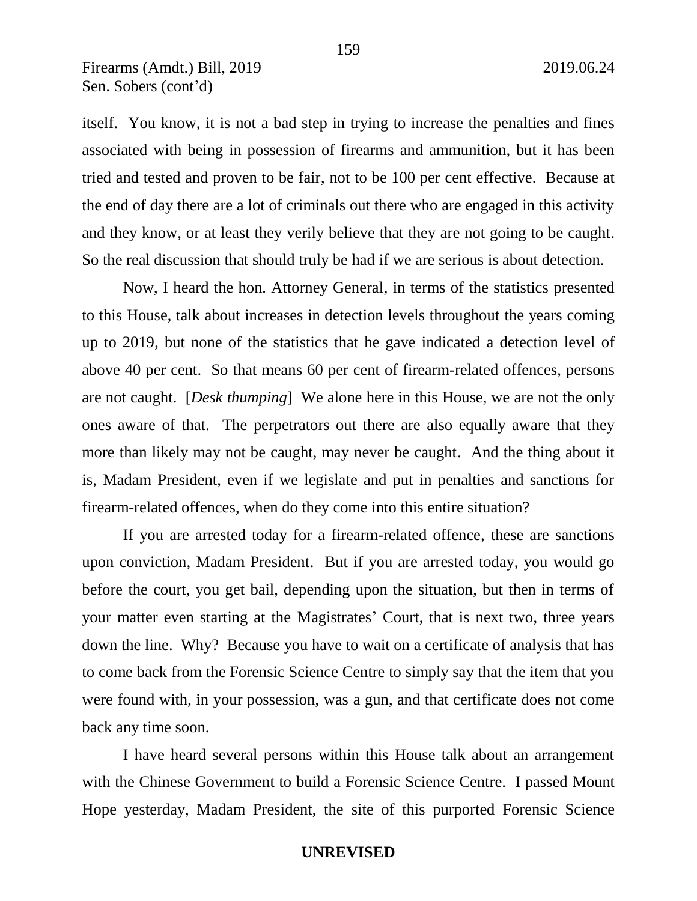itself. You know, it is not a bad step in trying to increase the penalties and fines associated with being in possession of firearms and ammunition, but it has been tried and tested and proven to be fair, not to be 100 per cent effective. Because at the end of day there are a lot of criminals out there who are engaged in this activity and they know, or at least they verily believe that they are not going to be caught. So the real discussion that should truly be had if we are serious is about detection.

Now, I heard the hon. Attorney General, in terms of the statistics presented to this House, talk about increases in detection levels throughout the years coming up to 2019, but none of the statistics that he gave indicated a detection level of above 40 per cent. So that means 60 per cent of firearm-related offences, persons are not caught. [*Desk thumping*] We alone here in this House, we are not the only ones aware of that. The perpetrators out there are also equally aware that they more than likely may not be caught, may never be caught. And the thing about it is, Madam President, even if we legislate and put in penalties and sanctions for firearm-related offences, when do they come into this entire situation?

If you are arrested today for a firearm-related offence, these are sanctions upon conviction, Madam President. But if you are arrested today, you would go before the court, you get bail, depending upon the situation, but then in terms of your matter even starting at the Magistrates' Court, that is next two, three years down the line. Why? Because you have to wait on a certificate of analysis that has to come back from the Forensic Science Centre to simply say that the item that you were found with, in your possession, was a gun, and that certificate does not come back any time soon.

I have heard several persons within this House talk about an arrangement with the Chinese Government to build a Forensic Science Centre. I passed Mount Hope yesterday, Madam President, the site of this purported Forensic Science

**UNREVISED**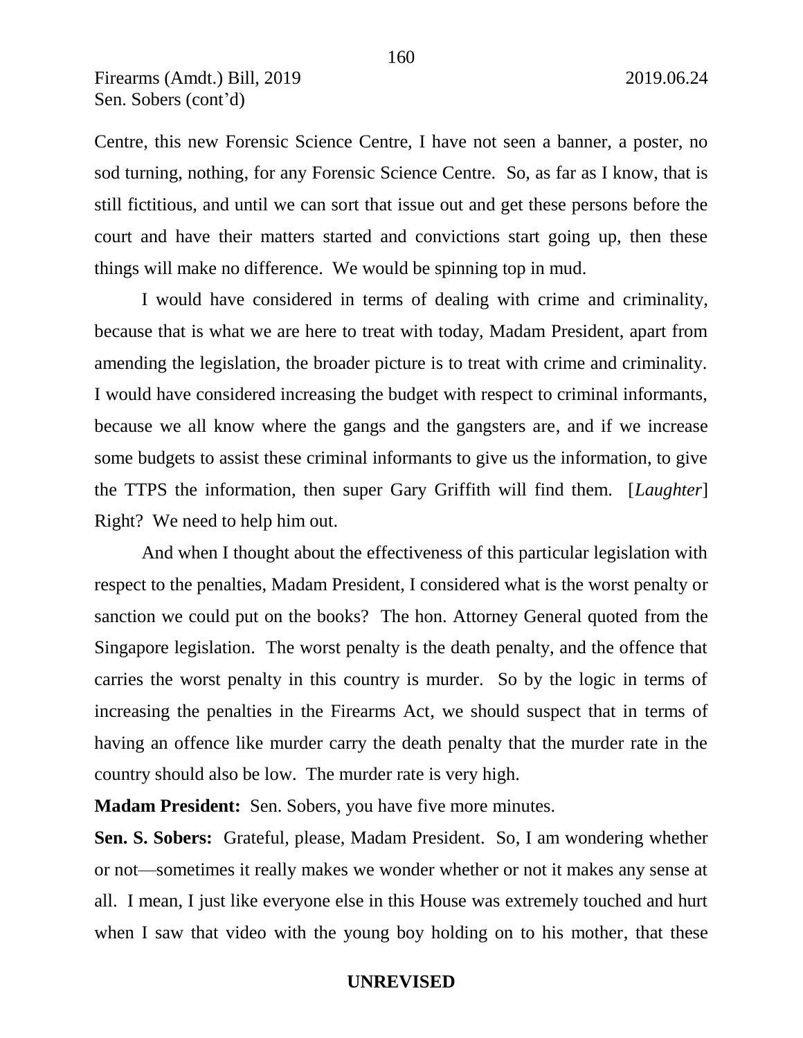Centre, this new Forensic Science Centre, I have not seen a banner, a poster, no sod turning, nothing, for any Forensic Science Centre. So, as far as I know, that is still fictitious, and until we can sort that issue out and get these persons before the court and have their matters started and convictions start going up, then these things will make no difference. We would be spinning top in mud.

I would have considered in terms of dealing with crime and criminality, because that is what we are here to treat with today, Madam President, apart from amending the legislation, the broader picture is to treat with crime and criminality. I would have considered increasing the budget with respect to criminal informants, because we all know where the gangs and the gangsters are, and if we increase some budgets to assist these criminal informants to give us the information, to give the TTPS the information, then super Gary Griffith will find them. [*Laughter*] Right? We need to help him out.

And when I thought about the effectiveness of this particular legislation with respect to the penalties, Madam President, I considered what is the worst penalty or sanction we could put on the books? The hon. Attorney General quoted from the Singapore legislation. The worst penalty is the death penalty, and the offence that carries the worst penalty in this country is murder. So by the logic in terms of increasing the penalties in the Firearms Act, we should suspect that in terms of having an offence like murder carry the death penalty that the murder rate in the country should also be low. The murder rate is very high.

**Madam President:** Sen. Sobers, you have five more minutes.

**Sen. S. Sobers:** Grateful, please, Madam President. So, I am wondering whether or not—sometimes it really makes we wonder whether or not it makes any sense at all. I mean, I just like everyone else in this House was extremely touched and hurt when I saw that video with the young boy holding on to his mother, that these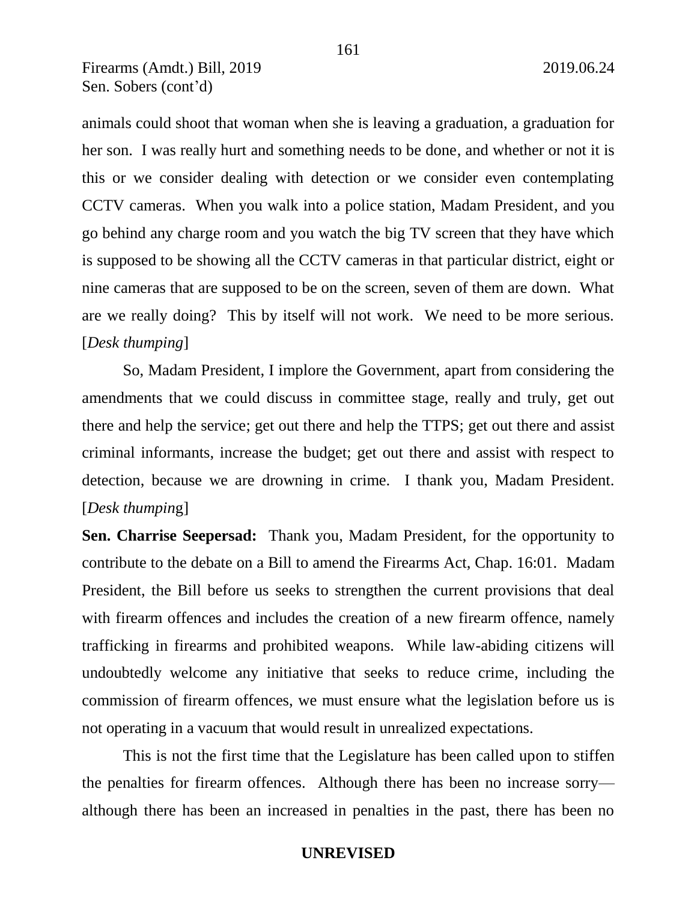animals could shoot that woman when she is leaving a graduation, a graduation for her son. I was really hurt and something needs to be done, and whether or not it is this or we consider dealing with detection or we consider even contemplating CCTV cameras. When you walk into a police station, Madam President, and you go behind any charge room and you watch the big TV screen that they have which is supposed to be showing all the CCTV cameras in that particular district, eight or nine cameras that are supposed to be on the screen, seven of them are down. What are we really doing? This by itself will not work. We need to be more serious. [*Desk thumping*]

So, Madam President, I implore the Government, apart from considering the amendments that we could discuss in committee stage, really and truly, get out there and help the service; get out there and help the TTPS; get out there and assist criminal informants, increase the budget; get out there and assist with respect to detection, because we are drowning in crime. I thank you, Madam President. [*Desk thumping*]

**Sen. Charrise Seepersad:** Thank you, Madam President, for the opportunity to contribute to the debate on a Bill to amend the Firearms Act, Chap. 16:01. Madam President, the Bill before us seeks to strengthen the current provisions that deal with firearm offences and includes the creation of a new firearm offence, namely trafficking in firearms and prohibited weapons. While law-abiding citizens will undoubtedly welcome any initiative that seeks to reduce crime, including the commission of firearm offences, we must ensure what the legislation before us is not operating in a vacuum that would result in unrealized expectations.

This is not the first time that the Legislature has been called upon to stiffen the penalties for firearm offences. Although there has been no increase sorry— although there has been an increased in penalties in the past, there has been no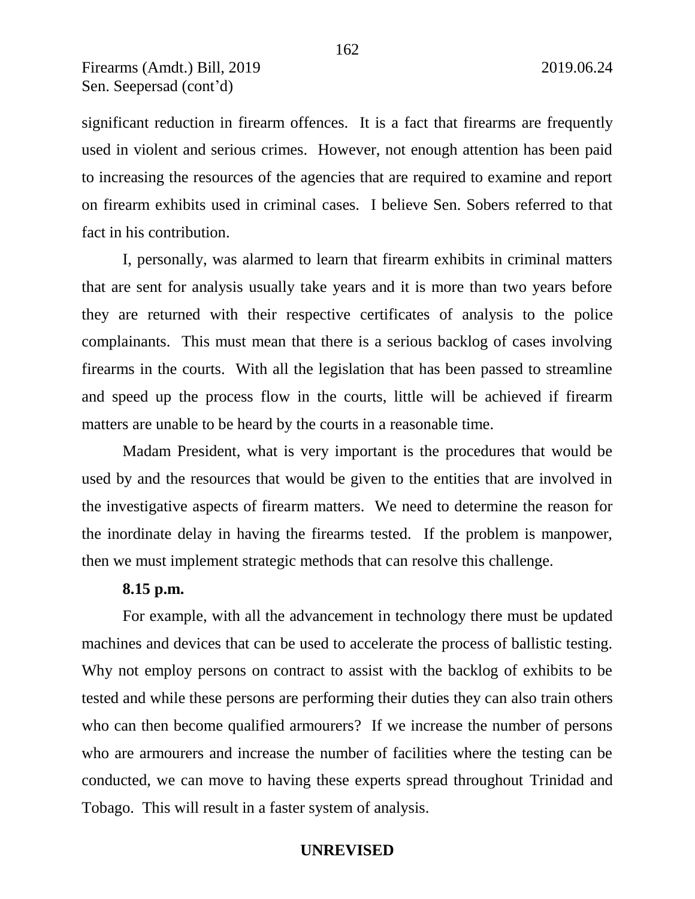significant reduction in firearm offences. It is a fact that firearms are frequently used in violent and serious crimes. However, not enough attention has been paid to increasing the resources of the agencies that are required to examine and report on firearm exhibits used in criminal cases. I believe Sen. Sobers referred to that fact in his contribution.

I, personally, was alarmed to learn that firearm exhibits in criminal matters that are sent for analysis usually take years and it is more than two years before they are returned with their respective certificates of analysis to the police complainants. This must mean that there is a serious backlog of cases involving firearms in the courts. With all the legislation that has been passed to streamline and speed up the process flow in the courts, little will be achieved if firearm matters are unable to be heard by the courts in a reasonable time.

Madam President, what is very important is the procedures that would be used by and the resources that would be given to the entities that are involved in the investigative aspects of firearm matters. We need to determine the reason for the inordinate delay in having the firearms tested. If the problem is manpower, then we must implement strategic methods that can resolve this challenge.

**8.15 p.m.**

For example, with all the advancement in technology there must be updated machines and devices that can be used to accelerate the process of ballistic testing. Why not employ persons on contract to assist with the backlog of exhibits to be tested and while these persons are performing their duties they can also train others who can then become qualified armourers? If we increase the number of persons who are armourers and increase the number of facilities where the testing can be conducted, we can move to having these experts spread throughout Trinidad and Tobago. This will result in a faster system of analysis.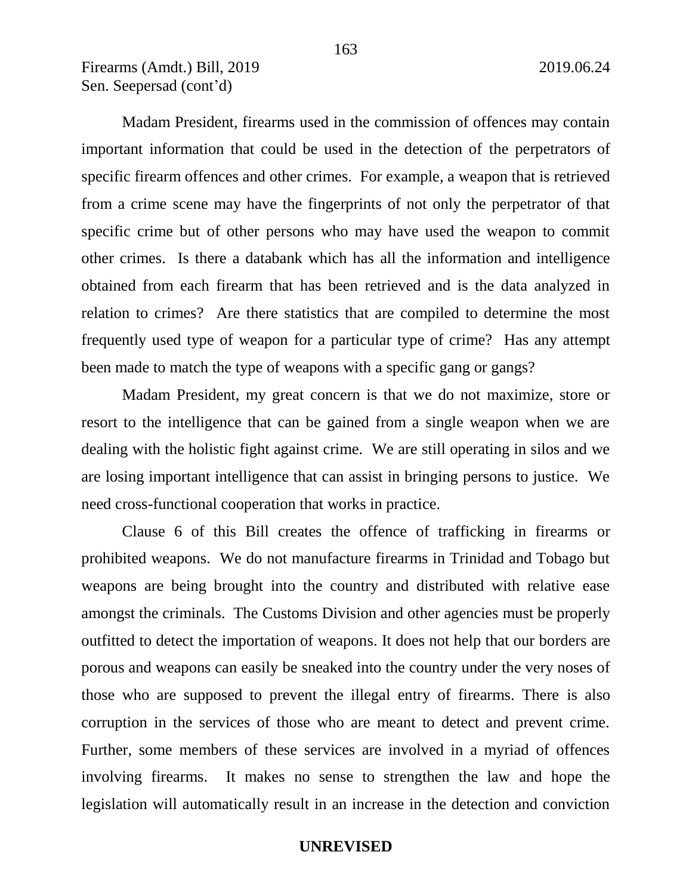Madam President, firearms used in the commission of offences may contain important information that could be used in the detection of the perpetrators of specific firearm offences and other crimes. For example, a weapon that is retrieved from a crime scene may have the fingerprints of not only the perpetrator of that specific crime but of other persons who may have used the weapon to commit other crimes. Is there a databank which has all the information and intelligence obtained from each firearm that has been retrieved and is the data analyzed in relation to crimes? Are there statistics that are compiled to determine the most frequently used type of weapon for a particular type of crime? Has any attempt been made to match the type of weapons with a specific gang or gangs?

Madam President, my great concern is that we do not maximize, store or resort to the intelligence that can be gained from a single weapon when we are dealing with the holistic fight against crime. We are still operating in silos and we are losing important intelligence that can assist in bringing persons to justice. We need cross-functional cooperation that works in practice.

Clause 6 of this Bill creates the offence of trafficking in firearms or prohibited weapons. We do not manufacture firearms in Trinidad and Tobago but weapons are being brought into the country and distributed with relative ease amongst the criminals. The Customs Division and other agencies must be properly outfitted to detect the importation of weapons. It does not help that our borders are porous and weapons can easily be sneaked into the country under the very noses of those who are supposed to prevent the illegal entry of firearms. There is also corruption in the services of those who are meant to detect and prevent crime. Further, some members of these services are involved in a myriad of offences involving firearms. It makes no sense to strengthen the law and hope the legislation will automatically result in an increase in the detection and conviction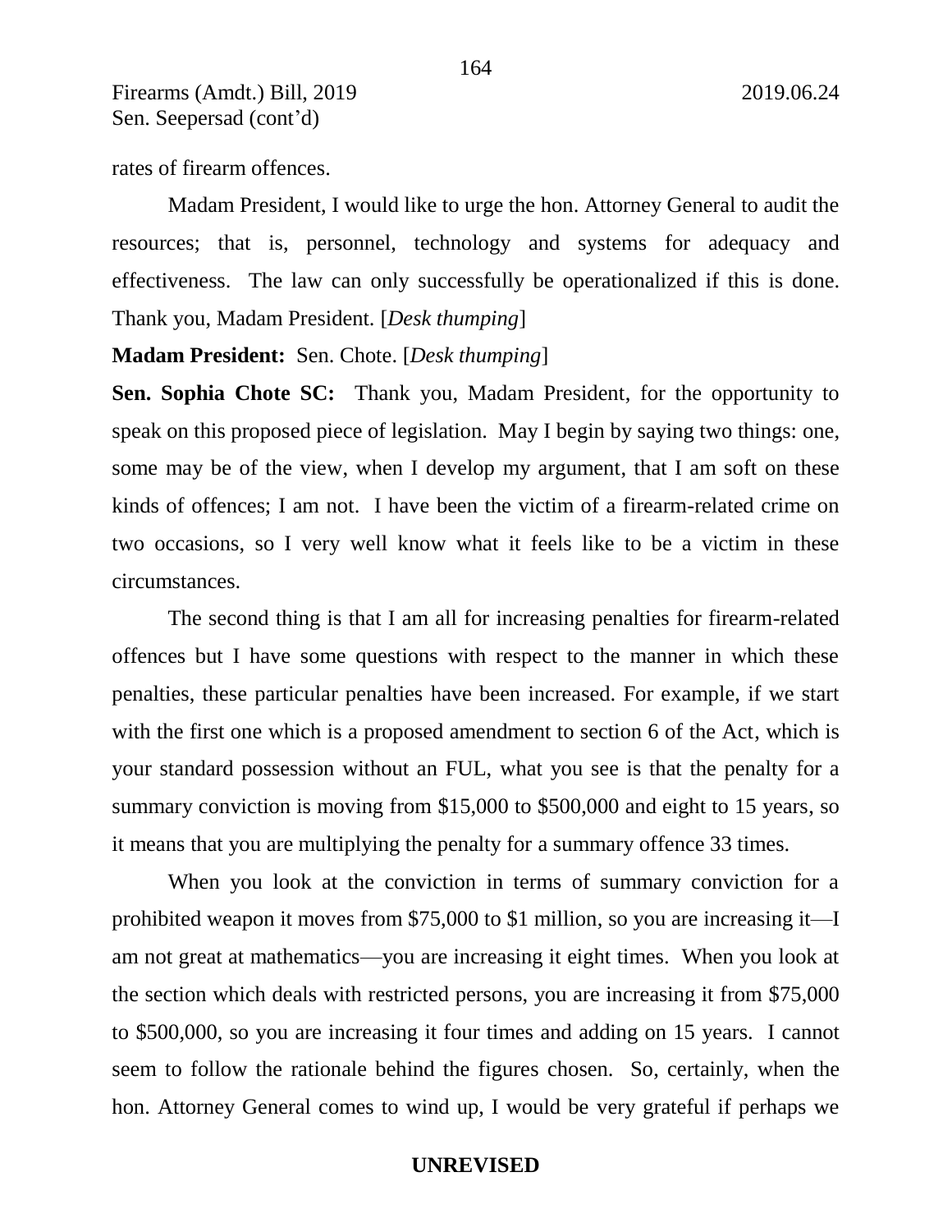rates of firearm offences.

Madam President, I would like to urge the hon. Attorney General to audit the resources; that is, personnel, technology and systems for adequacy and effectiveness. The law can only successfully be operationalized if this is done. Thank you, Madam President. [*Desk thumping*]

**Madam President:** Sen. Chote. [*Desk thumping*]

**Sen. Sophia Chote SC:** Thank you, Madam President, for the opportunity to speak on this proposed piece of legislation. May I begin by saying two things: one, some may be of the view, when I develop my argument, that I am soft on these kinds of offences; I am not. I have been the victim of a firearm-related crime on two occasions, so I very well know what it feels like to be a victim in these circumstances.

The second thing is that I am all for increasing penalties for firearm-related offences but I have some questions with respect to the manner in which these penalties, these particular penalties have been increased. For example, if we start with the first one which is a proposed amendment to section 6 of the Act, which is your standard possession without an FUL, what you see is that the penalty for a summary conviction is moving from $15,000 to $500,000 and eight to 15 years, so it means that you are multiplying the penalty for a summary offence 33 times.

When you look at the conviction in terms of summary conviction for a prohibited weapon it moves from $75,000 to $1 million, so you are increasing it—I am not great at mathematics—you are increasing it eight times. When you look at the section which deals with restricted persons, you are increasing it from $75,000 to $500,000, so you are increasing it four times and adding on 15 years. I cannot seem to follow the rationale behind the figures chosen. So, certainly, when the hon. Attorney General comes to wind up, I would be very grateful if perhaps we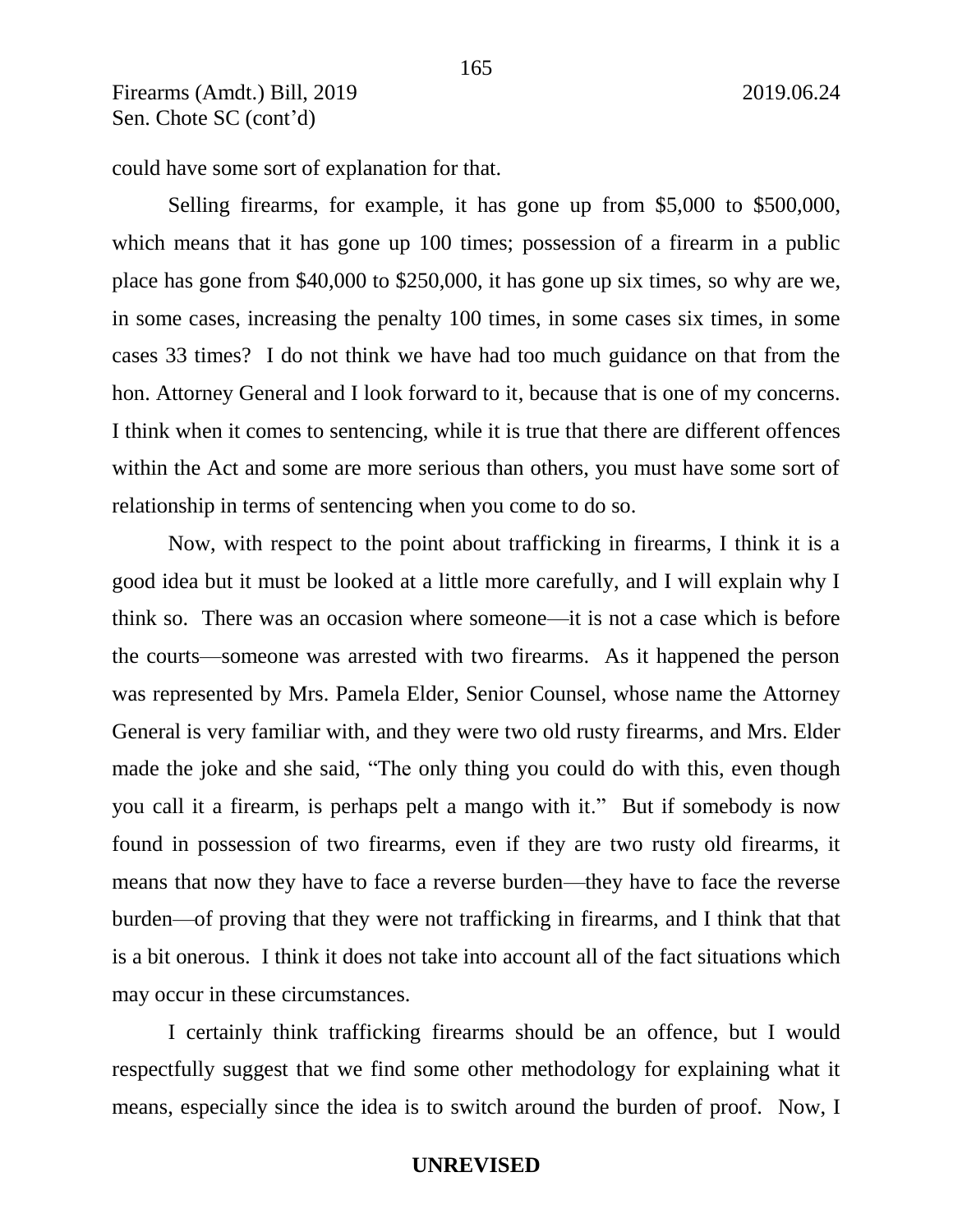could have some sort of explanation for that.

Selling firearms, for example, it has gone up from $5,000 to $500,000, which means that it has gone up 100 times; possession of a firearm in a public place has gone from $40,000 to $250,000, it has gone up six times, so why are we, in some cases, increasing the penalty 100 times, in some cases six times, in some cases 33 times? I do not think we have had too much guidance on that from the hon. Attorney General and I look forward to it, because that is one of my concerns. I think when it comes to sentencing, while it is true that there are different offences within the Act and some are more serious than others, you must have some sort of relationship in terms of sentencing when you come to do so.

Now, with respect to the point about trafficking in firearms, I think it is a good idea but it must be looked at a little more carefully, and I will explain why I think so. There was an occasion where someone—it is not a case which is before the courts—someone was arrested with two firearms. As it happened the person was represented by Mrs. Pamela Elder, Senior Counsel, whose name the Attorney General is very familiar with, and they were two old rusty firearms, and Mrs. Elder made the joke and she said, "The only thing you could do with this, even though you call it a firearm, is perhaps pelt a mango with it." But if somebody is now found in possession of two firearms, even if they are two rusty old firearms, it means that now they have to face a reverse burden—they have to face the reverse burden—of proving that they were not trafficking in firearms, and I think that that is a bit onerous. I think it does not take into account all of the fact situations which may occur in these circumstances.

I certainly think trafficking firearms should be an offence, but I would respectfully suggest that we find some other methodology for explaining what it means, especially since the idea is to switch around the burden of proof. Now, I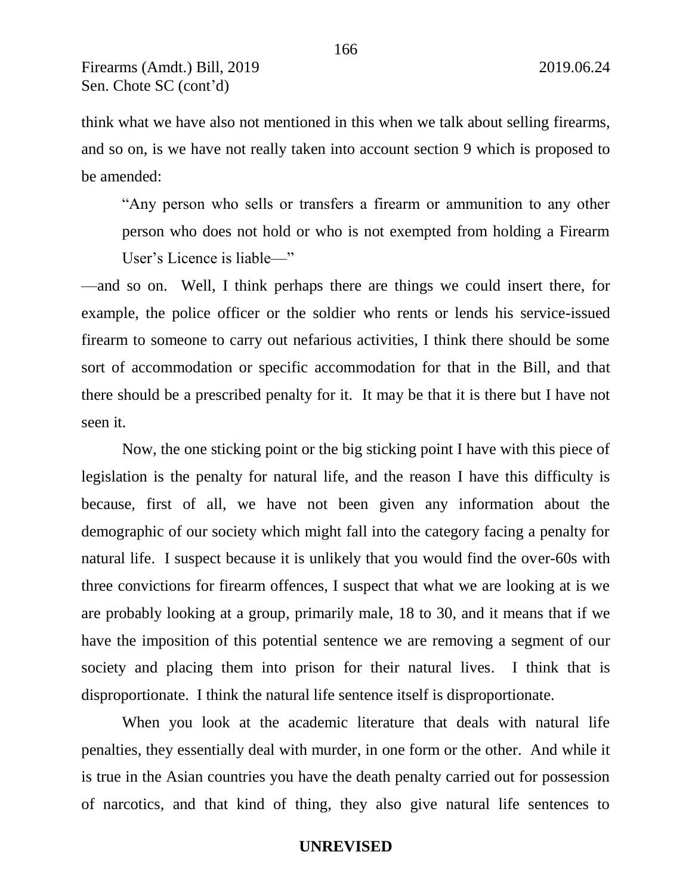think what we have also not mentioned in this when we talk about selling firearms, and so on, is we have not really taken into account section 9 which is proposed to be amended:

> "Any person who sells or transfers a firearm or ammunition to any other person who does not hold or who is not exempted from holding a Firearm User's Licence is liable—"

—and so on. Well, I think perhaps there are things we could insert there, for example, the police officer or the soldier who rents or lends his service-issued firearm to someone to carry out nefarious activities, I think there should be some sort of accommodation or specific accommodation for that in the Bill, and that there should be a prescribed penalty for it. It may be that it is there but I have not seen it.

Now, the one sticking point or the big sticking point I have with this piece of legislation is the penalty for natural life, and the reason I have this difficulty is because, first of all, we have not been given any information about the demographic of our society which might fall into the category facing a penalty for natural life. I suspect because it is unlikely that you would find the over-60s with three convictions for firearm offences, I suspect that what we are looking at is we are probably looking at a group, primarily male, 18 to 30, and it means that if we have the imposition of this potential sentence we are removing a segment of our society and placing them into prison for their natural lives. I think that is disproportionate. I think the natural life sentence itself is disproportionate.

When you look at the academic literature that deals with natural life penalties, they essentially deal with murder, in one form or the other. And while it is true in the Asian countries you have the death penalty carried out for possession of narcotics, and that kind of thing, they also give natural life sentences to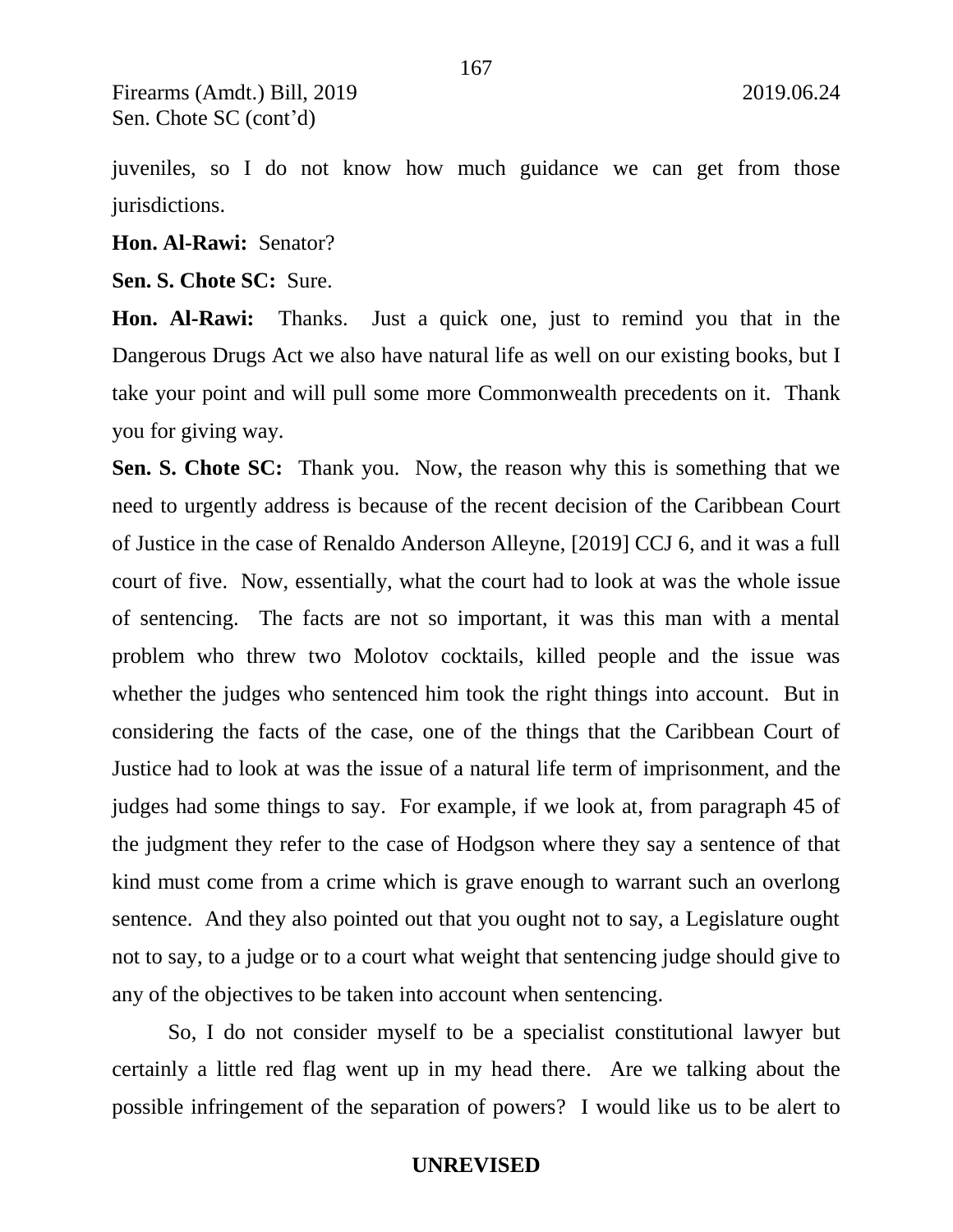juveniles, so I do not know how much guidance we can get from those jurisdictions.

**Hon. Al-Rawi:** Senator?

**Sen. S. Chote SC:** Sure.

**Hon. Al-Rawi:** Thanks. Just a quick one, just to remind you that in the Dangerous Drugs Act we also have natural life as well on our existing books, but I take your point and will pull some more Commonwealth precedents on it. Thank you for giving way.

**Sen. S. Chote SC:** Thank you. Now, the reason why this is something that we need to urgently address is because of the recent decision of the Caribbean Court of Justice in the case of Renaldo Anderson Alleyne, [2019] CCJ 6, and it was a full court of five. Now, essentially, what the court had to look at was the whole issue of sentencing. The facts are not so important, it was this man with a mental problem who threw two Molotov cocktails, killed people and the issue was whether the judges who sentenced him took the right things into account. But in considering the facts of the case, one of the things that the Caribbean Court of Justice had to look at was the issue of a natural life term of imprisonment, and the judges had some things to say. For example, if we look at, from paragraph 45 of the judgment they refer to the case of Hodgson where they say a sentence of that kind must come from a crime which is grave enough to warrant such an overlong sentence. And they also pointed out that you ought not to say, a Legislature ought not to say, to a judge or to a court what weight that sentencing judge should give to any of the objectives to be taken into account when sentencing.

So, I do not consider myself to be a specialist constitutional lawyer but certainly a little red flag went up in my head there. Are we talking about the possible infringement of the separation of powers? I would like us to be alert to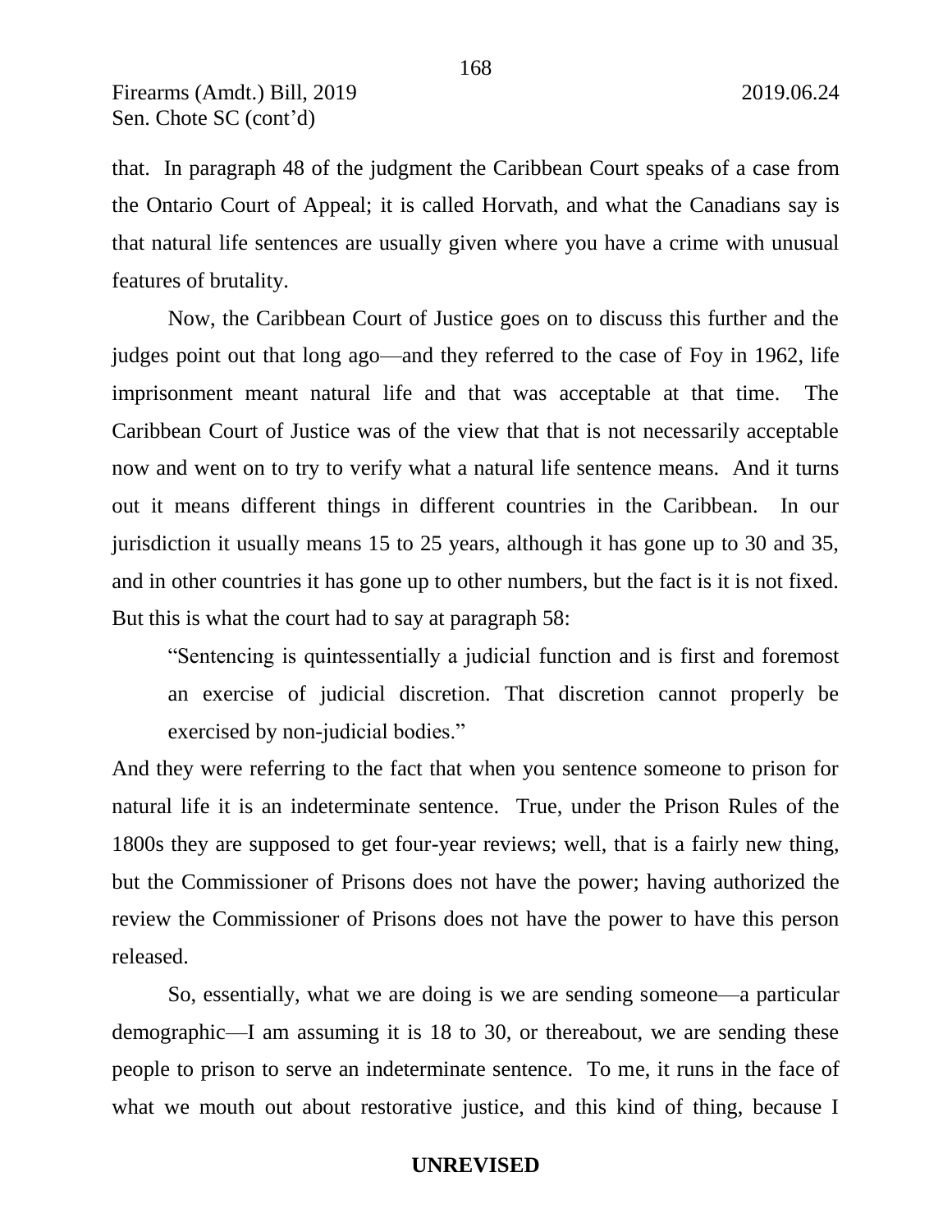that. In paragraph 48 of the judgment the Caribbean Court speaks of a case from the Ontario Court of Appeal; it is called Horvath, and what the Canadians say is that natural life sentences are usually given where you have a crime with unusual features of brutality.

Now, the Caribbean Court of Justice goes on to discuss this further and the judges point out that long ago—and they referred to the case of Foy in 1962, life imprisonment meant natural life and that was acceptable at that time. The Caribbean Court of Justice was of the view that that is not necessarily acceptable now and went on to try to verify what a natural life sentence means. And it turns out it means different things in different countries in the Caribbean. In our jurisdiction it usually means 15 to 25 years, although it has gone up to 30 and 35, and in other countries it has gone up to other numbers, but the fact is it is not fixed. But this is what the court had to say at paragraph 58:

> "Sentencing is quintessentially a judicial function and is first and foremost an exercise of judicial discretion. That discretion cannot properly be exercised by non-judicial bodies."

And they were referring to the fact that when you sentence someone to prison for natural life it is an indeterminate sentence. True, under the Prison Rules of the 1800s they are supposed to get four-year reviews; well, that is a fairly new thing, but the Commissioner of Prisons does not have the power; having authorized the review the Commissioner of Prisons does not have the power to have this person released.

So, essentially, what we are doing is we are sending someone—a particular demographic—I am assuming it is 18 to 30, or thereabout, we are sending these people to prison to serve an indeterminate sentence. To me, it runs in the face of what we mouth out about restorative justice, and this kind of thing, because I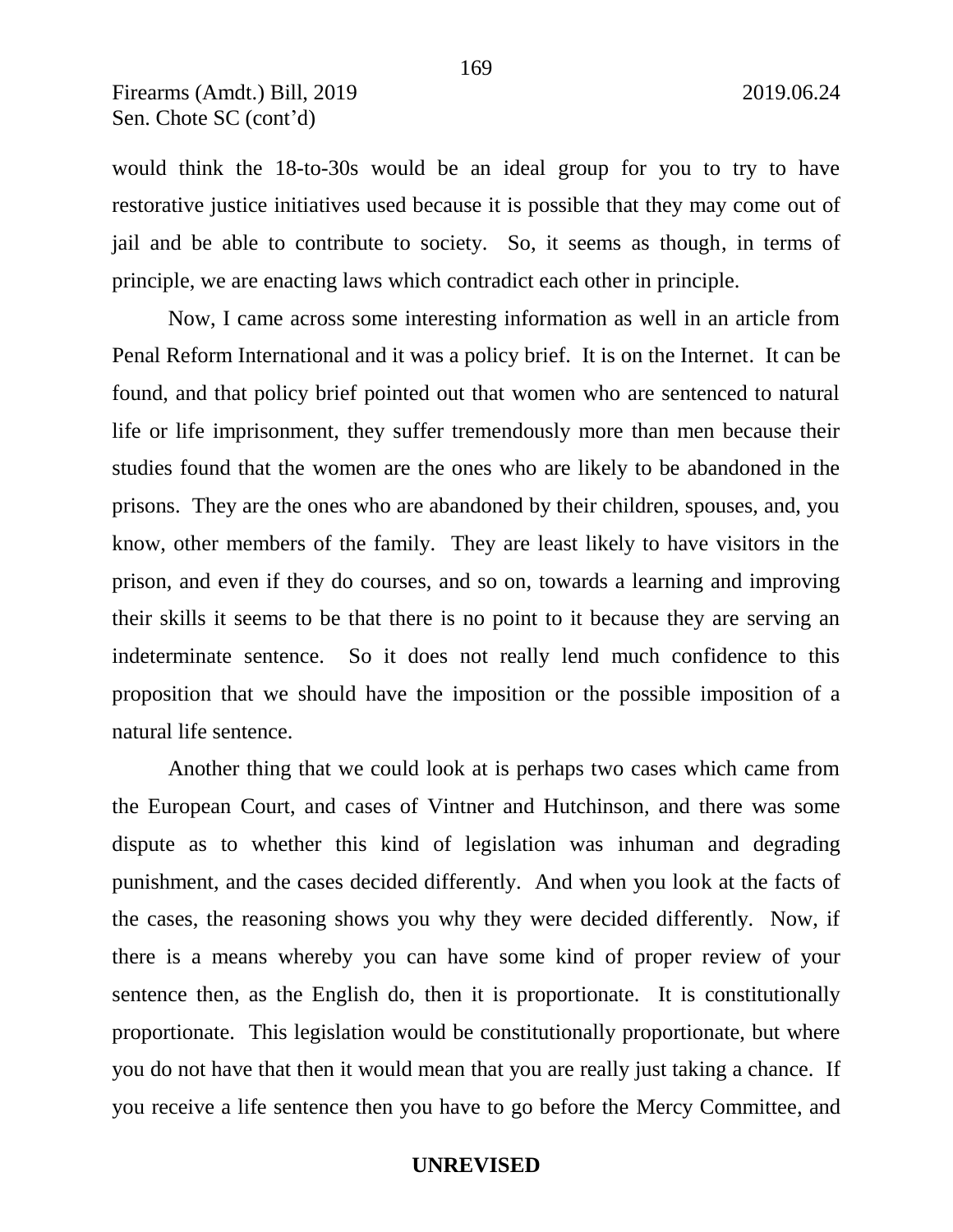would think the 18-to-30s would be an ideal group for you to try to have restorative justice initiatives used because it is possible that they may come out of jail and be able to contribute to society. So, it seems as though, in terms of principle, we are enacting laws which contradict each other in principle.

Now, I came across some interesting information as well in an article from Penal Reform International and it was a policy brief. It is on the Internet. It can be found, and that policy brief pointed out that women who are sentenced to natural life or life imprisonment, they suffer tremendously more than men because their studies found that the women are the ones who are likely to be abandoned in the prisons. They are the ones who are abandoned by their children, spouses, and, you know, other members of the family. They are least likely to have visitors in the prison, and even if they do courses, and so on, towards a learning and improving their skills it seems to be that there is no point to it because they are serving an indeterminate sentence. So it does not really lend much confidence to this proposition that we should have the imposition or the possible imposition of a natural life sentence.

Another thing that we could look at is perhaps two cases which came from the European Court, and cases of Vintner and Hutchinson, and there was some dispute as to whether this kind of legislation was inhuman and degrading punishment, and the cases decided differently. And when you look at the facts of the cases, the reasoning shows you why they were decided differently. Now, if there is a means whereby you can have some kind of proper review of your sentence then, as the English do, then it is proportionate. It is constitutionally proportionate. This legislation would be constitutionally proportionate, but where you do not have that then it would mean that you are really just taking a chance. If you receive a life sentence then you have to go before the Mercy Committee, and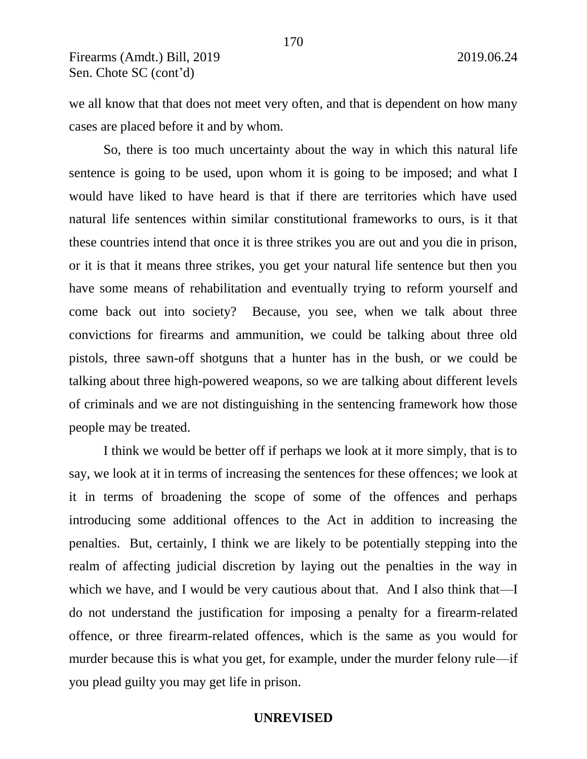we all know that that does not meet very often, and that is dependent on how many cases are placed before it and by whom.

So, there is too much uncertainty about the way in which this natural life sentence is going to be used, upon whom it is going to be imposed; and what I would have liked to have heard is that if there are territories which have used natural life sentences within similar constitutional frameworks to ours, is it that these countries intend that once it is three strikes you are out and you die in prison, or it is that it means three strikes, you get your natural life sentence but then you have some means of rehabilitation and eventually trying to reform yourself and come back out into society? Because, you see, when we talk about three convictions for firearms and ammunition, we could be talking about three old pistols, three sawn-off shotguns that a hunter has in the bush, or we could be talking about three high-powered weapons, so we are talking about different levels of criminals and we are not distinguishing in the sentencing framework how those people may be treated.

I think we would be better off if perhaps we look at it more simply, that is to say, we look at it in terms of increasing the sentences for these offences; we look at it in terms of broadening the scope of some of the offences and perhaps introducing some additional offences to the Act in addition to increasing the penalties. But, certainly, I think we are likely to be potentially stepping into the realm of affecting judicial discretion by laying out the penalties in the way in which we have, and I would be very cautious about that. And I also think that—I do not understand the justification for imposing a penalty for a firearm-related offence, or three firearm-related offences, which is the same as you would for murder because this is what you get, for example, under the murder felony rule—if you plead guilty you may get life in prison.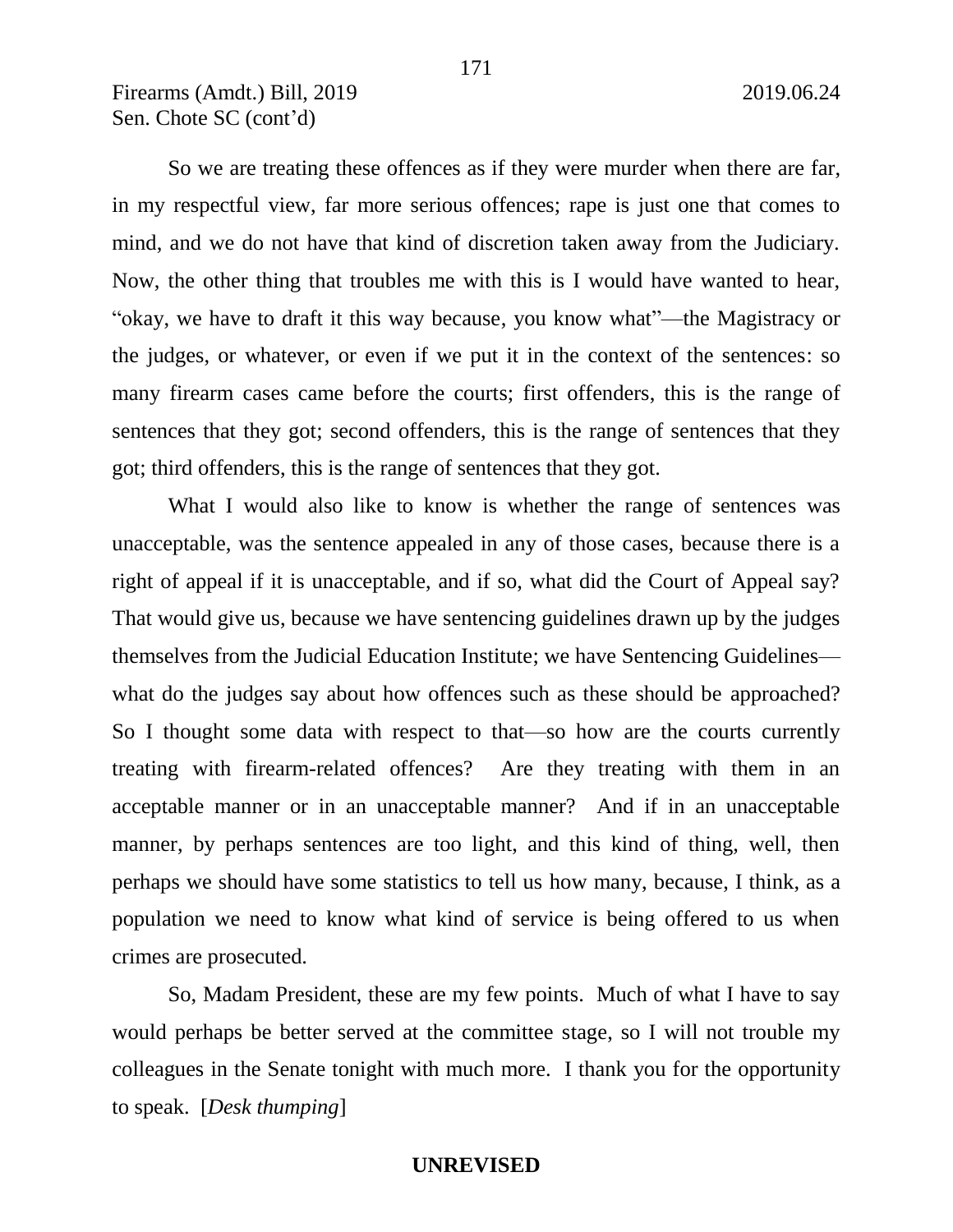So we are treating these offences as if they were murder when there are far, in my respectful view, far more serious offences; rape is just one that comes to mind, and we do not have that kind of discretion taken away from the Judiciary. Now, the other thing that troubles me with this is I would have wanted to hear, "okay, we have to draft it this way because, you know what"—the Magistracy or the judges, or whatever, or even if we put it in the context of the sentences: so many firearm cases came before the courts; first offenders, this is the range of sentences that they got; second offenders, this is the range of sentences that they got; third offenders, this is the range of sentences that they got.

What I would also like to know is whether the range of sentences was unacceptable, was the sentence appealed in any of those cases, because there is a right of appeal if it is unacceptable, and if so, what did the Court of Appeal say? That would give us, because we have sentencing guidelines drawn up by the judges themselves from the Judicial Education Institute; we have Sentencing Guidelines—what do the judges say about how offences such as these should be approached? So I thought some data with respect to that—so how are the courts currently treating with firearm-related offences? Are they treating with them in an acceptable manner or in an unacceptable manner? And if in an unacceptable manner, by perhaps sentences are too light, and this kind of thing, well, then perhaps we should have some statistics to tell us how many, because, I think, as a population we need to know what kind of service is being offered to us when crimes are prosecuted.

So, Madam President, these are my few points. Much of what I have to say would perhaps be better served at the committee stage, so I will not trouble my colleagues in the Senate tonight with much more. I thank you for the opportunity to speak. [*Desk thumping*]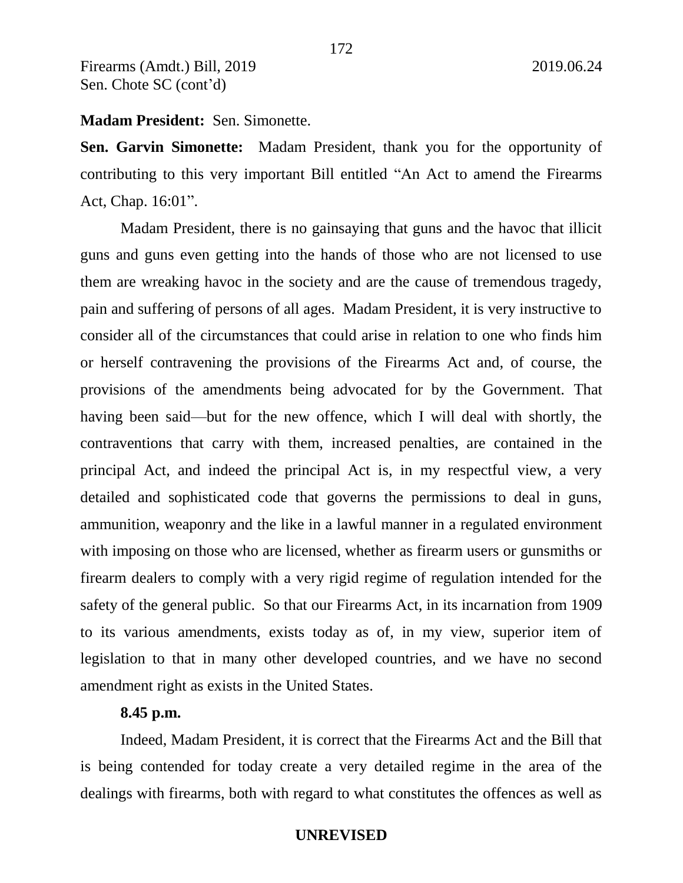**Madam President:** Sen. Simonette.

**Sen. Garvin Simonette:** Madam President, thank you for the opportunity of contributing to this very important Bill entitled "An Act to amend the Firearms Act, Chap. 16:01".

Madam President, there is no gainsaying that guns and the havoc that illicit guns and guns even getting into the hands of those who are not licensed to use them are wreaking havoc in the society and are the cause of tremendous tragedy, pain and suffering of persons of all ages. Madam President, it is very instructive to consider all of the circumstances that could arise in relation to one who finds him or herself contravening the provisions of the Firearms Act and, of course, the provisions of the amendments being advocated for by the Government. That having been said—but for the new offence, which I will deal with shortly, the contraventions that carry with them, increased penalties, are contained in the principal Act, and indeed the principal Act is, in my respectful view, a very detailed and sophisticated code that governs the permissions to deal in guns, ammunition, weaponry and the like in a lawful manner in a regulated environment with imposing on those who are licensed, whether as firearm users or gunsmiths or firearm dealers to comply with a very rigid regime of regulation intended for the safety of the general public. So that our Firearms Act, in its incarnation from 1909 to its various amendments, exists today as of, in my view, superior item of legislation to that in many other developed countries, and we have no second amendment right as exists in the United States.

**8.45 p.m.**

Indeed, Madam President, it is correct that the Firearms Act and the Bill that is being contended for today create a very detailed regime in the area of the dealings with firearms, both with regard to what constitutes the offences as well as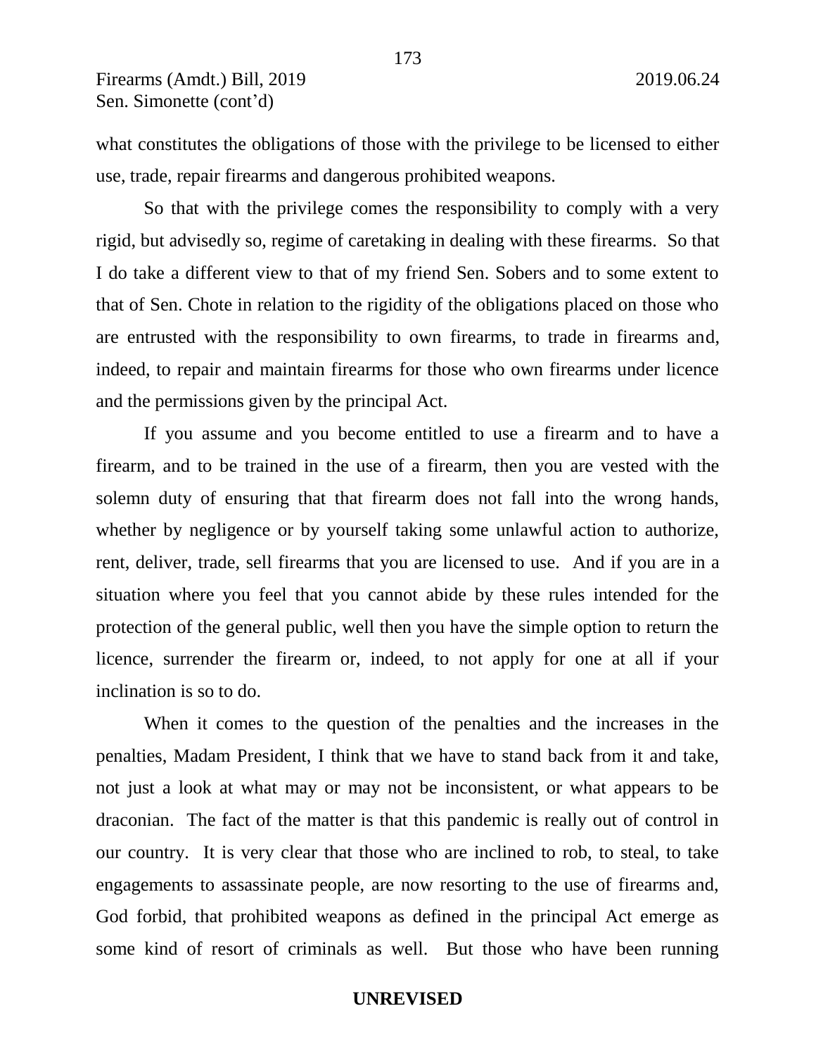what constitutes the obligations of those with the privilege to be licensed to either use, trade, repair firearms and dangerous prohibited weapons.

So that with the privilege comes the responsibility to comply with a very rigid, but advisedly so, regime of caretaking in dealing with these firearms. So that I do take a different view to that of my friend Sen. Sobers and to some extent to that of Sen. Chote in relation to the rigidity of the obligations placed on those who are entrusted with the responsibility to own firearms, to trade in firearms and, indeed, to repair and maintain firearms for those who own firearms under licence and the permissions given by the principal Act.

If you assume and you become entitled to use a firearm and to have a firearm, and to be trained in the use of a firearm, then you are vested with the solemn duty of ensuring that that firearm does not fall into the wrong hands, whether by negligence or by yourself taking some unlawful action to authorize, rent, deliver, trade, sell firearms that you are licensed to use. And if you are in a situation where you feel that you cannot abide by these rules intended for the protection of the general public, well then you have the simple option to return the licence, surrender the firearm or, indeed, to not apply for one at all if your inclination is so to do.

When it comes to the question of the penalties and the increases in the penalties, Madam President, I think that we have to stand back from it and take, not just a look at what may or may not be inconsistent, or what appears to be draconian. The fact of the matter is that this pandemic is really out of control in our country. It is very clear that those who are inclined to rob, to steal, to take engagements to assassinate people, are now resorting to the use of firearms and, God forbid, that prohibited weapons as defined in the principal Act emerge as some kind of resort of criminals as well. But those who have been running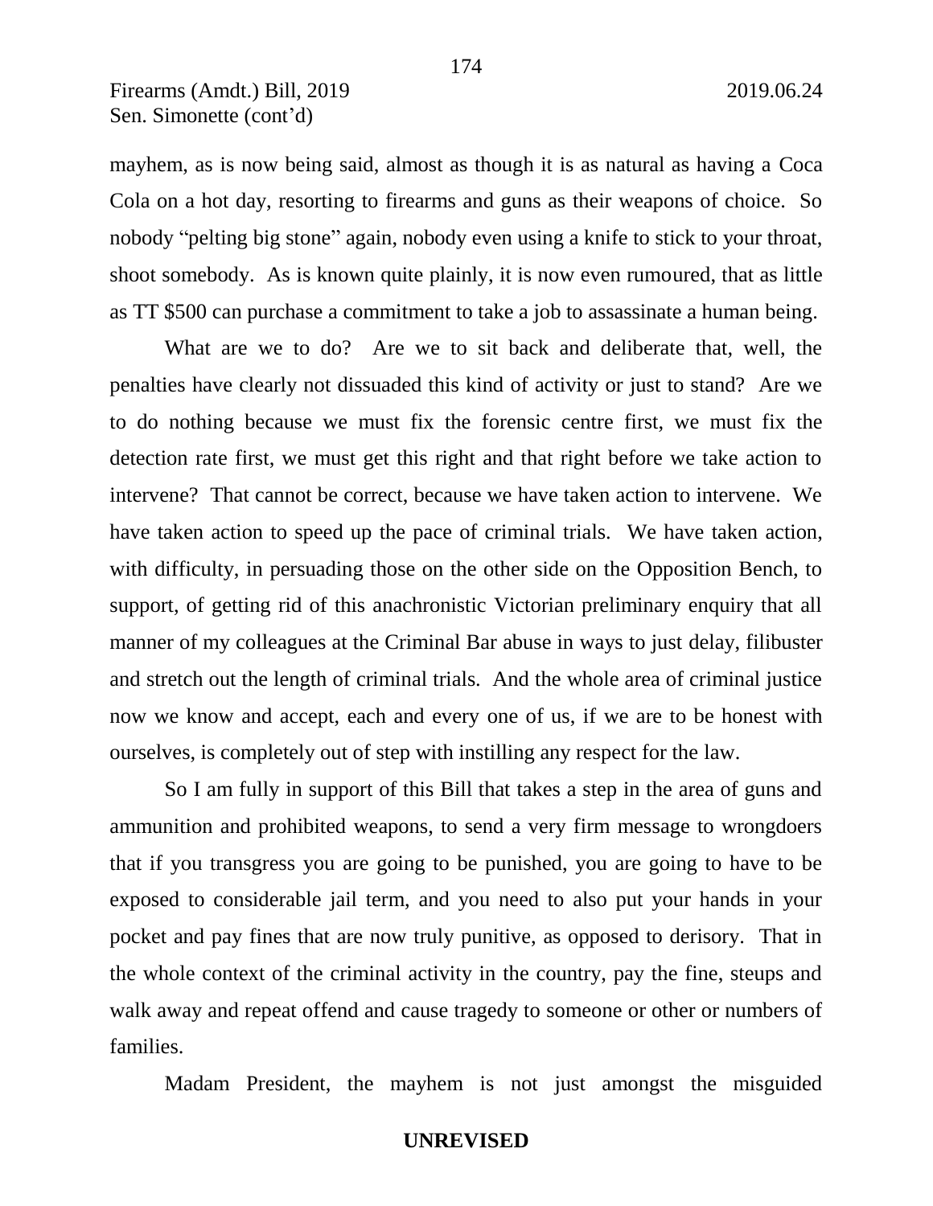mayhem, as is now being said, almost as though it is as natural as having a Coca Cola on a hot day, resorting to firearms and guns as their weapons of choice. So nobody "pelting big stone" again, nobody even using a knife to stick to your throat, shoot somebody. As is known quite plainly, it is now even rumoured, that as little as TT $500 can purchase a commitment to take a job to assassinate a human being.

What are we to do? Are we to sit back and deliberate that, well, the penalties have clearly not dissuaded this kind of activity or just to stand? Are we to do nothing because we must fix the forensic centre first, we must fix the detection rate first, we must get this right and that right before we take action to intervene? That cannot be correct, because we have taken action to intervene. We have taken action to speed up the pace of criminal trials. We have taken action, with difficulty, in persuading those on the other side on the Opposition Bench, to support, of getting rid of this anachronistic Victorian preliminary enquiry that all manner of my colleagues at the Criminal Bar abuse in ways to just delay, filibuster and stretch out the length of criminal trials. And the whole area of criminal justice now we know and accept, each and every one of us, if we are to be honest with ourselves, is completely out of step with instilling any respect for the law.

So I am fully in support of this Bill that takes a step in the area of guns and ammunition and prohibited weapons, to send a very firm message to wrongdoers that if you transgress you are going to be punished, you are going to have to be exposed to considerable jail term, and you need to also put your hands in your pocket and pay fines that are now truly punitive, as opposed to derisory. That in the whole context of the criminal activity in the country, pay the fine, steups and walk away and repeat offend and cause tragedy to someone or other or numbers of families.

Madam President, the mayhem is not just amongst the misguided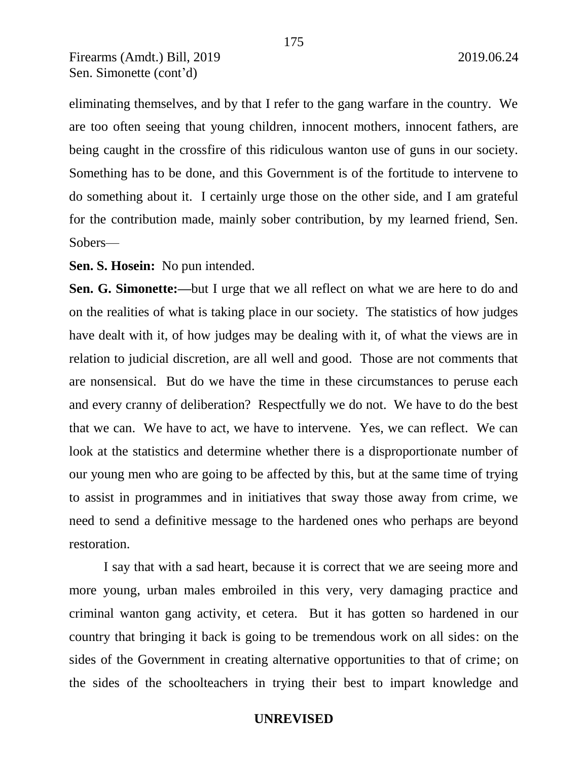eliminating themselves, and by that I refer to the gang warfare in the country. We are too often seeing that young children, innocent mothers, innocent fathers, are being caught in the crossfire of this ridiculous wanton use of guns in our society. Something has to be done, and this Government is of the fortitude to intervene to do something about it. I certainly urge those on the other side, and I am grateful for the contribution made, mainly sober contribution, by my learned friend, Sen. Sobers—

**Sen. S. Hosein:** No pun intended.

**Sen. G. Simonette:—**but I urge that we all reflect on what we are here to do and on the realities of what is taking place in our society. The statistics of how judges have dealt with it, of how judges may be dealing with it, of what the views are in relation to judicial discretion, are all well and good. Those are not comments that are nonsensical. But do we have the time in these circumstances to peruse each and every cranny of deliberation? Respectfully we do not. We have to do the best that we can. We have to act, we have to intervene. Yes, we can reflect. We can look at the statistics and determine whether there is a disproportionate number of our young men who are going to be affected by this, but at the same time of trying to assist in programmes and in initiatives that sway those away from crime, we need to send a definitive message to the hardened ones who perhaps are beyond restoration.

I say that with a sad heart, because it is correct that we are seeing more and more young, urban males embroiled in this very, very damaging practice and criminal wanton gang activity, et cetera. But it has gotten so hardened in our country that bringing it back is going to be tremendous work on all sides: on the sides of the Government in creating alternative opportunities to that of crime; on the sides of the schoolteachers in trying their best to impart knowledge and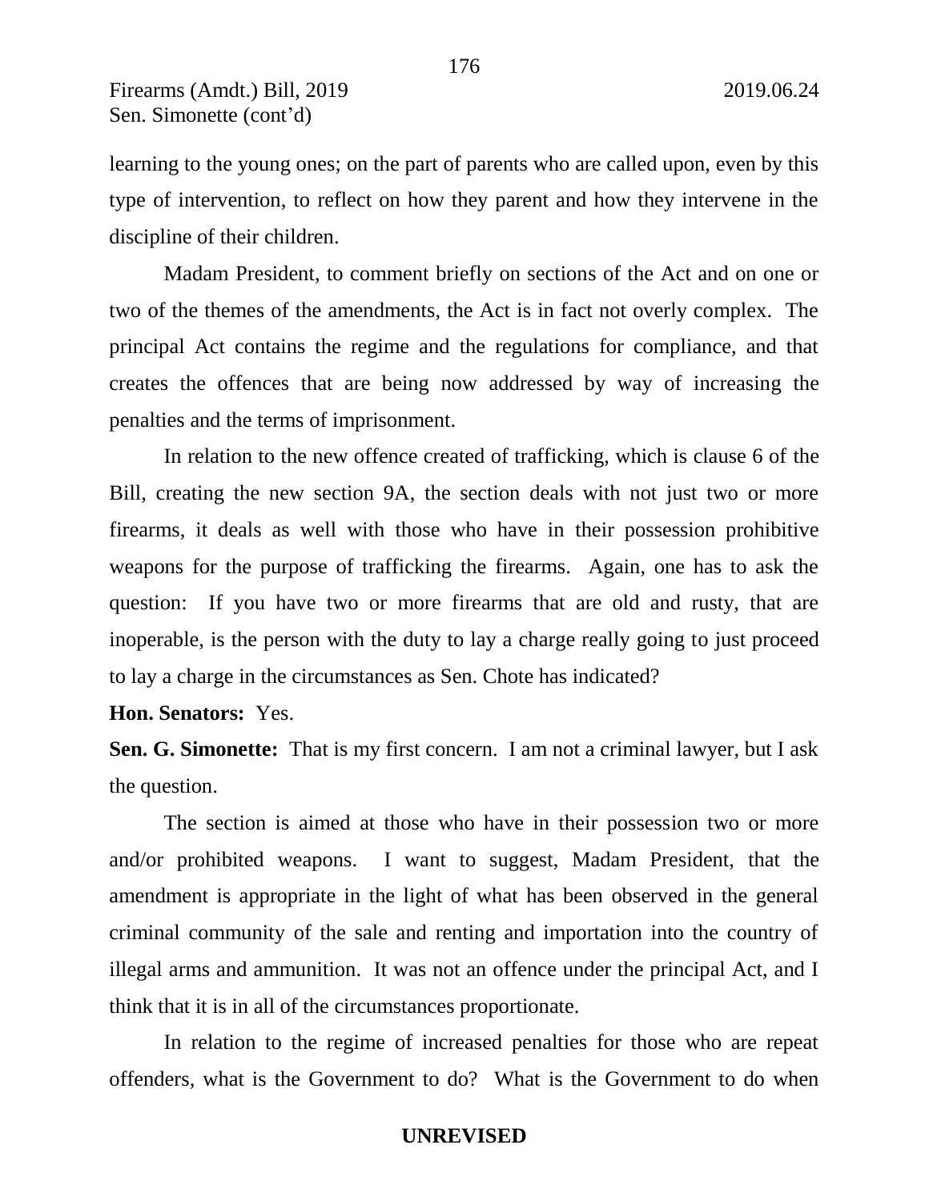learning to the young ones; on the part of parents who are called upon, even by this type of intervention, to reflect on how they parent and how they intervene in the discipline of their children.

Madam President, to comment briefly on sections of the Act and on one or two of the themes of the amendments, the Act is in fact not overly complex. The principal Act contains the regime and the regulations for compliance, and that creates the offences that are being now addressed by way of increasing the penalties and the terms of imprisonment.

In relation to the new offence created of trafficking, which is clause 6 of the Bill, creating the new section 9A, the section deals with not just two or more firearms, it deals as well with those who have in their possession prohibitive weapons for the purpose of trafficking the firearms. Again, one has to ask the question: If you have two or more firearms that are old and rusty, that are inoperable, is the person with the duty to lay a charge really going to just proceed to lay a charge in the circumstances as Sen. Chote has indicated?

**Hon. Senators:** Yes.

**Sen. G. Simonette:** That is my first concern. I am not a criminal lawyer, but I ask the question.

The section is aimed at those who have in their possession two or more and/or prohibited weapons. I want to suggest, Madam President, that the amendment is appropriate in the light of what has been observed in the general criminal community of the sale and renting and importation into the country of illegal arms and ammunition. It was not an offence under the principal Act, and I think that it is in all of the circumstances proportionate.

In relation to the regime of increased penalties for those who are repeat offenders, what is the Government to do? What is the Government to do when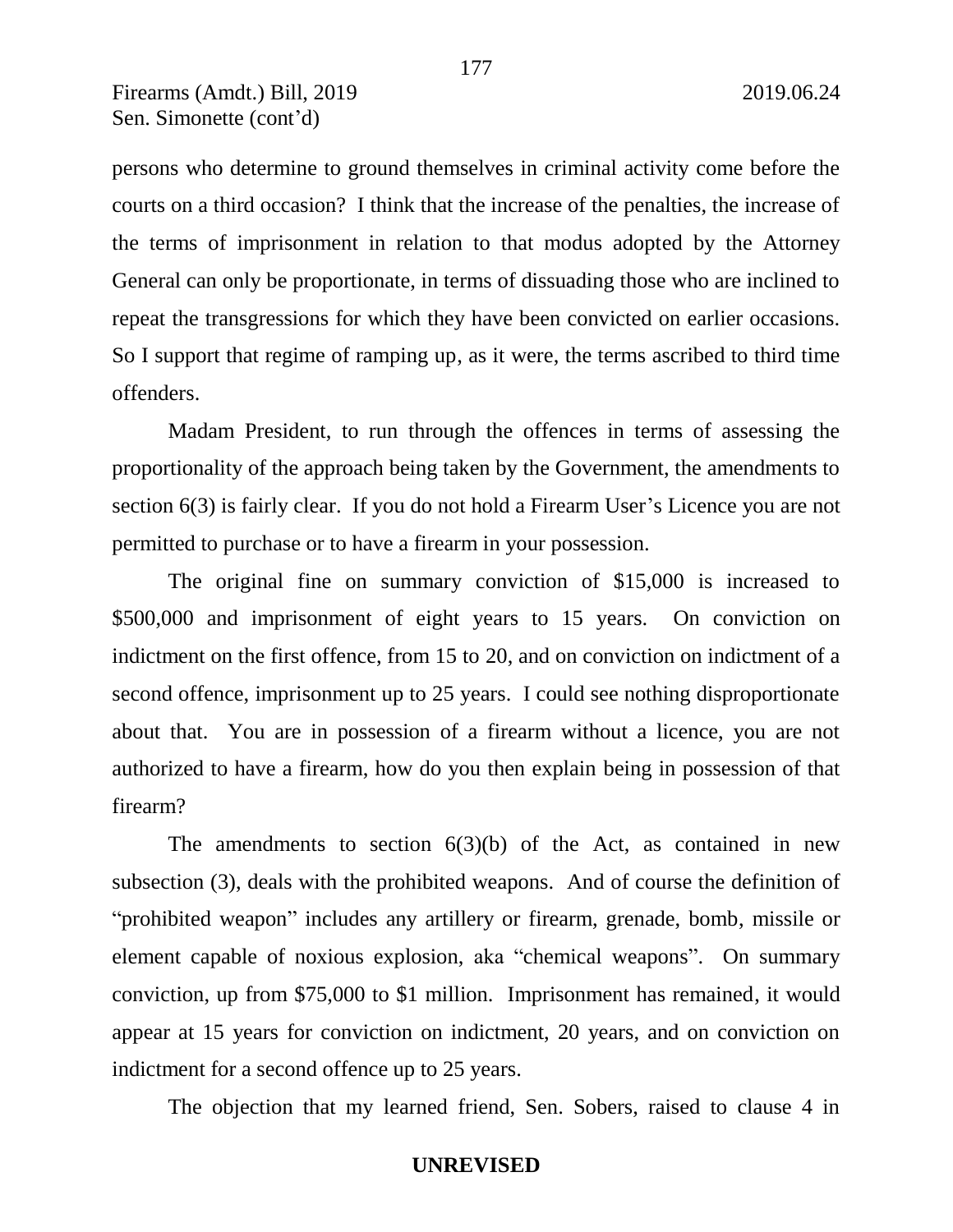persons who determine to ground themselves in criminal activity come before the courts on a third occasion? I think that the increase of the penalties, the increase of the terms of imprisonment in relation to that modus adopted by the Attorney General can only be proportionate, in terms of dissuading those who are inclined to repeat the transgressions for which they have been convicted on earlier occasions. So I support that regime of ramping up, as it were, the terms ascribed to third time offenders.

Madam President, to run through the offences in terms of assessing the proportionality of the approach being taken by the Government, the amendments to section 6(3) is fairly clear. If you do not hold a Firearm User's Licence you are not permitted to purchase or to have a firearm in your possession.

The original fine on summary conviction of $15,000 is increased to $500,000 and imprisonment of eight years to 15 years. On conviction on indictment on the first offence, from 15 to 20, and on conviction on indictment of a second offence, imprisonment up to 25 years. I could see nothing disproportionate about that. You are in possession of a firearm without a licence, you are not authorized to have a firearm, how do you then explain being in possession of that firearm?

The amendments to section 6(3)(b) of the Act, as contained in new subsection (3), deals with the prohibited weapons. And of course the definition of "prohibited weapon" includes any artillery or firearm, grenade, bomb, missile or element capable of noxious explosion, aka "chemical weapons". On summary conviction, up from $75,000 to $1 million. Imprisonment has remained, it would appear at 15 years for conviction on indictment, 20 years, and on conviction on indictment for a second offence up to 25 years.

The objection that my learned friend, Sen. Sobers, raised to clause 4 in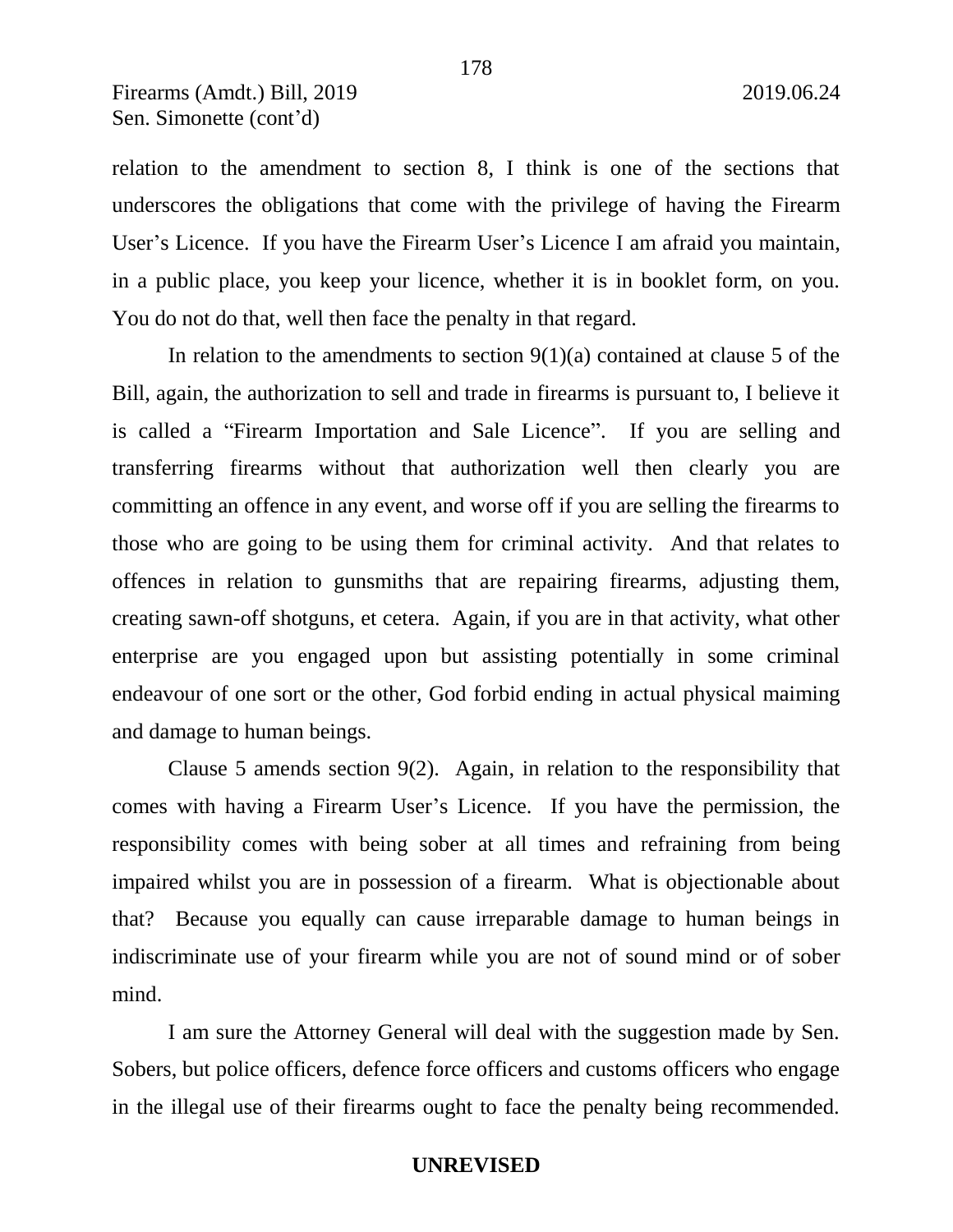relation to the amendment to section 8, I think is one of the sections that underscores the obligations that come with the privilege of having the Firearm User's Licence. If you have the Firearm User's Licence I am afraid you maintain, in a public place, you keep your licence, whether it is in booklet form, on you. You do not do that, well then face the penalty in that regard.

In relation to the amendments to section 9(1)(a) contained at clause 5 of the Bill, again, the authorization to sell and trade in firearms is pursuant to, I believe it is called a "Firearm Importation and Sale Licence". If you are selling and transferring firearms without that authorization well then clearly you are committing an offence in any event, and worse off if you are selling the firearms to those who are going to be using them for criminal activity. And that relates to offences in relation to gunsmiths that are repairing firearms, adjusting them, creating sawn-off shotguns, et cetera. Again, if you are in that activity, what other enterprise are you engaged upon but assisting potentially in some criminal endeavour of one sort or the other, God forbid ending in actual physical maiming and damage to human beings.

Clause 5 amends section 9(2). Again, in relation to the responsibility that comes with having a Firearm User's Licence. If you have the permission, the responsibility comes with being sober at all times and refraining from being impaired whilst you are in possession of a firearm. What is objectionable about that? Because you equally can cause irreparable damage to human beings in indiscriminate use of your firearm while you are not of sound mind or of sober mind.

I am sure the Attorney General will deal with the suggestion made by Sen. Sobers, but police officers, defence force officers and customs officers who engage in the illegal use of their firearms ought to face the penalty being recommended.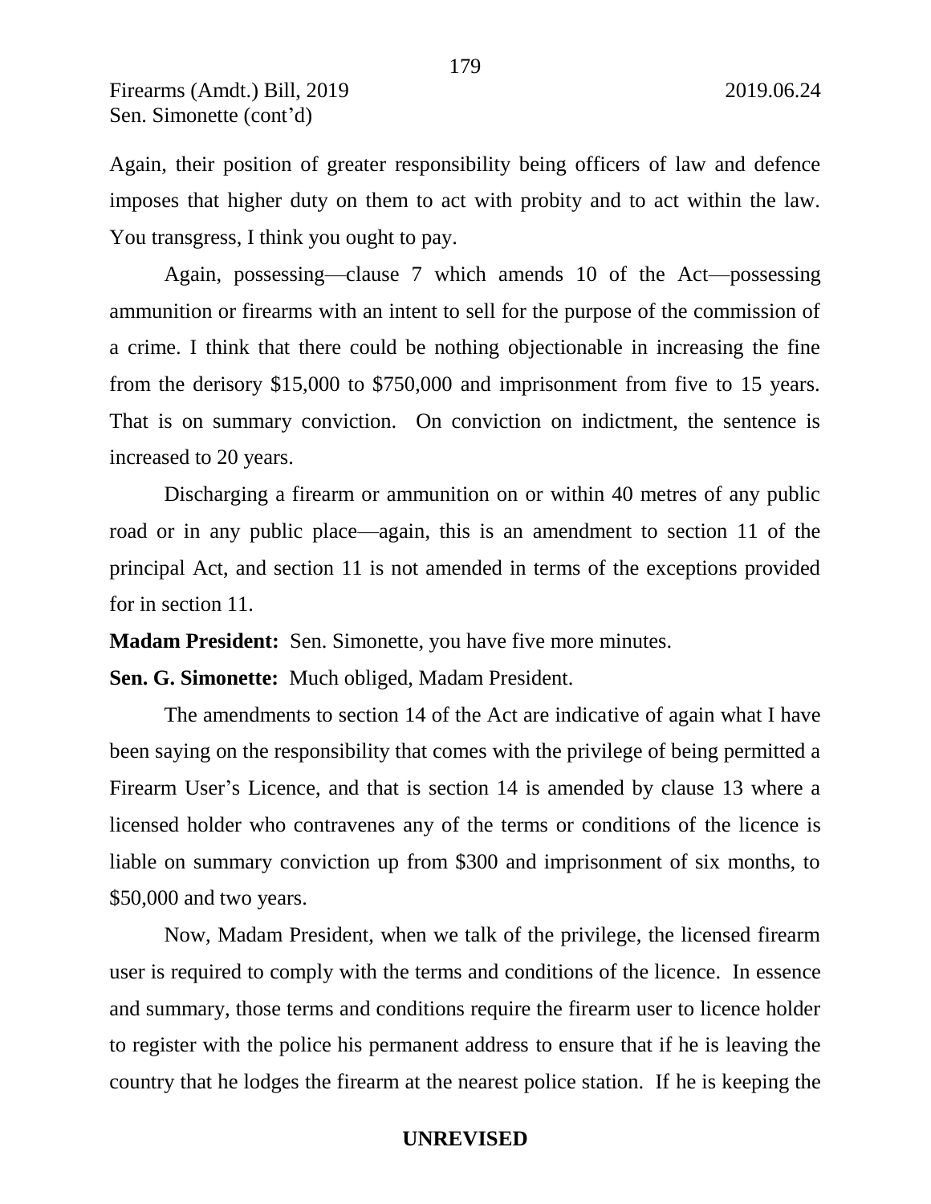Again, their position of greater responsibility being officers of law and defence imposes that higher duty on them to act with probity and to act within the law. You transgress, I think you ought to pay.

Again, possessing—clause 7 which amends 10 of the Act—possessing ammunition or firearms with an intent to sell for the purpose of the commission of a crime. I think that there could be nothing objectionable in increasing the fine from the derisory \$15,000 to \$750,000 and imprisonment from five to 15 years. That is on summary conviction. On conviction on indictment, the sentence is increased to 20 years.

Discharging a firearm or ammunition on or within 40 metres of any public road or in any public place—again, this is an amendment to section 11 of the principal Act, and section 11 is not amended in terms of the exceptions provided for in section 11.

**Madam President:** Sen. Simonette, you have five more minutes.

**Sen. G. Simonette:** Much obliged, Madam President.

The amendments to section 14 of the Act are indicative of again what I have been saying on the responsibility that comes with the privilege of being permitted a Firearm User's Licence, and that is section 14 is amended by clause 13 where a licensed holder who contravenes any of the terms or conditions of the licence is liable on summary conviction up from \$300 and imprisonment of six months, to \$50,000 and two years.

Now, Madam President, when we talk of the privilege, the licensed firearm user is required to comply with the terms and conditions of the licence. In essence and summary, those terms and conditions require the firearm user to licence holder to register with the police his permanent address to ensure that if he is leaving the country that he lodges the firearm at the nearest police station. If he is keeping the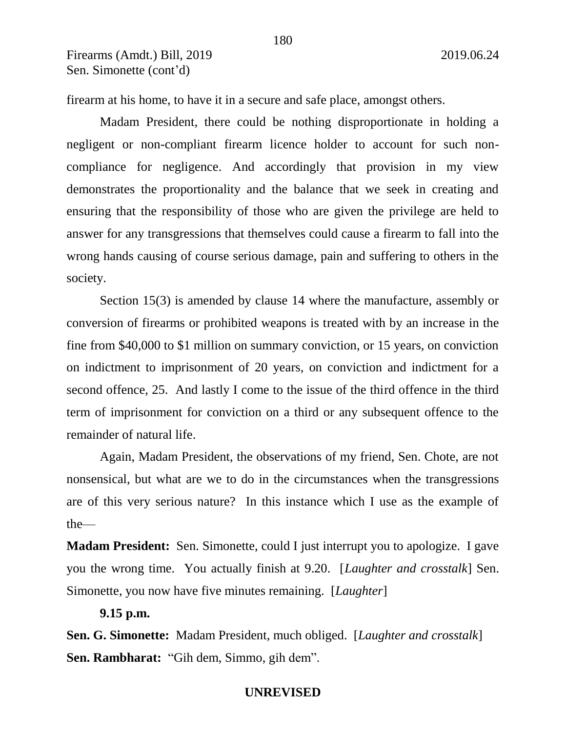firearm at his home, to have it in a secure and safe place, amongst others.

Madam President, there could be nothing disproportionate in holding a negligent or non-compliant firearm licence holder to account for such non-compliance for negligence. And accordingly that provision in my view demonstrates the proportionality and the balance that we seek in creating and ensuring that the responsibility of those who are given the privilege are held to answer for any transgressions that themselves could cause a firearm to fall into the wrong hands causing of course serious damage, pain and suffering to others in the society.

Section 15(3) is amended by clause 14 where the manufacture, assembly or conversion of firearms or prohibited weapons is treated with by an increase in the fine from $40,000 to $1 million on summary conviction, or 15 years, on conviction on indictment to imprisonment of 20 years, on conviction and indictment for a second offence, 25. And lastly I come to the issue of the third offence in the third term of imprisonment for conviction on a third or any subsequent offence to the remainder of natural life.

Again, Madam President, the observations of my friend, Sen. Chote, are not nonsensical, but what are we to do in the circumstances when the transgressions are of this very serious nature? In this instance which I use as the example of the—

**Madam President:** Sen. Simonette, could I just interrupt you to apologize. I gave you the wrong time. You actually finish at 9.20. [*Laughter and crosstalk*] Sen. Simonette, you now have five minutes remaining. [*Laughter*]

**9.15 p.m.**

**Sen. G. Simonette:** Madam President, much obliged. [*Laughter and crosstalk*]

**Sen. Rambharat:** "Gih dem, Simmo, gih dem".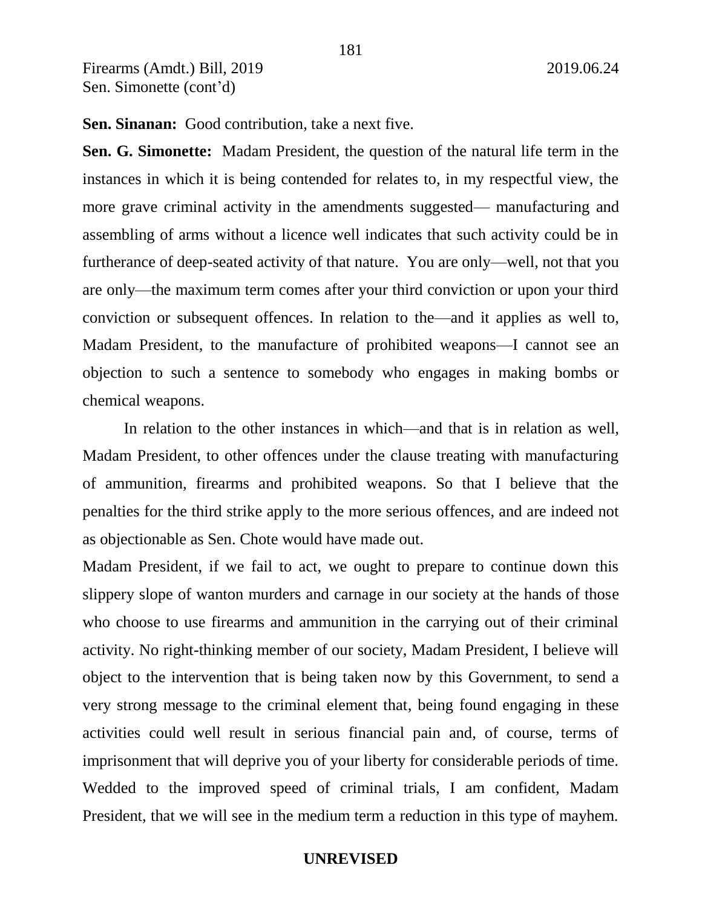**Sen. Sinanan:** Good contribution, take a next five.

**Sen. G. Simonette:** Madam President, the question of the natural life term in the instances in which it is being contended for relates to, in my respectful view, the more grave criminal activity in the amendments suggested— manufacturing and assembling of arms without a licence well indicates that such activity could be in furtherance of deep-seated activity of that nature. You are only—well, not that you are only—the maximum term comes after your third conviction or upon your third conviction or subsequent offences. In relation to the—and it applies as well to, Madam President, to the manufacture of prohibited weapons—I cannot see an objection to such a sentence to somebody who engages in making bombs or chemical weapons.

In relation to the other instances in which—and that is in relation as well, Madam President, to other offences under the clause treating with manufacturing of ammunition, firearms and prohibited weapons. So that I believe that the penalties for the third strike apply to the more serious offences, and are indeed not as objectionable as Sen. Chote would have made out.

Madam President, if we fail to act, we ought to prepare to continue down this slippery slope of wanton murders and carnage in our society at the hands of those who choose to use firearms and ammunition in the carrying out of their criminal activity. No right-thinking member of our society, Madam President, I believe will object to the intervention that is being taken now by this Government, to send a very strong message to the criminal element that, being found engaging in these activities could well result in serious financial pain and, of course, terms of imprisonment that will deprive you of your liberty for considerable periods of time. Wedded to the improved speed of criminal trials, I am confident, Madam President, that we will see in the medium term a reduction in this type of mayhem.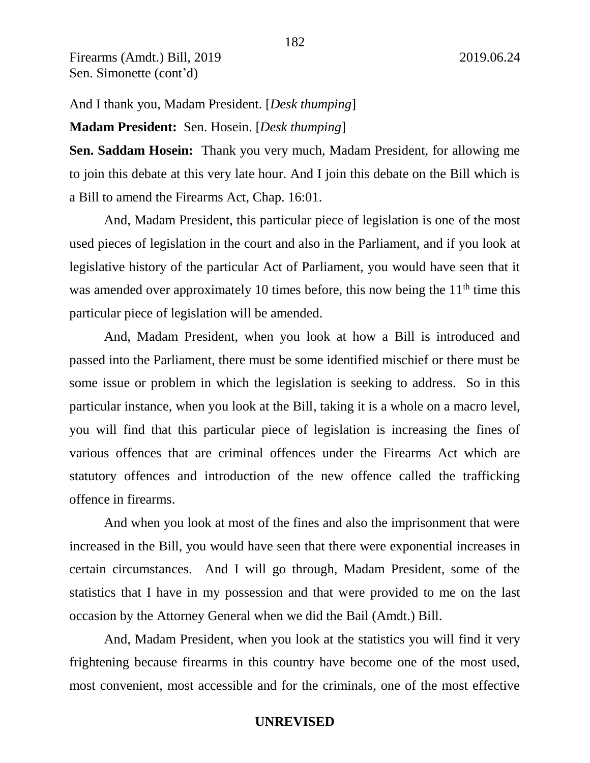And I thank you, Madam President. [*Desk thumping*]

**Madam President:** Sen. Hosein. [*Desk thumping*]

**Sen. Saddam Hosein:** Thank you very much, Madam President, for allowing me to join this debate at this very late hour. And I join this debate on the Bill which is a Bill to amend the Firearms Act, Chap. 16:01.

And, Madam President, this particular piece of legislation is one of the most used pieces of legislation in the court and also in the Parliament, and if you look at legislative history of the particular Act of Parliament, you would have seen that it was amended over approximately 10 times before, this now being the 11th time this particular piece of legislation will be amended.

And, Madam President, when you look at how a Bill is introduced and passed into the Parliament, there must be some identified mischief or there must be some issue or problem in which the legislation is seeking to address. So in this particular instance, when you look at the Bill, taking it is a whole on a macro level, you will find that this particular piece of legislation is increasing the fines of various offences that are criminal offences under the Firearms Act which are statutory offences and introduction of the new offence called the trafficking offence in firearms.

And when you look at most of the fines and also the imprisonment that were increased in the Bill, you would have seen that there were exponential increases in certain circumstances. And I will go through, Madam President, some of the statistics that I have in my possession and that were provided to me on the last occasion by the Attorney General when we did the Bail (Amdt.) Bill.

And, Madam President, when you look at the statistics you will find it very frightening because firearms in this country have become one of the most used, most convenient, most accessible and for the criminals, one of the most effective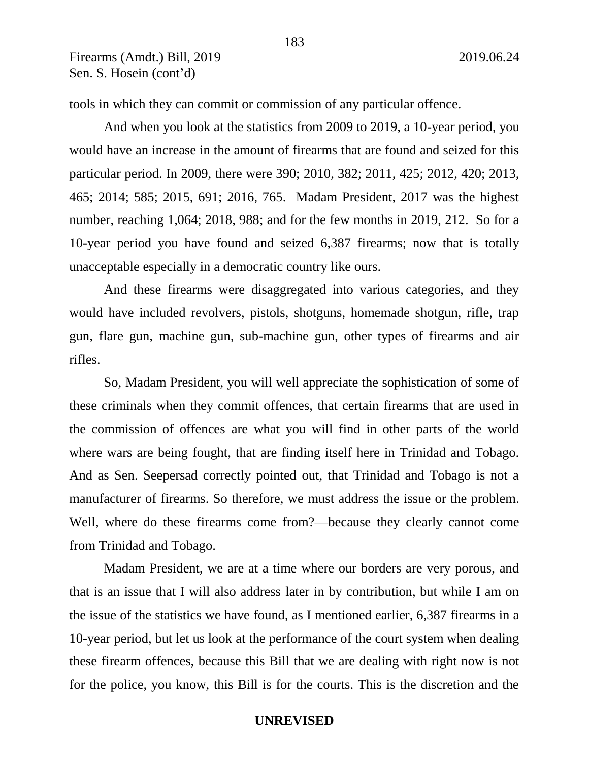tools in which they can commit or commission of any particular offence.

And when you look at the statistics from 2009 to 2019, a 10-year period, you would have an increase in the amount of firearms that are found and seized for this particular period. In 2009, there were 390; 2010, 382; 2011, 425; 2012, 420; 2013, 465; 2014; 585; 2015, 691; 2016, 765. Madam President, 2017 was the highest number, reaching 1,064; 2018, 988; and for the few months in 2019, 212. So for a 10-year period you have found and seized 6,387 firearms; now that is totally unacceptable especially in a democratic country like ours.

And these firearms were disaggregated into various categories, and they would have included revolvers, pistols, shotguns, homemade shotgun, rifle, trap gun, flare gun, machine gun, sub-machine gun, other types of firearms and air rifles.

So, Madam President, you will well appreciate the sophistication of some of these criminals when they commit offences, that certain firearms that are used in the commission of offences are what you will find in other parts of the world where wars are being fought, that are finding itself here in Trinidad and Tobago. And as Sen. Seepersad correctly pointed out, that Trinidad and Tobago is not a manufacturer of firearms. So therefore, we must address the issue or the problem. Well, where do these firearms come from?—because they clearly cannot come from Trinidad and Tobago.

Madam President, we are at a time where our borders are very porous, and that is an issue that I will also address later in by contribution, but while I am on the issue of the statistics we have found, as I mentioned earlier, 6,387 firearms in a 10-year period, but let us look at the performance of the court system when dealing these firearm offences, because this Bill that we are dealing with right now is not for the police, you know, this Bill is for the courts. This is the discretion and the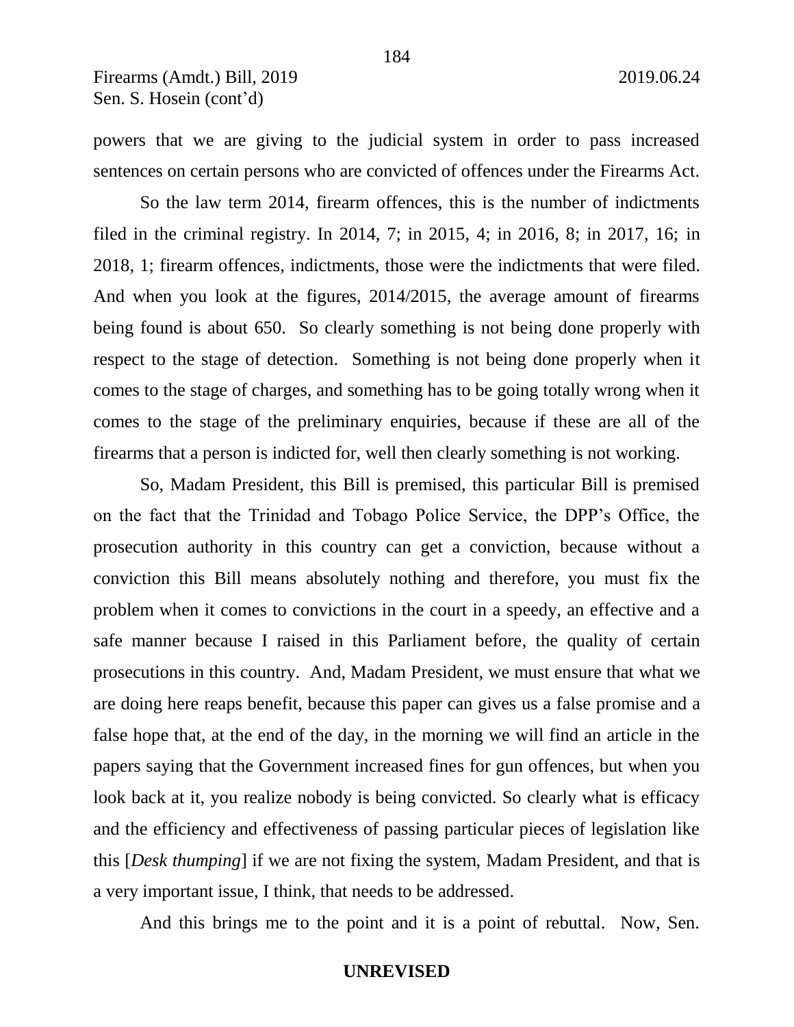powers that we are giving to the judicial system in order to pass increased sentences on certain persons who are convicted of offences under the Firearms Act.

So the law term 2014, firearm offences, this is the number of indictments filed in the criminal registry. In 2014, 7; in 2015, 4; in 2016, 8; in 2017, 16; in 2018, 1; firearm offences, indictments, those were the indictments that were filed. And when you look at the figures, 2014/2015, the average amount of firearms being found is about 650. So clearly something is not being done properly with respect to the stage of detection. Something is not being done properly when it comes to the stage of charges, and something has to be going totally wrong when it comes to the stage of the preliminary enquiries, because if these are all of the firearms that a person is indicted for, well then clearly something is not working.

So, Madam President, this Bill is premised, this particular Bill is premised on the fact that the Trinidad and Tobago Police Service, the DPP's Office, the prosecution authority in this country can get a conviction, because without a conviction this Bill means absolutely nothing and therefore, you must fix the problem when it comes to convictions in the court in a speedy, an effective and a safe manner because I raised in this Parliament before, the quality of certain prosecutions in this country. And, Madam President, we must ensure that what we are doing here reaps benefit, because this paper can gives us a false promise and a false hope that, at the end of the day, in the morning we will find an article in the papers saying that the Government increased fines for gun offences, but when you look back at it, you realize nobody is being convicted. So clearly what is efficacy and the efficiency and effectiveness of passing particular pieces of legislation like this [*Desk thumping*] if we are not fixing the system, Madam President, and that is a very important issue, I think, that needs to be addressed.

And this brings me to the point and it is a point of rebuttal. Now, Sen.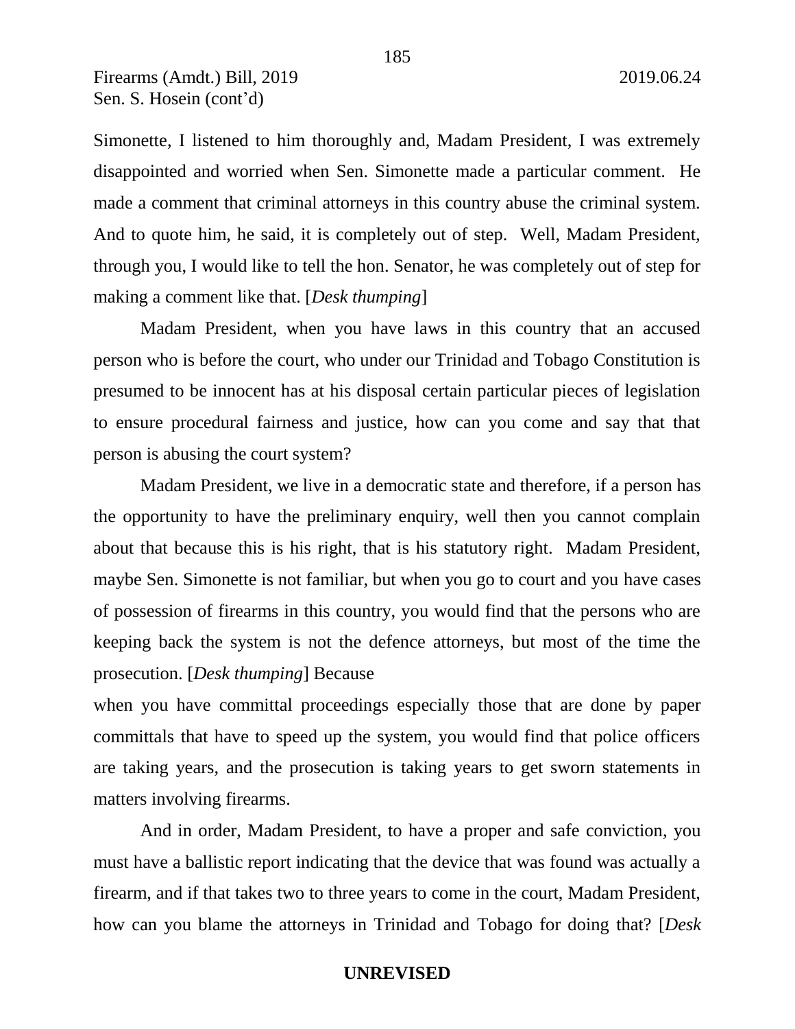Simonette, I listened to him thoroughly and, Madam President, I was extremely disappointed and worried when Sen. Simonette made a particular comment. He made a comment that criminal attorneys in this country abuse the criminal system. And to quote him, he said, it is completely out of step. Well, Madam President, through you, I would like to tell the hon. Senator, he was completely out of step for making a comment like that. [*Desk thumping*]

Madam President, when you have laws in this country that an accused person who is before the court, who under our Trinidad and Tobago Constitution is presumed to be innocent has at his disposal certain particular pieces of legislation to ensure procedural fairness and justice, how can you come and say that that person is abusing the court system?

Madam President, we live in a democratic state and therefore, if a person has the opportunity to have the preliminary enquiry, well then you cannot complain about that because this is his right, that is his statutory right. Madam President, maybe Sen. Simonette is not familiar, but when you go to court and you have cases of possession of firearms in this country, you would find that the persons who are keeping back the system is not the defence attorneys, but most of the time the prosecution. [*Desk thumping*] Because when you have committal proceedings especially those that are done by paper committals that have to speed up the system, you would find that police officers are taking years, and the prosecution is taking years to get sworn statements in matters involving firearms.

And in order, Madam President, to have a proper and safe conviction, you must have a ballistic report indicating that the device that was found was actually a firearm, and if that takes two to three years to come in the court, Madam President, how can you blame the attorneys in Trinidad and Tobago for doing that? [*Desk*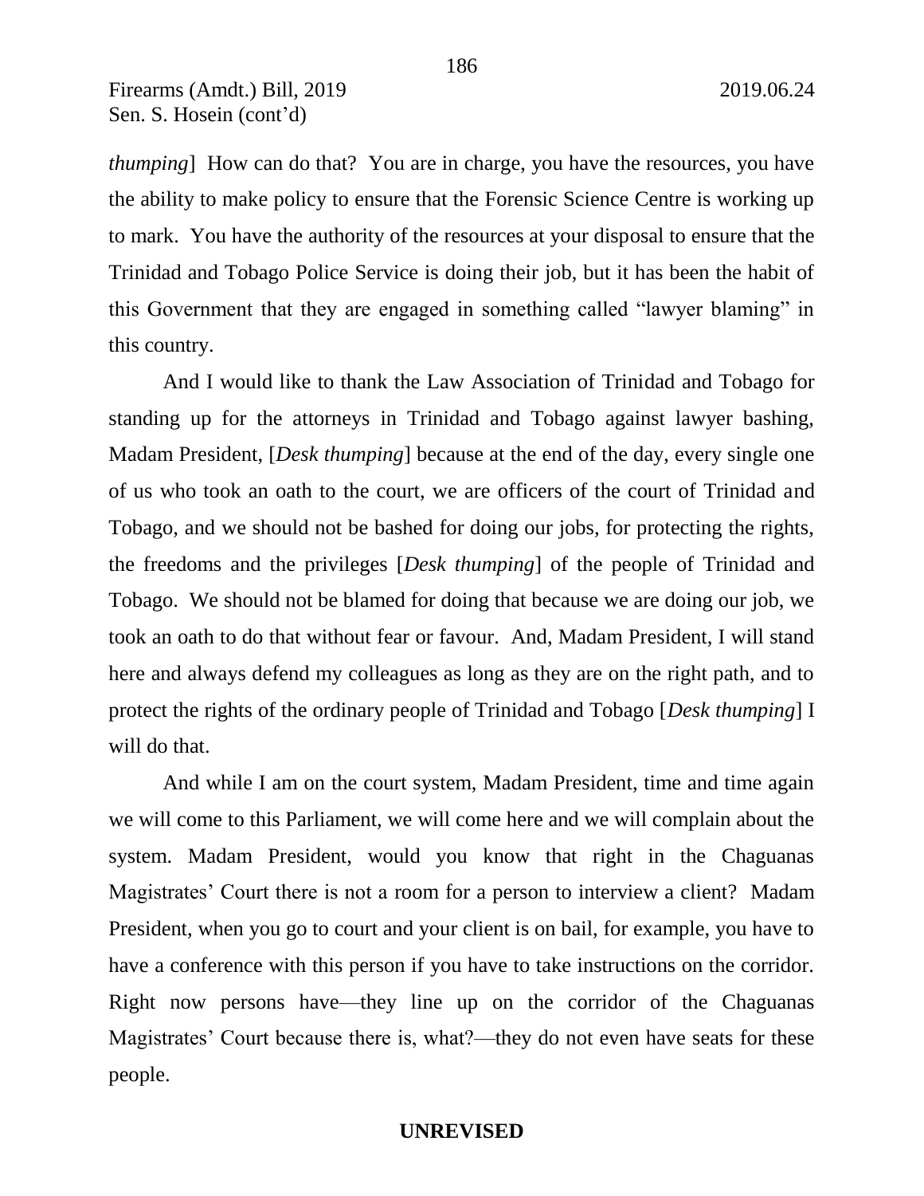*thumping*] How can do that? You are in charge, you have the resources, you have the ability to make policy to ensure that the Forensic Science Centre is working up to mark. You have the authority of the resources at your disposal to ensure that the Trinidad and Tobago Police Service is doing their job, but it has been the habit of this Government that they are engaged in something called "lawyer blaming" in this country.

And I would like to thank the Law Association of Trinidad and Tobago for standing up for the attorneys in Trinidad and Tobago against lawyer bashing, Madam President, [*Desk thumping*] because at the end of the day, every single one of us who took an oath to the court, we are officers of the court of Trinidad and Tobago, and we should not be bashed for doing our jobs, for protecting the rights, the freedoms and the privileges [*Desk thumping*] of the people of Trinidad and Tobago. We should not be blamed for doing that because we are doing our job, we took an oath to do that without fear or favour. And, Madam President, I will stand here and always defend my colleagues as long as they are on the right path, and to protect the rights of the ordinary people of Trinidad and Tobago [*Desk thumping*] I will do that.

And while I am on the court system, Madam President, time and time again we will come to this Parliament, we will come here and we will complain about the system. Madam President, would you know that right in the Chaguanas Magistrates' Court there is not a room for a person to interview a client? Madam President, when you go to court and your client is on bail, for example, you have to have a conference with this person if you have to take instructions on the corridor. Right now persons have—they line up on the corridor of the Chaguanas Magistrates' Court because there is, what?—they do not even have seats for these people.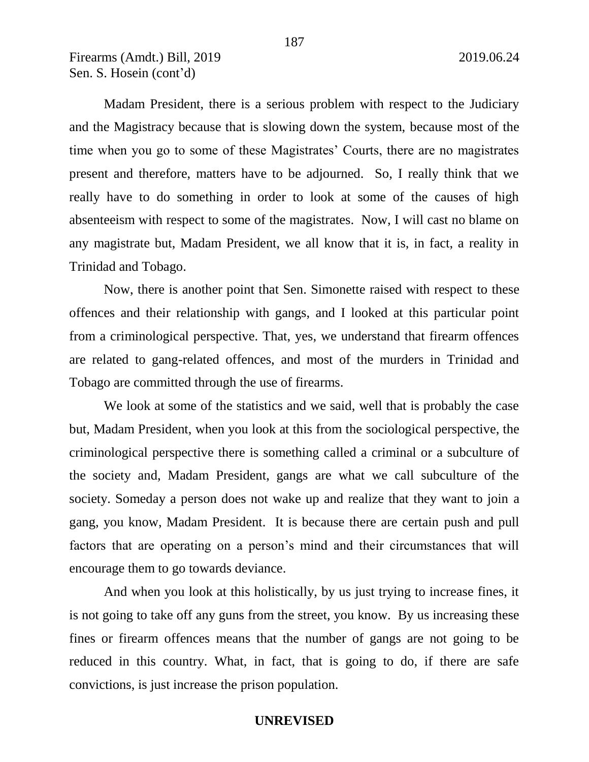Madam President, there is a serious problem with respect to the Judiciary and the Magistracy because that is slowing down the system, because most of the time when you go to some of these Magistrates' Courts, there are no magistrates present and therefore, matters have to be adjourned. So, I really think that we really have to do something in order to look at some of the causes of high absenteeism with respect to some of the magistrates. Now, I will cast no blame on any magistrate but, Madam President, we all know that it is, in fact, a reality in Trinidad and Tobago.

Now, there is another point that Sen. Simonette raised with respect to these offences and their relationship with gangs, and I looked at this particular point from a criminological perspective. That, yes, we understand that firearm offences are related to gang-related offences, and most of the murders in Trinidad and Tobago are committed through the use of firearms.

We look at some of the statistics and we said, well that is probably the case but, Madam President, when you look at this from the sociological perspective, the criminological perspective there is something called a criminal or a subculture of the society and, Madam President, gangs are what we call subculture of the society. Someday a person does not wake up and realize that they want to join a gang, you know, Madam President. It is because there are certain push and pull factors that are operating on a person's mind and their circumstances that will encourage them to go towards deviance.

And when you look at this holistically, by us just trying to increase fines, it is not going to take off any guns from the street, you know. By us increasing these fines or firearm offences means that the number of gangs are not going to be reduced in this country. What, in fact, that is going to do, if there are safe convictions, is just increase the prison population.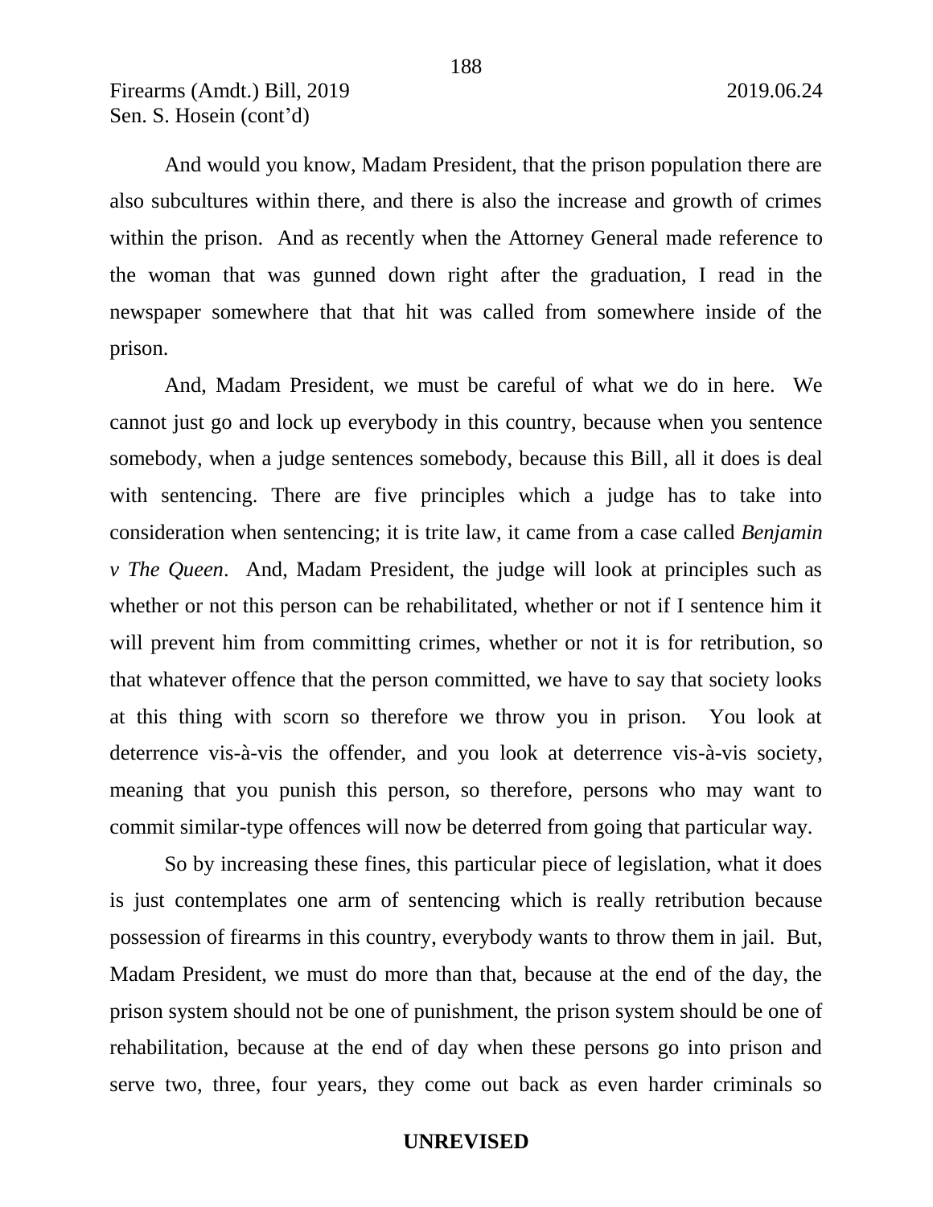And would you know, Madam President, that the prison population there are also subcultures within there, and there is also the increase and growth of crimes within the prison. And as recently when the Attorney General made reference to the woman that was gunned down right after the graduation, I read in the newspaper somewhere that that hit was called from somewhere inside of the prison.

And, Madam President, we must be careful of what we do in here. We cannot just go and lock up everybody in this country, because when you sentence somebody, when a judge sentences somebody, because this Bill, all it does is deal with sentencing. There are five principles which a judge has to take into consideration when sentencing; it is trite law, it came from a case called *Benjamin v The Queen*. And, Madam President, the judge will look at principles such as whether or not this person can be rehabilitated, whether or not if I sentence him it will prevent him from committing crimes, whether or not it is for retribution, so that whatever offence that the person committed, we have to say that society looks at this thing with scorn so therefore we throw you in prison. You look at deterrence vis-à-vis the offender, and you look at deterrence vis-à-vis society, meaning that you punish this person, so therefore, persons who may want to commit similar-type offences will now be deterred from going that particular way.

So by increasing these fines, this particular piece of legislation, what it does is just contemplates one arm of sentencing which is really retribution because possession of firearms in this country, everybody wants to throw them in jail. But, Madam President, we must do more than that, because at the end of the day, the prison system should not be one of punishment, the prison system should be one of rehabilitation, because at the end of day when these persons go into prison and serve two, three, four years, they come out back as even harder criminals so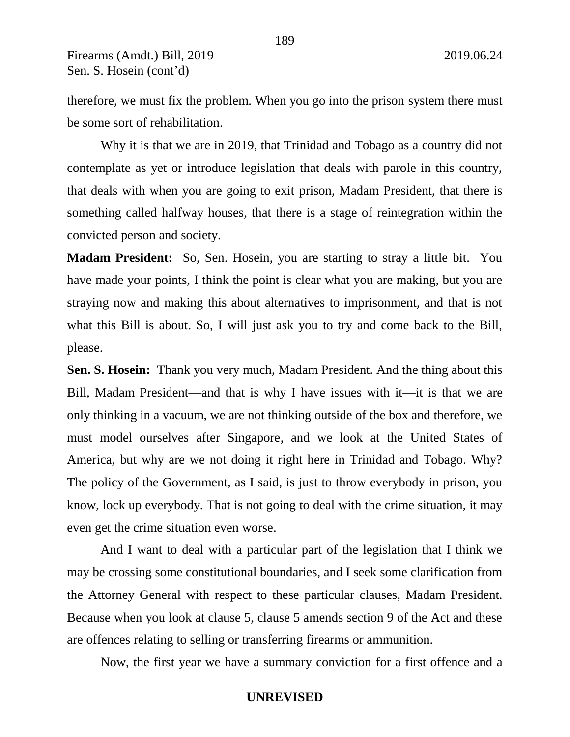therefore, we must fix the problem. When you go into the prison system there must be some sort of rehabilitation.

Why it is that we are in 2019, that Trinidad and Tobago as a country did not contemplate as yet or introduce legislation that deals with parole in this country, that deals with when you are going to exit prison, Madam President, that there is something called halfway houses, that there is a stage of reintegration within the convicted person and society.

**Madam President:** So, Sen. Hosein, you are starting to stray a little bit. You have made your points, I think the point is clear what you are making, but you are straying now and making this about alternatives to imprisonment, and that is not what this Bill is about. So, I will just ask you to try and come back to the Bill, please.

**Sen. S. Hosein:** Thank you very much, Madam President. And the thing about this Bill, Madam President—and that is why I have issues with it—it is that we are only thinking in a vacuum, we are not thinking outside of the box and therefore, we must model ourselves after Singapore, and we look at the United States of America, but why are we not doing it right here in Trinidad and Tobago. Why? The policy of the Government, as I said, is just to throw everybody in prison, you know, lock up everybody. That is not going to deal with the crime situation, it may even get the crime situation even worse.

And I want to deal with a particular part of the legislation that I think we may be crossing some constitutional boundaries, and I seek some clarification from the Attorney General with respect to these particular clauses, Madam President. Because when you look at clause 5, clause 5 amends section 9 of the Act and these are offences relating to selling or transferring firearms or ammunition.

Now, the first year we have a summary conviction for a first offence and a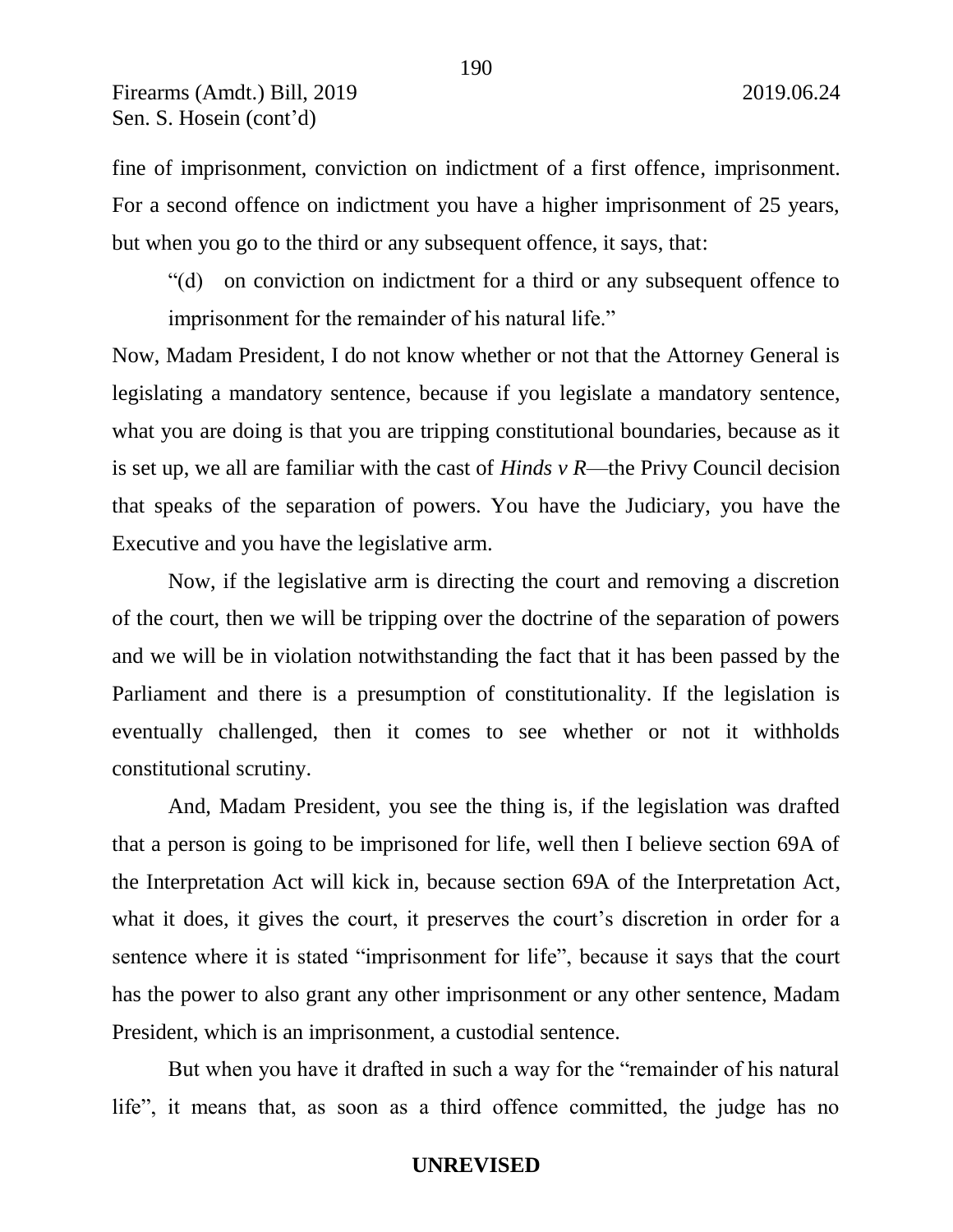fine of imprisonment, conviction on indictment of a first offence, imprisonment. For a second offence on indictment you have a higher imprisonment of 25 years, but when you go to the third or any subsequent offence, it says, that:

> "(d) on conviction on indictment for a third or any subsequent offence to imprisonment for the remainder of his natural life."

Now, Madam President, I do not know whether or not that the Attorney General is legislating a mandatory sentence, because if you legislate a mandatory sentence, what you are doing is that you are tripping constitutional boundaries, because as it is set up, we all are familiar with the cast of *Hinds v R*—the Privy Council decision that speaks of the separation of powers. You have the Judiciary, you have the Executive and you have the legislative arm.

Now, if the legislative arm is directing the court and removing a discretion of the court, then we will be tripping over the doctrine of the separation of powers and we will be in violation notwithstanding the fact that it has been passed by the Parliament and there is a presumption of constitutionality. If the legislation is eventually challenged, then it comes to see whether or not it withholds constitutional scrutiny.

And, Madam President, you see the thing is, if the legislation was drafted that a person is going to be imprisoned for life, well then I believe section 69A of the Interpretation Act will kick in, because section 69A of the Interpretation Act, what it does, it gives the court, it preserves the court's discretion in order for a sentence where it is stated "imprisonment for life", because it says that the court has the power to also grant any other imprisonment or any other sentence, Madam President, which is an imprisonment, a custodial sentence.

But when you have it drafted in such a way for the "remainder of his natural life", it means that, as soon as a third offence committed, the judge has no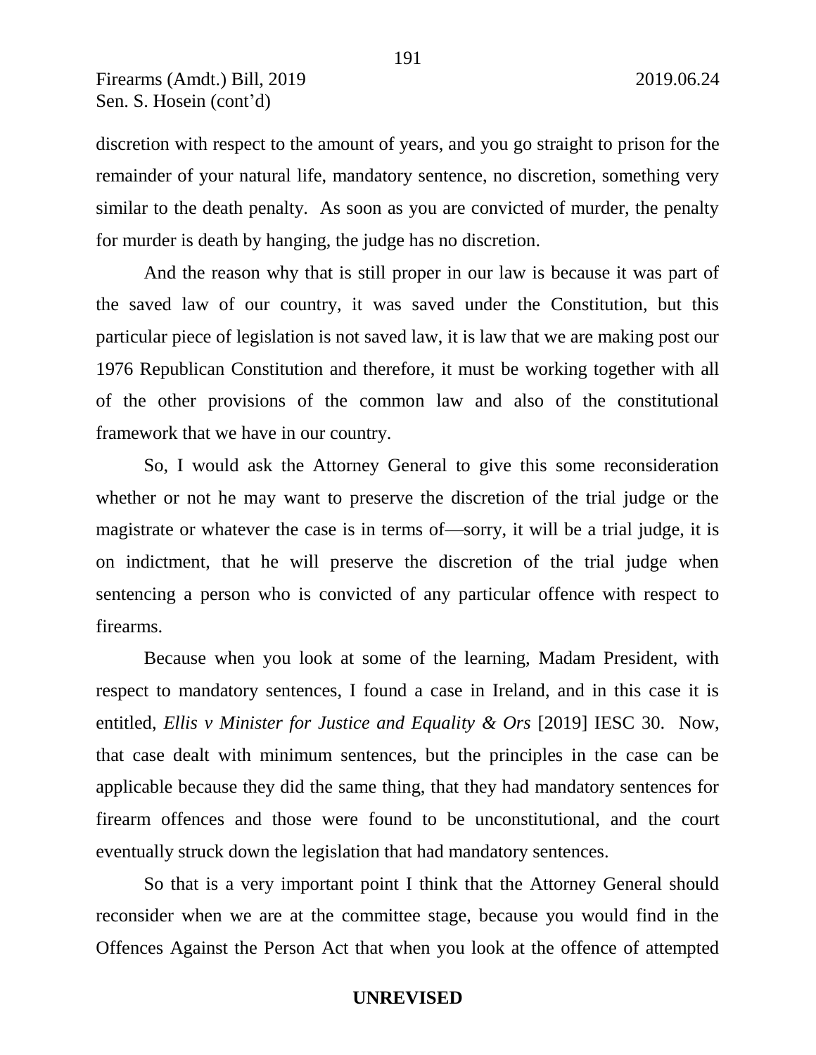discretion with respect to the amount of years, and you go straight to prison for the remainder of your natural life, mandatory sentence, no discretion, something very similar to the death penalty. As soon as you are convicted of murder, the penalty for murder is death by hanging, the judge has no discretion.

And the reason why that is still proper in our law is because it was part of the saved law of our country, it was saved under the Constitution, but this particular piece of legislation is not saved law, it is law that we are making post our 1976 Republican Constitution and therefore, it must be working together with all of the other provisions of the common law and also of the constitutional framework that we have in our country.

So, I would ask the Attorney General to give this some reconsideration whether or not he may want to preserve the discretion of the trial judge or the magistrate or whatever the case is in terms of—sorry, it will be a trial judge, it is on indictment, that he will preserve the discretion of the trial judge when sentencing a person who is convicted of any particular offence with respect to firearms.

Because when you look at some of the learning, Madam President, with respect to mandatory sentences, I found a case in Ireland, and in this case it is entitled, *Ellis v Minister for Justice and Equality & Ors* [2019] IESC 30. Now, that case dealt with minimum sentences, but the principles in the case can be applicable because they did the same thing, that they had mandatory sentences for firearm offences and those were found to be unconstitutional, and the court eventually struck down the legislation that had mandatory sentences.

So that is a very important point I think that the Attorney General should reconsider when we are at the committee stage, because you would find in the Offences Against the Person Act that when you look at the offence of attempted

**UNREVISED**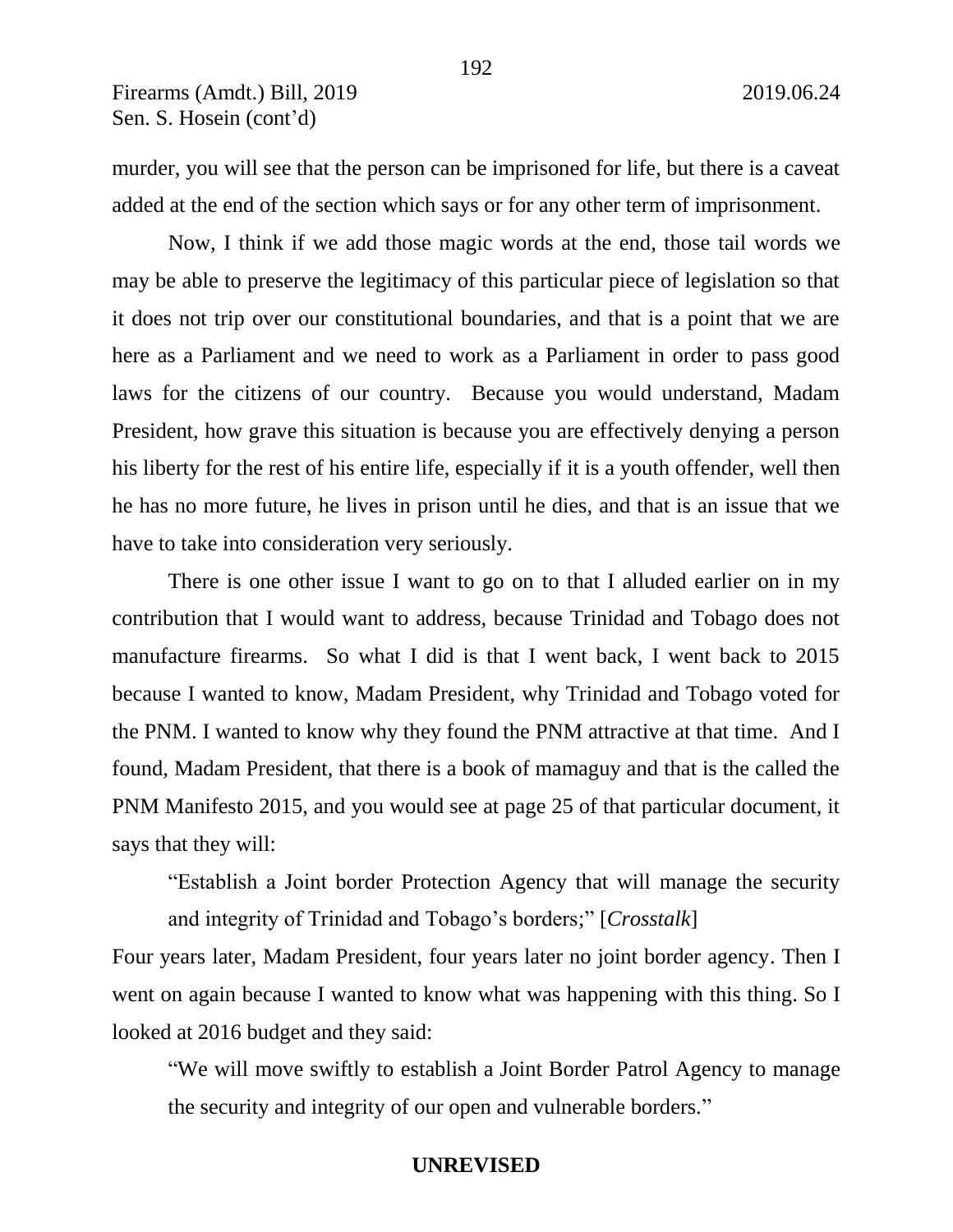murder, you will see that the person can be imprisoned for life, but there is a caveat added at the end of the section which says or for any other term of imprisonment.

Now, I think if we add those magic words at the end, those tail words we may be able to preserve the legitimacy of this particular piece of legislation so that it does not trip over our constitutional boundaries, and that is a point that we are here as a Parliament and we need to work as a Parliament in order to pass good laws for the citizens of our country. Because you would understand, Madam President, how grave this situation is because you are effectively denying a person his liberty for the rest of his entire life, especially if it is a youth offender, well then he has no more future, he lives in prison until he dies, and that is an issue that we have to take into consideration very seriously.

There is one other issue I want to go on to that I alluded earlier on in my contribution that I would want to address, because Trinidad and Tobago does not manufacture firearms. So what I did is that I went back, I went back to 2015 because I wanted to know, Madam President, why Trinidad and Tobago voted for the PNM. I wanted to know why they found the PNM attractive at that time. And I found, Madam President, that there is a book of mamaguy and that is the called the PNM Manifesto 2015, and you would see at page 25 of that particular document, it says that they will:

> "Establish a Joint border Protection Agency that will manage the security and integrity of Trinidad and Tobago's borders;" [*Crosstalk*]

Four years later, Madam President, four years later no joint border agency. Then I went on again because I wanted to know what was happening with this thing. So I looked at 2016 budget and they said:

> "We will move swiftly to establish a Joint Border Patrol Agency to manage the security and integrity of our open and vulnerable borders."

**UNREVISED**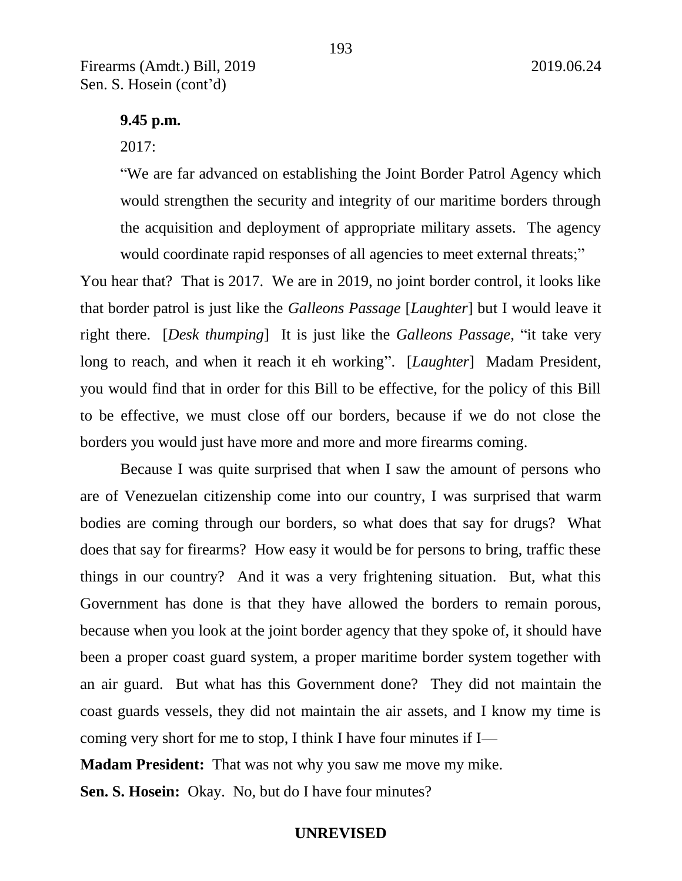**9.45 p.m.**

2017:

> "We are far advanced on establishing the Joint Border Patrol Agency which would strengthen the security and integrity of our maritime borders through the acquisition and deployment of appropriate military assets. The agency would coordinate rapid responses of all agencies to meet external threats;"

You hear that? That is 2017. We are in 2019, no joint border control, it looks like that border patrol is just like the *Galleons Passage* [*Laughter*] but I would leave it right there. [*Desk thumping*] It is just like the *Galleons Passage*, "it take very long to reach, and when it reach it eh working". [*Laughter*] Madam President, you would find that in order for this Bill to be effective, for the policy of this Bill to be effective, we must close off our borders, because if we do not close the borders you would just have more and more and more firearms coming.

Because I was quite surprised that when I saw the amount of persons who are of Venezuelan citizenship come into our country, I was surprised that warm bodies are coming through our borders, so what does that say for drugs? What does that say for firearms? How easy it would be for persons to bring, traffic these things in our country? And it was a very frightening situation. But, what this Government has done is that they have allowed the borders to remain porous, because when you look at the joint border agency that they spoke of, it should have been a proper coast guard system, a proper maritime border system together with an air guard. But what has this Government done? They did not maintain the coast guards vessels, they did not maintain the air assets, and I know my time is coming very short for me to stop, I think I have four minutes if I—

**Madam President:** That was not why you saw me move my mike.

**Sen. S. Hosein:** Okay. No, but do I have four minutes?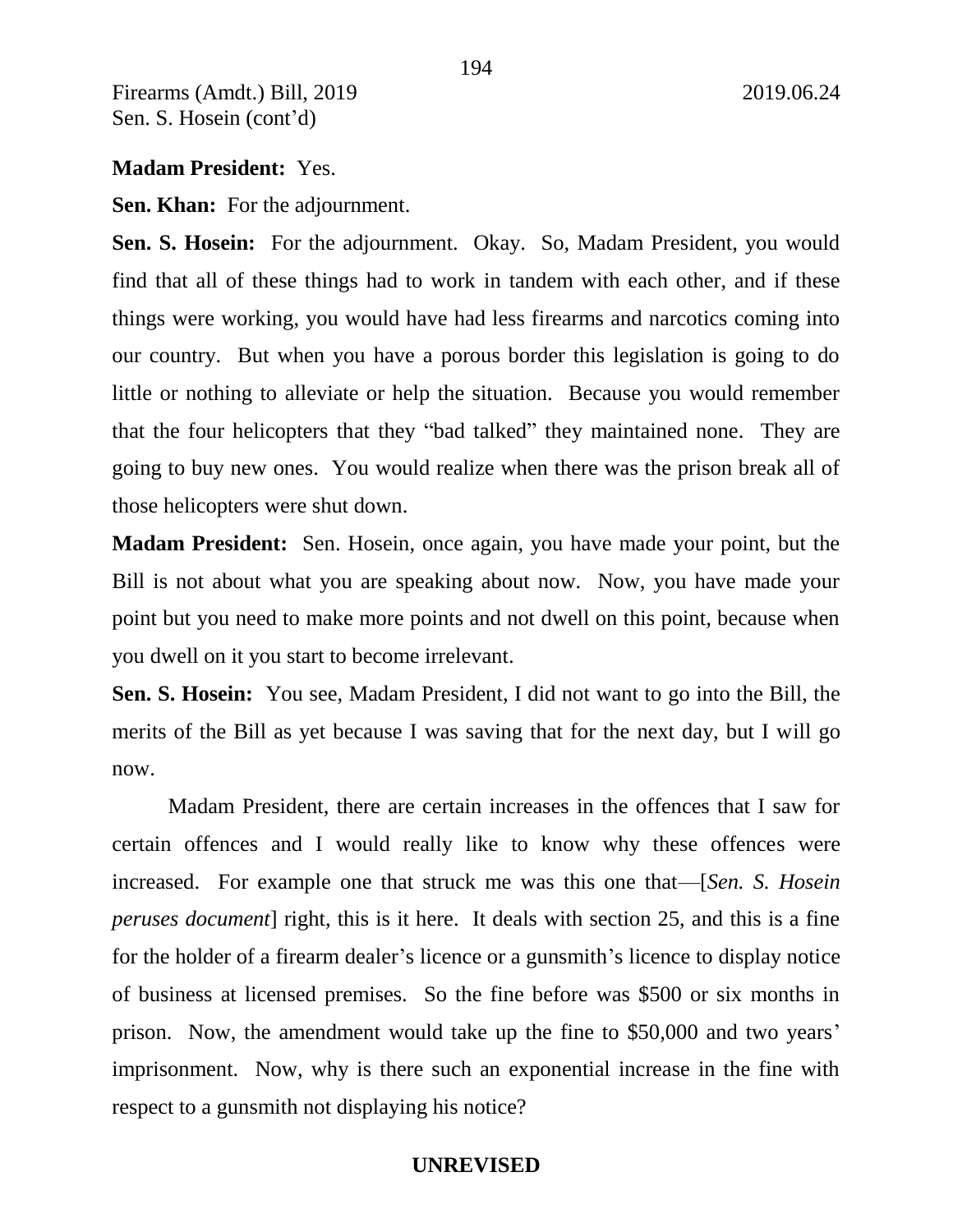**Madam President:** Yes.

**Sen. Khan:** For the adjournment.

**Sen. S. Hosein:** For the adjournment. Okay. So, Madam President, you would find that all of these things had to work in tandem with each other, and if these things were working, you would have had less firearms and narcotics coming into our country. But when you have a porous border this legislation is going to do little or nothing to alleviate or help the situation. Because you would remember that the four helicopters that they "bad talked" they maintained none. They are going to buy new ones. You would realize when there was the prison break all of those helicopters were shut down.

**Madam President:** Sen. Hosein, once again, you have made your point, but the Bill is not about what you are speaking about now. Now, you have made your point but you need to make more points and not dwell on this point, because when you dwell on it you start to become irrelevant.

**Sen. S. Hosein:** You see, Madam President, I did not want to go into the Bill, the merits of the Bill as yet because I was saving that for the next day, but I will go now.

Madam President, there are certain increases in the offences that I saw for certain offences and I would really like to know why these offences were increased. For example one that struck me was this one that—[*Sen. S. Hosein peruses document*] right, this is it here. It deals with section 25, and this is a fine for the holder of a firearm dealer's licence or a gunsmith's licence to display notice of business at licensed premises. So the fine before was $500 or six months in prison. Now, the amendment would take up the fine to $50,000 and two years' imprisonment. Now, why is there such an exponential increase in the fine with respect to a gunsmith not displaying his notice?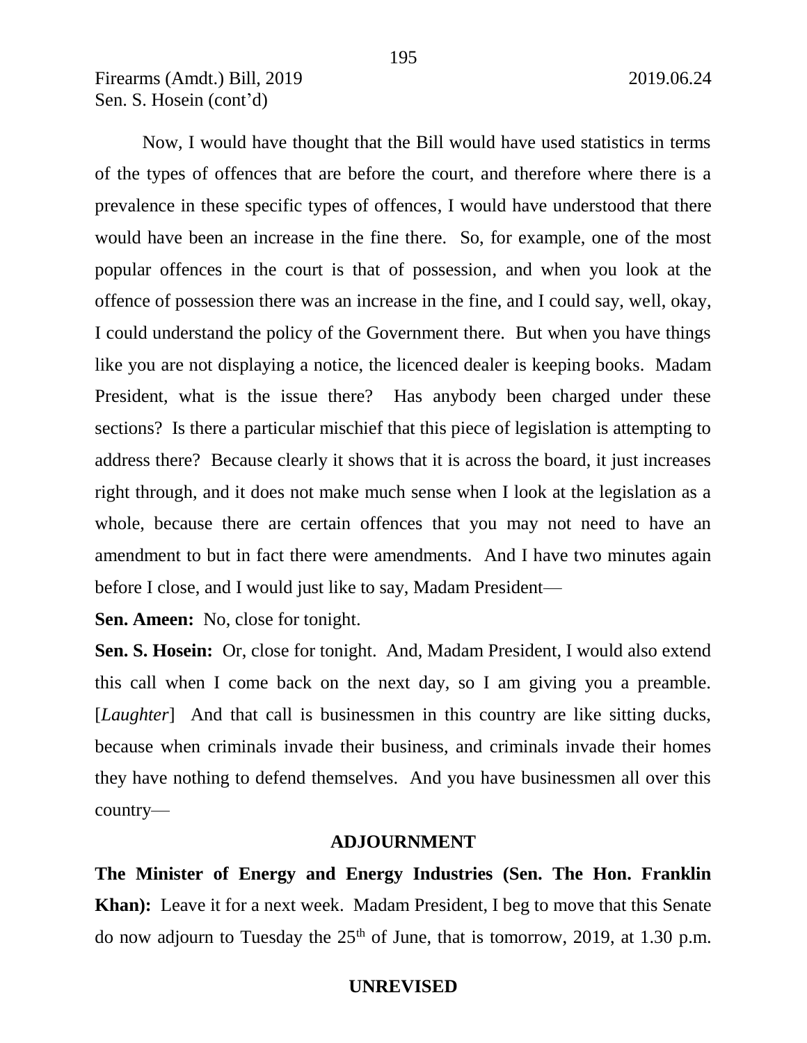Now, I would have thought that the Bill would have used statistics in terms of the types of offences that are before the court, and therefore where there is a prevalence in these specific types of offences, I would have understood that there would have been an increase in the fine there. So, for example, one of the most popular offences in the court is that of possession, and when you look at the offence of possession there was an increase in the fine, and I could say, well, okay, I could understand the policy of the Government there. But when you have things like you are not displaying a notice, the licenced dealer is keeping books. Madam President, what is the issue there? Has anybody been charged under these sections? Is there a particular mischief that this piece of legislation is attempting to address there? Because clearly it shows that it is across the board, it just increases right through, and it does not make much sense when I look at the legislation as a whole, because there are certain offences that you may not need to have an amendment to but in fact there were amendments. And I have two minutes again before I close, and I would just like to say, Madam President—

**Sen. Ameen:** No, close for tonight.

**Sen. S. Hosein:** Or, close for tonight. And, Madam President, I would also extend this call when I come back on the next day, so I am giving you a preamble. [*Laughter*] And that call is businessmen in this country are like sitting ducks, because when criminals invade their business, and criminals invade their homes they have nothing to defend themselves. And you have businessmen all over this country—

## ADJOURNMENT

**The Minister of Energy and Energy Industries (Sen. The Hon. Franklin Khan):** Leave it for a next week. Madam President, I beg to move that this Senate do now adjourn to Tuesday the 25th of June, that is tomorrow, 2019, at 1.30 p.m.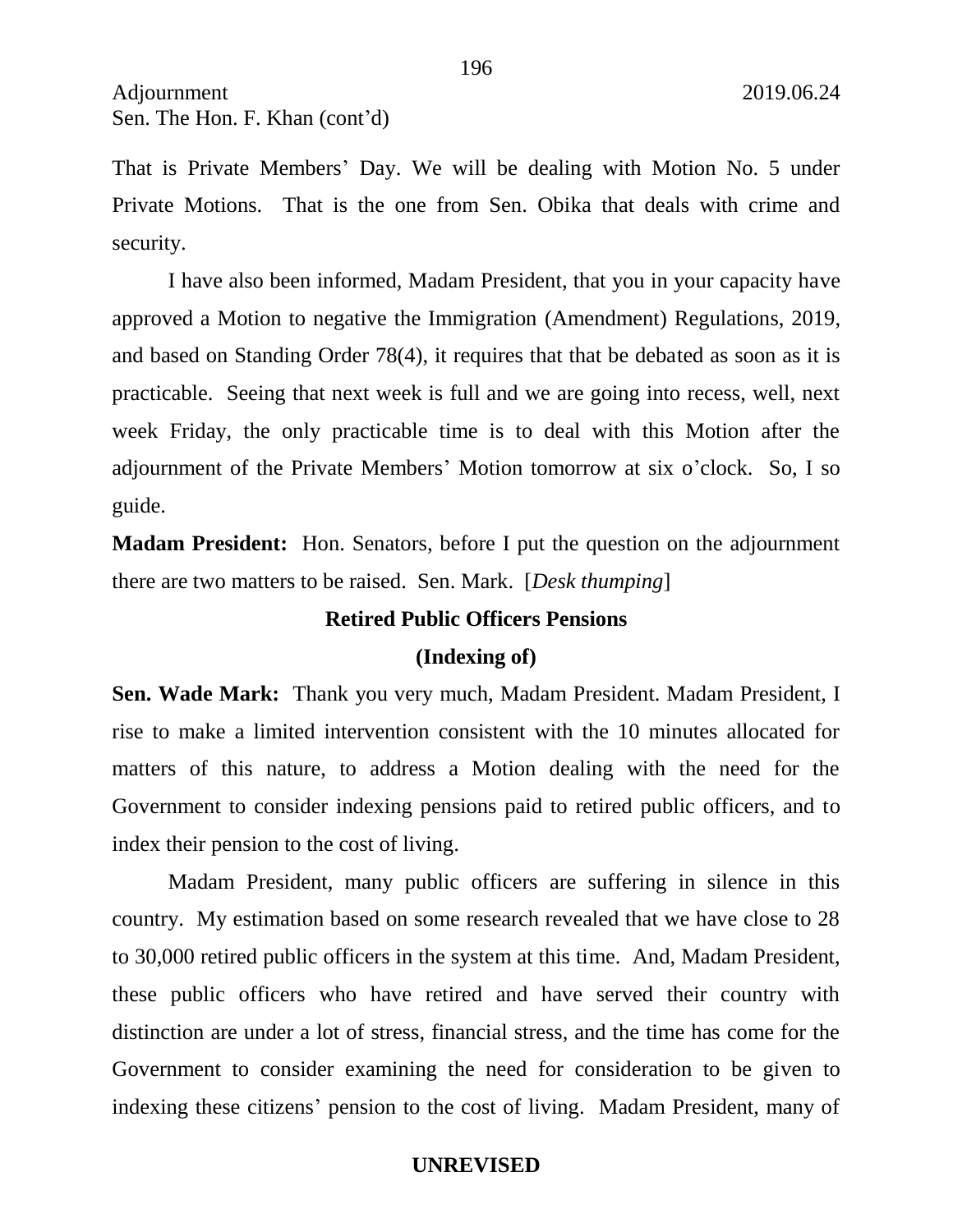That is Private Members' Day. We will be dealing with Motion No. 5 under Private Motions. That is the one from Sen. Obika that deals with crime and security.

I have also been informed, Madam President, that you in your capacity have approved a Motion to negative the Immigration (Amendment) Regulations, 2019, and based on Standing Order 78(4), it requires that that be debated as soon as it is practicable. Seeing that next week is full and we are going into recess, well, next week Friday, the only practicable time is to deal with this Motion after the adjournment of the Private Members' Motion tomorrow at six o'clock. So, I so guide.

**Madam President:** Hon. Senators, before I put the question on the adjournment there are two matters to be raised. Sen. Mark. [*Desk thumping*]

### Retired Public Officers Pensions

### (Indexing of)

**Sen. Wade Mark:** Thank you very much, Madam President. Madam President, I rise to make a limited intervention consistent with the 10 minutes allocated for matters of this nature, to address a Motion dealing with the need for the Government to consider indexing pensions paid to retired public officers, and to index their pension to the cost of living.

Madam President, many public officers are suffering in silence in this country. My estimation based on some research revealed that we have close to 28 to 30,000 retired public officers in the system at this time. And, Madam President, these public officers who have retired and have served their country with distinction are under a lot of stress, financial stress, and the time has come for the Government to consider examining the need for consideration to be given to indexing these citizens' pension to the cost of living. Madam President, many of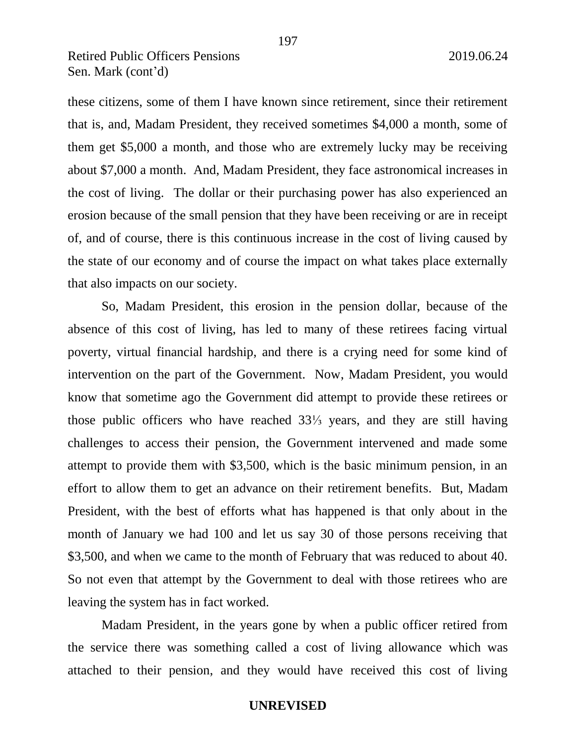these citizens, some of them I have known since retirement, since their retirement that is, and, Madam President, they received sometimes $4,000 a month, some of them get $5,000 a month, and those who are extremely lucky may be receiving about $7,000 a month. And, Madam President, they face astronomical increases in the cost of living. The dollar or their purchasing power has also experienced an erosion because of the small pension that they have been receiving or are in receipt of, and of course, there is this continuous increase in the cost of living caused by the state of our economy and of course the impact on what takes place externally that also impacts on our society.

So, Madam President, this erosion in the pension dollar, because of the absence of this cost of living, has led to many of these retirees facing virtual poverty, virtual financial hardship, and there is a crying need for some kind of intervention on the part of the Government. Now, Madam President, you would know that sometime ago the Government did attempt to provide these retirees or those public officers who have reached 33⅓ years, and they are still having challenges to access their pension, the Government intervened and made some attempt to provide them with $3,500, which is the basic minimum pension, in an effort to allow them to get an advance on their retirement benefits. But, Madam President, with the best of efforts what has happened is that only about in the month of January we had 100 and let us say 30 of those persons receiving that $3,500, and when we came to the month of February that was reduced to about 40. So not even that attempt by the Government to deal with those retirees who are leaving the system has in fact worked.

Madam President, in the years gone by when a public officer retired from the service there was something called a cost of living allowance which was attached to their pension, and they would have received this cost of living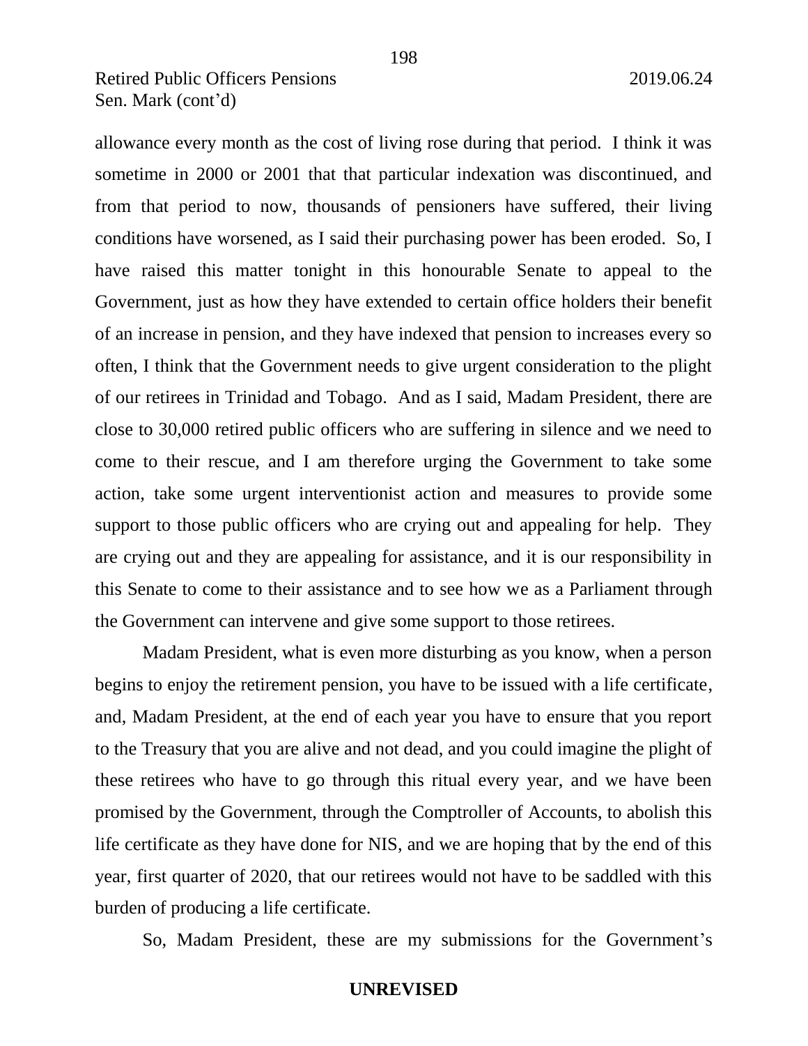allowance every month as the cost of living rose during that period. I think it was sometime in 2000 or 2001 that that particular indexation was discontinued, and from that period to now, thousands of pensioners have suffered, their living conditions have worsened, as I said their purchasing power has been eroded. So, I have raised this matter tonight in this honourable Senate to appeal to the Government, just as how they have extended to certain office holders their benefit of an increase in pension, and they have indexed that pension to increases every so often, I think that the Government needs to give urgent consideration to the plight of our retirees in Trinidad and Tobago. And as I said, Madam President, there are close to 30,000 retired public officers who are suffering in silence and we need to come to their rescue, and I am therefore urging the Government to take some action, take some urgent interventionist action and measures to provide some support to those public officers who are crying out and appealing for help. They are crying out and they are appealing for assistance, and it is our responsibility in this Senate to come to their assistance and to see how we as a Parliament through the Government can intervene and give some support to those retirees.

Madam President, what is even more disturbing as you know, when a person begins to enjoy the retirement pension, you have to be issued with a life certificate, and, Madam President, at the end of each year you have to ensure that you report to the Treasury that you are alive and not dead, and you could imagine the plight of these retirees who have to go through this ritual every year, and we have been promised by the Government, through the Comptroller of Accounts, to abolish this life certificate as they have done for NIS, and we are hoping that by the end of this year, first quarter of 2020, that our retirees would not have to be saddled with this burden of producing a life certificate.

So, Madam President, these are my submissions for the Government's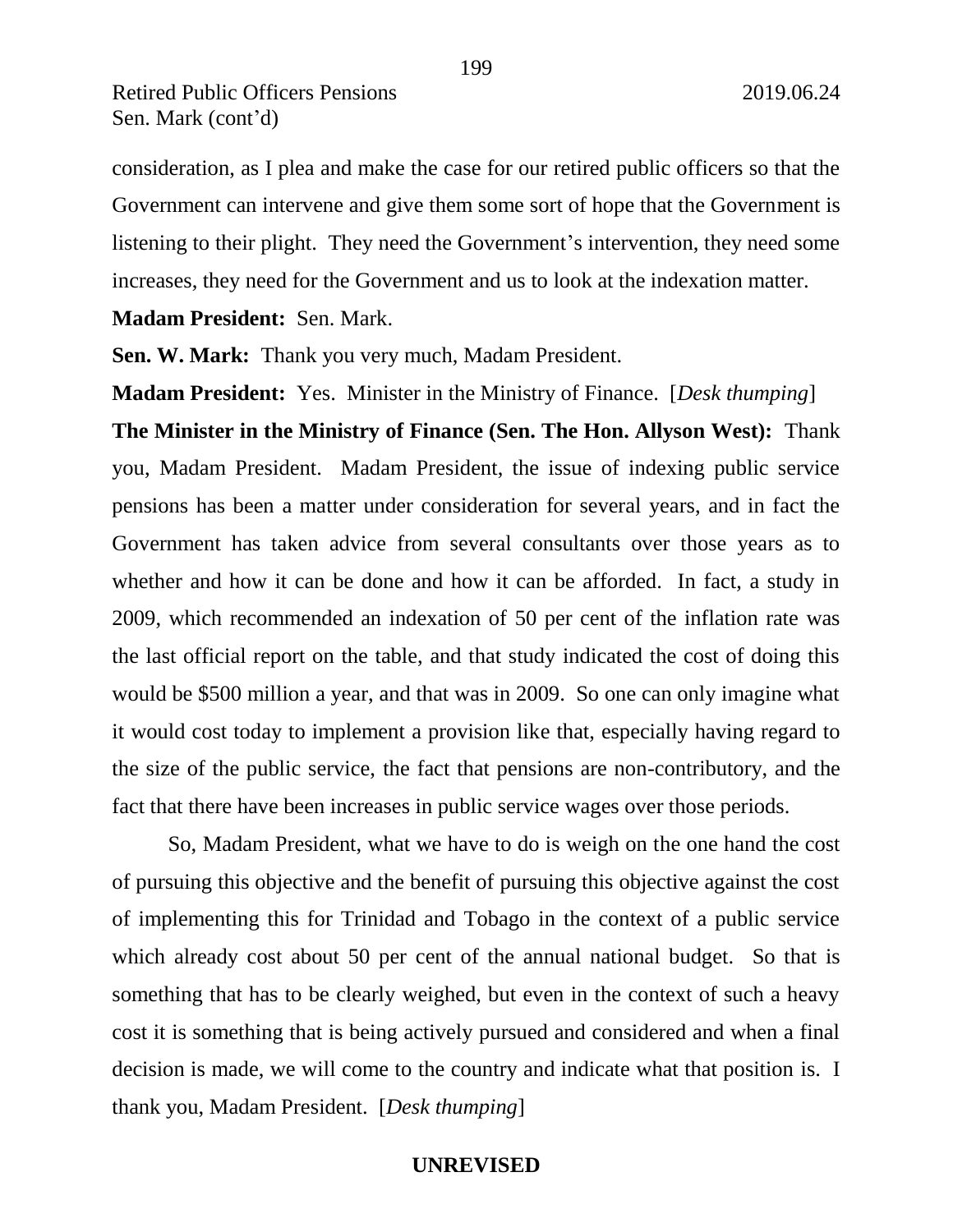consideration, as I plea and make the case for our retired public officers so that the Government can intervene and give them some sort of hope that the Government is listening to their plight. They need the Government's intervention, they need some increases, they need for the Government and us to look at the indexation matter.

**Madam President:** Sen. Mark.

**Sen. W. Mark:** Thank you very much, Madam President.

**Madam President:** Yes. Minister in the Ministry of Finance. [*Desk thumping*]

**The Minister in the Ministry of Finance (Sen. The Hon. Allyson West):** Thank you, Madam President. Madam President, the issue of indexing public service pensions has been a matter under consideration for several years, and in fact the Government has taken advice from several consultants over those years as to whether and how it can be done and how it can be afforded. In fact, a study in 2009, which recommended an indexation of 50 per cent of the inflation rate was the last official report on the table, and that study indicated the cost of doing this would be $500 million a year, and that was in 2009. So one can only imagine what it would cost today to implement a provision like that, especially having regard to the size of the public service, the fact that pensions are non-contributory, and the fact that there have been increases in public service wages over those periods.

So, Madam President, what we have to do is weigh on the one hand the cost of pursuing this objective and the benefit of pursuing this objective against the cost of implementing this for Trinidad and Tobago in the context of a public service which already cost about 50 per cent of the annual national budget. So that is something that has to be clearly weighed, but even in the context of such a heavy cost it is something that is being actively pursued and considered and when a final decision is made, we will come to the country and indicate what that position is. I thank you, Madam President. [*Desk thumping*]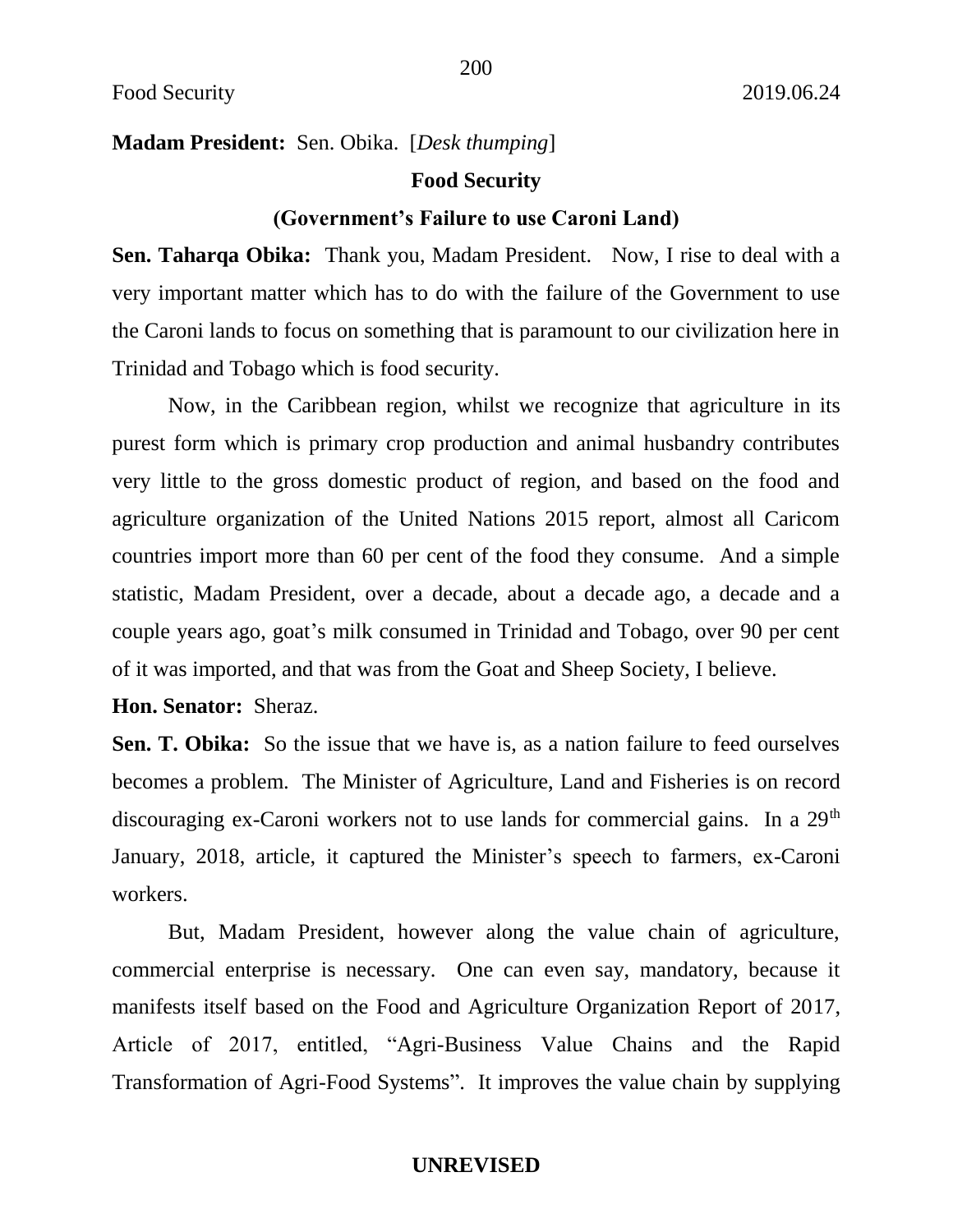**Madam President:** Sen. Obika. [*Desk thumping*]

**Food Security**

**(Government's Failure to use Caroni Land)**

**Sen. Taharqa Obika:** Thank you, Madam President. Now, I rise to deal with a very important matter which has to do with the failure of the Government to use the Caroni lands to focus on something that is paramount to our civilization here in Trinidad and Tobago which is food security.

Now, in the Caribbean region, whilst we recognize that agriculture in its purest form which is primary crop production and animal husbandry contributes very little to the gross domestic product of region, and based on the food and agriculture organization of the United Nations 2015 report, almost all Caricom countries import more than 60 per cent of the food they consume. And a simple statistic, Madam President, over a decade, about a decade ago, a decade and a couple years ago, goat's milk consumed in Trinidad and Tobago, over 90 per cent of it was imported, and that was from the Goat and Sheep Society, I believe.

**Hon. Senator:** Sheraz.

**Sen. T. Obika:** So the issue that we have is, as a nation failure to feed ourselves becomes a problem. The Minister of Agriculture, Land and Fisheries is on record discouraging ex-Caroni workers not to use lands for commercial gains. In a 29th January, 2018, article, it captured the Minister's speech to farmers, ex-Caroni workers.

But, Madam President, however along the value chain of agriculture, commercial enterprise is necessary. One can even say, mandatory, because it manifests itself based on the Food and Agriculture Organization Report of 2017, Article of 2017, entitled, "Agri-Business Value Chains and the Rapid Transformation of Agri-Food Systems". It improves the value chain by supplying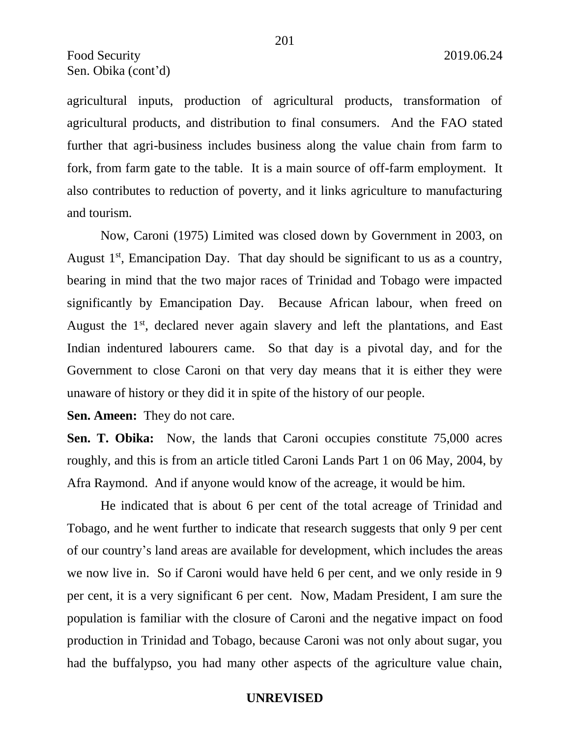agricultural inputs, production of agricultural products, transformation of agricultural products, and distribution to final consumers. And the FAO stated further that agri-business includes business along the value chain from farm to fork, from farm gate to the table. It is a main source of off-farm employment. It also contributes to reduction of poverty, and it links agriculture to manufacturing and tourism.

Now, Caroni (1975) Limited was closed down by Government in 2003, on August 1st, Emancipation Day. That day should be significant to us as a country, bearing in mind that the two major races of Trinidad and Tobago were impacted significantly by Emancipation Day. Because African labour, when freed on August the 1st, declared never again slavery and left the plantations, and East Indian indentured labourers came. So that day is a pivotal day, and for the Government to close Caroni on that very day means that it is either they were unaware of history or they did it in spite of the history of our people.

**Sen. Ameen:** They do not care.

**Sen. T. Obika:** Now, the lands that Caroni occupies constitute 75,000 acres roughly, and this is from an article titled Caroni Lands Part 1 on 06 May, 2004, by Afra Raymond. And if anyone would know of the acreage, it would be him.

He indicated that is about 6 per cent of the total acreage of Trinidad and Tobago, and he went further to indicate that research suggests that only 9 per cent of our country's land areas are available for development, which includes the areas we now live in. So if Caroni would have held 6 per cent, and we only reside in 9 per cent, it is a very significant 6 per cent. Now, Madam President, I am sure the population is familiar with the closure of Caroni and the negative impact on food production in Trinidad and Tobago, because Caroni was not only about sugar, you had the buffalypso, you had many other aspects of the agriculture value chain,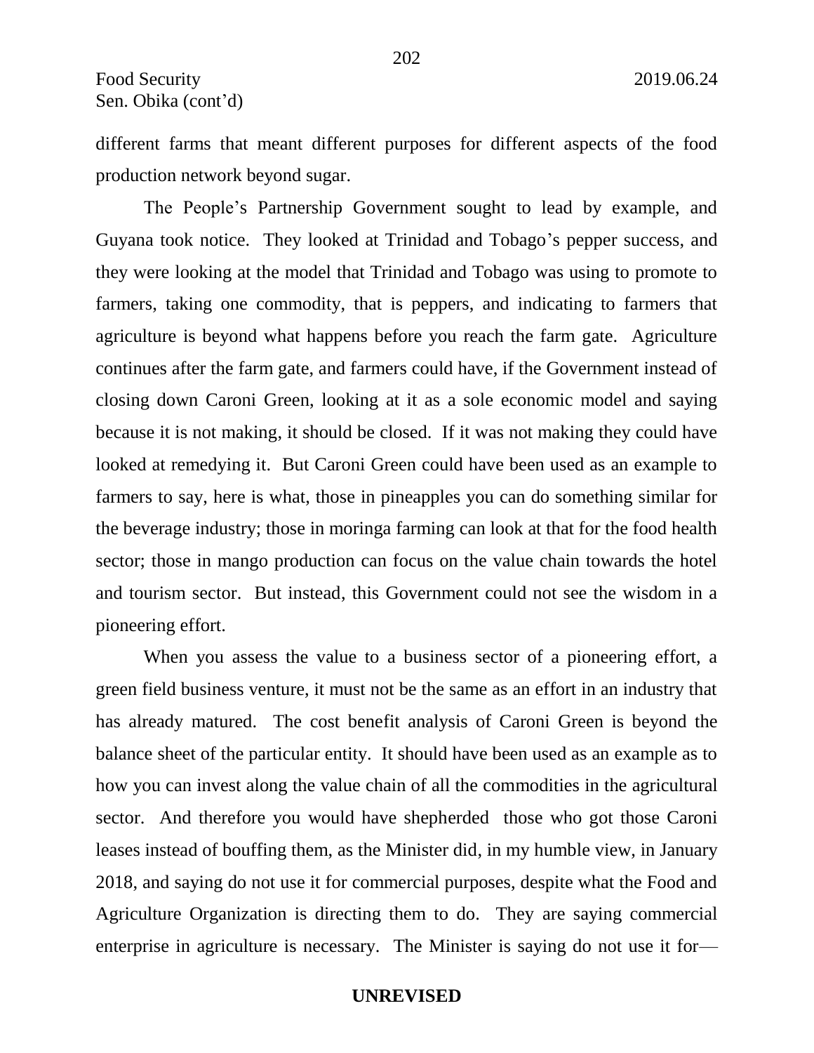different farms that meant different purposes for different aspects of the food production network beyond sugar.

The People's Partnership Government sought to lead by example, and Guyana took notice. They looked at Trinidad and Tobago's pepper success, and they were looking at the model that Trinidad and Tobago was using to promote to farmers, taking one commodity, that is peppers, and indicating to farmers that agriculture is beyond what happens before you reach the farm gate. Agriculture continues after the farm gate, and farmers could have, if the Government instead of closing down Caroni Green, looking at it as a sole economic model and saying because it is not making, it should be closed. If it was not making they could have looked at remedying it. But Caroni Green could have been used as an example to farmers to say, here is what, those in pineapples you can do something similar for the beverage industry; those in moringa farming can look at that for the food health sector; those in mango production can focus on the value chain towards the hotel and tourism sector. But instead, this Government could not see the wisdom in a pioneering effort.

When you assess the value to a business sector of a pioneering effort, a green field business venture, it must not be the same as an effort in an industry that has already matured. The cost benefit analysis of Caroni Green is beyond the balance sheet of the particular entity. It should have been used as an example as to how you can invest along the value chain of all the commodities in the agricultural sector. And therefore you would have shepherded those who got those Caroni leases instead of bouffing them, as the Minister did, in my humble view, in January 2018, and saying do not use it for commercial purposes, despite what the Food and Agriculture Organization is directing them to do. They are saying commercial enterprise in agriculture is necessary. The Minister is saying do not use it for—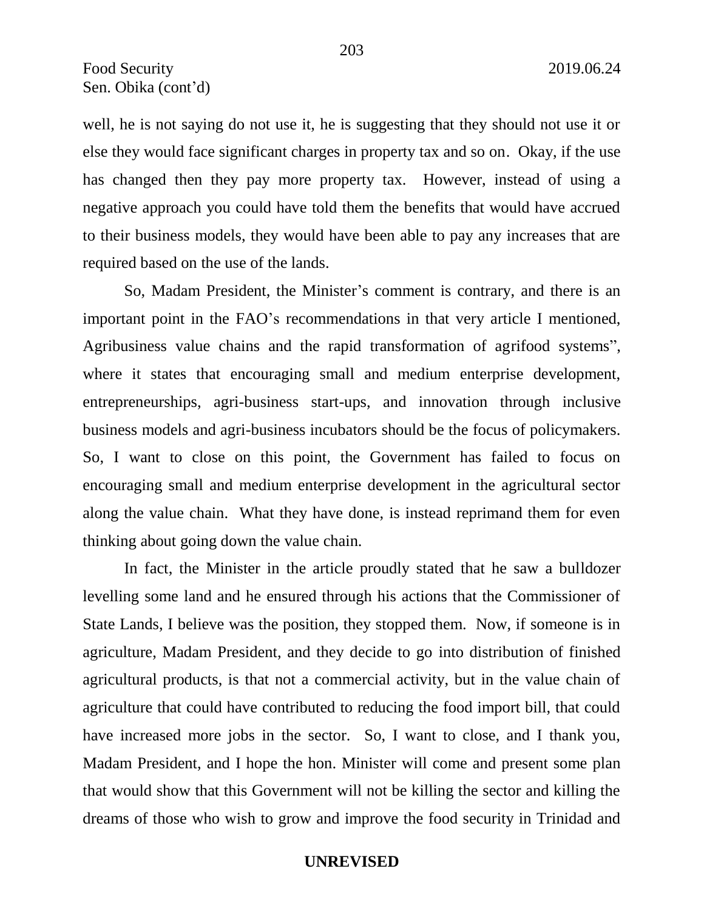well, he is not saying do not use it, he is suggesting that they should not use it or else they would face significant charges in property tax and so on. Okay, if the use has changed then they pay more property tax. However, instead of using a negative approach you could have told them the benefits that would have accrued to their business models, they would have been able to pay any increases that are required based on the use of the lands.

So, Madam President, the Minister's comment is contrary, and there is an important point in the FAO's recommendations in that very article I mentioned, Agribusiness value chains and the rapid transformation of agrifood systems", where it states that encouraging small and medium enterprise development, entrepreneurships, agri-business start-ups, and innovation through inclusive business models and agri-business incubators should be the focus of policymakers. So, I want to close on this point, the Government has failed to focus on encouraging small and medium enterprise development in the agricultural sector along the value chain. What they have done, is instead reprimand them for even thinking about going down the value chain.

In fact, the Minister in the article proudly stated that he saw a bulldozer levelling some land and he ensured through his actions that the Commissioner of State Lands, I believe was the position, they stopped them. Now, if someone is in agriculture, Madam President, and they decide to go into distribution of finished agricultural products, is that not a commercial activity, but in the value chain of agriculture that could have contributed to reducing the food import bill, that could have increased more jobs in the sector. So, I want to close, and I thank you, Madam President, and I hope the hon. Minister will come and present some plan that would show that this Government will not be killing the sector and killing the dreams of those who wish to grow and improve the food security in Trinidad and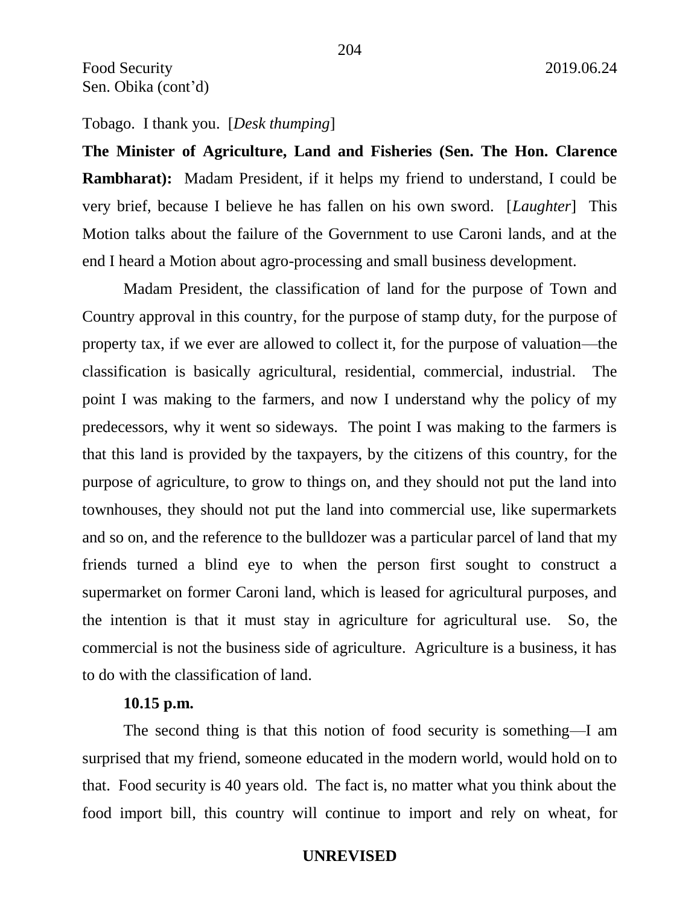Tobago. I thank you. [*Desk thumping*]

**The Minister of Agriculture, Land and Fisheries (Sen. The Hon. Clarence Rambharat):** Madam President, if it helps my friend to understand, I could be very brief, because I believe he has fallen on his own sword. [*Laughter*] This Motion talks about the failure of the Government to use Caroni lands, and at the end I heard a Motion about agro-processing and small business development.

Madam President, the classification of land for the purpose of Town and Country approval in this country, for the purpose of stamp duty, for the purpose of property tax, if we ever are allowed to collect it, for the purpose of valuation—the classification is basically agricultural, residential, commercial, industrial. The point I was making to the farmers, and now I understand why the policy of my predecessors, why it went so sideways. The point I was making to the farmers is that this land is provided by the taxpayers, by the citizens of this country, for the purpose of agriculture, to grow to things on, and they should not put the land into townhouses, they should not put the land into commercial use, like supermarkets and so on, and the reference to the bulldozer was a particular parcel of land that my friends turned a blind eye to when the person first sought to construct a supermarket on former Caroni land, which is leased for agricultural purposes, and the intention is that it must stay in agriculture for agricultural use. So, the commercial is not the business side of agriculture. Agriculture is a business, it has to do with the classification of land.

**10.15 p.m.**

The second thing is that this notion of food security is something—I am surprised that my friend, someone educated in the modern world, would hold on to that. Food security is 40 years old. The fact is, no matter what you think about the food import bill, this country will continue to import and rely on wheat, for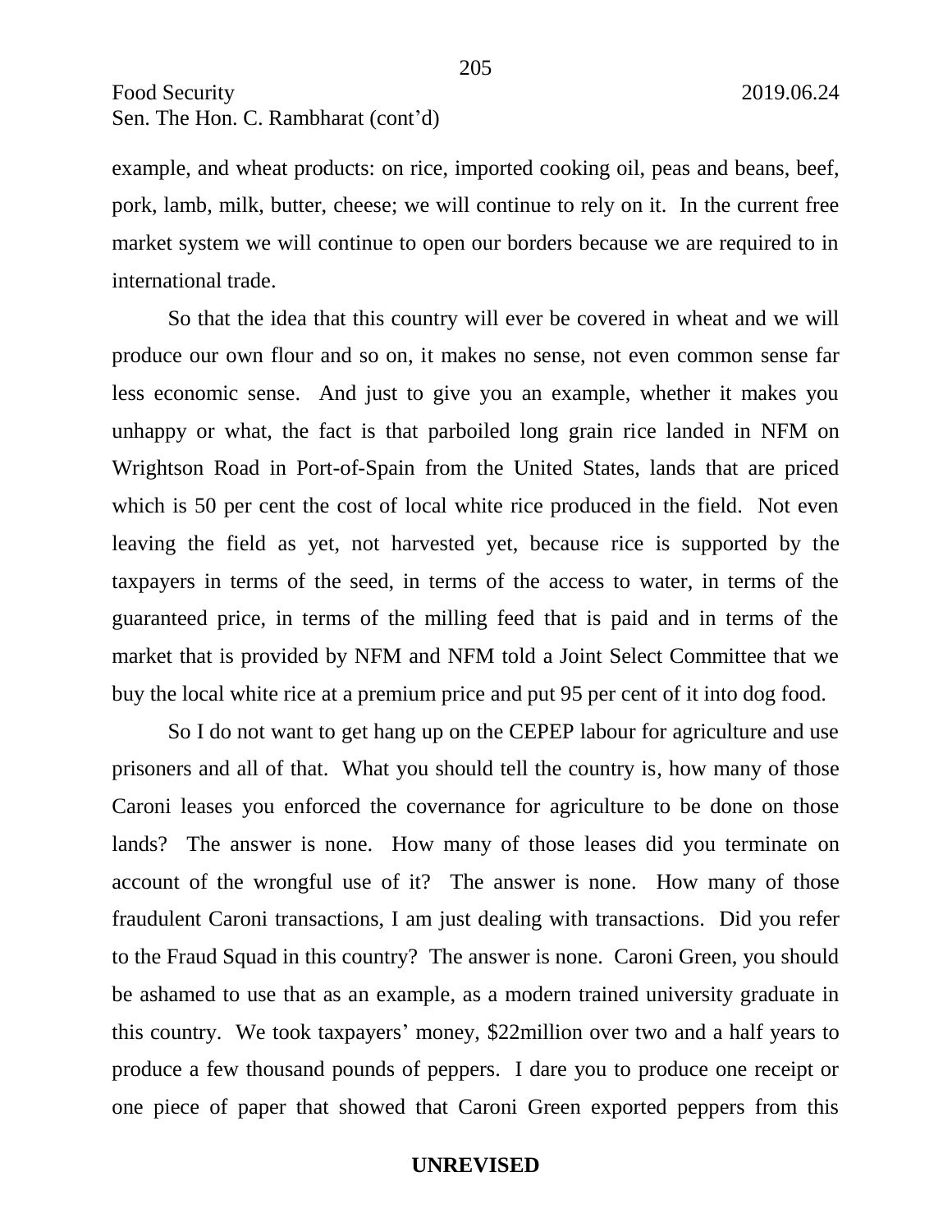example, and wheat products: on rice, imported cooking oil, peas and beans, beef, pork, lamb, milk, butter, cheese; we will continue to rely on it. In the current free market system we will continue to open our borders because we are required to in international trade.

So that the idea that this country will ever be covered in wheat and we will produce our own flour and so on, it makes no sense, not even common sense far less economic sense. And just to give you an example, whether it makes you unhappy or what, the fact is that parboiled long grain rice landed in NFM on Wrightson Road in Port-of-Spain from the United States, lands that are priced which is 50 per cent the cost of local white rice produced in the field. Not even leaving the field as yet, not harvested yet, because rice is supported by the taxpayers in terms of the seed, in terms of the access to water, in terms of the guaranteed price, in terms of the milling feed that is paid and in terms of the market that is provided by NFM and NFM told a Joint Select Committee that we buy the local white rice at a premium price and put 95 per cent of it into dog food.

So I do not want to get hang up on the CEPEP labour for agriculture and use prisoners and all of that. What you should tell the country is, how many of those Caroni leases you enforced the covernance for agriculture to be done on those lands? The answer is none. How many of those leases did you terminate on account of the wrongful use of it? The answer is none. How many of those fraudulent Caroni transactions, I am just dealing with transactions. Did you refer to the Fraud Squad in this country? The answer is none. Caroni Green, you should be ashamed to use that as an example, as a modern trained university graduate in this country. We took taxpayers' money, $22million over two and a half years to produce a few thousand pounds of peppers. I dare you to produce one receipt or one piece of paper that showed that Caroni Green exported peppers from this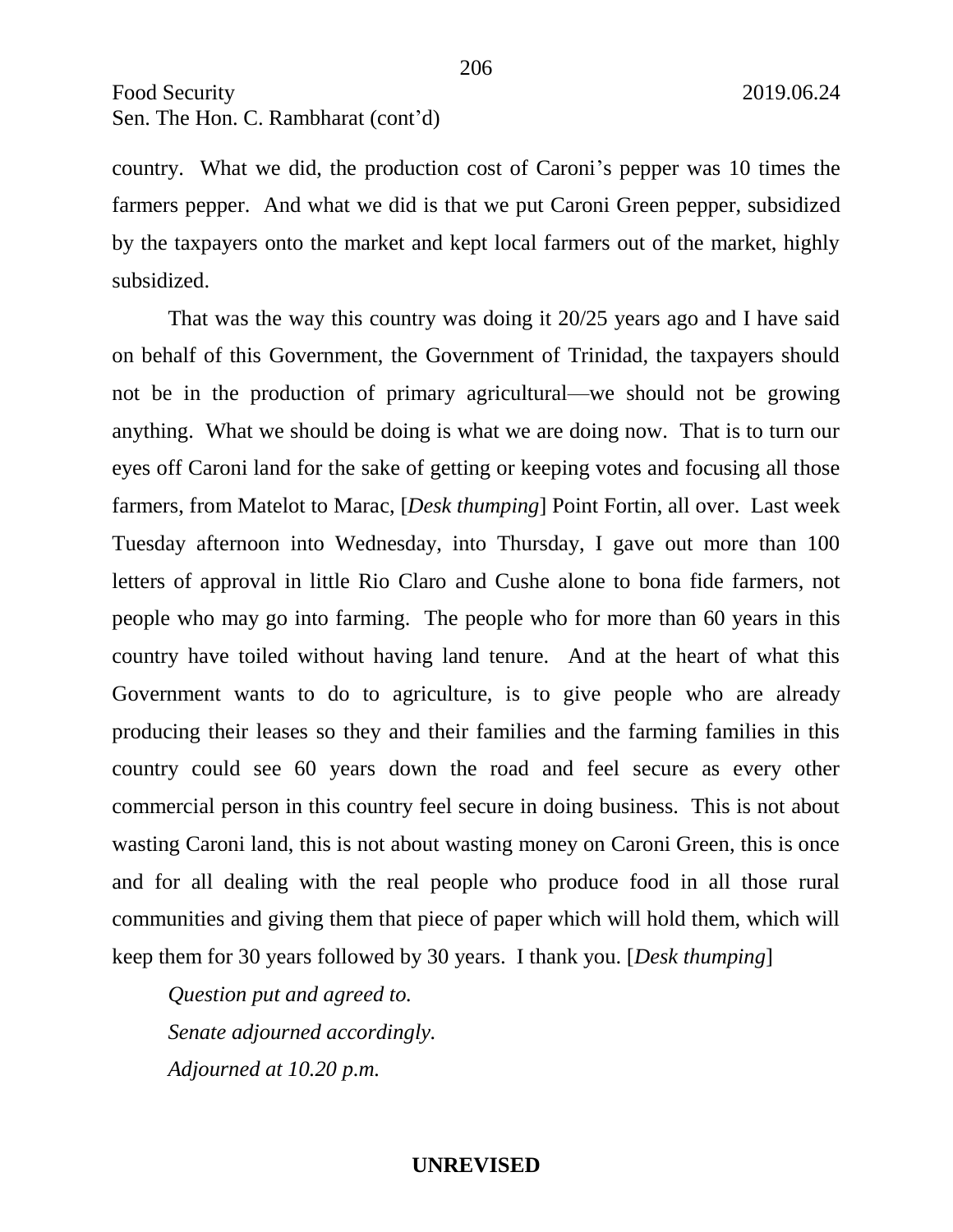country. What we did, the production cost of Caroni's pepper was 10 times the farmers pepper. And what we did is that we put Caroni Green pepper, subsidized by the taxpayers onto the market and kept local farmers out of the market, highly subsidized.

That was the way this country was doing it 20/25 years ago and I have said on behalf of this Government, the Government of Trinidad, the taxpayers should not be in the production of primary agricultural—we should not be growing anything. What we should be doing is what we are doing now. That is to turn our eyes off Caroni land for the sake of getting or keeping votes and focusing all those farmers, from Matelot to Marac, [*Desk thumping*] Point Fortin, all over. Last week Tuesday afternoon into Wednesday, into Thursday, I gave out more than 100 letters of approval in little Rio Claro and Cushe alone to bona fide farmers, not people who may go into farming. The people who for more than 60 years in this country have toiled without having land tenure. And at the heart of what this Government wants to do to agriculture, is to give people who are already producing their leases so they and their families and the farming families in this country could see 60 years down the road and feel secure as every other commercial person in this country feel secure in doing business. This is not about wasting Caroni land, this is not about wasting money on Caroni Green, this is once and for all dealing with the real people who produce food in all those rural communities and giving them that piece of paper which will hold them, which will keep them for 30 years followed by 30 years. I thank you. [*Desk thumping*]

*Question put and agreed to.*

*Senate adjourned accordingly.*

*Adjourned at 10.20 p.m.*